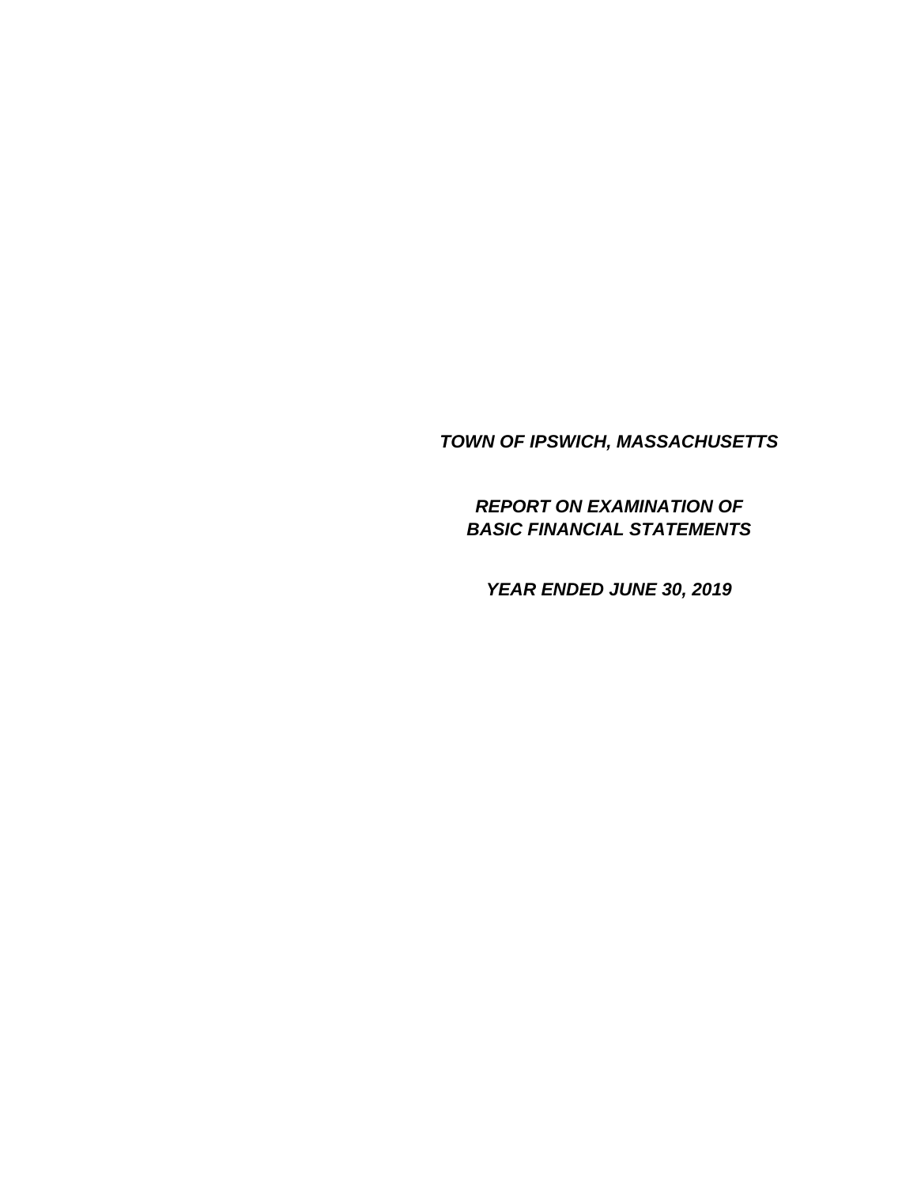***TOWN OF IPSWICH, MASSACHUSETTS***

***REPORT ON EXAMINATION OF BASIC FINANCIAL STATEMENTS***

***YEAR ENDED JUNE 30, 2019***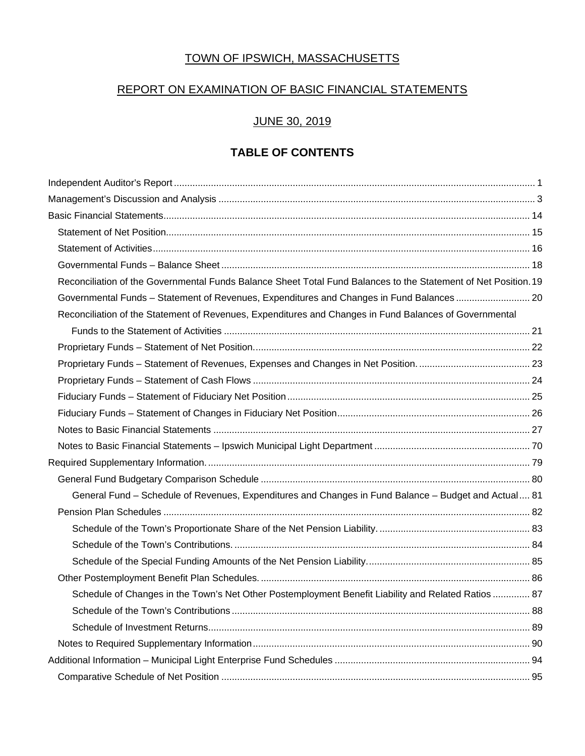# TOWN OF IPSWICH, MASSACHUSETTS

## REPORT ON EXAMINATION OF BASIC FINANCIAL STATEMENTS

## JUNE 30, 2019

## TABLE OF CONTENTS

Independent Auditor's Report ... 1

Management's Discussion and Analysis ... 3

Basic Financial Statements ... 14

- Statement of Net Position ... 15
- Statement of Activities ... 16
- Governmental Funds – Balance Sheet ... 18
- Reconciliation of the Governmental Funds Balance Sheet Total Fund Balances to the Statement of Net Position ... 19
- Governmental Funds – Statement of Revenues, Expenditures and Changes in Fund Balances ... 20
- Reconciliation of the Statement of Revenues, Expenditures and Changes in Fund Balances of Governmental Funds to the Statement of Activities ... 21
- Proprietary Funds – Statement of Net Position ... 22
- Proprietary Funds – Statement of Revenues, Expenses and Changes in Net Position ... 23
- Proprietary Funds – Statement of Cash Flows ... 24
- Fiduciary Funds – Statement of Fiduciary Net Position ... 25
- Fiduciary Funds – Statement of Changes in Fiduciary Net Position ... 26
- Notes to Basic Financial Statements ... 27
- Notes to Basic Financial Statements – Ipswich Municipal Light Department ... 70

Required Supplementary Information ... 79

- General Fund Budgetary Comparison Schedule ... 80
  - General Fund – Schedule of Revenues, Expenditures and Changes in Fund Balance – Budget and Actual ... 81
- Pension Plan Schedules ... 82
  - Schedule of the Town's Proportionate Share of the Net Pension Liability ... 83
  - Schedule of the Town's Contributions ... 84
  - Schedule of the Special Funding Amounts of the Net Pension Liability ... 85
- Other Postemployment Benefit Plan Schedules ... 86
  - Schedule of Changes in the Town's Net Other Postemployment Benefit Liability and Related Ratios ... 87
  - Schedule of the Town's Contributions ... 88
  - Schedule of Investment Returns ... 89
- Notes to Required Supplementary Information ... 90

Additional Information – Municipal Light Enterprise Fund Schedules ... 94

- Comparative Schedule of Net Position ... 95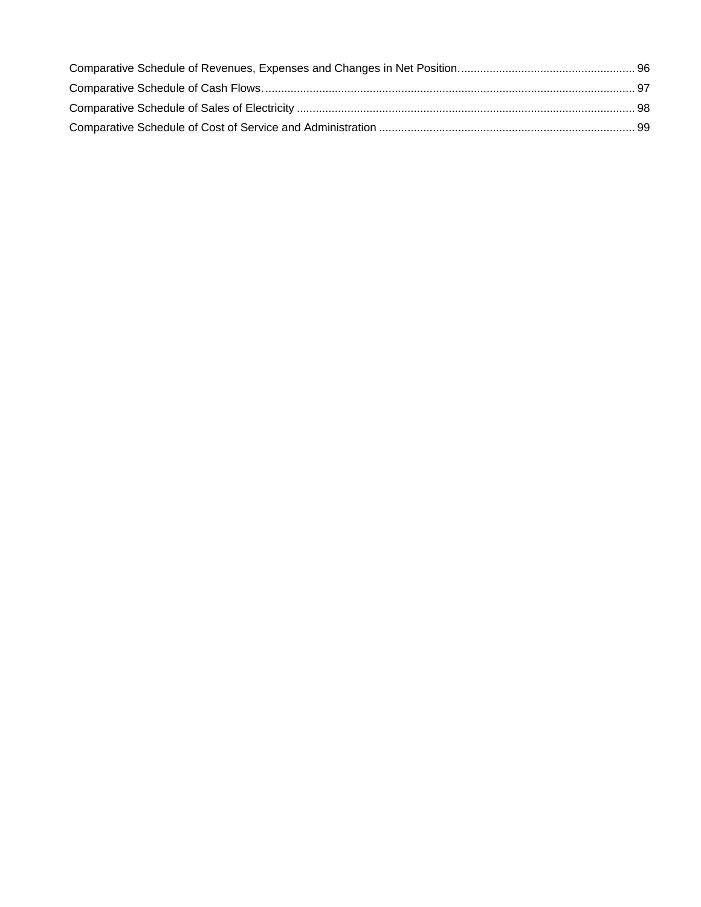Comparative Schedule of Revenues, Expenses and Changes in Net Position. ........................................................ 96

Comparative Schedule of Cash Flows. ..................................................................................................................... 97

Comparative Schedule of Sales of Electricity ........................................................................................................... 98

Comparative Schedule of Cost of Service and Administration ................................................................................. 99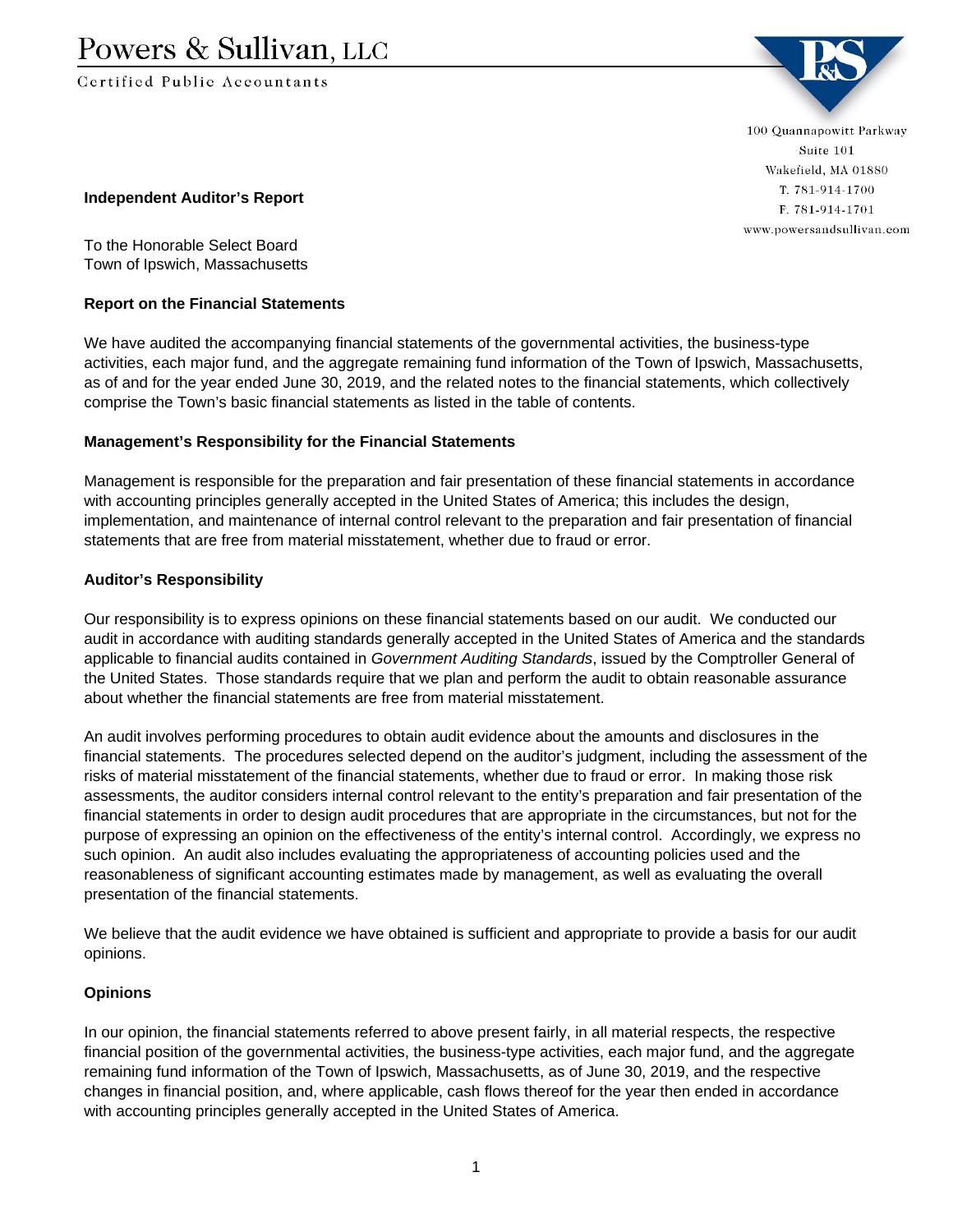# Powers & Sullivan, LLC

Certified Public Accountants

100 Quannapowitt Parkway
Suite 101
Wakefield, MA 01880
T. 781-914-1700
F. 781-914-1701
www.powersandsullivan.com

**Independent Auditor's Report**

To the Honorable Select Board
Town of Ipswich, Massachusetts

**Report on the Financial Statements**

We have audited the accompanying financial statements of the governmental activities, the business-type activities, each major fund, and the aggregate remaining fund information of the Town of Ipswich, Massachusetts, as of and for the year ended June 30, 2019, and the related notes to the financial statements, which collectively comprise the Town's basic financial statements as listed in the table of contents.

**Management's Responsibility for the Financial Statements**

Management is responsible for the preparation and fair presentation of these financial statements in accordance with accounting principles generally accepted in the United States of America; this includes the design, implementation, and maintenance of internal control relevant to the preparation and fair presentation of financial statements that are free from material misstatement, whether due to fraud or error.

**Auditor's Responsibility**

Our responsibility is to express opinions on these financial statements based on our audit. We conducted our audit in accordance with auditing standards generally accepted in the United States of America and the standards applicable to financial audits contained in *Government Auditing Standards*, issued by the Comptroller General of the United States. Those standards require that we plan and perform the audit to obtain reasonable assurance about whether the financial statements are free from material misstatement.

An audit involves performing procedures to obtain audit evidence about the amounts and disclosures in the financial statements. The procedures selected depend on the auditor's judgment, including the assessment of the risks of material misstatement of the financial statements, whether due to fraud or error. In making those risk assessments, the auditor considers internal control relevant to the entity's preparation and fair presentation of the financial statements in order to design audit procedures that are appropriate in the circumstances, but not for the purpose of expressing an opinion on the effectiveness of the entity's internal control. Accordingly, we express no such opinion. An audit also includes evaluating the appropriateness of accounting policies used and the reasonableness of significant accounting estimates made by management, as well as evaluating the overall presentation of the financial statements.

We believe that the audit evidence we have obtained is sufficient and appropriate to provide a basis for our audit opinions.

**Opinions**

In our opinion, the financial statements referred to above present fairly, in all material respects, the respective financial position of the governmental activities, the business-type activities, each major fund, and the aggregate remaining fund information of the Town of Ipswich, Massachusetts, as of June 30, 2019, and the respective changes in financial position, and, where applicable, cash flows thereof for the year then ended in accordance with accounting principles generally accepted in the United States of America.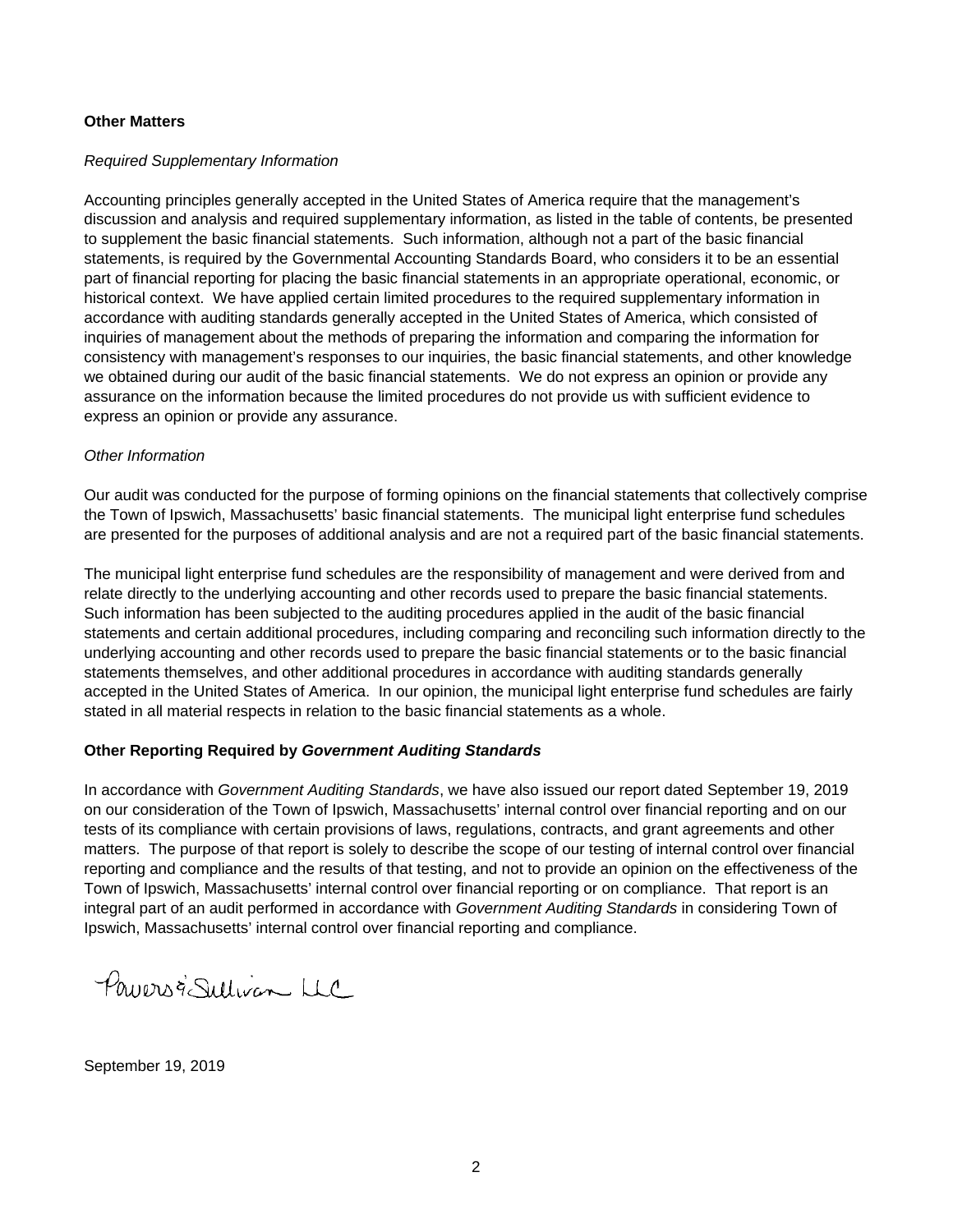**Other Matters**

*Required Supplementary Information*

Accounting principles generally accepted in the United States of America require that the management's discussion and analysis and required supplementary information, as listed in the table of contents, be presented to supplement the basic financial statements. Such information, although not a part of the basic financial statements, is required by the Governmental Accounting Standards Board, who considers it to be an essential part of financial reporting for placing the basic financial statements in an appropriate operational, economic, or historical context. We have applied certain limited procedures to the required supplementary information in accordance with auditing standards generally accepted in the United States of America, which consisted of inquiries of management about the methods of preparing the information and comparing the information for consistency with management's responses to our inquiries, the basic financial statements, and other knowledge we obtained during our audit of the basic financial statements. We do not express an opinion or provide any assurance on the information because the limited procedures do not provide us with sufficient evidence to express an opinion or provide any assurance.

*Other Information*

Our audit was conducted for the purpose of forming opinions on the financial statements that collectively comprise the Town of Ipswich, Massachusetts' basic financial statements. The municipal light enterprise fund schedules are presented for the purposes of additional analysis and are not a required part of the basic financial statements.

The municipal light enterprise fund schedules are the responsibility of management and were derived from and relate directly to the underlying accounting and other records used to prepare the basic financial statements. Such information has been subjected to the auditing procedures applied in the audit of the basic financial statements and certain additional procedures, including comparing and reconciling such information directly to the underlying accounting and other records used to prepare the basic financial statements or to the basic financial statements themselves, and other additional procedures in accordance with auditing standards generally accepted in the United States of America. In our opinion, the municipal light enterprise fund schedules are fairly stated in all material respects in relation to the basic financial statements as a whole.

**Other Reporting Required by *Government Auditing Standards***

In accordance with *Government Auditing Standards*, we have also issued our report dated September 19, 2019 on our consideration of the Town of Ipswich, Massachusetts' internal control over financial reporting and on our tests of its compliance with certain provisions of laws, regulations, contracts, and grant agreements and other matters. The purpose of that report is solely to describe the scope of our testing of internal control over financial reporting and compliance and the results of that testing, and not to provide an opinion on the effectiveness of the Town of Ipswich, Massachusetts' internal control over financial reporting or on compliance. That report is an integral part of an audit performed in accordance with *Government Auditing Standards* in considering Town of Ipswich, Massachusetts' internal control over financial reporting and compliance.

Powers & Sullivan LLC

September 19, 2019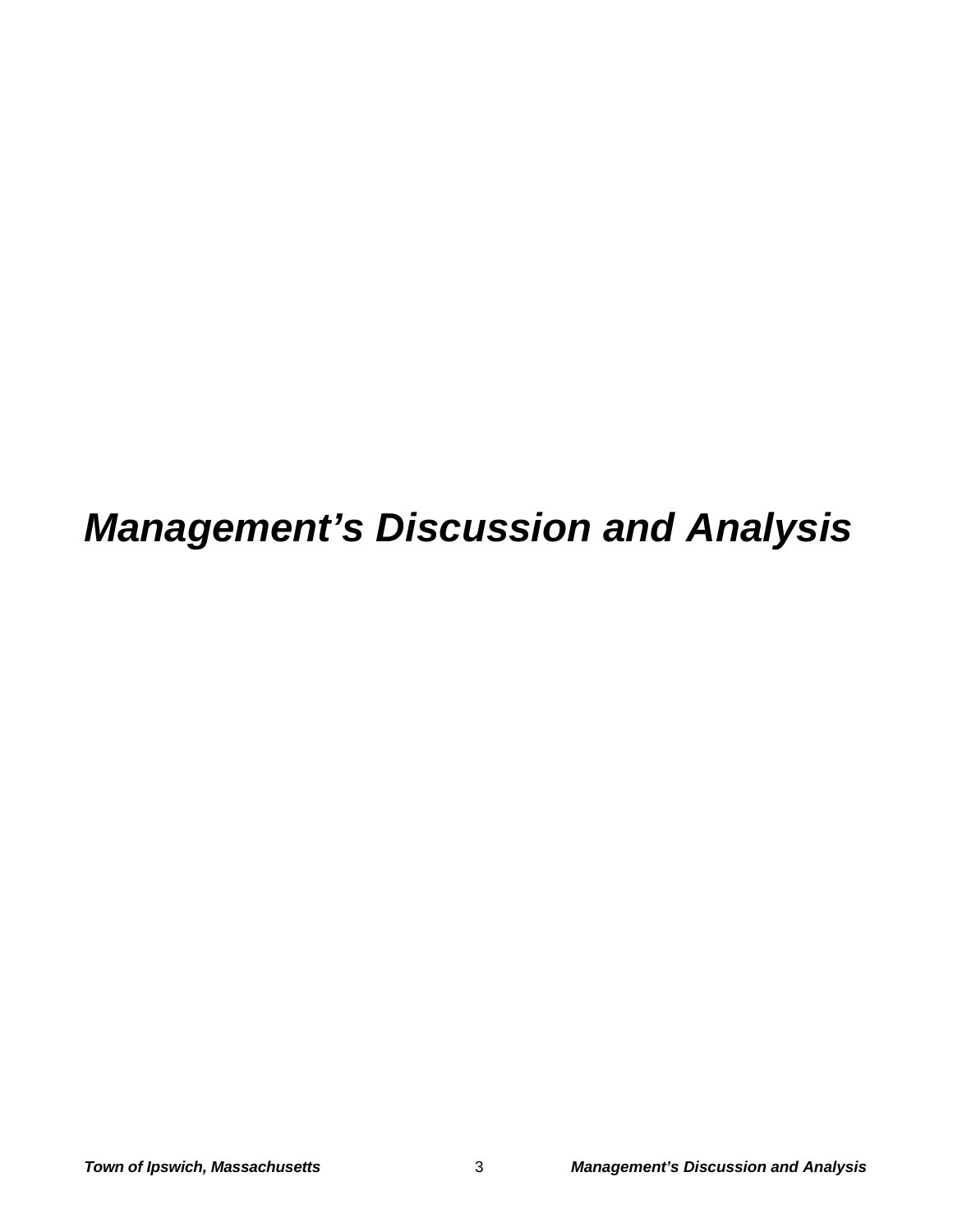# *Management's Discussion and Analysis*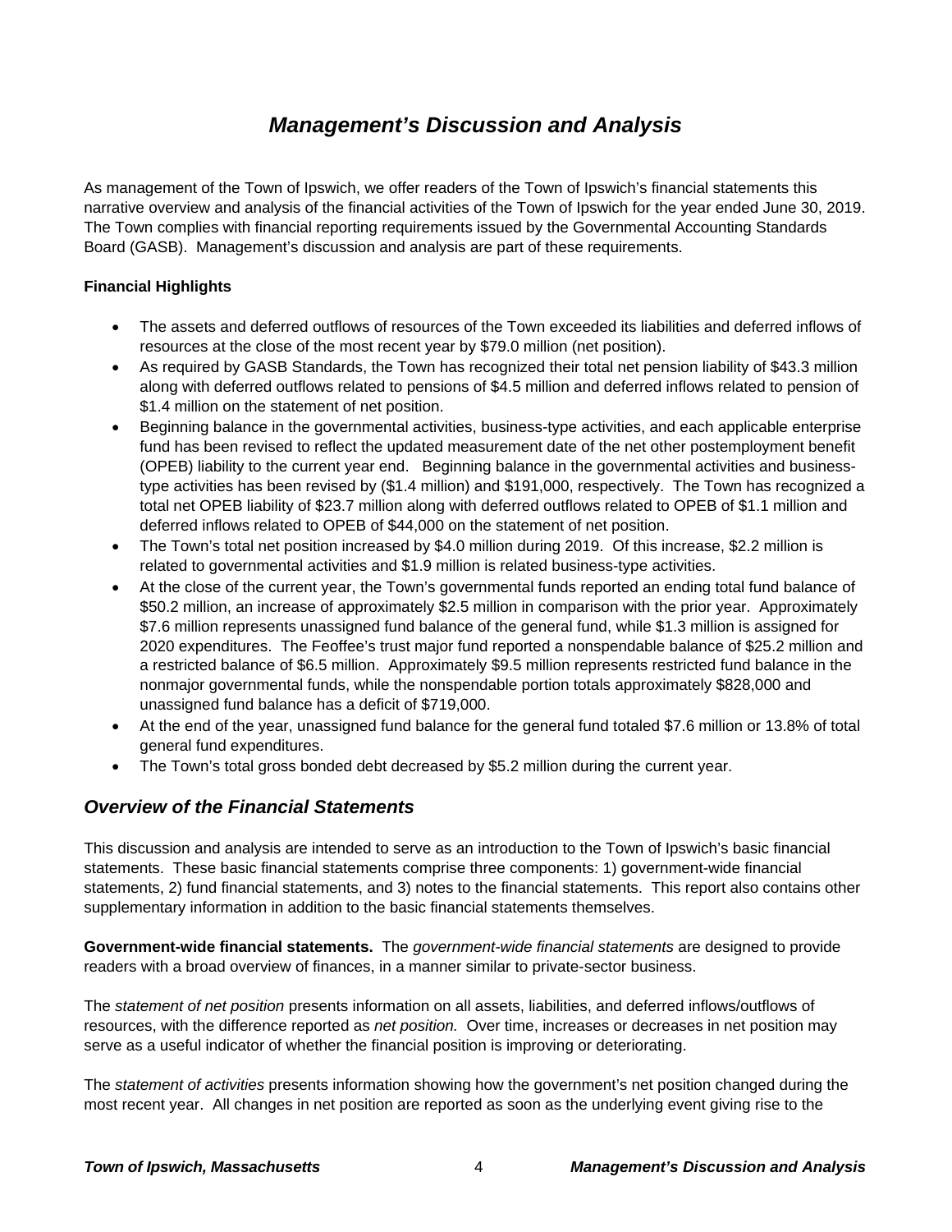# *Management's Discussion and Analysis*

As management of the Town of Ipswich, we offer readers of the Town of Ipswich's financial statements this narrative overview and analysis of the financial activities of the Town of Ipswich for the year ended June 30, 2019. The Town complies with financial reporting requirements issued by the Governmental Accounting Standards Board (GASB). Management's discussion and analysis are part of these requirements.

**Financial Highlights**

- The assets and deferred outflows of resources of the Town exceeded its liabilities and deferred inflows of resources at the close of the most recent year by $79.0 million (net position).
- As required by GASB Standards, the Town has recognized their total net pension liability of $43.3 million along with deferred outflows related to pensions of $4.5 million and deferred inflows related to pension of $1.4 million on the statement of net position.
- Beginning balance in the governmental activities, business-type activities, and each applicable enterprise fund has been revised to reflect the updated measurement date of the net other postemployment benefit (OPEB) liability to the current year end. Beginning balance in the governmental activities and business-type activities has been revised by ($1.4 million) and $191,000, respectively. The Town has recognized a total net OPEB liability of $23.7 million along with deferred outflows related to OPEB of $1.1 million and deferred inflows related to OPEB of $44,000 on the statement of net position.
- The Town's total net position increased by $4.0 million during 2019. Of this increase, $2.2 million is related to governmental activities and $1.9 million is related business-type activities.
- At the close of the current year, the Town's governmental funds reported an ending total fund balance of $50.2 million, an increase of approximately $2.5 million in comparison with the prior year. Approximately $7.6 million represents unassigned fund balance of the general fund, while $1.3 million is assigned for 2020 expenditures. The Feoffee's trust major fund reported a nonspendable balance of $25.2 million and a restricted balance of $6.5 million. Approximately $9.5 million represents restricted fund balance in the nonmajor governmental funds, while the nonspendable portion totals approximately $828,000 and unassigned fund balance has a deficit of $719,000.
- At the end of the year, unassigned fund balance for the general fund totaled $7.6 million or 13.8% of total general fund expenditures.
- The Town's total gross bonded debt decreased by $5.2 million during the current year.

## *Overview of the Financial Statements*

This discussion and analysis are intended to serve as an introduction to the Town of Ipswich's basic financial statements. These basic financial statements comprise three components: 1) government-wide financial statements, 2) fund financial statements, and 3) notes to the financial statements. This report also contains other supplementary information in addition to the basic financial statements themselves.

**Government-wide financial statements.** The *government-wide financial statements* are designed to provide readers with a broad overview of finances, in a manner similar to private-sector business.

The *statement of net position* presents information on all assets, liabilities, and deferred inflows/outflows of resources, with the difference reported as *net position.* Over time, increases or decreases in net position may serve as a useful indicator of whether the financial position is improving or deteriorating.

The *statement of activities* presents information showing how the government's net position changed during the most recent year. All changes in net position are reported as soon as the underlying event giving rise to the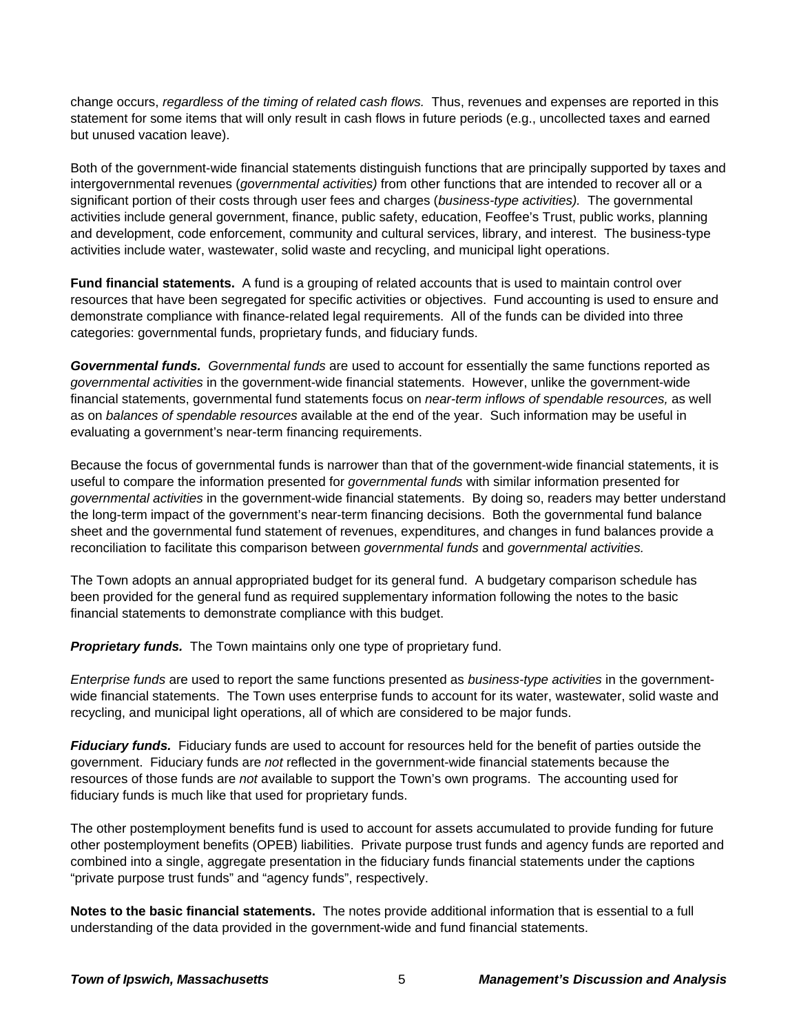change occurs, *regardless of the timing of related cash flows.* Thus, revenues and expenses are reported in this statement for some items that will only result in cash flows in future periods (e.g., uncollected taxes and earned but unused vacation leave).

Both of the government-wide financial statements distinguish functions that are principally supported by taxes and intergovernmental revenues (*governmental activities)* from other functions that are intended to recover all or a significant portion of their costs through user fees and charges (*business-type activities).* The governmental activities include general government, finance, public safety, education, Feoffee's Trust, public works, planning and development, code enforcement, community and cultural services, library, and interest. The business-type activities include water, wastewater, solid waste and recycling, and municipal light operations.

**Fund financial statements.** A fund is a grouping of related accounts that is used to maintain control over resources that have been segregated for specific activities or objectives. Fund accounting is used to ensure and demonstrate compliance with finance-related legal requirements. All of the funds can be divided into three categories: governmental funds, proprietary funds, and fiduciary funds.

***Governmental funds.*** *Governmental funds* are used to account for essentially the same functions reported as *governmental activities* in the government-wide financial statements. However, unlike the government-wide financial statements, governmental fund statements focus on *near-term inflows of spendable resources,* as well as on *balances of spendable resources* available at the end of the year. Such information may be useful in evaluating a government's near-term financing requirements.

Because the focus of governmental funds is narrower than that of the government-wide financial statements, it is useful to compare the information presented for *governmental funds* with similar information presented for *governmental activities* in the government-wide financial statements. By doing so, readers may better understand the long-term impact of the government's near-term financing decisions. Both the governmental fund balance sheet and the governmental fund statement of revenues, expenditures, and changes in fund balances provide a reconciliation to facilitate this comparison between *governmental funds* and *governmental activities.*

The Town adopts an annual appropriated budget for its general fund. A budgetary comparison schedule has been provided for the general fund as required supplementary information following the notes to the basic financial statements to demonstrate compliance with this budget.

***Proprietary funds.*** The Town maintains only one type of proprietary fund.

*Enterprise funds* are used to report the same functions presented as *business-type activities* in the government-wide financial statements. The Town uses enterprise funds to account for its water, wastewater, solid waste and recycling, and municipal light operations, all of which are considered to be major funds.

***Fiduciary funds.*** Fiduciary funds are used to account for resources held for the benefit of parties outside the government. Fiduciary funds are *not* reflected in the government-wide financial statements because the resources of those funds are *not* available to support the Town's own programs. The accounting used for fiduciary funds is much like that used for proprietary funds.

The other postemployment benefits fund is used to account for assets accumulated to provide funding for future other postemployment benefits (OPEB) liabilities. Private purpose trust funds and agency funds are reported and combined into a single, aggregate presentation in the fiduciary funds financial statements under the captions "private purpose trust funds" and "agency funds", respectively.

**Notes to the basic financial statements.** The notes provide additional information that is essential to a full understanding of the data provided in the government-wide and fund financial statements.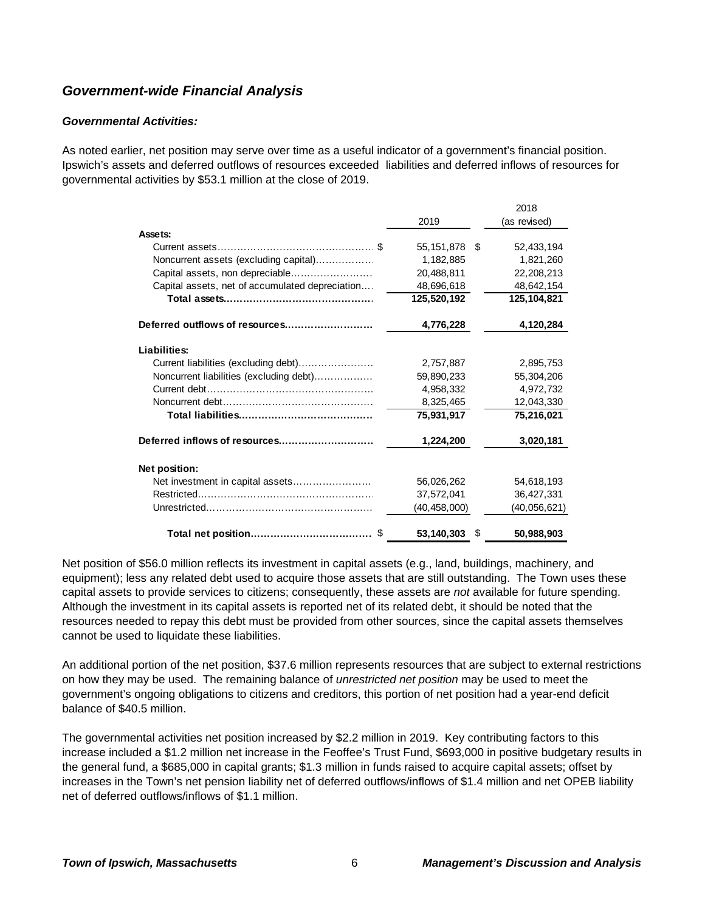## *Government-wide Financial Analysis*

### *Governmental Activities:*

As noted earlier, net position may serve over time as a useful indicator of a government's financial position. Ipswich's assets and deferred outflows of resources exceeded liabilities and deferred inflows of resources for governmental activities by $53.1 million at the close of 2019.

| | 2019 | 2018 (as revised) |
|---|---|---|
| **Assets:** | | |
| Current assets | $ 55,151,878 | $ 52,433,194 |
| Noncurrent assets (excluding capital) | 1,182,885 | 1,821,260 |
| Capital assets, non depreciable | 20,488,811 | 22,208,213 |
| Capital assets, net of accumulated depreciation | 48,696,618 | 48,642,154 |
| **Total assets** | **125,520,192** | **125,104,821** |
| **Deferred outflows of resources** | **4,776,228** | **4,120,284** |
| **Liabilities:** | | |
| Current liabilities (excluding debt) | 2,757,887 | 2,895,753 |
| Noncurrent liabilities (excluding debt) | 59,890,233 | 55,304,206 |
| Current debt | 4,958,332 | 4,972,732 |
| Noncurrent debt | 8,325,465 | 12,043,330 |
| **Total liabilities** | **75,931,917** | **75,216,021** |
| **Deferred inflows of resources** | **1,224,200** | **3,020,181** |
| **Net position:** | | |
| Net investment in capital assets | 56,026,262 | 54,618,193 |
| Restricted | 37,572,041 | 36,427,331 |
| Unrestricted | (40,458,000) | (40,056,621) |
| **Total net position** | $ **53,140,303** | $ **50,988,903** |

Net position of $56.0 million reflects its investment in capital assets (e.g., land, buildings, machinery, and equipment); less any related debt used to acquire those assets that are still outstanding. The Town uses these capital assets to provide services to citizens; consequently, these assets are *not* available for future spending. Although the investment in its capital assets is reported net of its related debt, it should be noted that the resources needed to repay this debt must be provided from other sources, since the capital assets themselves cannot be used to liquidate these liabilities.

An additional portion of the net position, $37.6 million represents resources that are subject to external restrictions on how they may be used. The remaining balance of *unrestricted net position* may be used to meet the government's ongoing obligations to citizens and creditors, this portion of net position had a year-end deficit balance of $40.5 million.

The governmental activities net position increased by $2.2 million in 2019. Key contributing factors to this increase included a $1.2 million net increase in the Feoffee's Trust Fund, $693,000 in positive budgetary results in the general fund, a $685,000 in capital grants; $1.3 million in funds raised to acquire capital assets; offset by increases in the Town's net pension liability net of deferred outflows/inflows of $1.4 million and net OPEB liability net of deferred outflows/inflows of $1.1 million.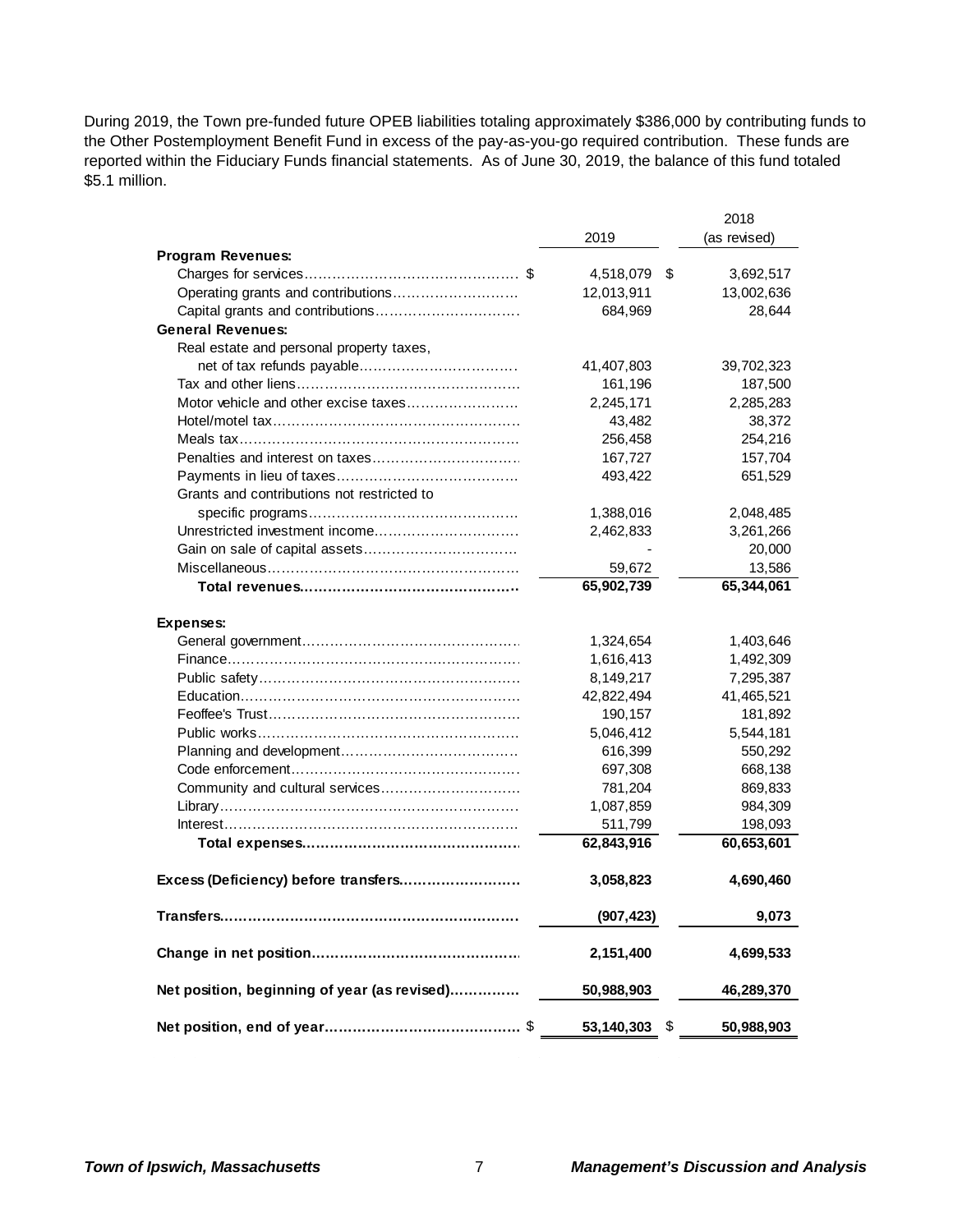During 2019, the Town pre-funded future OPEB liabilities totaling approximately $386,000 by contributing funds to the Other Postemployment Benefit Fund in excess of the pay-as-you-go required contribution. These funds are reported within the Fiduciary Funds financial statements. As of June 30, 2019, the balance of this fund totaled $5.1 million.

| | 2019 | 2018 (as revised) |
|---|---|---|
| **Program Revenues:** | | |
| Charges for services | $ 4,518,079 | $ 3,692,517 |
| Operating grants and contributions | 12,013,911 | 13,002,636 |
| Capital grants and contributions | 684,969 | 28,644 |
| **General Revenues:** | | |
| Real estate and personal property taxes, net of tax refunds payable | 41,407,803 | 39,702,323 |
| Tax and other liens | 161,196 | 187,500 |
| Motor vehicle and other excise taxes | 2,245,171 | 2,285,283 |
| Hotel/motel tax | 43,482 | 38,372 |
| Meals tax | 256,458 | 254,216 |
| Penalties and interest on taxes | 167,727 | 157,704 |
| Payments in lieu of taxes | 493,422 | 651,529 |
| Grants and contributions not restricted to specific programs | 1,388,016 | 2,048,485 |
| Unrestricted investment income | 2,462,833 | 3,261,266 |
| Gain on sale of capital assets | - | 20,000 |
| Miscellaneous | 59,672 | 13,586 |
| **Total revenues** | **65,902,739** | **65,344,061** |
| **Expenses:** | | |
| General government | 1,324,654 | 1,403,646 |
| Finance | 1,616,413 | 1,492,309 |
| Public safety | 8,149,217 | 7,295,387 |
| Education | 42,822,494 | 41,465,521 |
| Feoffee's Trust | 190,157 | 181,892 |
| Public works | 5,046,412 | 5,544,181 |
| Planning and development | 616,399 | 550,292 |
| Code enforcement | 697,308 | 668,138 |
| Community and cultural services | 781,204 | 869,833 |
| Library | 1,087,859 | 984,309 |
| Interest | 511,799 | 198,093 |
| **Total expenses** | **62,843,916** | **60,653,601** |
| **Excess (Deficiency) before transfers** | **3,058,823** | **4,690,460** |
| **Transfers** | **(907,423)** | **9,073** |
| **Change in net position** | **2,151,400** | **4,699,533** |
| **Net position, beginning of year (as revised)** | **50,988,903** | **46,289,370** |
| **Net position, end of year** | **$ 53,140,303** | **$ 50,988,903** |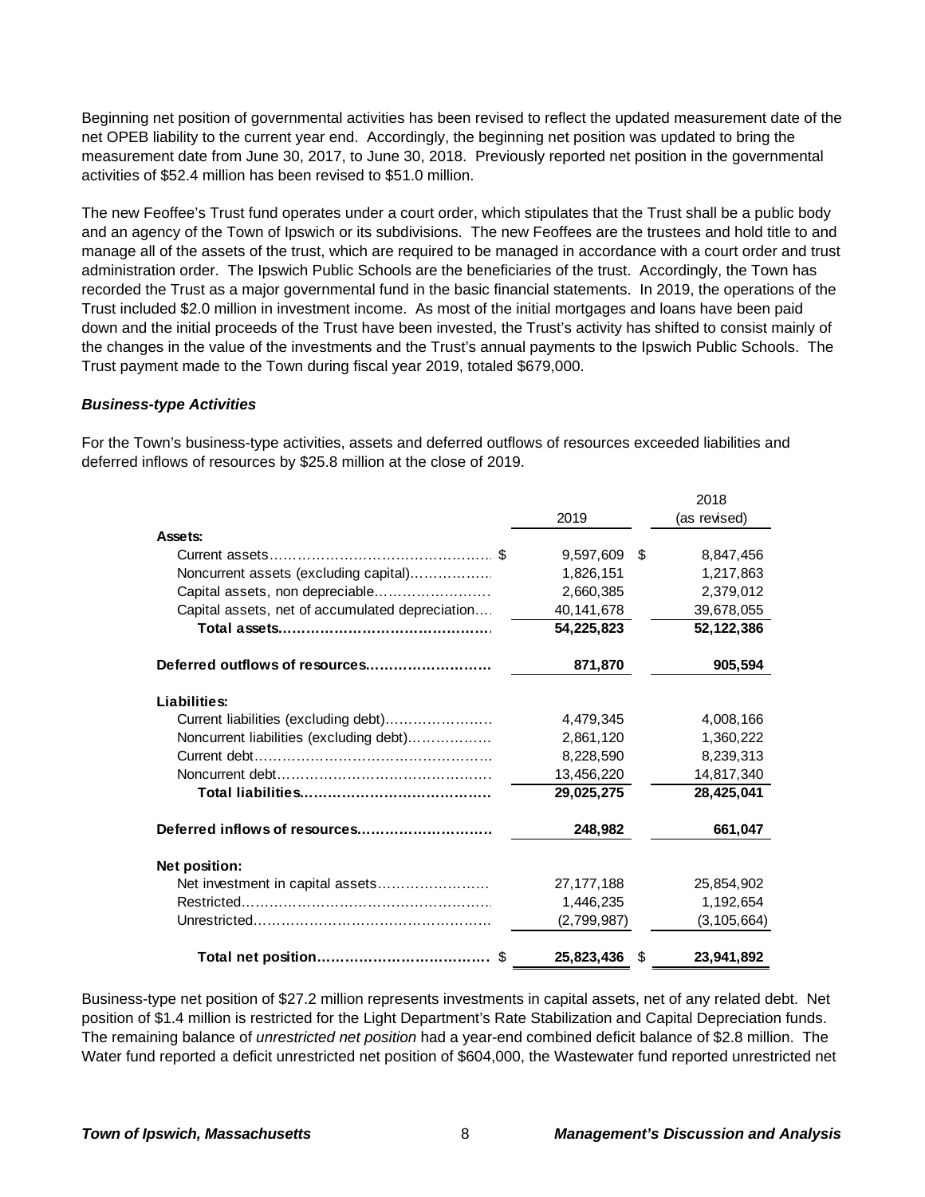Beginning net position of governmental activities has been revised to reflect the updated measurement date of the net OPEB liability to the current year end. Accordingly, the beginning net position was updated to bring the measurement date from June 30, 2017, to June 30, 2018. Previously reported net position in the governmental activities of $52.4 million has been revised to $51.0 million.

The new Feoffee's Trust fund operates under a court order, which stipulates that the Trust shall be a public body and an agency of the Town of Ipswich or its subdivisions. The new Feoffees are the trustees and hold title to and manage all of the assets of the trust, which are required to be managed in accordance with a court order and trust administration order. The Ipswich Public Schools are the beneficiaries of the trust. Accordingly, the Town has recorded the Trust as a major governmental fund in the basic financial statements. In 2019, the operations of the Trust included $2.0 million in investment income. As most of the initial mortgages and loans have been paid down and the initial proceeds of the Trust have been invested, the Trust's activity has shifted to consist mainly of the changes in the value of the investments and the Trust's annual payments to the Ipswich Public Schools. The Trust payment made to the Town during fiscal year 2019, totaled $679,000.

### *Business-type Activities*

For the Town's business-type activities, assets and deferred outflows of resources exceeded liabilities and deferred inflows of resources by $25.8 million at the close of 2019.

| | 2019 | 2018 (as revised) |
|---|---|---|
| **Assets:** | | |
| Current assets | $ 9,597,609 | $ 8,847,456 |
| Noncurrent assets (excluding capital) | 1,826,151 | 1,217,863 |
| Capital assets, non depreciable | 2,660,385 | 2,379,012 |
| Capital assets, net of accumulated depreciation | 40,141,678 | 39,678,055 |
| **Total assets** | **54,225,823** | **52,122,386** |
| **Deferred outflows of resources** | **871,870** | **905,594** |
| **Liabilities:** | | |
| Current liabilities (excluding debt) | 4,479,345 | 4,008,166 |
| Noncurrent liabilities (excluding debt) | 2,861,120 | 1,360,222 |
| Current debt | 8,228,590 | 8,239,313 |
| Noncurrent debt | 13,456,220 | 14,817,340 |
| **Total liabilities** | **29,025,275** | **28,425,041** |
| **Deferred inflows of resources** | **248,982** | **661,047** |
| **Net position:** | | |
| Net investment in capital assets | 27,177,188 | 25,854,902 |
| Restricted | 1,446,235 | 1,192,654 |
| Unrestricted | (2,799,987) | (3,105,664) |
| **Total net position** | **$ 25,823,436** | **$ 23,941,892** |

Business-type net position of $27.2 million represents investments in capital assets, net of any related debt. Net position of $1.4 million is restricted for the Light Department's Rate Stabilization and Capital Depreciation funds. The remaining balance of *unrestricted net position* had a year-end combined deficit balance of $2.8 million. The Water fund reported a deficit unrestricted net position of $604,000, the Wastewater fund reported unrestricted net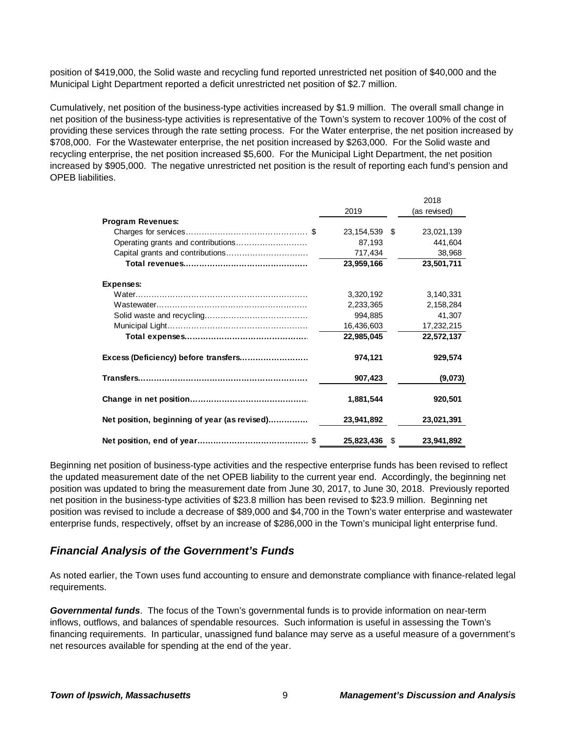position of $419,000, the Solid waste and recycling fund reported unrestricted net position of $40,000 and the Municipal Light Department reported a deficit unrestricted net position of $2.7 million.

Cumulatively, net position of the business-type activities increased by $1.9 million. The overall small change in net position of the business-type activities is representative of the Town's system to recover 100% of the cost of providing these services through the rate setting process. For the Water enterprise, the net position increased by $708,000. For the Wastewater enterprise, the net position increased by $263,000. For the Solid waste and recycling enterprise, the net position increased $5,600. For the Municipal Light Department, the net position increased by $905,000. The negative unrestricted net position is the result of reporting each fund's pension and OPEB liabilities.

| | 2019 | 2018 (as revised) |
|---|---|---|
| **Program Revenues:** | | |
| Charges for services | $ 23,154,539 | $ 23,021,139 |
| Operating grants and contributions | 87,193 | 441,604 |
| Capital grants and contributions | 717,434 | 38,968 |
| **Total revenues** | **23,959,166** | **23,501,711** |
| **Expenses:** | | |
| Water | 3,320,192 | 3,140,331 |
| Wastewater | 2,233,365 | 2,158,284 |
| Solid waste and recycling | 994,885 | 41,307 |
| Municipal Light | 16,436,603 | 17,232,215 |
| **Total expenses** | **22,985,045** | **22,572,137** |
| **Excess (Deficiency) before transfers** | **974,121** | **929,574** |
| **Transfers** | **907,423** | **(9,073)** |
| **Change in net position** | **1,881,544** | **920,501** |
| **Net position, beginning of year (as revised)** | **23,941,892** | **23,021,391** |
| **Net position, end of year** | **$ 25,823,436** | **$ 23,941,892** |

Beginning net position of business-type activities and the respective enterprise funds has been revised to reflect the updated measurement date of the net OPEB liability to the current year end. Accordingly, the beginning net position was updated to bring the measurement date from June 30, 2017, to June 30, 2018. Previously reported net position in the business-type activities of $23.8 million has been revised to $23.9 million. Beginning net position was revised to include a decrease of $89,000 and $4,700 in the Town's water enterprise and wastewater enterprise funds, respectively, offset by an increase of $286,000 in the Town's municipal light enterprise fund.

## *Financial Analysis of the Government's Funds*

As noted earlier, the Town uses fund accounting to ensure and demonstrate compliance with finance-related legal requirements.

***Governmental funds***. The focus of the Town's governmental funds is to provide information on near-term inflows, outflows, and balances of spendable resources. Such information is useful in assessing the Town's financing requirements. In particular, unassigned fund balance may serve as a useful measure of a government's net resources available for spending at the end of the year.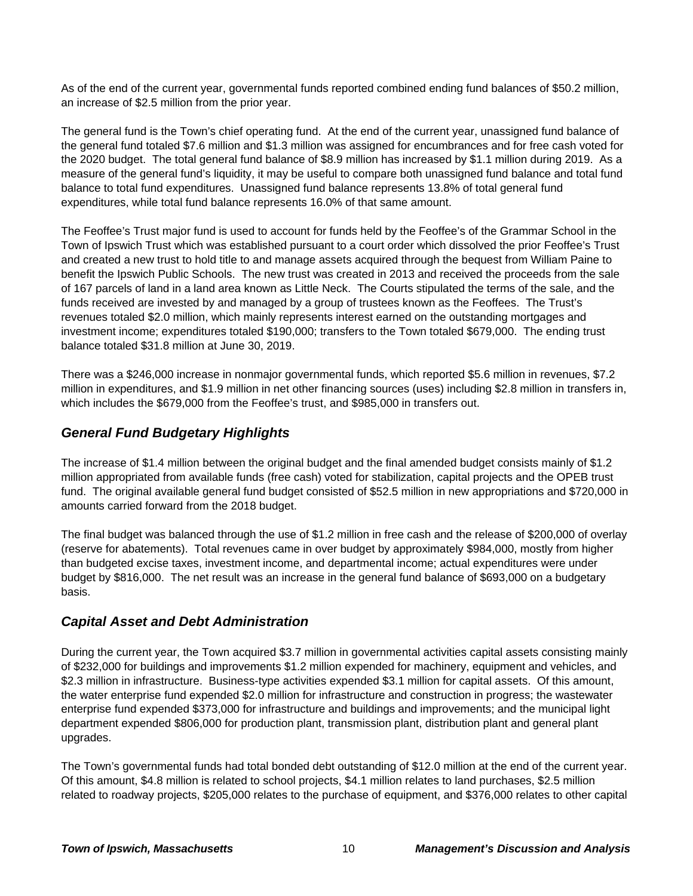As of the end of the current year, governmental funds reported combined ending fund balances of $50.2 million, an increase of $2.5 million from the prior year.

The general fund is the Town's chief operating fund. At the end of the current year, unassigned fund balance of the general fund totaled $7.6 million and $1.3 million was assigned for encumbrances and for free cash voted for the 2020 budget. The total general fund balance of $8.9 million has increased by $1.1 million during 2019. As a measure of the general fund's liquidity, it may be useful to compare both unassigned fund balance and total fund balance to total fund expenditures. Unassigned fund balance represents 13.8% of total general fund expenditures, while total fund balance represents 16.0% of that same amount.

The Feoffee's Trust major fund is used to account for funds held by the Feoffee's of the Grammar School in the Town of Ipswich Trust which was established pursuant to a court order which dissolved the prior Feoffee's Trust and created a new trust to hold title to and manage assets acquired through the bequest from William Paine to benefit the Ipswich Public Schools. The new trust was created in 2013 and received the proceeds from the sale of 167 parcels of land in a land area known as Little Neck. The Courts stipulated the terms of the sale, and the funds received are invested by and managed by a group of trustees known as the Feoffees. The Trust's revenues totaled $2.0 million, which mainly represents interest earned on the outstanding mortgages and investment income; expenditures totaled $190,000; transfers to the Town totaled $679,000. The ending trust balance totaled $31.8 million at June 30, 2019.

There was a $246,000 increase in nonmajor governmental funds, which reported $5.6 million in revenues, $7.2 million in expenditures, and $1.9 million in net other financing sources (uses) including $2.8 million in transfers in, which includes the $679,000 from the Feoffee's trust, and $985,000 in transfers out.

## *General Fund Budgetary Highlights*

The increase of $1.4 million between the original budget and the final amended budget consists mainly of $1.2 million appropriated from available funds (free cash) voted for stabilization, capital projects and the OPEB trust fund. The original available general fund budget consisted of $52.5 million in new appropriations and $720,000 in amounts carried forward from the 2018 budget.

The final budget was balanced through the use of $1.2 million in free cash and the release of $200,000 of overlay (reserve for abatements). Total revenues came in over budget by approximately $984,000, mostly from higher than budgeted excise taxes, investment income, and departmental income; actual expenditures were under budget by $816,000. The net result was an increase in the general fund balance of $693,000 on a budgetary basis.

## *Capital Asset and Debt Administration*

During the current year, the Town acquired $3.7 million in governmental activities capital assets consisting mainly of $232,000 for buildings and improvements $1.2 million expended for machinery, equipment and vehicles, and $2.3 million in infrastructure. Business-type activities expended $3.1 million for capital assets. Of this amount, the water enterprise fund expended $2.0 million for infrastructure and construction in progress; the wastewater enterprise fund expended $373,000 for infrastructure and buildings and improvements; and the municipal light department expended $806,000 for production plant, transmission plant, distribution plant and general plant upgrades.

The Town's governmental funds had total bonded debt outstanding of $12.0 million at the end of the current year. Of this amount, $4.8 million is related to school projects, $4.1 million relates to land purchases, $2.5 million related to roadway projects, $205,000 relates to the purchase of equipment, and $376,000 relates to other capital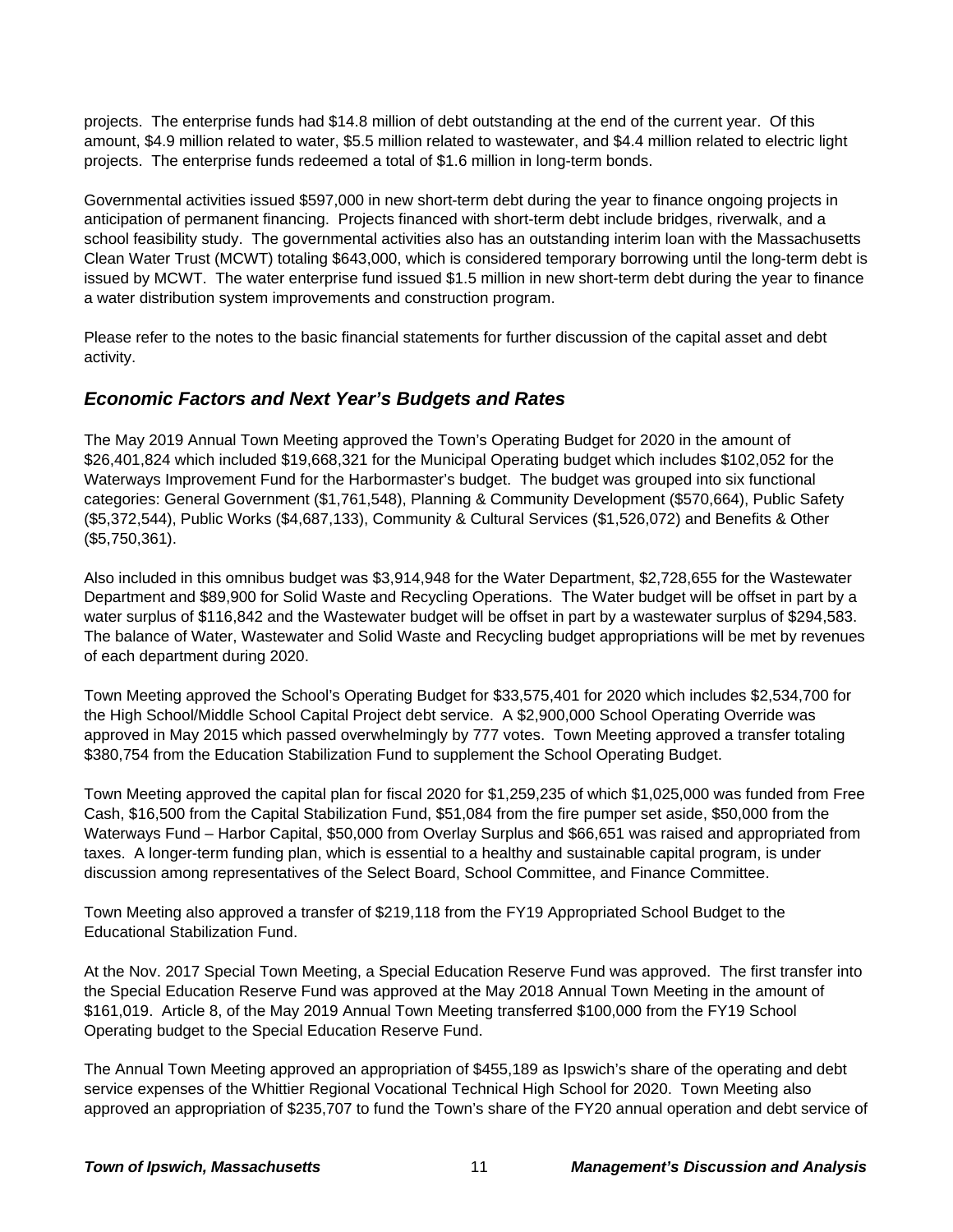projects. The enterprise funds had $14.8 million of debt outstanding at the end of the current year. Of this amount, $4.9 million related to water, $5.5 million related to wastewater, and $4.4 million related to electric light projects. The enterprise funds redeemed a total of $1.6 million in long-term bonds.

Governmental activities issued $597,000 in new short-term debt during the year to finance ongoing projects in anticipation of permanent financing. Projects financed with short-term debt include bridges, riverwalk, and a school feasibility study. The governmental activities also has an outstanding interim loan with the Massachusetts Clean Water Trust (MCWT) totaling $643,000, which is considered temporary borrowing until the long-term debt is issued by MCWT. The water enterprise fund issued $1.5 million in new short-term debt during the year to finance a water distribution system improvements and construction program.

Please refer to the notes to the basic financial statements for further discussion of the capital asset and debt activity.

## *Economic Factors and Next Year's Budgets and Rates*

The May 2019 Annual Town Meeting approved the Town's Operating Budget for 2020 in the amount of $26,401,824 which included $19,668,321 for the Municipal Operating budget which includes $102,052 for the Waterways Improvement Fund for the Harbormaster's budget. The budget was grouped into six functional categories: General Government ($1,761,548), Planning & Community Development ($570,664), Public Safety ($5,372,544), Public Works ($4,687,133), Community & Cultural Services ($1,526,072) and Benefits & Other ($5,750,361).

Also included in this omnibus budget was $3,914,948 for the Water Department, $2,728,655 for the Wastewater Department and $89,900 for Solid Waste and Recycling Operations. The Water budget will be offset in part by a water surplus of $116,842 and the Wastewater budget will be offset in part by a wastewater surplus of $294,583. The balance of Water, Wastewater and Solid Waste and Recycling budget appropriations will be met by revenues of each department during 2020.

Town Meeting approved the School's Operating Budget for $33,575,401 for 2020 which includes $2,534,700 for the High School/Middle School Capital Project debt service. A $2,900,000 School Operating Override was approved in May 2015 which passed overwhelmingly by 777 votes. Town Meeting approved a transfer totaling $380,754 from the Education Stabilization Fund to supplement the School Operating Budget.

Town Meeting approved the capital plan for fiscal 2020 for $1,259,235 of which $1,025,000 was funded from Free Cash, $16,500 from the Capital Stabilization Fund, $51,084 from the fire pumper set aside, $50,000 from the Waterways Fund – Harbor Capital, $50,000 from Overlay Surplus and $66,651 was raised and appropriated from taxes. A longer-term funding plan, which is essential to a healthy and sustainable capital program, is under discussion among representatives of the Select Board, School Committee, and Finance Committee.

Town Meeting also approved a transfer of $219,118 from the FY19 Appropriated School Budget to the Educational Stabilization Fund.

At the Nov. 2017 Special Town Meeting, a Special Education Reserve Fund was approved. The first transfer into the Special Education Reserve Fund was approved at the May 2018 Annual Town Meeting in the amount of $161,019. Article 8, of the May 2019 Annual Town Meeting transferred $100,000 from the FY19 School Operating budget to the Special Education Reserve Fund.

The Annual Town Meeting approved an appropriation of $455,189 as Ipswich's share of the operating and debt service expenses of the Whittier Regional Vocational Technical High School for 2020. Town Meeting also approved an appropriation of $235,707 to fund the Town's share of the FY20 annual operation and debt service of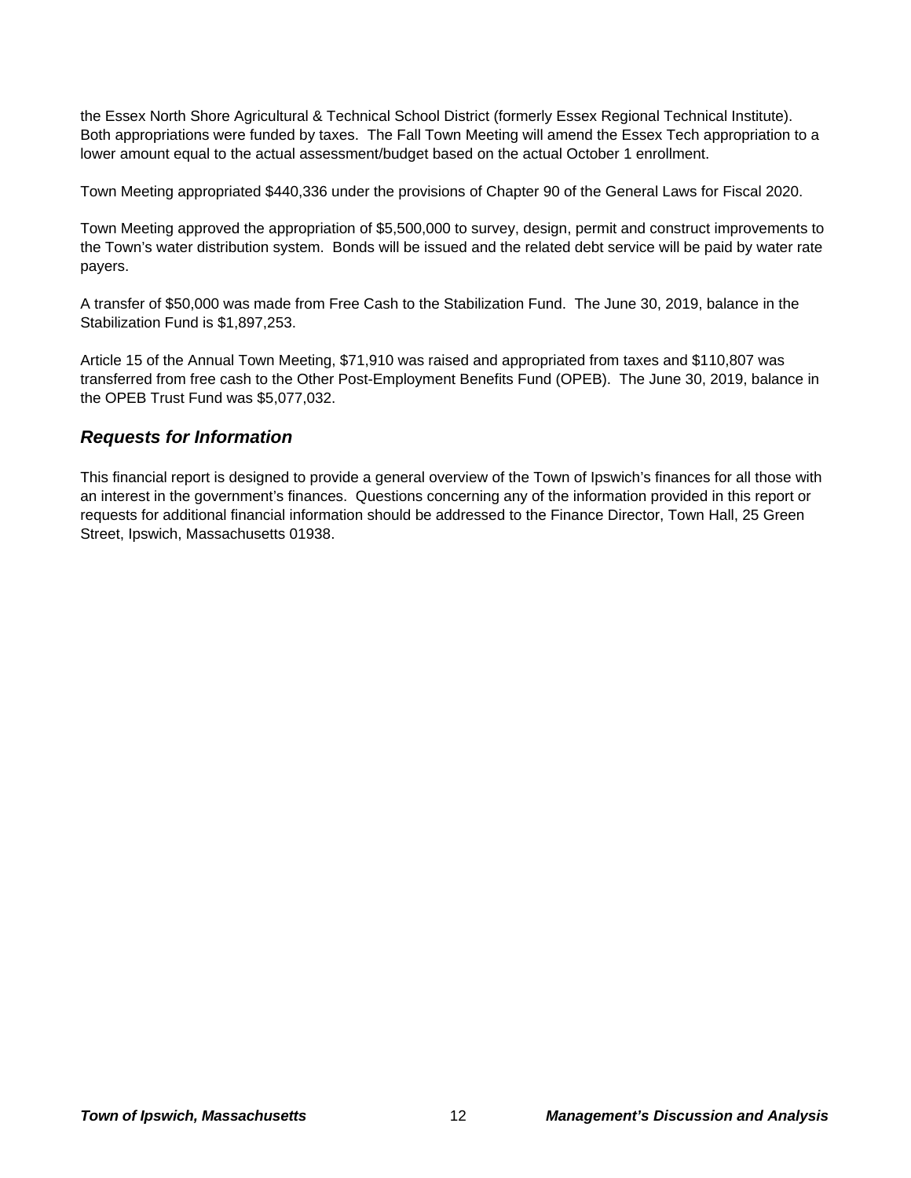the Essex North Shore Agricultural & Technical School District (formerly Essex Regional Technical Institute). Both appropriations were funded by taxes. The Fall Town Meeting will amend the Essex Tech appropriation to a lower amount equal to the actual assessment/budget based on the actual October 1 enrollment.

Town Meeting appropriated $440,336 under the provisions of Chapter 90 of the General Laws for Fiscal 2020.

Town Meeting approved the appropriation of $5,500,000 to survey, design, permit and construct improvements to the Town's water distribution system. Bonds will be issued and the related debt service will be paid by water rate payers.

A transfer of $50,000 was made from Free Cash to the Stabilization Fund. The June 30, 2019, balance in the Stabilization Fund is $1,897,253.

Article 15 of the Annual Town Meeting, $71,910 was raised and appropriated from taxes and $110,807 was transferred from free cash to the Other Post-Employment Benefits Fund (OPEB). The June 30, 2019, balance in the OPEB Trust Fund was $5,077,032.

## *Requests for Information*

This financial report is designed to provide a general overview of the Town of Ipswich's finances for all those with an interest in the government's finances. Questions concerning any of the information provided in this report or requests for additional financial information should be addressed to the Finance Director, Town Hall, 25 Green Street, Ipswich, Massachusetts 01938.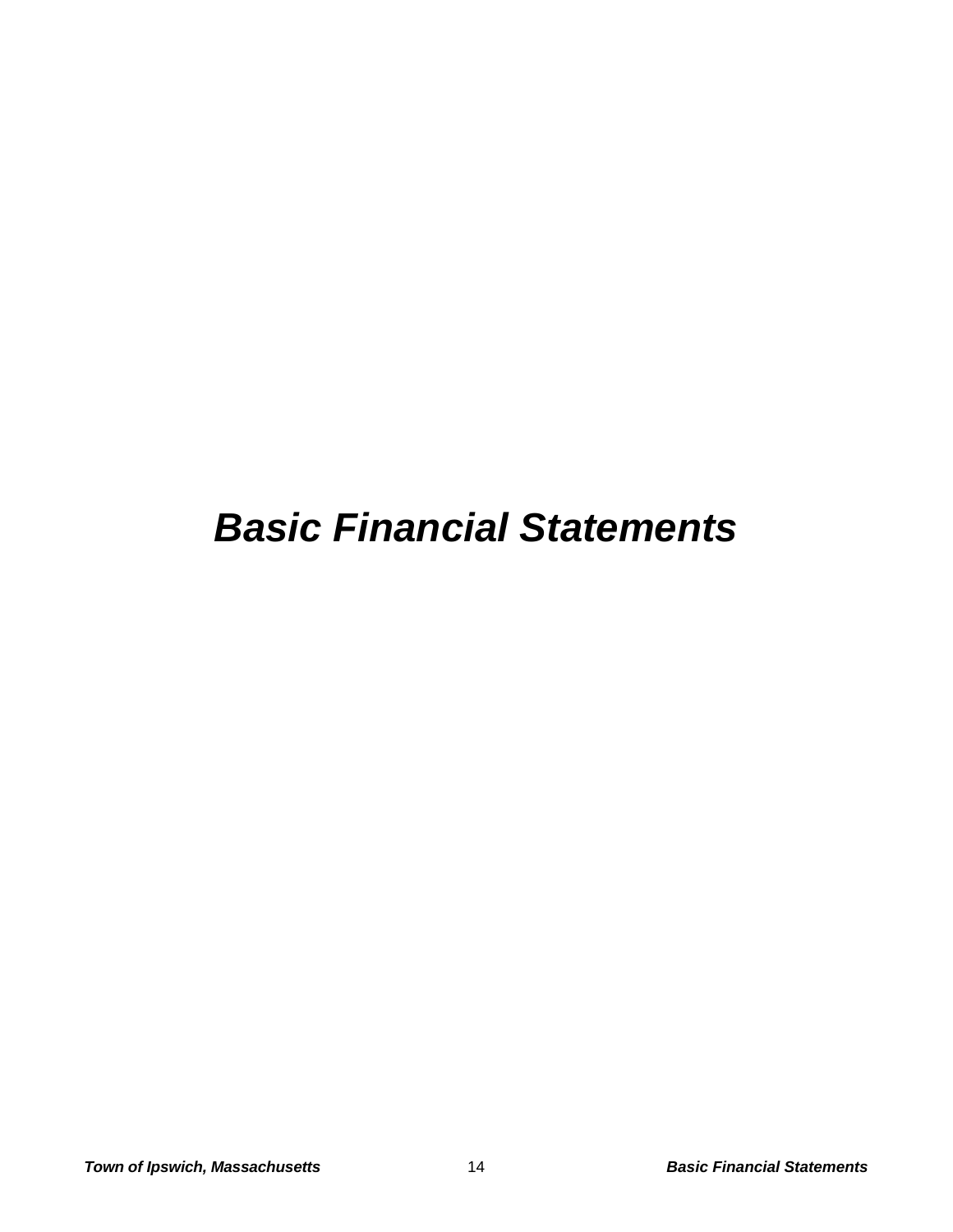# ***Basic Financial Statements***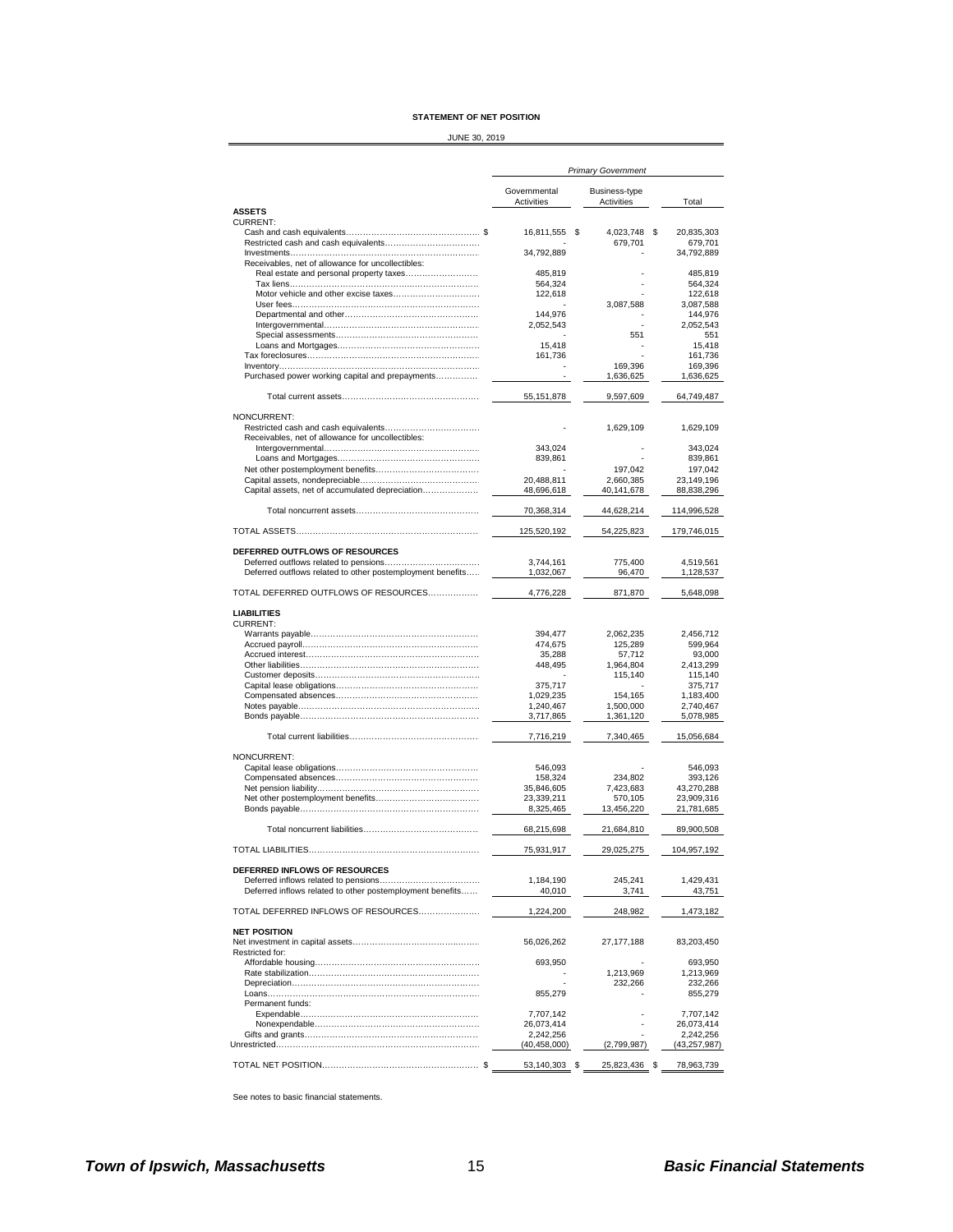# STATEMENT OF NET POSITION

JUNE 30, 2019

| | Primary Government | | |
|---|---|---|---|
| | Governmental Activities | Business-type Activities | Total |
| **ASSETS** | | | |
| CURRENT: | | | |
| Cash and cash equivalents | $ 16,811,555 | $ 4,023,748 | $ 20,835,303 |
| Restricted cash and cash equivalents | - | 679,701 | 679,701 |
| Investments | 34,792,889 | - | 34,792,889 |
| Receivables, net of allowance for uncollectibles: | | | |
| Real estate and personal property taxes | 485,819 | - | 485,819 |
| Tax liens | 564,324 | - | 564,324 |
| Motor vehicle and other excise taxes | 122,618 | - | 122,618 |
| User fees | - | 3,087,588 | 3,087,588 |
| Departmental and other | 144,976 | - | 144,976 |
| Intergovernmental | 2,052,543 | - | 2,052,543 |
| Special assessments | - | 551 | 551 |
| Loans and Mortgages | 15,418 | - | 15,418 |
| Tax foreclosures | 161,736 | - | 161,736 |
| Inventory | - | 169,396 | 169,396 |
| Purchased power working capital and prepayments | - | 1,636,625 | 1,636,625 |
| Total current assets | 55,151,878 | 9,597,609 | 64,749,487 |
| NONCURRENT: | | | |
| Restricted cash and cash equivalents | - | 1,629,109 | 1,629,109 |
| Receivables, net of allowance for uncollectibles: | | | |
| Intergovernmental | 343,024 | - | 343,024 |
| Loans and Mortgages | 839,861 | - | 839,861 |
| Net other postemployment benefits | - | 197,042 | 197,042 |
| Capital assets, nondepreciable | 20,488,811 | 2,660,385 | 23,149,196 |
| Capital assets, net of accumulated depreciation | 48,696,618 | 40,141,678 | 88,838,296 |
| Total noncurrent assets | 70,368,314 | 44,628,214 | 114,996,528 |
| TOTAL ASSETS | 125,520,192 | 54,225,823 | 179,746,015 |
| **DEFERRED OUTFLOWS OF RESOURCES** | | | |
| Deferred outflows related to pensions | 3,744,161 | 775,400 | 4,519,561 |
| Deferred outflows related to other postemployment benefits | 1,032,067 | 96,470 | 1,128,537 |
| TOTAL DEFERRED OUTFLOWS OF RESOURCES | 4,776,228 | 871,870 | 5,648,098 |
| **LIABILITIES** | | | |
| CURRENT: | | | |
| Warrants payable | 394,477 | 2,062,235 | 2,456,712 |
| Accrued payroll | 474,675 | 125,289 | 599,964 |
| Accrued interest | 35,288 | 57,712 | 93,000 |
| Other liabilities | 448,495 | 1,964,804 | 2,413,299 |
| Customer deposits | - | 115,140 | 115,140 |
| Capital lease obligations | 375,717 | - | 375,717 |
| Compensated absences | 1,029,235 | 154,165 | 1,183,400 |
| Notes payable | 1,240,467 | 1,500,000 | 2,740,467 |
| Bonds payable | 3,717,865 | 1,361,120 | 5,078,985 |
| Total current liabilities | 7,716,219 | 7,340,465 | 15,056,684 |
| NONCURRENT: | | | |
| Capital lease obligations | 546,093 | - | 546,093 |
| Compensated absences | 158,324 | 234,802 | 393,126 |
| Net pension liability | 35,846,605 | 7,423,683 | 43,270,288 |
| Net other postemployment benefits | 23,339,211 | 570,105 | 23,909,316 |
| Bonds payable | 8,325,465 | 13,456,220 | 21,781,685 |
| Total noncurrent liabilities | 68,215,698 | 21,684,810 | 89,900,508 |
| TOTAL LIABILITIES | 75,931,917 | 29,025,275 | 104,957,192 |
| **DEFERRED INFLOWS OF RESOURCES** | | | |
| Deferred inflows related to pensions | 1,184,190 | 245,241 | 1,429,431 |
| Deferred inflows related to other postemployment benefits | 40,010 | 3,741 | 43,751 |
| TOTAL DEFERRED INFLOWS OF RESOURCES | 1,224,200 | 248,982 | 1,473,182 |
| **NET POSITION** | | | |
| Net investment in capital assets | 56,026,262 | 27,177,188 | 83,203,450 |
| Restricted for: | | | |
| Affordable housing | 693,950 | - | 693,950 |
| Rate stabilization | - | 1,213,969 | 1,213,969 |
| Depreciation | - | 232,266 | 232,266 |
| Loans | 855,279 | - | 855,279 |
| Permanent funds: | | | |
| Expendable | 7,707,142 | - | 7,707,142 |
| Nonexpendable | 26,073,414 | - | 26,073,414 |
| Gifts and grants | 2,242,256 | - | 2,242,256 |
| Unrestricted | (40,458,000) | (2,799,987) | (43,257,987) |
| TOTAL NET POSITION | $ 53,140,303 | $ 25,823,436 | $ 78,963,739 |

See notes to basic financial statements.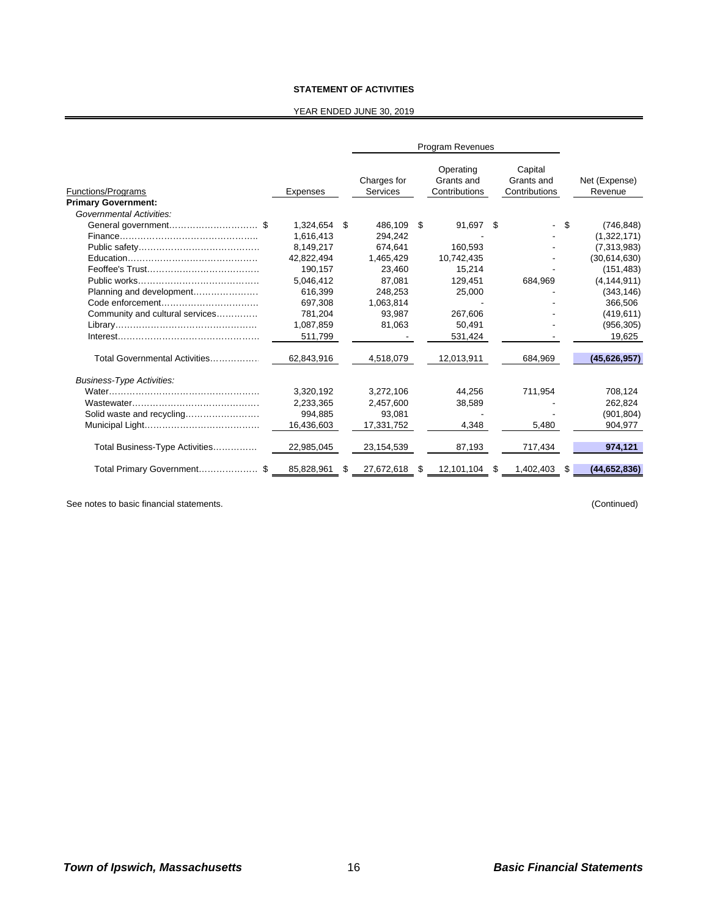## STATEMENT OF ACTIVITIES

YEAR ENDED JUNE 30, 2019

| Functions/Programs | Expenses | Program Revenues | | | Net (Expense) Revenue |
|---|---|---|---|---|---|
| | | Charges for Services | Operating Grants and Contributions | Capital Grants and Contributions | |
| **Primary Government:** | | | | | |
| *Governmental Activities:* | | | | | |
| General government | $ 1,324,654 | $ 486,109 | $ 91,697 | $ - | $ (746,848) |
| Finance | 1,616,413 | 294,242 | - | - | (1,322,171) |
| Public safety | 8,149,217 | 674,641 | 160,593 | - | (7,313,983) |
| Education | 42,822,494 | 1,465,429 | 10,742,435 | - | (30,614,630) |
| Feoffee's Trust | 190,157 | 23,460 | 15,214 | - | (151,483) |
| Public works | 5,046,412 | 87,081 | 129,451 | 684,969 | (4,144,911) |
| Planning and development | 616,399 | 248,253 | 25,000 | - | (343,146) |
| Code enforcement | 697,308 | 1,063,814 | - | - | 366,506 |
| Community and cultural services | 781,204 | 93,987 | 267,606 | - | (419,611) |
| Library | 1,087,859 | 81,063 | 50,491 | - | (956,305) |
| Interest | 511,799 | - | 531,424 | - | 19,625 |
| Total Governmental Activities | 62,843,916 | 4,518,079 | 12,013,911 | 684,969 | **(45,626,957)** |
| *Business-Type Activities:* | | | | | |
| Water | 3,320,192 | 3,272,106 | 44,256 | 711,954 | 708,124 |
| Wastewater | 2,233,365 | 2,457,600 | 38,589 | - | 262,824 |
| Solid waste and recycling | 994,885 | 93,081 | - | - | (901,804) |
| Municipal Light | 16,436,603 | 17,331,752 | 4,348 | 5,480 | 904,977 |
| Total Business-Type Activities | 22,985,045 | 23,154,539 | 87,193 | 717,434 | **974,121** |
| Total Primary Government | $ 85,828,961 | $ 27,672,618 | $ 12,101,104 | $ 1,402,403 | $ **(44,652,836)** |

See notes to basic financial statements.

(Continued)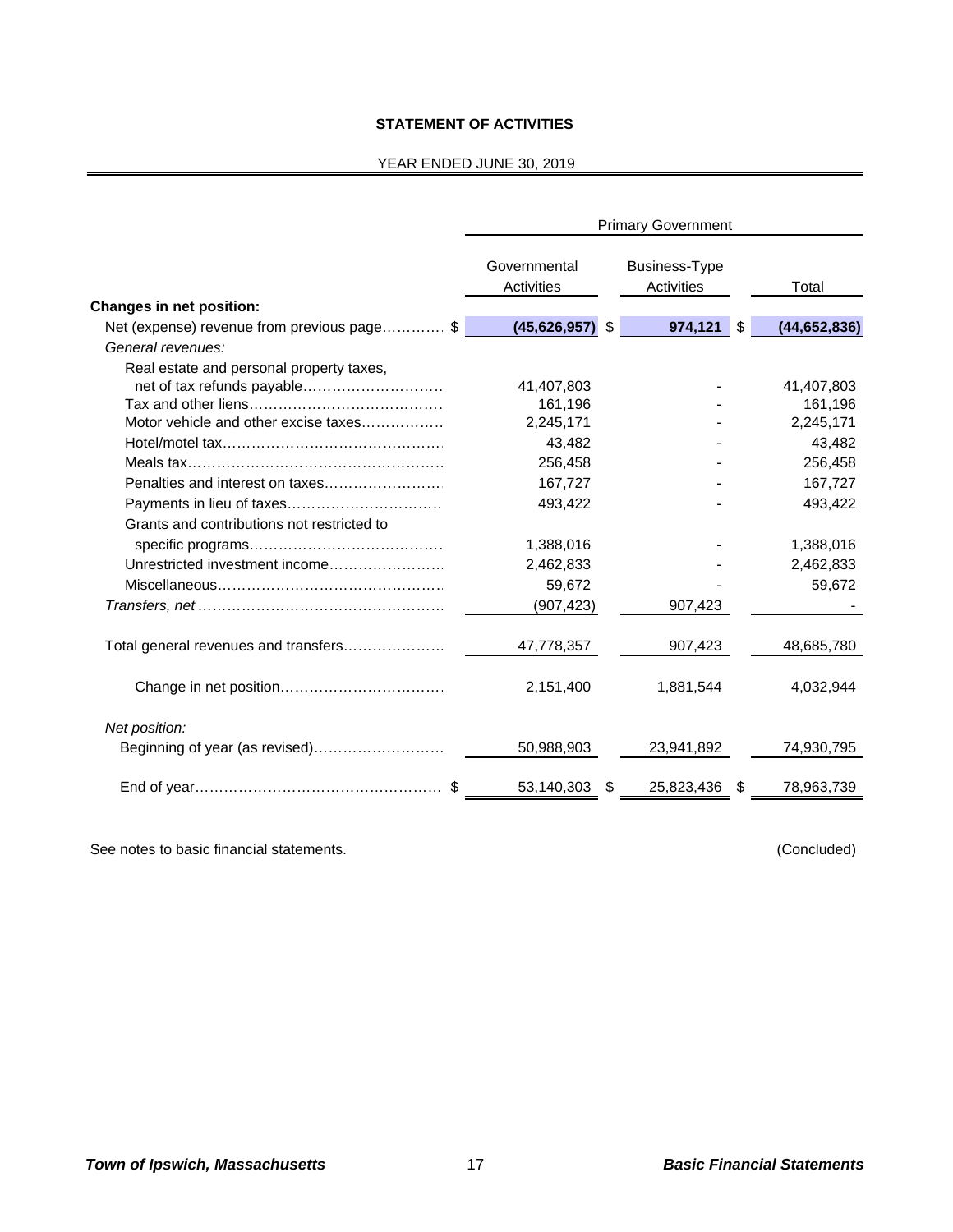**STATEMENT OF ACTIVITIES**

YEAR ENDED JUNE 30, 2019

| | Primary Government | | |
|---|---|---|---|
| | Governmental Activities | Business-Type Activities | Total |
| **Changes in net position:** | | | |
| Net (expense) revenue from previous page | $ **(45,626,957)** | $ **974,121** | $ **(44,652,836)** |
| *General revenues:* | | | |
| Real estate and personal property taxes, net of tax refunds payable | 41,407,803 | - | 41,407,803 |
| Tax and other liens | 161,196 | - | 161,196 |
| Motor vehicle and other excise taxes | 2,245,171 | - | 2,245,171 |
| Hotel/motel tax | 43,482 | - | 43,482 |
| Meals tax | 256,458 | - | 256,458 |
| Penalties and interest on taxes | 167,727 | - | 167,727 |
| Payments in lieu of taxes | 493,422 | - | 493,422 |
| Grants and contributions not restricted to specific programs | 1,388,016 | - | 1,388,016 |
| Unrestricted investment income | 2,462,833 | - | 2,462,833 |
| Miscellaneous | 59,672 | - | 59,672 |
| *Transfers, net* | (907,423) | 907,423 | - |
| Total general revenues and transfers | 47,778,357 | 907,423 | 48,685,780 |
| Change in net position | 2,151,400 | 1,881,544 | 4,032,944 |
| *Net position:* | | | |
| Beginning of year (as revised) | 50,988,903 | 23,941,892 | 74,930,795 |
| End of year | $ 53,140,303 | $ 25,823,436 | $ 78,963,739 |

See notes to basic financial statements.

(Concluded)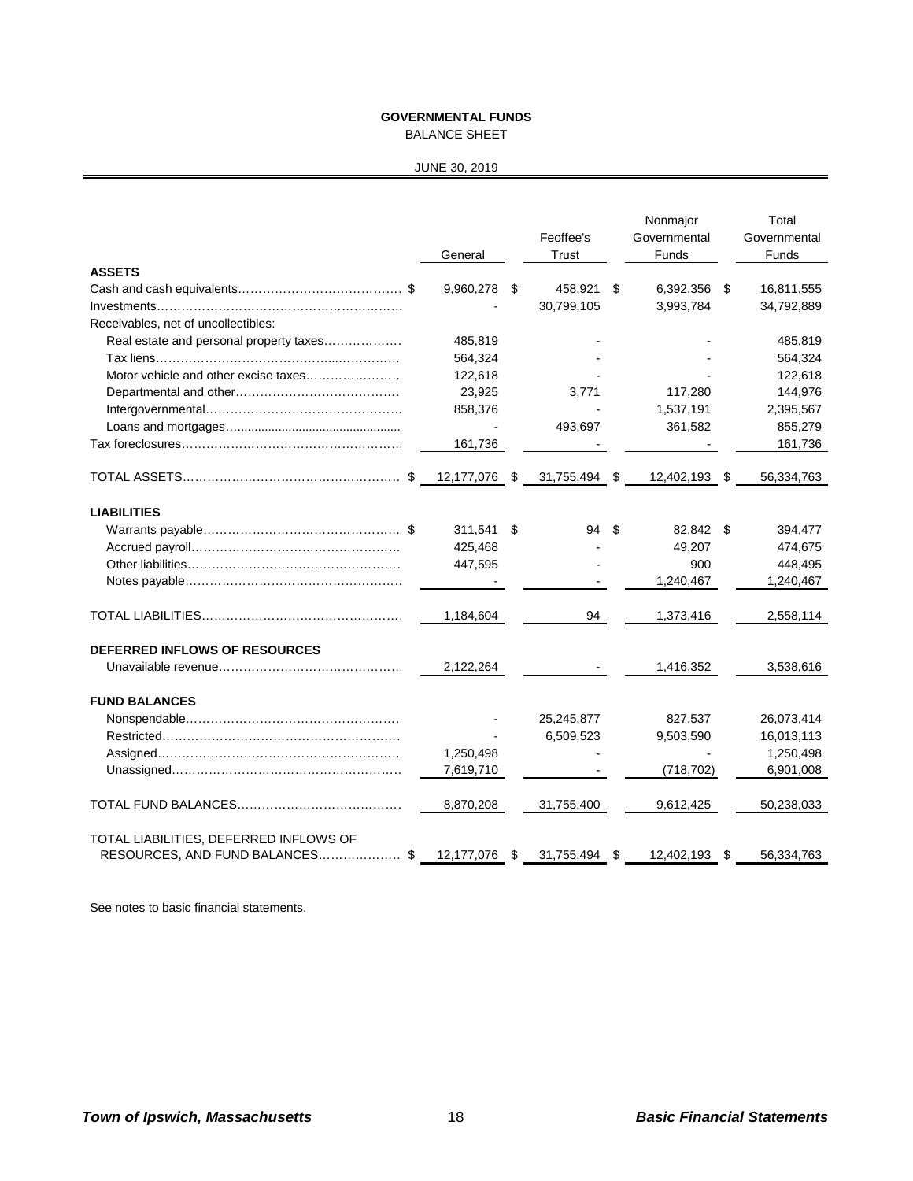# GOVERNMENTAL FUNDS

BALANCE SHEET

JUNE 30, 2019

| | General | Feoffee's Trust | Nonmajor Governmental Funds | Total Governmental Funds |
|---|---|---|---|---|
| **ASSETS** | | | | |
| Cash and cash equivalents | $ 9,960,278 | $ 458,921 | $ 6,392,356 | $ 16,811,555 |
| Investments | - | 30,799,105 | 3,993,784 | 34,792,889 |
| Receivables, net of uncollectibles: | | | | |
| Real estate and personal property taxes | 485,819 | - | - | 485,819 |
| Tax liens | 564,324 | - | - | 564,324 |
| Motor vehicle and other excise taxes | 122,618 | - | - | 122,618 |
| Departmental and other | 23,925 | 3,771 | 117,280 | 144,976 |
| Intergovernmental | 858,376 | - | 1,537,191 | 2,395,567 |
| Loans and mortgages | - | 493,697 | 361,582 | 855,279 |
| Tax foreclosures | 161,736 | - | - | 161,736 |
| TOTAL ASSETS | $ 12,177,076 | $ 31,755,494 | $ 12,402,193 | $ 56,334,763 |
| **LIABILITIES** | | | | |
| Warrants payable | $ 311,541 | $ 94 | $ 82,842 | $ 394,477 |
| Accrued payroll | 425,468 | - | 49,207 | 474,675 |
| Other liabilities | 447,595 | - | 900 | 448,495 |
| Notes payable | - | - | 1,240,467 | 1,240,467 |
| TOTAL LIABILITIES | 1,184,604 | 94 | 1,373,416 | 2,558,114 |
| **DEFERRED INFLOWS OF RESOURCES** | | | | |
| Unavailable revenue | 2,122,264 | - | 1,416,352 | 3,538,616 |
| **FUND BALANCES** | | | | |
| Nonspendable | - | 25,245,877 | 827,537 | 26,073,414 |
| Restricted | - | 6,509,523 | 9,503,590 | 16,013,113 |
| Assigned | 1,250,498 | - | - | 1,250,498 |
| Unassigned | 7,619,710 | - | (718,702) | 6,901,008 |
| TOTAL FUND BALANCES | 8,870,208 | 31,755,400 | 9,612,425 | 50,238,033 |
| TOTAL LIABILITIES, DEFERRED INFLOWS OF RESOURCES, AND FUND BALANCES | $ 12,177,076 | $ 31,755,494 | $ 12,402,193 | $ 56,334,763 |

See notes to basic financial statements.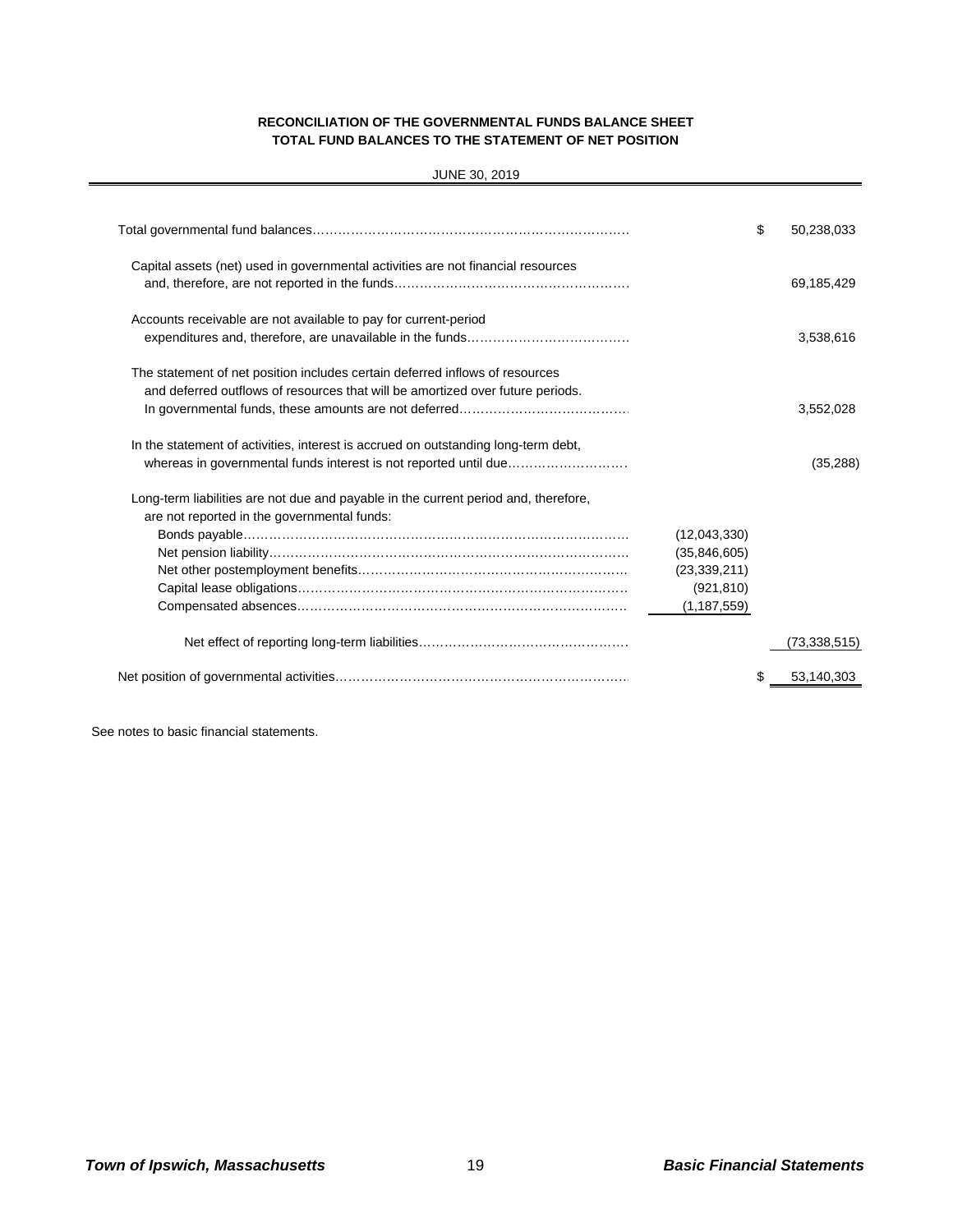# RECONCILIATION OF THE GOVERNMENTAL FUNDS BALANCE SHEET
# TOTAL FUND BALANCES TO THE STATEMENT OF NET POSITION

JUNE 30, 2019

| | | |
|---|---|---|
| Total governmental fund balances | | $ 50,238,033 |
| Capital assets (net) used in governmental activities are not financial resources and, therefore, are not reported in the funds | | 69,185,429 |
| Accounts receivable are not available to pay for current-period expenditures and, therefore, are unavailable in the funds | | 3,538,616 |
| The statement of net position includes certain deferred inflows of resources and deferred outflows of resources that will be amortized over future periods. In governmental funds, these amounts are not deferred | | 3,552,028 |
| In the statement of activities, interest is accrued on outstanding long-term debt, whereas in governmental funds interest is not reported until due | | (35,288) |
| Long-term liabilities are not due and payable in the current period and, therefore, are not reported in the governmental funds: | | |
| Bonds payable | (12,043,330) | |
| Net pension liability | (35,846,605) | |
| Net other postemployment benefits | (23,339,211) | |
| Capital lease obligations | (921,810) | |
| Compensated absences | (1,187,559) | |
| Net effect of reporting long-term liabilities | | (73,338,515) |
| Net position of governmental activities | | $ 53,140,303 |

See notes to basic financial statements.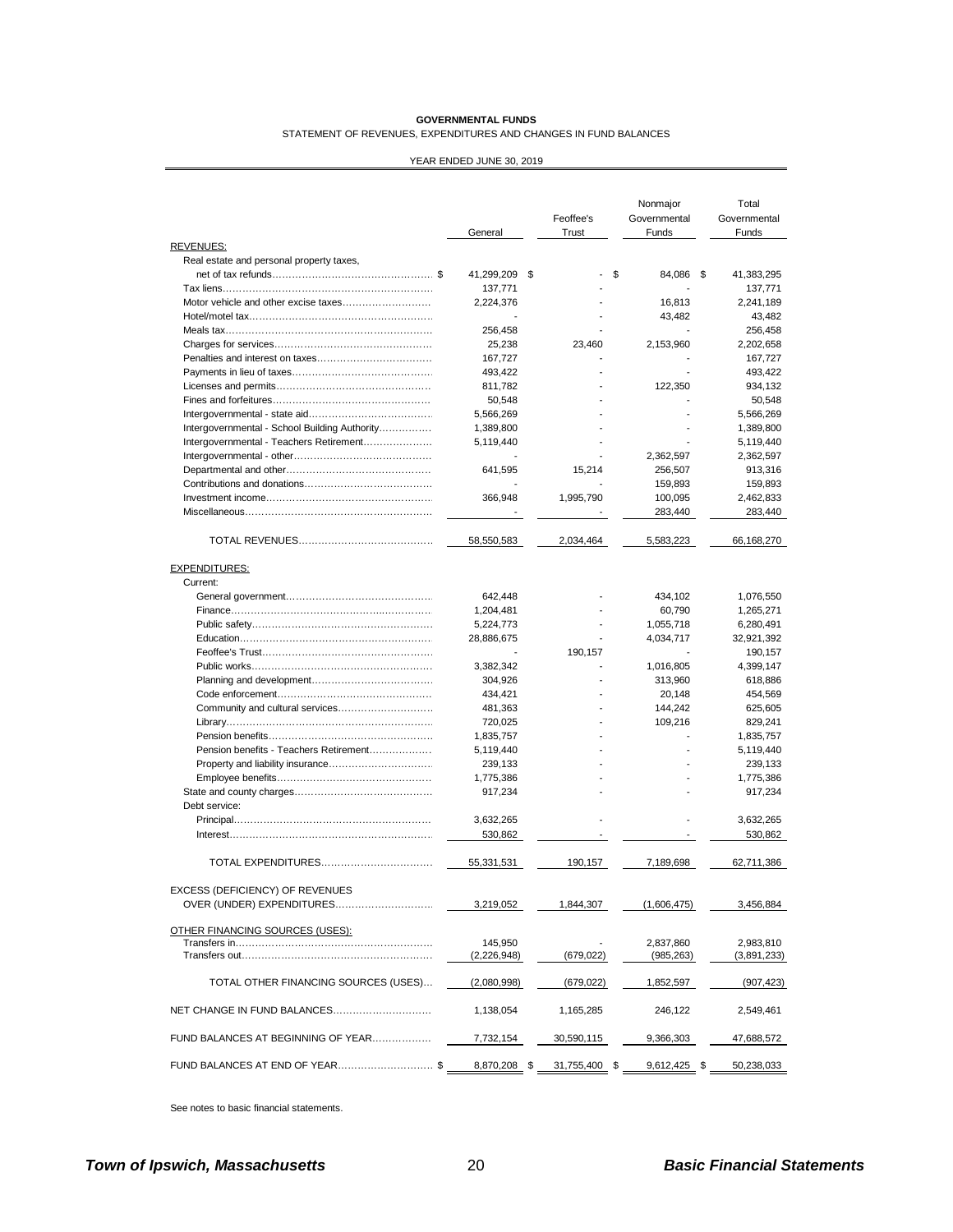**GOVERNMENTAL FUNDS**

STATEMENT OF REVENUES, EXPENDITURES AND CHANGES IN FUND BALANCES

YEAR ENDED JUNE 30, 2019

| | General | Feoffee's Trust | Nonmajor Governmental Funds | Total Governmental Funds |
|---|---|---|---|---|
| REVENUES: | | | | |
| Real estate and personal property taxes, | | | | |
| net of tax refunds | $ 41,299,209 | $ - | $ 84,086 | $ 41,383,295 |
| Tax liens | 137,771 | - | - | 137,771 |
| Motor vehicle and other excise taxes | 2,224,376 | - | 16,813 | 2,241,189 |
| Hotel/motel tax | - | - | 43,482 | 43,482 |
| Meals tax | 256,458 | - | - | 256,458 |
| Charges for services | 25,238 | 23,460 | 2,153,960 | 2,202,658 |
| Penalties and interest on taxes | 167,727 | - | - | 167,727 |
| Payments in lieu of taxes | 493,422 | - | - | 493,422 |
| Licenses and permits | 811,782 | - | 122,350 | 934,132 |
| Fines and forfeitures | 50,548 | - | - | 50,548 |
| Intergovernmental - state aid | 5,566,269 | - | - | 5,566,269 |
| Intergovernmental - School Building Authority | 1,389,800 | - | - | 1,389,800 |
| Intergovernmental - Teachers Retirement | 5,119,440 | - | - | 5,119,440 |
| Intergovernmental - other | - | - | 2,362,597 | 2,362,597 |
| Departmental and other | 641,595 | 15,214 | 256,507 | 913,316 |
| Contributions and donations | - | - | 159,893 | 159,893 |
| Investment income | 366,948 | 1,995,790 | 100,095 | 2,462,833 |
| Miscellaneous | - | - | 283,440 | 283,440 |
| TOTAL REVENUES | 58,550,583 | 2,034,464 | 5,583,223 | 66,168,270 |
| EXPENDITURES: | | | | |
| Current: | | | | |
| General government | 642,448 | - | 434,102 | 1,076,550 |
| Finance | 1,204,481 | - | 60,790 | 1,265,271 |
| Public safety | 5,224,773 | - | 1,055,718 | 6,280,491 |
| Education | 28,886,675 | - | 4,034,717 | 32,921,392 |
| Feoffee's Trust | - | 190,157 | - | 190,157 |
| Public works | 3,382,342 | - | 1,016,805 | 4,399,147 |
| Planning and development | 304,926 | - | 313,960 | 618,886 |
| Code enforcement | 434,421 | - | 20,148 | 454,569 |
| Community and cultural services | 481,363 | - | 144,242 | 625,605 |
| Library | 720,025 | - | 109,216 | 829,241 |
| Pension benefits | 1,835,757 | - | - | 1,835,757 |
| Pension benefits - Teachers Retirement | 5,119,440 | - | - | 5,119,440 |
| Property and liability insurance | 239,133 | - | - | 239,133 |
| Employee benefits | 1,775,386 | - | - | 1,775,386 |
| State and county charges | 917,234 | - | - | 917,234 |
| Debt service: | | | | |
| Principal | 3,632,265 | - | - | 3,632,265 |
| Interest | 530,862 | - | - | 530,862 |
| TOTAL EXPENDITURES | 55,331,531 | 190,157 | 7,189,698 | 62,711,386 |
| EXCESS (DEFICIENCY) OF REVENUES OVER (UNDER) EXPENDITURES | 3,219,052 | 1,844,307 | (1,606,475) | 3,456,884 |
| OTHER FINANCING SOURCES (USES): | | | | |
| Transfers in | 145,950 | - | 2,837,860 | 2,983,810 |
| Transfers out | (2,226,948) | (679,022) | (985,263) | (3,891,233) |
| TOTAL OTHER FINANCING SOURCES (USES) | (2,080,998) | (679,022) | 1,852,597 | (907,423) |
| NET CHANGE IN FUND BALANCES | 1,138,054 | 1,165,285 | 246,122 | 2,549,461 |
| FUND BALANCES AT BEGINNING OF YEAR | 7,732,154 | 30,590,115 | 9,366,303 | 47,688,572 |
| FUND BALANCES AT END OF YEAR | $ 8,870,208 | $ 31,755,400 | $ 9,612,425 | $ 50,238,033 |

See notes to basic financial statements.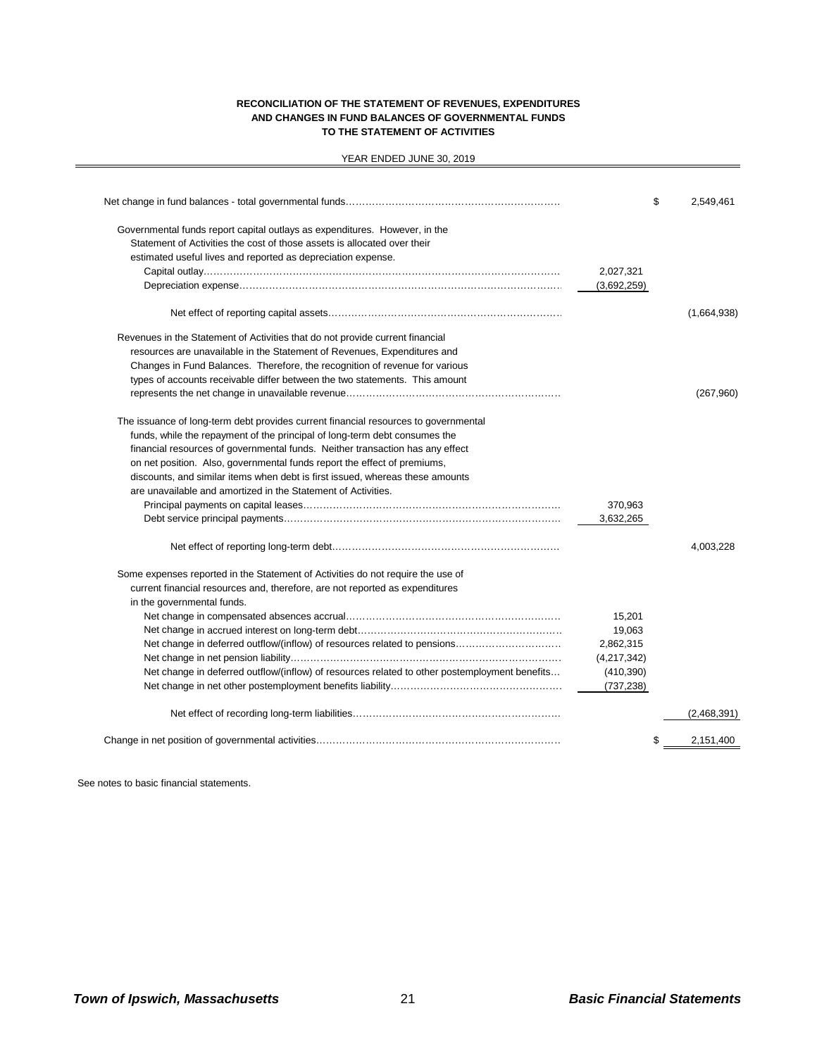**RECONCILIATION OF THE STATEMENT OF REVENUES, EXPENDITURES AND CHANGES IN FUND BALANCES OF GOVERNMENTAL FUNDS TO THE STATEMENT OF ACTIVITIES**

YEAR ENDED JUNE 30, 2019

| | | |
|---|---|---|
| Net change in fund balances - total governmental funds | | $ 2,549,461 |
| Governmental funds report capital outlays as expenditures. However, in the Statement of Activities the cost of those assets is allocated over their estimated useful lives and reported as depreciation expense. | | |
| Capital outlay | 2,027,321 | |
| Depreciation expense | (3,692,259) | |
| Net effect of reporting capital assets | | (1,664,938) |
| Revenues in the Statement of Activities that do not provide current financial resources are unavailable in the Statement of Revenues, Expenditures and Changes in Fund Balances. Therefore, the recognition of revenue for various types of accounts receivable differ between the two statements. This amount represents the net change in unavailable revenue | | (267,960) |
| The issuance of long-term debt provides current financial resources to governmental funds, while the repayment of the principal of long-term debt consumes the financial resources of governmental funds. Neither transaction has any effect on net position. Also, governmental funds report the effect of premiums, discounts, and similar items when debt is first issued, whereas these amounts are unavailable and amortized in the Statement of Activities. | | |
| Principal payments on capital leases | 370,963 | |
| Debt service principal payments | 3,632,265 | |
| Net effect of reporting long-term debt | | 4,003,228 |
| Some expenses reported in the Statement of Activities do not require the use of current financial resources and, therefore, are not reported as expenditures in the governmental funds. | | |
| Net change in compensated absences accrual | 15,201 | |
| Net change in accrued interest on long-term debt | 19,063 | |
| Net change in deferred outflow/(inflow) of resources related to pensions | 2,862,315 | |
| Net change in net pension liability | (4,217,342) | |
| Net change in deferred outflow/(inflow) of resources related to other postemployment benefits | (410,390) | |
| Net change in net other postemployment benefits liability | (737,238) | |
| Net effect of recording long-term liabilities | | (2,468,391) |
| Change in net position of governmental activities | | $ 2,151,400 |

See notes to basic financial statements.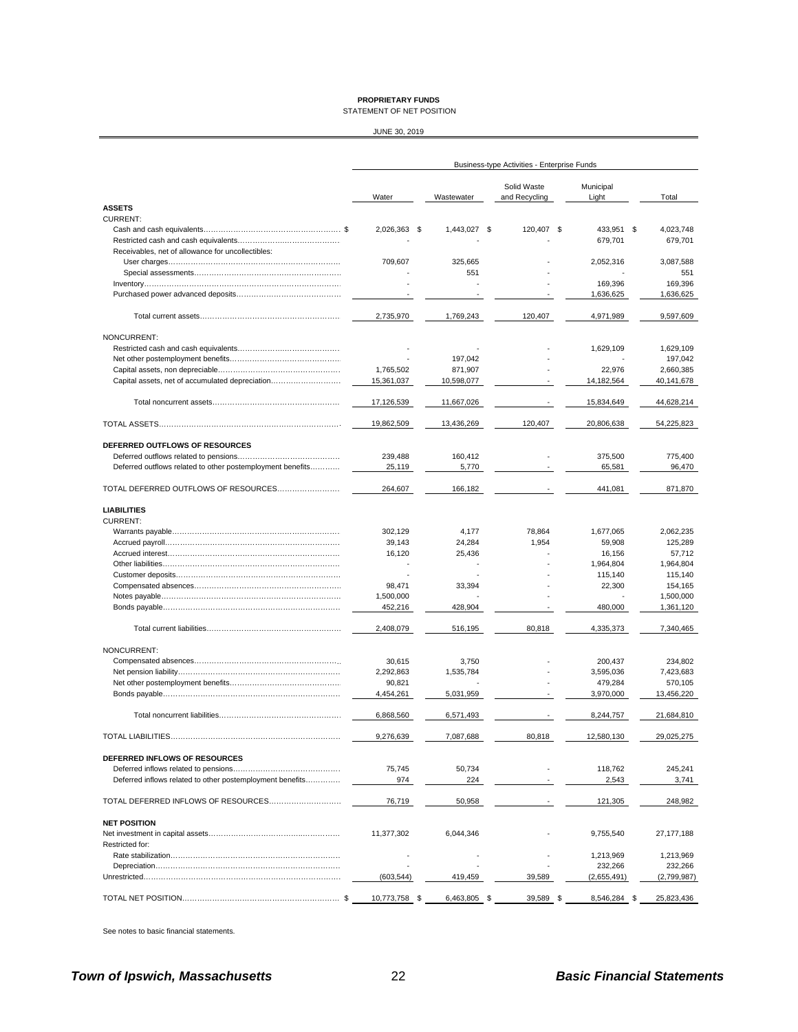**PROPRIETARY FUNDS**

STATEMENT OF NET POSITION

JUNE 30, 2019

| | Business-type Activities - Enterprise Funds | | | | |
|---|---|---|---|---|---|
| | Water | Wastewater | Solid Waste and Recycling | Municipal Light | Total |
| **ASSETS** | | | | | |
| CURRENT: | | | | | |
| Cash and cash equivalents | $ 2,026,363 | $ 1,443,027 | $ 120,407 | $ 433,951 | $ 4,023,748 |
| Restricted cash and cash equivalents | - | - | - | 679,701 | 679,701 |
| Receivables, net of allowance for uncollectibles: | | | | | |
| User charges | 709,607 | 325,665 | - | 2,052,316 | 3,087,588 |
| Special assessments | - | 551 | - | - | 551 |
| Inventory | - | - | - | 169,396 | 169,396 |
| Purchased power advanced deposits | - | - | - | 1,636,625 | 1,636,625 |
| Total current assets | 2,735,970 | 1,769,243 | 120,407 | 4,971,989 | 9,597,609 |
| NONCURRENT: | | | | | |
| Restricted cash and cash equivalents | - | - | - | 1,629,109 | 1,629,109 |
| Net other postemployment benefits | - | 197,042 | - | - | 197,042 |
| Capital assets, non depreciable | 1,765,502 | 871,907 | - | 22,976 | 2,660,385 |
| Capital assets, net of accumulated depreciation | 15,361,037 | 10,598,077 | - | 14,182,564 | 40,141,678 |
| Total noncurrent assets | 17,126,539 | 11,667,026 | - | 15,834,649 | 44,628,214 |
| TOTAL ASSETS | 19,862,509 | 13,436,269 | 120,407 | 20,806,638 | 54,225,823 |
| **DEFERRED OUTFLOWS OF RESOURCES** | | | | | |
| Deferred outflows related to pensions | 239,488 | 160,412 | - | 375,500 | 775,400 |
| Deferred outflows related to other postemployment benefits | 25,119 | 5,770 | - | 65,581 | 96,470 |
| TOTAL DEFERRED OUTFLOWS OF RESOURCES | 264,607 | 166,182 | - | 441,081 | 871,870 |
| **LIABILITIES** | | | | | |
| CURRENT: | | | | | |
| Warrants payable | 302,129 | 4,177 | 78,864 | 1,677,065 | 2,062,235 |
| Accrued payroll | 39,143 | 24,284 | 1,954 | 59,908 | 125,289 |
| Accrued interest | 16,120 | 25,436 | - | 16,156 | 57,712 |
| Other liabilities | - | - | - | 1,964,804 | 1,964,804 |
| Customer deposits | - | - | - | 115,140 | 115,140 |
| Compensated absences | 98,471 | 33,394 | - | 22,300 | 154,165 |
| Notes payable | 1,500,000 | - | - | - | 1,500,000 |
| Bonds payable | 452,216 | 428,904 | - | 480,000 | 1,361,120 |
| Total current liabilities | 2,408,079 | 516,195 | 80,818 | 4,335,373 | 7,340,465 |
| NONCURRENT: | | | | | |
| Compensated absences | 30,615 | 3,750 | - | 200,437 | 234,802 |
| Net pension liability | 2,292,863 | 1,535,784 | - | 3,595,036 | 7,423,683 |
| Net other postemployment benefits | 90,821 | - | - | 479,284 | 570,105 |
| Bonds payable | 4,454,261 | 5,031,959 | - | 3,970,000 | 13,456,220 |
| Total noncurrent liabilities | 6,868,560 | 6,571,493 | - | 8,244,757 | 21,684,810 |
| TOTAL LIABILITIES | 9,276,639 | 7,087,688 | 80,818 | 12,580,130 | 29,025,275 |
| **DEFERRED INFLOWS OF RESOURCES** | | | | | |
| Deferred inflows related to pensions | 75,745 | 50,734 | - | 118,762 | 245,241 |
| Deferred inflows related to other postemployment benefits | 974 | 224 | - | 2,543 | 3,741 |
| TOTAL DEFERRED INFLOWS OF RESOURCES | 76,719 | 50,958 | - | 121,305 | 248,982 |
| **NET POSITION** | | | | | |
| Net investment in capital assets | 11,377,302 | 6,044,346 | - | 9,755,540 | 27,177,188 |
| Restricted for: | | | | | |
| Rate stabilization | - | - | - | 1,213,969 | 1,213,969 |
| Depreciation | - | - | - | 232,266 | 232,266 |
| Unrestricted | (603,544) | 419,459 | 39,589 | (2,655,491) | (2,799,987) |
| TOTAL NET POSITION | $ 10,773,758 | $ 6,463,805 | $ 39,589 | $ 8,546,284 | $ 25,823,436 |

See notes to basic financial statements.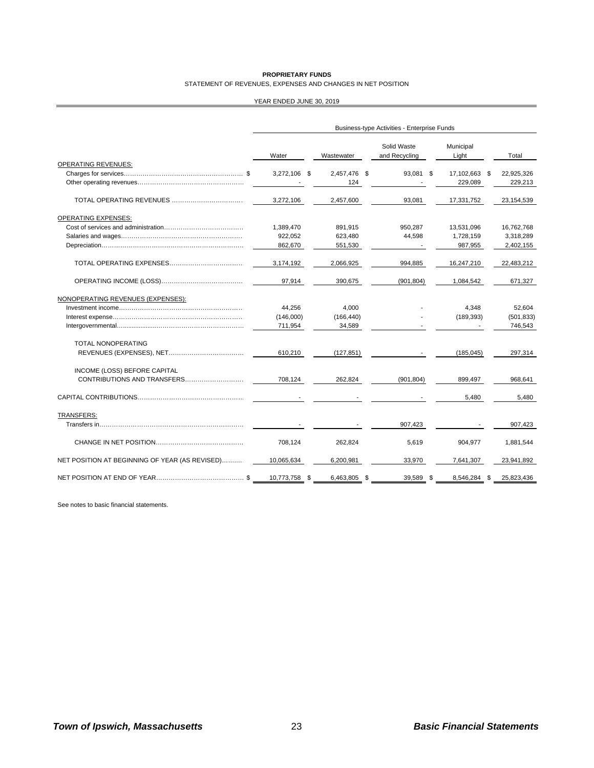**PROPRIETARY FUNDS**

STATEMENT OF REVENUES, EXPENSES AND CHANGES IN NET POSITION

YEAR ENDED JUNE 30, 2019

| | Business-type Activities - Enterprise Funds | | | | |
|---|---|---|---|---|---|
| | Water | Wastewater | Solid Waste and Recycling | Municipal Light | Total |
| OPERATING REVENUES: | | | | | |
| Charges for services | $ 3,272,106 | $ 2,457,476 | $ 93,081 | $ 17,102,663 | $ 22,925,326 |
| Other operating revenues | - | 124 | - | 229,089 | 229,213 |
| TOTAL OPERATING REVENUES | 3,272,106 | 2,457,600 | 93,081 | 17,331,752 | 23,154,539 |
| OPERATING EXPENSES: | | | | | |
| Cost of services and administration | 1,389,470 | 891,915 | 950,287 | 13,531,096 | 16,762,768 |
| Salaries and wages | 922,052 | 623,480 | 44,598 | 1,728,159 | 3,318,289 |
| Depreciation | 862,670 | 551,530 | - | 987,955 | 2,402,155 |
| TOTAL OPERATING EXPENSES | 3,174,192 | 2,066,925 | 994,885 | 16,247,210 | 22,483,212 |
| OPERATING INCOME (LOSS) | 97,914 | 390,675 | (901,804) | 1,084,542 | 671,327 |
| NONOPERATING REVENUES (EXPENSES): | | | | | |
| Investment income | 44,256 | 4,000 | - | 4,348 | 52,604 |
| Interest expense | (146,000) | (166,440) | - | (189,393) | (501,833) |
| Intergovernmental | 711,954 | 34,589 | - | - | 746,543 |
| TOTAL NONOPERATING REVENUES (EXPENSES), NET | 610,210 | (127,851) | - | (185,045) | 297,314 |
| INCOME (LOSS) BEFORE CAPITAL CONTRIBUTIONS AND TRANSFERS | 708,124 | 262,824 | (901,804) | 899,497 | 968,641 |
| CAPITAL CONTRIBUTIONS | - | - | - | 5,480 | 5,480 |
| TRANSFERS: | | | | | |
| Transfers in | - | - | 907,423 | - | 907,423 |
| CHANGE IN NET POSITION | 708,124 | 262,824 | 5,619 | 904,977 | 1,881,544 |
| NET POSITION AT BEGINNING OF YEAR (AS REVISED) | 10,065,634 | 6,200,981 | 33,970 | 7,641,307 | 23,941,892 |
| NET POSITION AT END OF YEAR | $ 10,773,758 | $ 6,463,805 | $ 39,589 | $ 8,546,284 | $ 25,823,436 |

See notes to basic financial statements.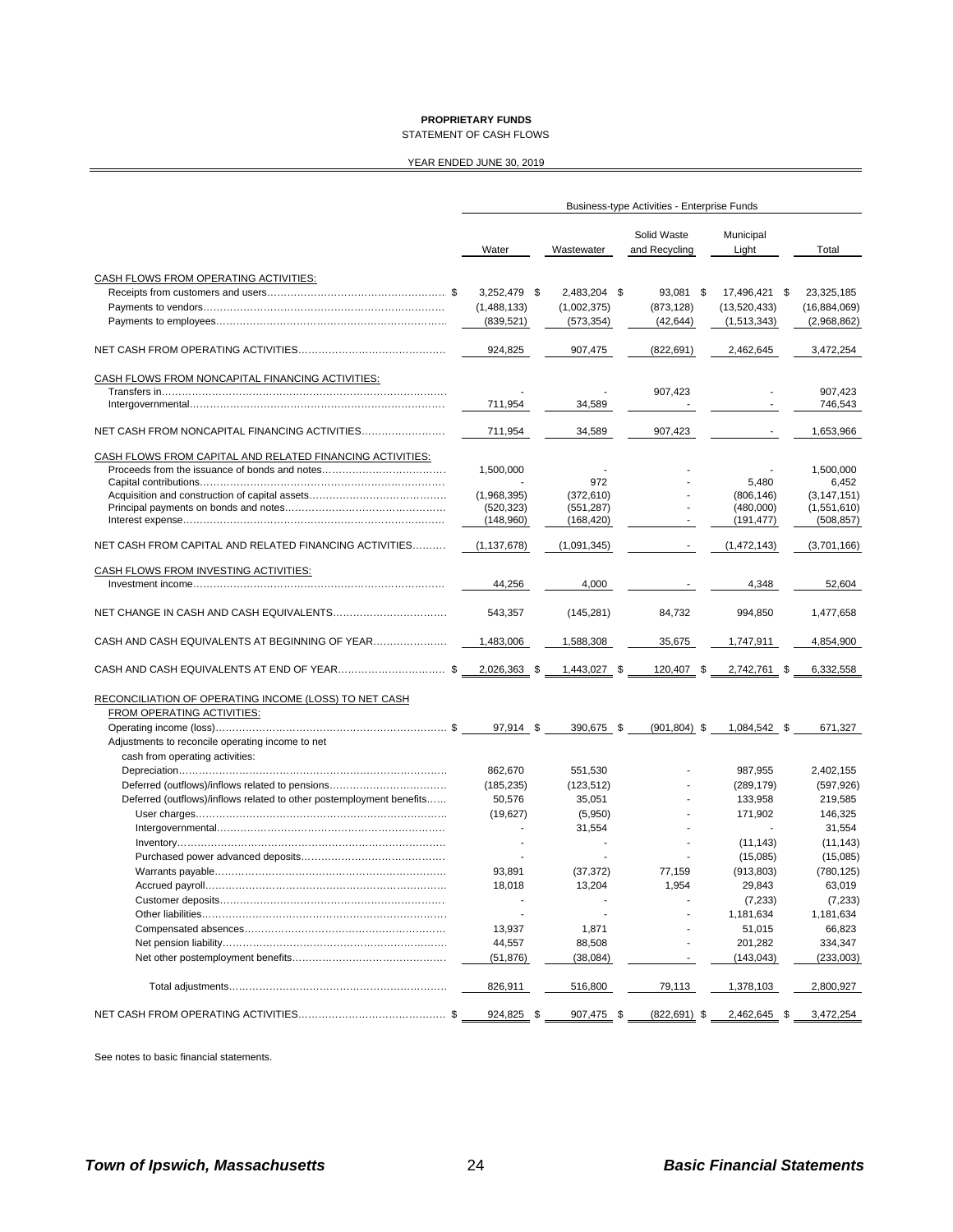**PROPRIETARY FUNDS**

STATEMENT OF CASH FLOWS

YEAR ENDED JUNE 30, 2019

| | Business-type Activities - Enterprise Funds | | | | |
|---|---|---|---|---|---|
| | Water | Wastewater | Solid Waste and Recycling | Municipal Light | Total |
| CASH FLOWS FROM OPERATING ACTIVITIES: | | | | | |
| Receipts from customers and users | $ 3,252,479 | $ 2,483,204 | $ 93,081 | $ 17,496,421 | $ 23,325,185 |
| Payments to vendors | (1,488,133) | (1,002,375) | (873,128) | (13,520,433) | (16,884,069) |
| Payments to employees | (839,521) | (573,354) | (42,644) | (1,513,343) | (2,968,862) |
| NET CASH FROM OPERATING ACTIVITIES | 924,825 | 907,475 | (822,691) | 2,462,645 | 3,472,254 |
| CASH FLOWS FROM NONCAPITAL FINANCING ACTIVITIES: | | | | | |
| Transfers in | - | - | 907,423 | - | 907,423 |
| Intergovernmental | 711,954 | 34,589 | - | - | 746,543 |
| NET CASH FROM NONCAPITAL FINANCING ACTIVITIES | 711,954 | 34,589 | 907,423 | - | 1,653,966 |
| CASH FLOWS FROM CAPITAL AND RELATED FINANCING ACTIVITIES: | | | | | |
| Proceeds from the issuance of bonds and notes | 1,500,000 | - | - | - | 1,500,000 |
| Capital contributions | - | 972 | - | 5,480 | 6,452 |
| Acquisition and construction of capital assets | (1,968,395) | (372,610) | - | (806,146) | (3,147,151) |
| Principal payments on bonds and notes | (520,323) | (551,287) | - | (480,000) | (1,551,610) |
| Interest expense | (148,960) | (168,420) | - | (191,477) | (508,857) |
| NET CASH FROM CAPITAL AND RELATED FINANCING ACTIVITIES | (1,137,678) | (1,091,345) | - | (1,472,143) | (3,701,166) |
| CASH FLOWS FROM INVESTING ACTIVITIES: | | | | | |
| Investment income | 44,256 | 4,000 | - | 4,348 | 52,604 |
| NET CHANGE IN CASH AND CASH EQUIVALENTS | 543,357 | (145,281) | 84,732 | 994,850 | 1,477,658 |
| CASH AND CASH EQUIVALENTS AT BEGINNING OF YEAR | 1,483,006 | 1,588,308 | 35,675 | 1,747,911 | 4,854,900 |
| CASH AND CASH EQUIVALENTS AT END OF YEAR | $ 2,026,363 | $ 1,443,027 | $ 120,407 | $ 2,742,761 | $ 6,332,558 |
| RECONCILIATION OF OPERATING INCOME (LOSS) TO NET CASH FROM OPERATING ACTIVITIES: | | | | | |
| Operating income (loss) | $ 97,914 | $ 390,675 | $ (901,804) | $ 1,084,542 | $ 671,327 |
| Adjustments to reconcile operating income to net cash from operating activities: | | | | | |
| Depreciation | 862,670 | 551,530 | - | 987,955 | 2,402,155 |
| Deferred (outflows)/inflows related to pensions | (185,235) | (123,512) | - | (289,179) | (597,926) |
| Deferred (outflows)/inflows related to other postemployment benefits | 50,576 | 35,051 | - | 133,958 | 219,585 |
| User charges | (19,627) | (5,950) | - | 171,902 | 146,325 |
| Intergovernmental | - | 31,554 | - | - | 31,554 |
| Inventory | - | - | - | (11,143) | (11,143) |
| Purchased power advanced deposits | - | - | - | (15,085) | (15,085) |
| Warrants payable | 93,891 | (37,372) | 77,159 | (913,803) | (780,125) |
| Accrued payroll | 18,018 | 13,204 | 1,954 | 29,843 | 63,019 |
| Customer deposits | - | - | - | (7,233) | (7,233) |
| Other liabilities | - | - | - | 1,181,634 | 1,181,634 |
| Compensated absences | 13,937 | 1,871 | - | 51,015 | 66,823 |
| Net pension liability | 44,557 | 88,508 | - | 201,282 | 334,347 |
| Net other postemployment benefits | (51,876) | (38,084) | - | (143,043) | (233,003) |
| Total adjustments | 826,911 | 516,800 | 79,113 | 1,378,103 | 2,800,927 |
| NET CASH FROM OPERATING ACTIVITIES | $ 924,825 | $ 907,475 | $ (822,691) | $ 2,462,645 | $ 3,472,254 |

See notes to basic financial statements.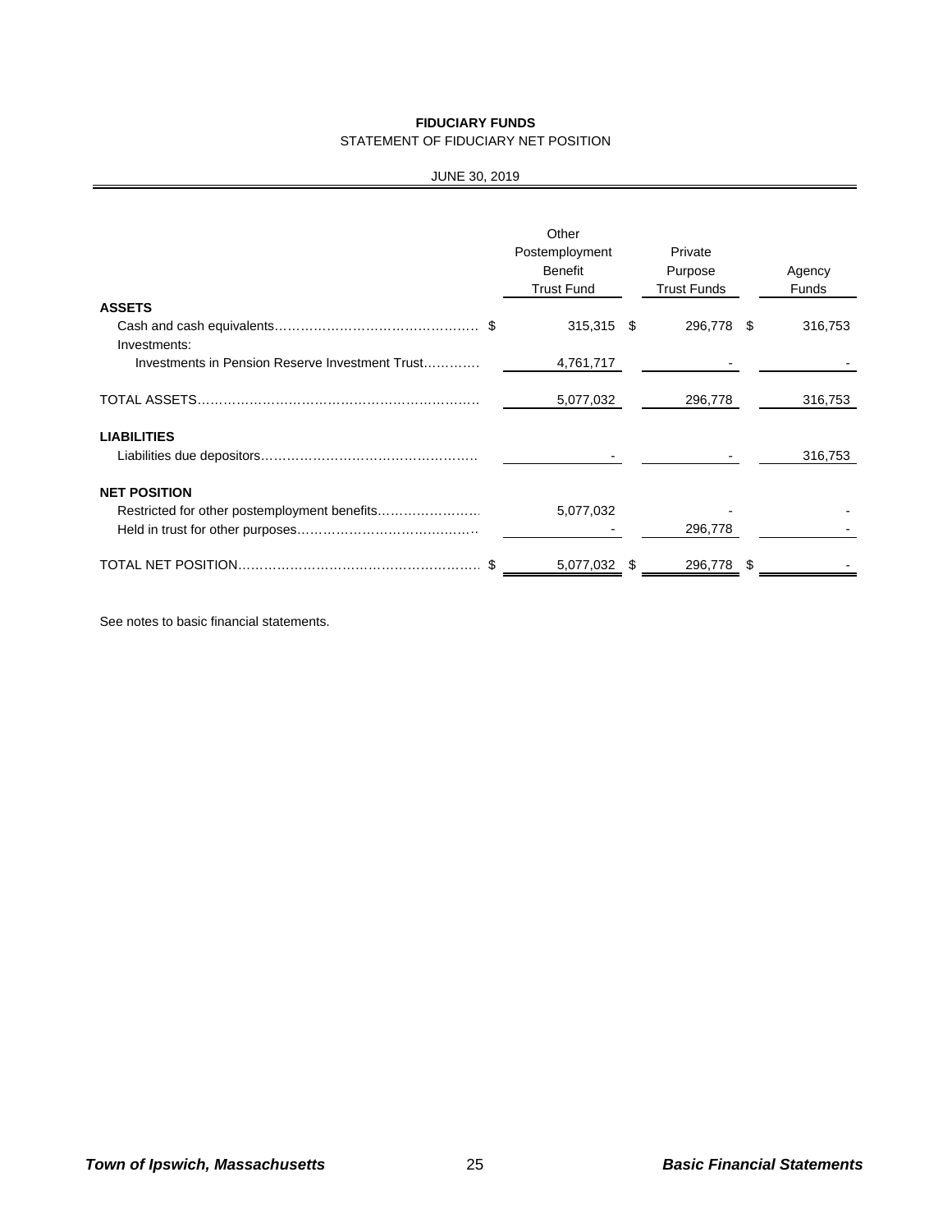# FIDUCIARY FUNDS

## STATEMENT OF FIDUCIARY NET POSITION

JUNE 30, 2019

| | Other Postemployment Benefit Trust Fund | Private Purpose Trust Funds | Agency Funds |
|---|---|---|---|
| **ASSETS** | | | |
| Cash and cash equivalents | $ 315,315 | $ 296,778 | $ 316,753 |
| Investments: | | | |
| Investments in Pension Reserve Investment Trust | 4,761,717 | - | - |
| TOTAL ASSETS | 5,077,032 | 296,778 | 316,753 |
| **LIABILITIES** | | | |
| Liabilities due depositors | - | - | 316,753 |
| **NET POSITION** | | | |
| Restricted for other postemployment benefits | 5,077,032 | - | - |
| Held in trust for other purposes | - | 296,778 | - |
| TOTAL NET POSITION | $ 5,077,032 | $ 296,778 | $ - |

See notes to basic financial statements.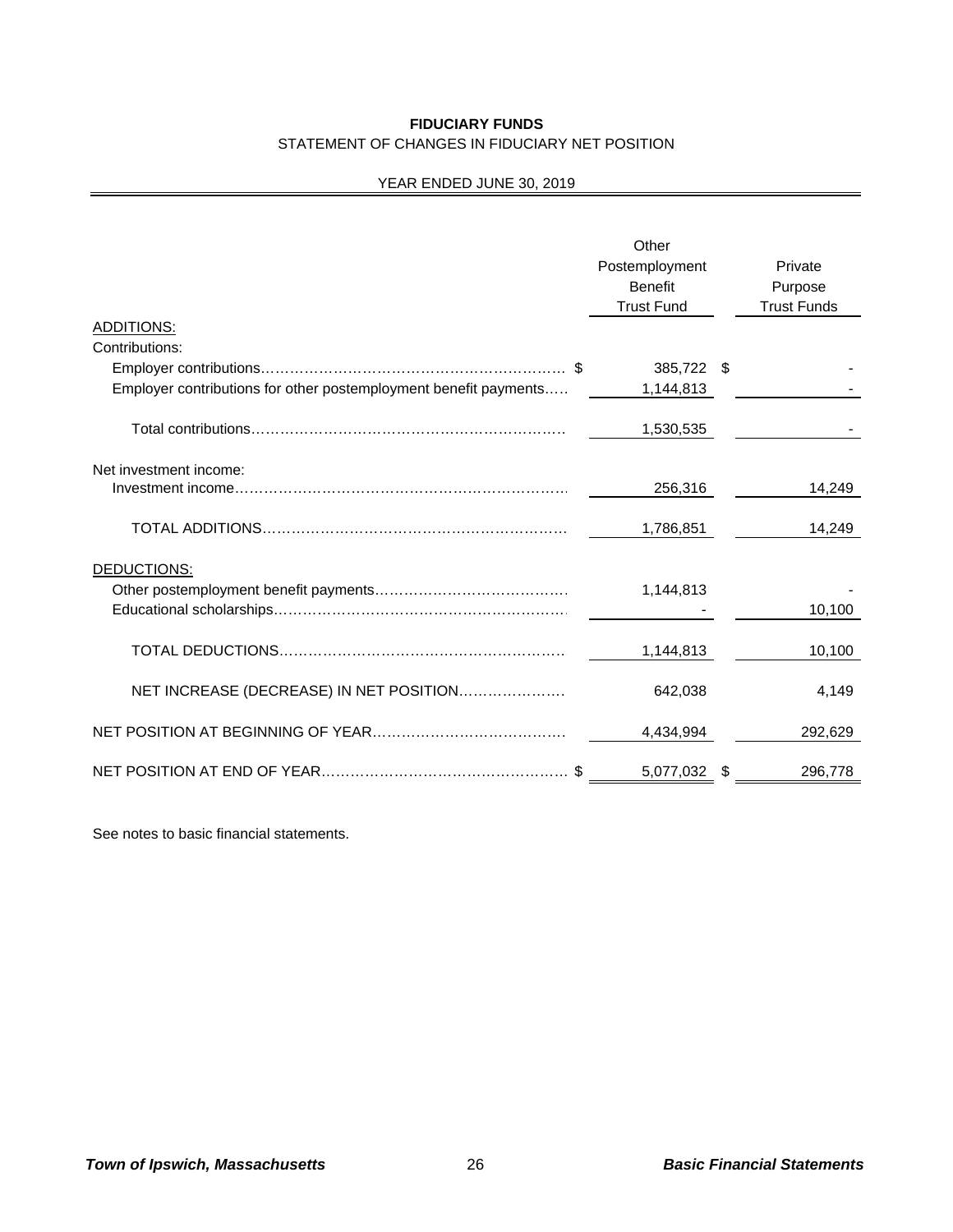**FIDUCIARY FUNDS**

STATEMENT OF CHANGES IN FIDUCIARY NET POSITION

YEAR ENDED JUNE 30, 2019

| | Other Postemployment Benefit Trust Fund | Private Purpose Trust Funds |
|---|---|---|
| ADDITIONS: | | |
| Contributions: | | |
| Employer contributions | $ 385,722 | $ - |
| Employer contributions for other postemployment benefit payments | 1,144,813 | - |
| Total contributions | 1,530,535 | - |
| Net investment income: | | |
| Investment income | 256,316 | 14,249 |
| TOTAL ADDITIONS | 1,786,851 | 14,249 |
| DEDUCTIONS: | | |
| Other postemployment benefit payments | 1,144,813 | - |
| Educational scholarships | - | 10,100 |
| TOTAL DEDUCTIONS | 1,144,813 | 10,100 |
| NET INCREASE (DECREASE) IN NET POSITION | 642,038 | 4,149 |
| NET POSITION AT BEGINNING OF YEAR | 4,434,994 | 292,629 |
| NET POSITION AT END OF YEAR | $ 5,077,032 | $ 296,778 |

See notes to basic financial statements.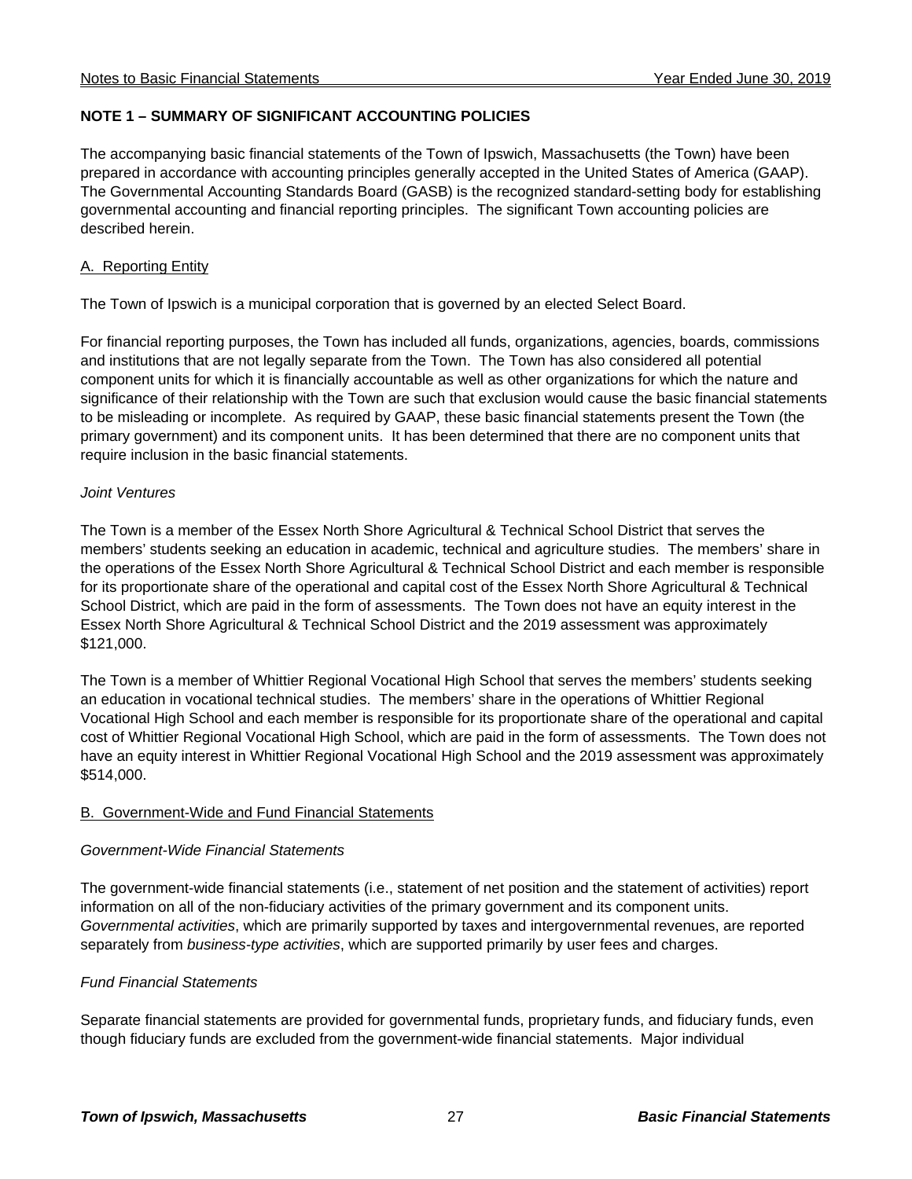## NOTE 1 – SUMMARY OF SIGNIFICANT ACCOUNTING POLICIES

The accompanying basic financial statements of the Town of Ipswich, Massachusetts (the Town) have been prepared in accordance with accounting principles generally accepted in the United States of America (GAAP). The Governmental Accounting Standards Board (GASB) is the recognized standard-setting body for establishing governmental accounting and financial reporting principles. The significant Town accounting policies are described herein.

### A. Reporting Entity

The Town of Ipswich is a municipal corporation that is governed by an elected Select Board.

For financial reporting purposes, the Town has included all funds, organizations, agencies, boards, commissions and institutions that are not legally separate from the Town. The Town has also considered all potential component units for which it is financially accountable as well as other organizations for which the nature and significance of their relationship with the Town are such that exclusion would cause the basic financial statements to be misleading or incomplete. As required by GAAP, these basic financial statements present the Town (the primary government) and its component units. It has been determined that there are no component units that require inclusion in the basic financial statements.

*Joint Ventures*

The Town is a member of the Essex North Shore Agricultural & Technical School District that serves the members' students seeking an education in academic, technical and agriculture studies. The members' share in the operations of the Essex North Shore Agricultural & Technical School District and each member is responsible for its proportionate share of the operational and capital cost of the Essex North Shore Agricultural & Technical School District, which are paid in the form of assessments. The Town does not have an equity interest in the Essex North Shore Agricultural & Technical School District and the 2019 assessment was approximately $121,000.

The Town is a member of Whittier Regional Vocational High School that serves the members' students seeking an education in vocational technical studies. The members' share in the operations of Whittier Regional Vocational High School and each member is responsible for its proportionate share of the operational and capital cost of Whittier Regional Vocational High School, which are paid in the form of assessments. The Town does not have an equity interest in Whittier Regional Vocational High School and the 2019 assessment was approximately $514,000.

### B. Government-Wide and Fund Financial Statements

*Government-Wide Financial Statements*

The government-wide financial statements (i.e., statement of net position and the statement of activities) report information on all of the non-fiduciary activities of the primary government and its component units. *Governmental activities*, which are primarily supported by taxes and intergovernmental revenues, are reported separately from *business-type activities*, which are supported primarily by user fees and charges.

*Fund Financial Statements*

Separate financial statements are provided for governmental funds, proprietary funds, and fiduciary funds, even though fiduciary funds are excluded from the government-wide financial statements. Major individual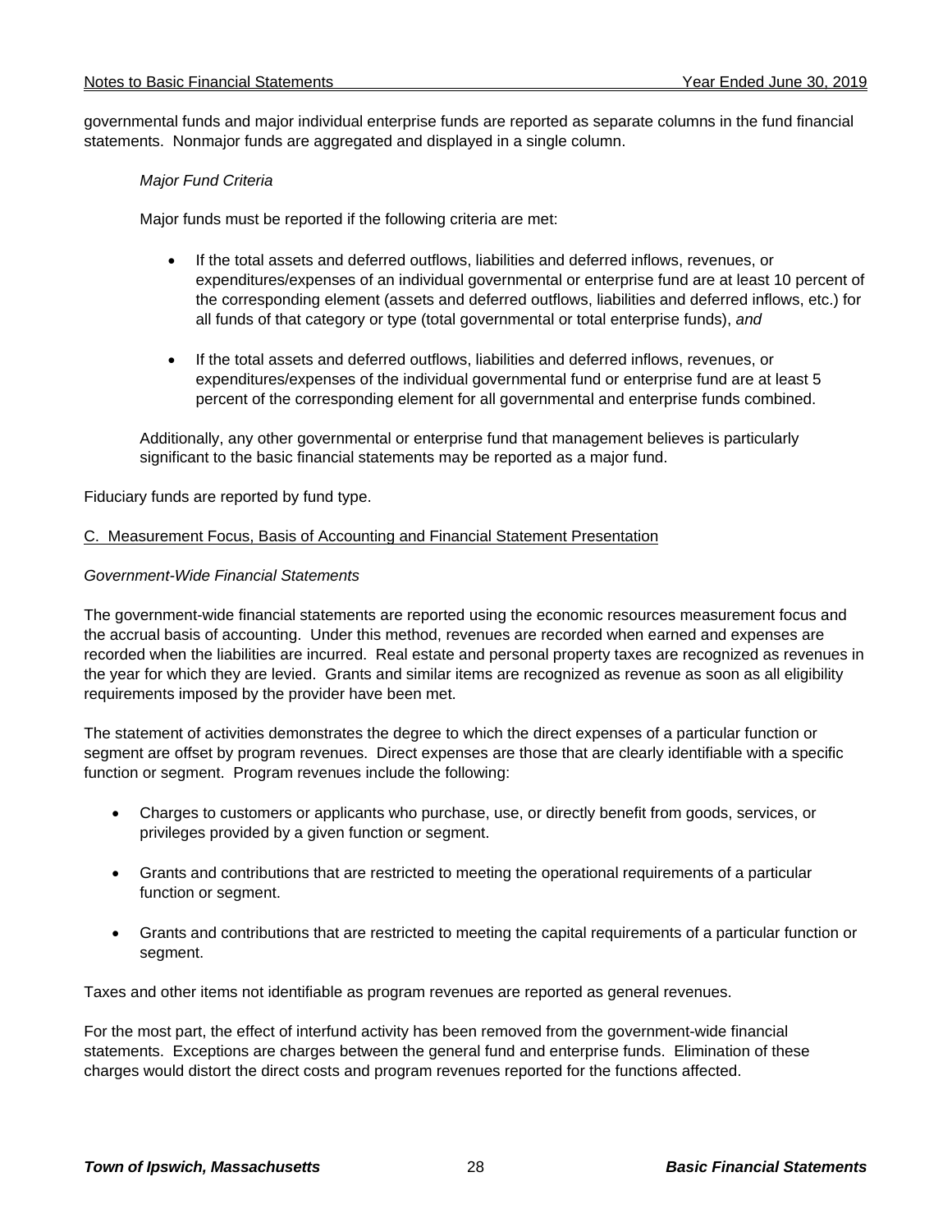governmental funds and major individual enterprise funds are reported as separate columns in the fund financial statements. Nonmajor funds are aggregated and displayed in a single column.

*Major Fund Criteria*

Major funds must be reported if the following criteria are met:

- If the total assets and deferred outflows, liabilities and deferred inflows, revenues, or expenditures/expenses of an individual governmental or enterprise fund are at least 10 percent of the corresponding element (assets and deferred outflows, liabilities and deferred inflows, etc.) for all funds of that category or type (total governmental or total enterprise funds), *and*

- If the total assets and deferred outflows, liabilities and deferred inflows, revenues, or expenditures/expenses of the individual governmental fund or enterprise fund are at least 5 percent of the corresponding element for all governmental and enterprise funds combined.

Additionally, any other governmental or enterprise fund that management believes is particularly significant to the basic financial statements may be reported as a major fund.

Fiduciary funds are reported by fund type.

## C. Measurement Focus, Basis of Accounting and Financial Statement Presentation

*Government-Wide Financial Statements*

The government-wide financial statements are reported using the economic resources measurement focus and the accrual basis of accounting. Under this method, revenues are recorded when earned and expenses are recorded when the liabilities are incurred. Real estate and personal property taxes are recognized as revenues in the year for which they are levied. Grants and similar items are recognized as revenue as soon as all eligibility requirements imposed by the provider have been met.

The statement of activities demonstrates the degree to which the direct expenses of a particular function or segment are offset by program revenues. Direct expenses are those that are clearly identifiable with a specific function or segment. Program revenues include the following:

- Charges to customers or applicants who purchase, use, or directly benefit from goods, services, or privileges provided by a given function or segment.

- Grants and contributions that are restricted to meeting the operational requirements of a particular function or segment.

- Grants and contributions that are restricted to meeting the capital requirements of a particular function or segment.

Taxes and other items not identifiable as program revenues are reported as general revenues.

For the most part, the effect of interfund activity has been removed from the government-wide financial statements. Exceptions are charges between the general fund and enterprise funds. Elimination of these charges would distort the direct costs and program revenues reported for the functions affected.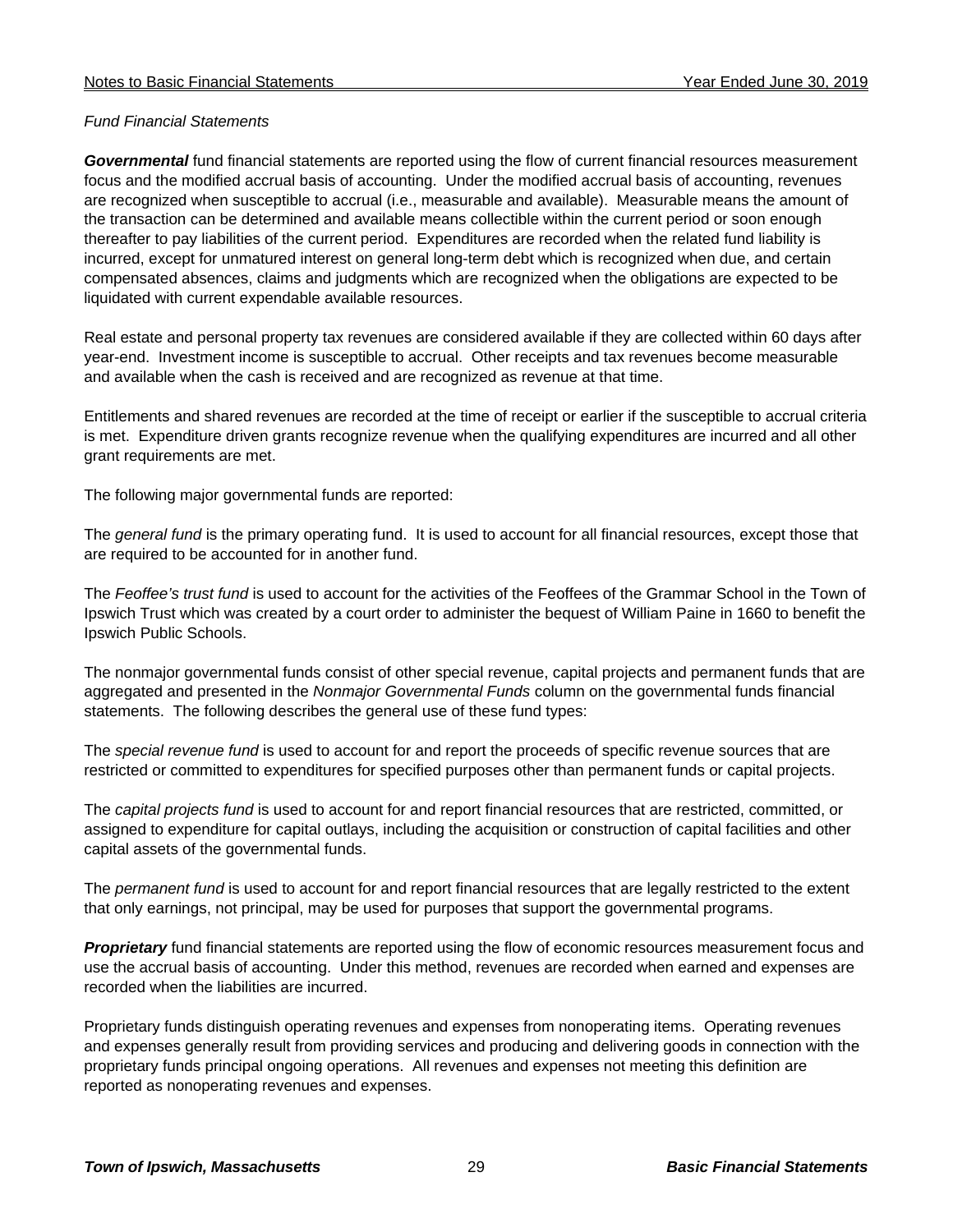*Fund Financial Statements*

***Governmental*** fund financial statements are reported using the flow of current financial resources measurement focus and the modified accrual basis of accounting. Under the modified accrual basis of accounting, revenues are recognized when susceptible to accrual (i.e., measurable and available). Measurable means the amount of the transaction can be determined and available means collectible within the current period or soon enough thereafter to pay liabilities of the current period. Expenditures are recorded when the related fund liability is incurred, except for unmatured interest on general long-term debt which is recognized when due, and certain compensated absences, claims and judgments which are recognized when the obligations are expected to be liquidated with current expendable available resources.

Real estate and personal property tax revenues are considered available if they are collected within 60 days after year-end. Investment income is susceptible to accrual. Other receipts and tax revenues become measurable and available when the cash is received and are recognized as revenue at that time.

Entitlements and shared revenues are recorded at the time of receipt or earlier if the susceptible to accrual criteria is met. Expenditure driven grants recognize revenue when the qualifying expenditures are incurred and all other grant requirements are met.

The following major governmental funds are reported:

The *general fund* is the primary operating fund. It is used to account for all financial resources, except those that are required to be accounted for in another fund.

The *Feoffee's trust fund* is used to account for the activities of the Feoffees of the Grammar School in the Town of Ipswich Trust which was created by a court order to administer the bequest of William Paine in 1660 to benefit the Ipswich Public Schools.

The nonmajor governmental funds consist of other special revenue, capital projects and permanent funds that are aggregated and presented in the *Nonmajor Governmental Funds* column on the governmental funds financial statements. The following describes the general use of these fund types:

The *special revenue fund* is used to account for and report the proceeds of specific revenue sources that are restricted or committed to expenditures for specified purposes other than permanent funds or capital projects.

The *capital projects fund* is used to account for and report financial resources that are restricted, committed, or assigned to expenditure for capital outlays, including the acquisition or construction of capital facilities and other capital assets of the governmental funds.

The *permanent fund* is used to account for and report financial resources that are legally restricted to the extent that only earnings, not principal, may be used for purposes that support the governmental programs.

***Proprietary*** fund financial statements are reported using the flow of economic resources measurement focus and use the accrual basis of accounting. Under this method, revenues are recorded when earned and expenses are recorded when the liabilities are incurred.

Proprietary funds distinguish operating revenues and expenses from nonoperating items. Operating revenues and expenses generally result from providing services and producing and delivering goods in connection with the proprietary funds principal ongoing operations. All revenues and expenses not meeting this definition are reported as nonoperating revenues and expenses.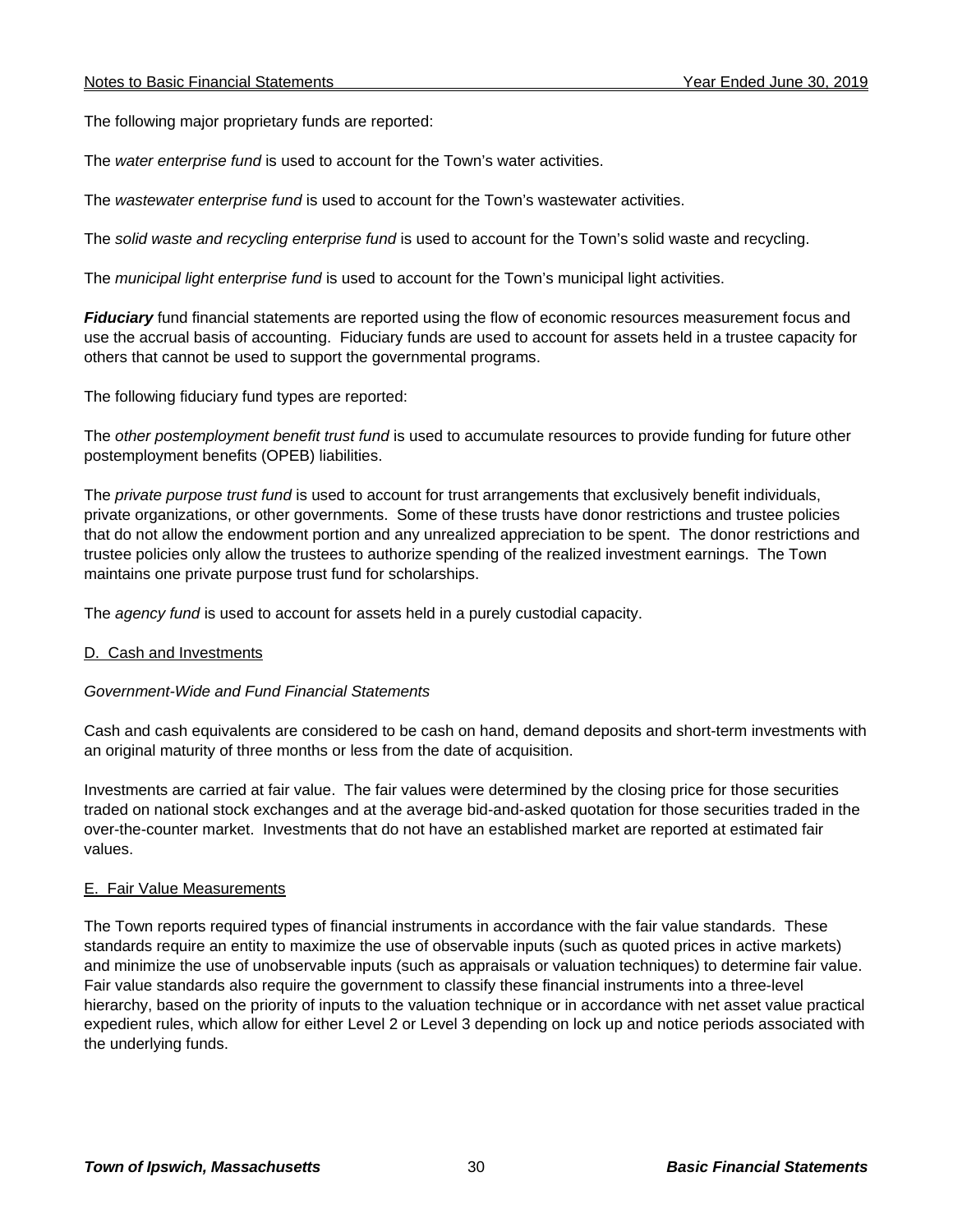The following major proprietary funds are reported:

The *water enterprise fund* is used to account for the Town's water activities.

The *wastewater enterprise fund* is used to account for the Town's wastewater activities.

The *solid waste and recycling enterprise fund* is used to account for the Town's solid waste and recycling.

The *municipal light enterprise fund* is used to account for the Town's municipal light activities.

***Fiduciary*** fund financial statements are reported using the flow of economic resources measurement focus and use the accrual basis of accounting. Fiduciary funds are used to account for assets held in a trustee capacity for others that cannot be used to support the governmental programs.

The following fiduciary fund types are reported:

The *other postemployment benefit trust fund* is used to accumulate resources to provide funding for future other postemployment benefits (OPEB) liabilities.

The *private purpose trust fund* is used to account for trust arrangements that exclusively benefit individuals, private organizations, or other governments. Some of these trusts have donor restrictions and trustee policies that do not allow the endowment portion and any unrealized appreciation to be spent. The donor restrictions and trustee policies only allow the trustees to authorize spending of the realized investment earnings. The Town maintains one private purpose trust fund for scholarships.

The *agency fund* is used to account for assets held in a purely custodial capacity.

## D. Cash and Investments

*Government-Wide and Fund Financial Statements*

Cash and cash equivalents are considered to be cash on hand, demand deposits and short-term investments with an original maturity of three months or less from the date of acquisition.

Investments are carried at fair value. The fair values were determined by the closing price for those securities traded on national stock exchanges and at the average bid-and-asked quotation for those securities traded in the over-the-counter market. Investments that do not have an established market are reported at estimated fair values.

## E. Fair Value Measurements

The Town reports required types of financial instruments in accordance with the fair value standards. These standards require an entity to maximize the use of observable inputs (such as quoted prices in active markets) and minimize the use of unobservable inputs (such as appraisals or valuation techniques) to determine fair value. Fair value standards also require the government to classify these financial instruments into a three-level hierarchy, based on the priority of inputs to the valuation technique or in accordance with net asset value practical expedient rules, which allow for either Level 2 or Level 3 depending on lock up and notice periods associated with the underlying funds.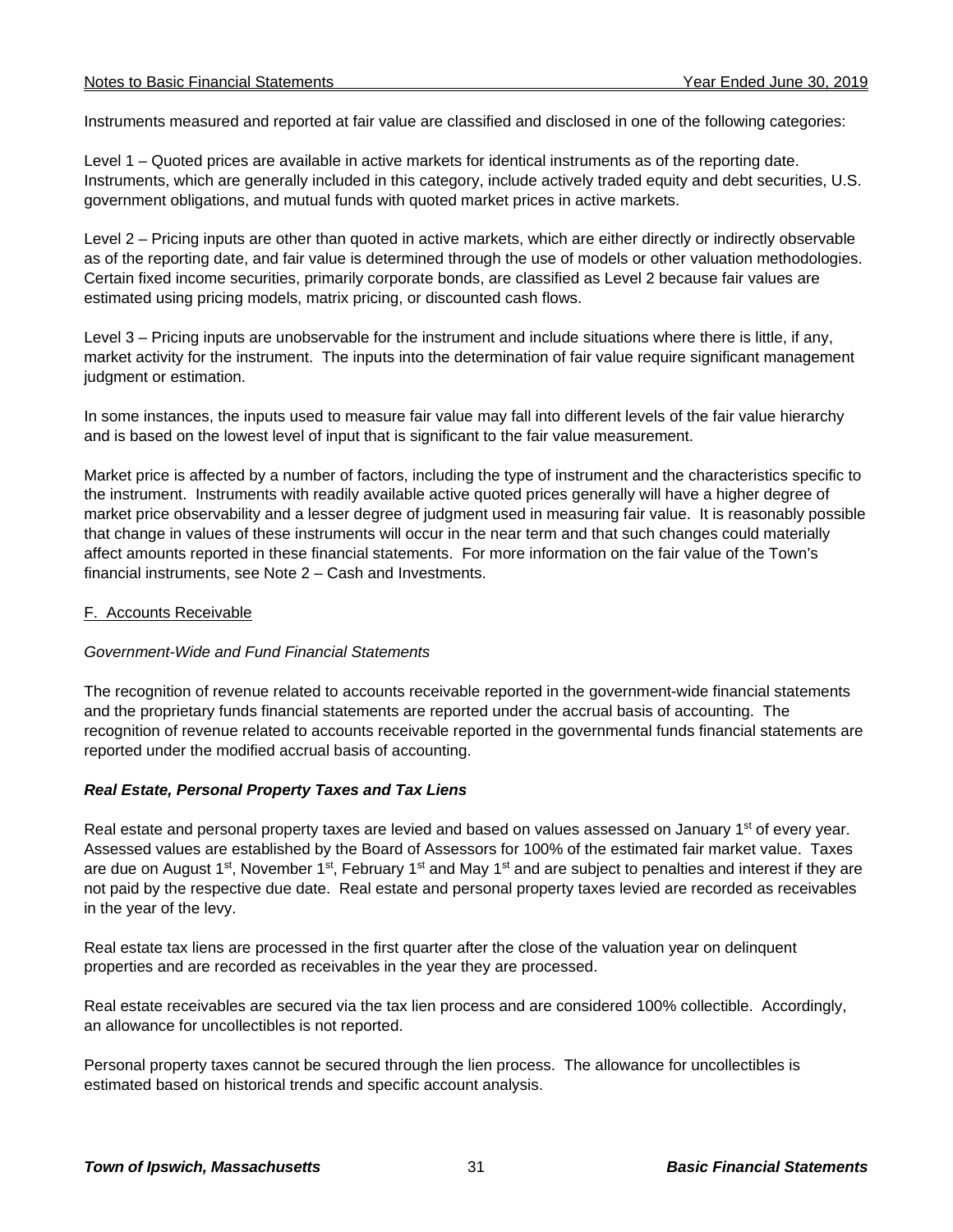Instruments measured and reported at fair value are classified and disclosed in one of the following categories:

Level 1 – Quoted prices are available in active markets for identical instruments as of the reporting date. Instruments, which are generally included in this category, include actively traded equity and debt securities, U.S. government obligations, and mutual funds with quoted market prices in active markets.

Level 2 – Pricing inputs are other than quoted in active markets, which are either directly or indirectly observable as of the reporting date, and fair value is determined through the use of models or other valuation methodologies. Certain fixed income securities, primarily corporate bonds, are classified as Level 2 because fair values are estimated using pricing models, matrix pricing, or discounted cash flows.

Level 3 – Pricing inputs are unobservable for the instrument and include situations where there is little, if any, market activity for the instrument. The inputs into the determination of fair value require significant management judgment or estimation.

In some instances, the inputs used to measure fair value may fall into different levels of the fair value hierarchy and is based on the lowest level of input that is significant to the fair value measurement.

Market price is affected by a number of factors, including the type of instrument and the characteristics specific to the instrument. Instruments with readily available active quoted prices generally will have a higher degree of market price observability and a lesser degree of judgment used in measuring fair value. It is reasonably possible that change in values of these instruments will occur in the near term and that such changes could materially affect amounts reported in these financial statements. For more information on the fair value of the Town's financial instruments, see Note 2 – Cash and Investments.

F. Accounts Receivable

*Government-Wide and Fund Financial Statements*

The recognition of revenue related to accounts receivable reported in the government-wide financial statements and the proprietary funds financial statements are reported under the accrual basis of accounting. The recognition of revenue related to accounts receivable reported in the governmental funds financial statements are reported under the modified accrual basis of accounting.

***Real Estate, Personal Property Taxes and Tax Liens***

Real estate and personal property taxes are levied and based on values assessed on January 1st of every year. Assessed values are established by the Board of Assessors for 100% of the estimated fair market value. Taxes are due on August 1st, November 1st, February 1st and May 1st and are subject to penalties and interest if they are not paid by the respective due date. Real estate and personal property taxes levied are recorded as receivables in the year of the levy.

Real estate tax liens are processed in the first quarter after the close of the valuation year on delinquent properties and are recorded as receivables in the year they are processed.

Real estate receivables are secured via the tax lien process and are considered 100% collectible. Accordingly, an allowance for uncollectibles is not reported.

Personal property taxes cannot be secured through the lien process. The allowance for uncollectibles is estimated based on historical trends and specific account analysis.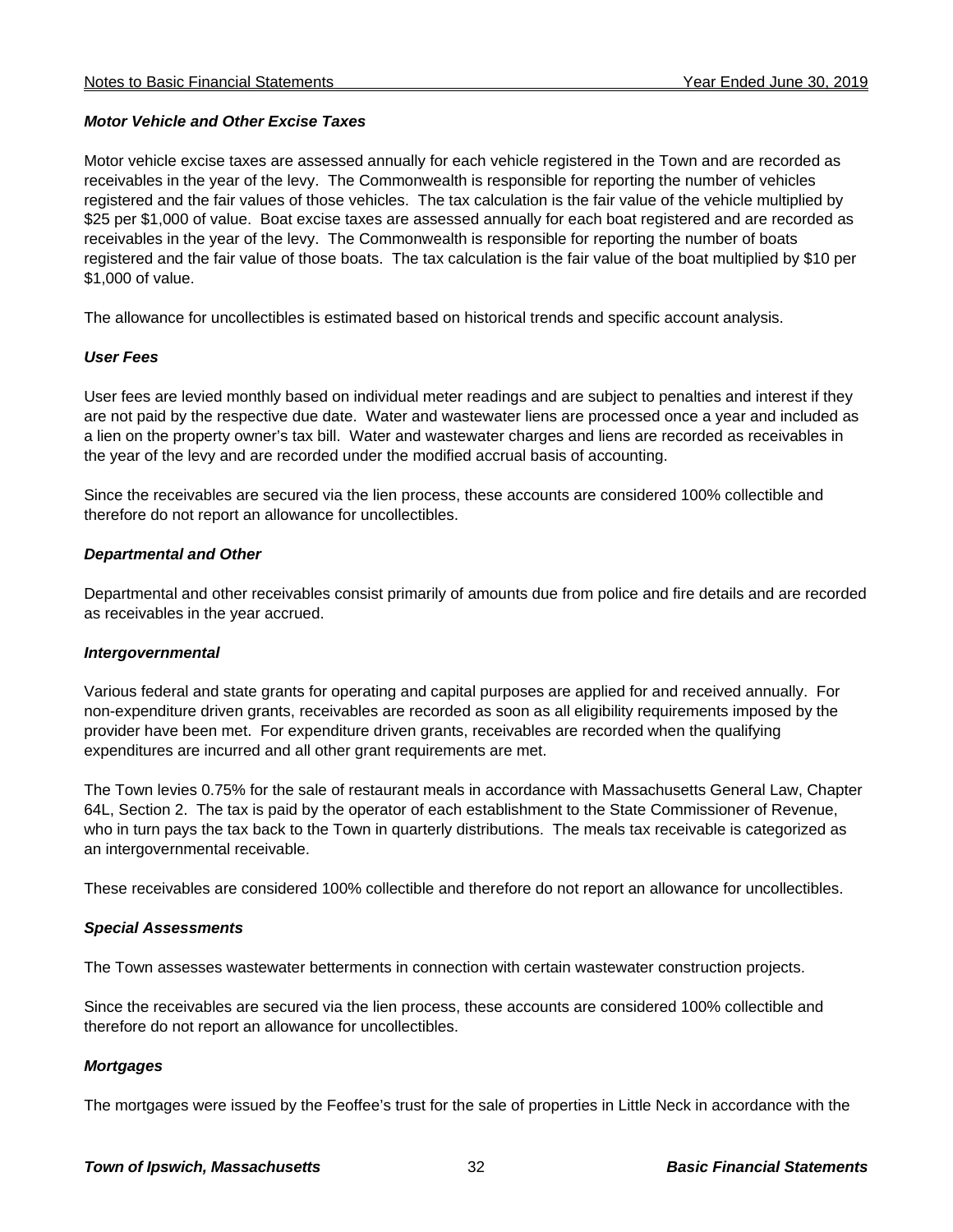### *Motor Vehicle and Other Excise Taxes*

Motor vehicle excise taxes are assessed annually for each vehicle registered in the Town and are recorded as receivables in the year of the levy. The Commonwealth is responsible for reporting the number of vehicles registered and the fair values of those vehicles. The tax calculation is the fair value of the vehicle multiplied by $25 per $1,000 of value. Boat excise taxes are assessed annually for each boat registered and are recorded as receivables in the year of the levy. The Commonwealth is responsible for reporting the number of boats registered and the fair value of those boats. The tax calculation is the fair value of the boat multiplied by $10 per $1,000 of value.

The allowance for uncollectibles is estimated based on historical trends and specific account analysis.

### *User Fees*

User fees are levied monthly based on individual meter readings and are subject to penalties and interest if they are not paid by the respective due date. Water and wastewater liens are processed once a year and included as a lien on the property owner's tax bill. Water and wastewater charges and liens are recorded as receivables in the year of the levy and are recorded under the modified accrual basis of accounting.

Since the receivables are secured via the lien process, these accounts are considered 100% collectible and therefore do not report an allowance for uncollectibles.

### *Departmental and Other*

Departmental and other receivables consist primarily of amounts due from police and fire details and are recorded as receivables in the year accrued.

### *Intergovernmental*

Various federal and state grants for operating and capital purposes are applied for and received annually. For non-expenditure driven grants, receivables are recorded as soon as all eligibility requirements imposed by the provider have been met. For expenditure driven grants, receivables are recorded when the qualifying expenditures are incurred and all other grant requirements are met.

The Town levies 0.75% for the sale of restaurant meals in accordance with Massachusetts General Law, Chapter 64L, Section 2. The tax is paid by the operator of each establishment to the State Commissioner of Revenue, who in turn pays the tax back to the Town in quarterly distributions. The meals tax receivable is categorized as an intergovernmental receivable.

These receivables are considered 100% collectible and therefore do not report an allowance for uncollectibles.

### *Special Assessments*

The Town assesses wastewater betterments in connection with certain wastewater construction projects.

Since the receivables are secured via the lien process, these accounts are considered 100% collectible and therefore do not report an allowance for uncollectibles.

### *Mortgages*

The mortgages were issued by the Feoffee's trust for the sale of properties in Little Neck in accordance with the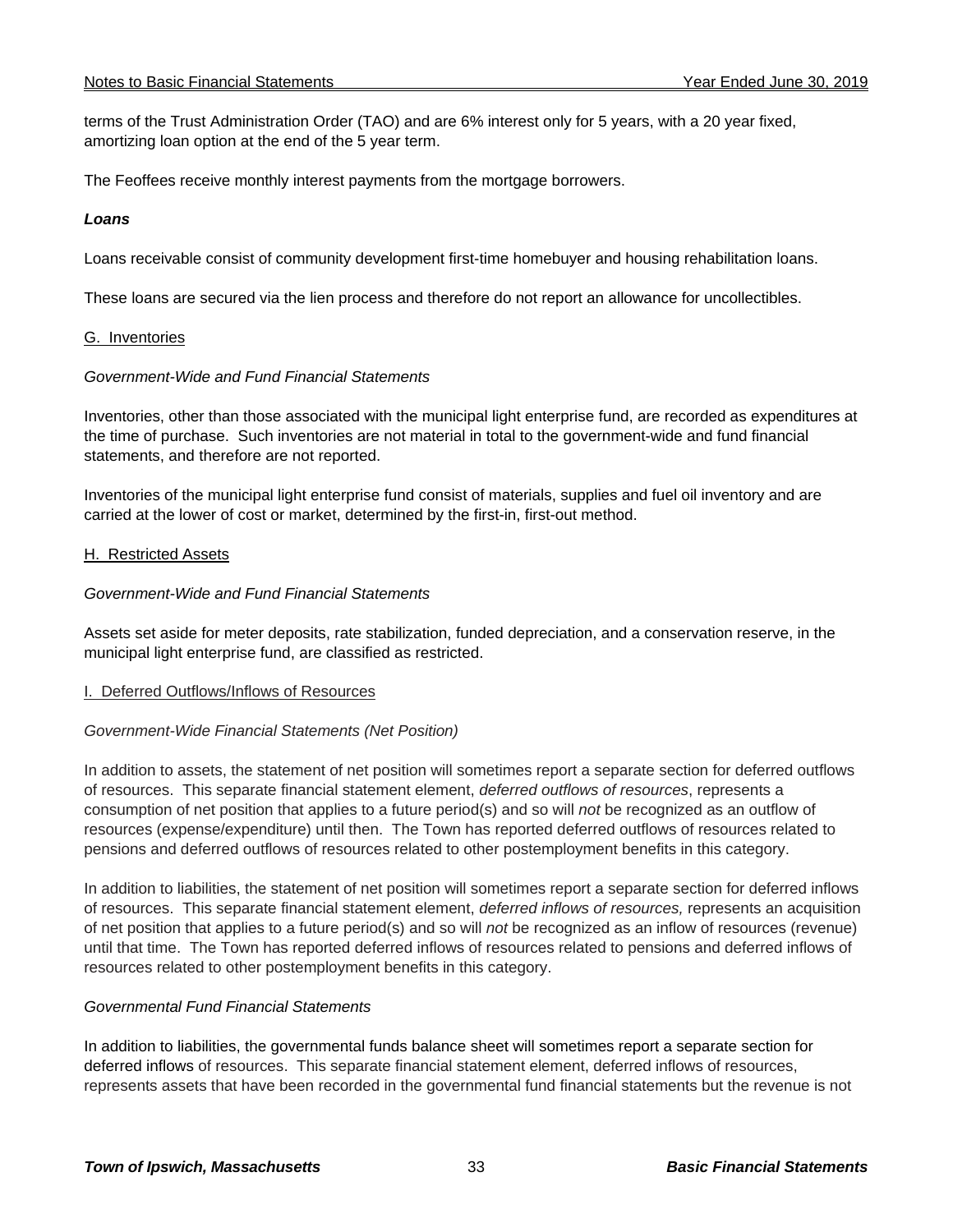terms of the Trust Administration Order (TAO) and are 6% interest only for 5 years, with a 20 year fixed, amortizing loan option at the end of the 5 year term.

The Feoffees receive monthly interest payments from the mortgage borrowers.

***Loans***

Loans receivable consist of community development first-time homebuyer and housing rehabilitation loans.

These loans are secured via the lien process and therefore do not report an allowance for uncollectibles.

G. Inventories

*Government-Wide and Fund Financial Statements*

Inventories, other than those associated with the municipal light enterprise fund, are recorded as expenditures at the time of purchase. Such inventories are not material in total to the government-wide and fund financial statements, and therefore are not reported.

Inventories of the municipal light enterprise fund consist of materials, supplies and fuel oil inventory and are carried at the lower of cost or market, determined by the first-in, first-out method.

H. Restricted Assets

*Government-Wide and Fund Financial Statements*

Assets set aside for meter deposits, rate stabilization, funded depreciation, and a conservation reserve, in the municipal light enterprise fund, are classified as restricted.

I. Deferred Outflows/Inflows of Resources

*Government-Wide Financial Statements (Net Position)*

In addition to assets, the statement of net position will sometimes report a separate section for deferred outflows of resources. This separate financial statement element, *deferred outflows of resources*, represents a consumption of net position that applies to a future period(s) and so will *not* be recognized as an outflow of resources (expense/expenditure) until then. The Town has reported deferred outflows of resources related to pensions and deferred outflows of resources related to other postemployment benefits in this category.

In addition to liabilities, the statement of net position will sometimes report a separate section for deferred inflows of resources. This separate financial statement element, *deferred inflows of resources,* represents an acquisition of net position that applies to a future period(s) and so will *not* be recognized as an inflow of resources (revenue) until that time. The Town has reported deferred inflows of resources related to pensions and deferred inflows of resources related to other postemployment benefits in this category.

*Governmental Fund Financial Statements*

In addition to liabilities, the governmental funds balance sheet will sometimes report a separate section for deferred inflows of resources. This separate financial statement element, deferred inflows of resources, represents assets that have been recorded in the governmental fund financial statements but the revenue is not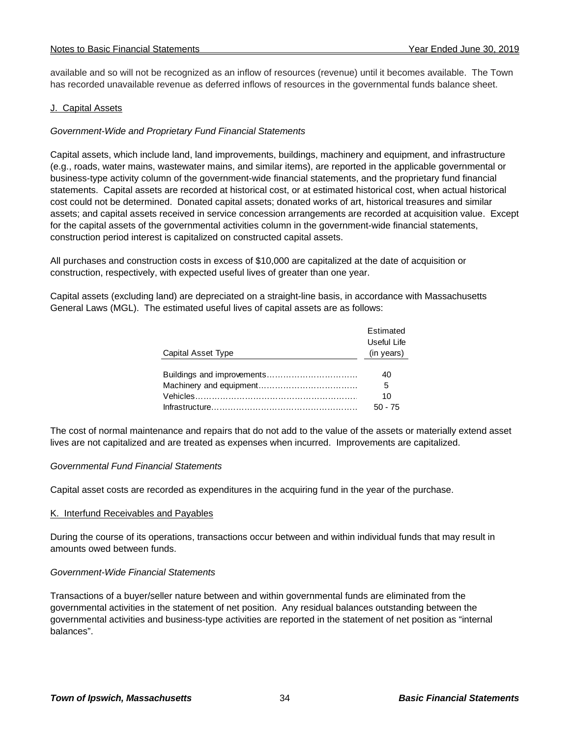available and so will not be recognized as an inflow of resources (revenue) until it becomes available. The Town has recorded unavailable revenue as deferred inflows of resources in the governmental funds balance sheet.

## J. Capital Assets

*Government-Wide and Proprietary Fund Financial Statements*

Capital assets, which include land, land improvements, buildings, machinery and equipment, and infrastructure (e.g., roads, water mains, wastewater mains, and similar items), are reported in the applicable governmental or business-type activity column of the government-wide financial statements, and the proprietary fund financial statements. Capital assets are recorded at historical cost, or at estimated historical cost, when actual historical cost could not be determined. Donated capital assets; donated works of art, historical treasures and similar assets; and capital assets received in service concession arrangements are recorded at acquisition value. Except for the capital assets of the governmental activities column in the government-wide financial statements, construction period interest is capitalized on constructed capital assets.

All purchases and construction costs in excess of $10,000 are capitalized at the date of acquisition or construction, respectively, with expected useful lives of greater than one year.

Capital assets (excluding land) are depreciated on a straight-line basis, in accordance with Massachusetts General Laws (MGL). The estimated useful lives of capital assets are as follows:

| Capital Asset Type | Estimated Useful Life (in years) |
|---|---|
| Buildings and improvements | 40 |
| Machinery and equipment | 5 |
| Vehicles | 10 |
| Infrastructure | 50 - 75 |

The cost of normal maintenance and repairs that do not add to the value of the assets or materially extend asset lives are not capitalized and are treated as expenses when incurred. Improvements are capitalized.

*Governmental Fund Financial Statements*

Capital asset costs are recorded as expenditures in the acquiring fund in the year of the purchase.

## K. Interfund Receivables and Payables

During the course of its operations, transactions occur between and within individual funds that may result in amounts owed between funds.

*Government-Wide Financial Statements*

Transactions of a buyer/seller nature between and within governmental funds are eliminated from the governmental activities in the statement of net position. Any residual balances outstanding between the governmental activities and business-type activities are reported in the statement of net position as “internal balances”.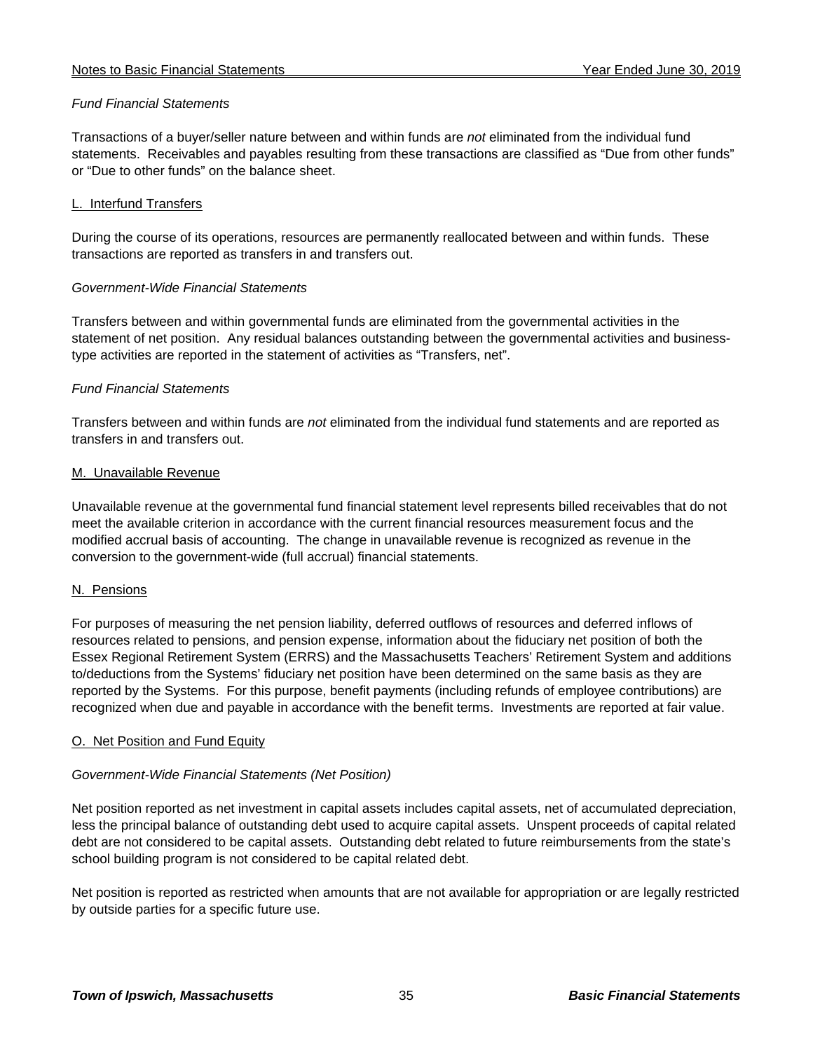*Fund Financial Statements*

Transactions of a buyer/seller nature between and within funds are *not* eliminated from the individual fund statements. Receivables and payables resulting from these transactions are classified as "Due from other funds" or "Due to other funds" on the balance sheet.

## L. Interfund Transfers

During the course of its operations, resources are permanently reallocated between and within funds. These transactions are reported as transfers in and transfers out.

*Government-Wide Financial Statements*

Transfers between and within governmental funds are eliminated from the governmental activities in the statement of net position. Any residual balances outstanding between the governmental activities and business-type activities are reported in the statement of activities as "Transfers, net".

*Fund Financial Statements*

Transfers between and within funds are *not* eliminated from the individual fund statements and are reported as transfers in and transfers out.

## M. Unavailable Revenue

Unavailable revenue at the governmental fund financial statement level represents billed receivables that do not meet the available criterion in accordance with the current financial resources measurement focus and the modified accrual basis of accounting. The change in unavailable revenue is recognized as revenue in the conversion to the government-wide (full accrual) financial statements.

## N. Pensions

For purposes of measuring the net pension liability, deferred outflows of resources and deferred inflows of resources related to pensions, and pension expense, information about the fiduciary net position of both the Essex Regional Retirement System (ERRS) and the Massachusetts Teachers' Retirement System and additions to/deductions from the Systems' fiduciary net position have been determined on the same basis as they are reported by the Systems. For this purpose, benefit payments (including refunds of employee contributions) are recognized when due and payable in accordance with the benefit terms. Investments are reported at fair value.

## O. Net Position and Fund Equity

*Government-Wide Financial Statements (Net Position)*

Net position reported as net investment in capital assets includes capital assets, net of accumulated depreciation, less the principal balance of outstanding debt used to acquire capital assets. Unspent proceeds of capital related debt are not considered to be capital assets. Outstanding debt related to future reimbursements from the state's school building program is not considered to be capital related debt.

Net position is reported as restricted when amounts that are not available for appropriation or are legally restricted by outside parties for a specific future use.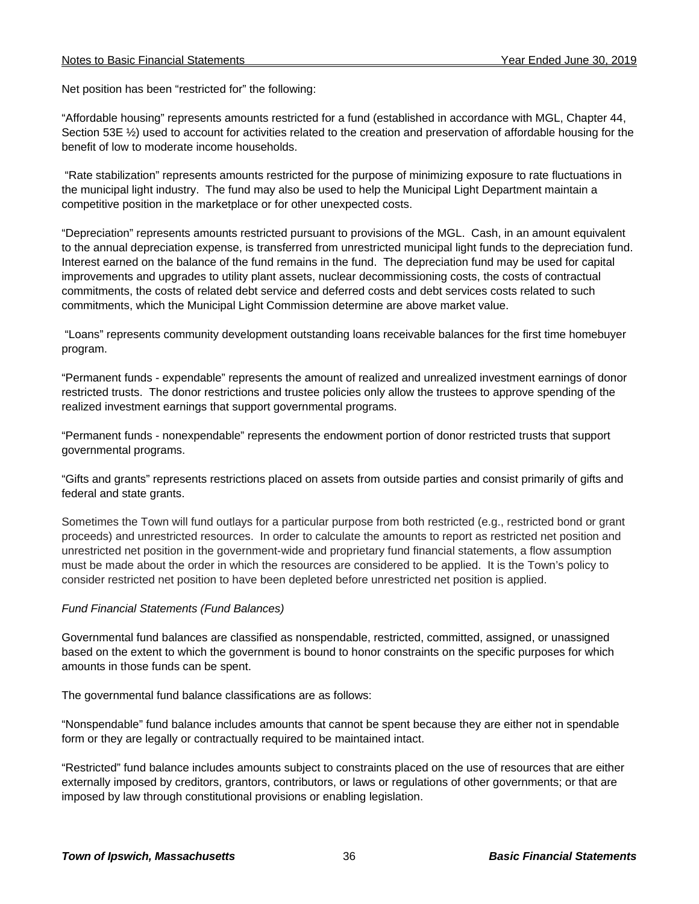Net position has been "restricted for" the following:

"Affordable housing" represents amounts restricted for a fund (established in accordance with MGL, Chapter 44, Section 53E ½) used to account for activities related to the creation and preservation of affordable housing for the benefit of low to moderate income households.

"Rate stabilization" represents amounts restricted for the purpose of minimizing exposure to rate fluctuations in the municipal light industry. The fund may also be used to help the Municipal Light Department maintain a competitive position in the marketplace or for other unexpected costs.

"Depreciation" represents amounts restricted pursuant to provisions of the MGL. Cash, in an amount equivalent to the annual depreciation expense, is transferred from unrestricted municipal light funds to the depreciation fund. Interest earned on the balance of the fund remains in the fund. The depreciation fund may be used for capital improvements and upgrades to utility plant assets, nuclear decommissioning costs, the costs of contractual commitments, the costs of related debt service and deferred costs and debt services costs related to such commitments, which the Municipal Light Commission determine are above market value.

"Loans" represents community development outstanding loans receivable balances for the first time homebuyer program.

"Permanent funds - expendable" represents the amount of realized and unrealized investment earnings of donor restricted trusts. The donor restrictions and trustee policies only allow the trustees to approve spending of the realized investment earnings that support governmental programs.

"Permanent funds - nonexpendable" represents the endowment portion of donor restricted trusts that support governmental programs.

"Gifts and grants" represents restrictions placed on assets from outside parties and consist primarily of gifts and federal and state grants.

Sometimes the Town will fund outlays for a particular purpose from both restricted (e.g., restricted bond or grant proceeds) and unrestricted resources. In order to calculate the amounts to report as restricted net position and unrestricted net position in the government-wide and proprietary fund financial statements, a flow assumption must be made about the order in which the resources are considered to be applied. It is the Town's policy to consider restricted net position to have been depleted before unrestricted net position is applied.

*Fund Financial Statements (Fund Balances)*

Governmental fund balances are classified as nonspendable, restricted, committed, assigned, or unassigned based on the extent to which the government is bound to honor constraints on the specific purposes for which amounts in those funds can be spent.

The governmental fund balance classifications are as follows:

"Nonspendable" fund balance includes amounts that cannot be spent because they are either not in spendable form or they are legally or contractually required to be maintained intact.

"Restricted" fund balance includes amounts subject to constraints placed on the use of resources that are either externally imposed by creditors, grantors, contributors, or laws or regulations of other governments; or that are imposed by law through constitutional provisions or enabling legislation.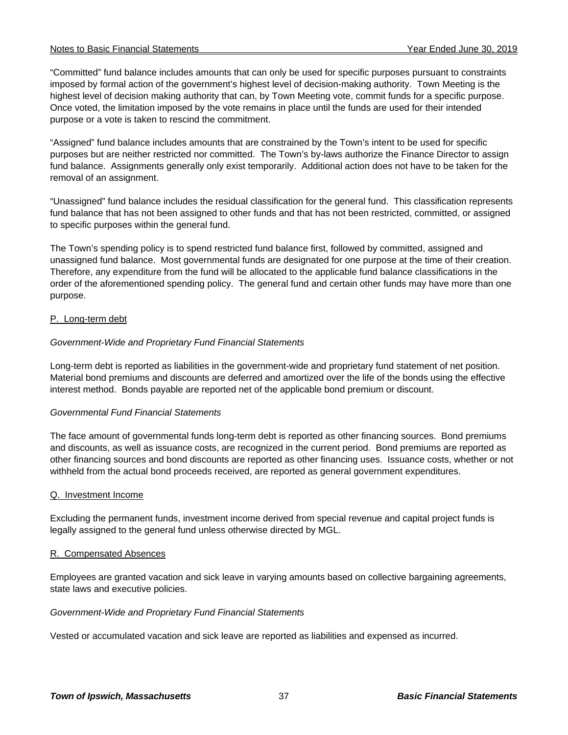"Committed" fund balance includes amounts that can only be used for specific purposes pursuant to constraints imposed by formal action of the government's highest level of decision-making authority. Town Meeting is the highest level of decision making authority that can, by Town Meeting vote, commit funds for a specific purpose. Once voted, the limitation imposed by the vote remains in place until the funds are used for their intended purpose or a vote is taken to rescind the commitment.

"Assigned" fund balance includes amounts that are constrained by the Town's intent to be used for specific purposes but are neither restricted nor committed. The Town's by-laws authorize the Finance Director to assign fund balance. Assignments generally only exist temporarily. Additional action does not have to be taken for the removal of an assignment.

"Unassigned" fund balance includes the residual classification for the general fund. This classification represents fund balance that has not been assigned to other funds and that has not been restricted, committed, or assigned to specific purposes within the general fund.

The Town's spending policy is to spend restricted fund balance first, followed by committed, assigned and unassigned fund balance. Most governmental funds are designated for one purpose at the time of their creation. Therefore, any expenditure from the fund will be allocated to the applicable fund balance classifications in the order of the aforementioned spending policy. The general fund and certain other funds may have more than one purpose.

## P. Long-term debt

*Government-Wide and Proprietary Fund Financial Statements*

Long-term debt is reported as liabilities in the government-wide and proprietary fund statement of net position. Material bond premiums and discounts are deferred and amortized over the life of the bonds using the effective interest method. Bonds payable are reported net of the applicable bond premium or discount.

*Governmental Fund Financial Statements*

The face amount of governmental funds long-term debt is reported as other financing sources. Bond premiums and discounts, as well as issuance costs, are recognized in the current period. Bond premiums are reported as other financing sources and bond discounts are reported as other financing uses. Issuance costs, whether or not withheld from the actual bond proceeds received, are reported as general government expenditures.

## Q. Investment Income

Excluding the permanent funds, investment income derived from special revenue and capital project funds is legally assigned to the general fund unless otherwise directed by MGL.

## R. Compensated Absences

Employees are granted vacation and sick leave in varying amounts based on collective bargaining agreements, state laws and executive policies.

*Government-Wide and Proprietary Fund Financial Statements*

Vested or accumulated vacation and sick leave are reported as liabilities and expensed as incurred.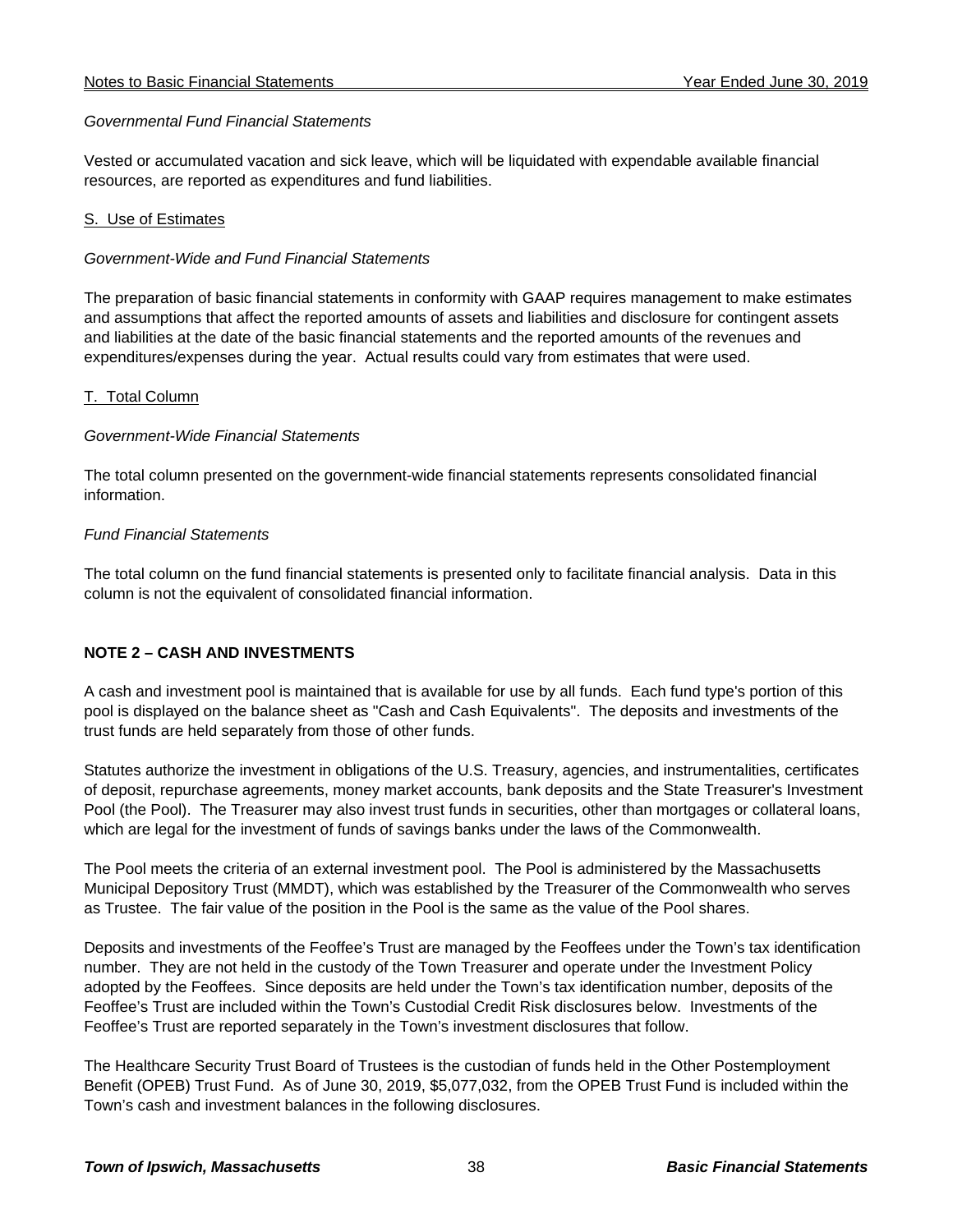*Governmental Fund Financial Statements*

Vested or accumulated vacation and sick leave, which will be liquidated with expendable available financial resources, are reported as expenditures and fund liabilities.

S. Use of Estimates

*Government-Wide and Fund Financial Statements*

The preparation of basic financial statements in conformity with GAAP requires management to make estimates and assumptions that affect the reported amounts of assets and liabilities and disclosure for contingent assets and liabilities at the date of the basic financial statements and the reported amounts of the revenues and expenditures/expenses during the year. Actual results could vary from estimates that were used.

T. Total Column

*Government-Wide Financial Statements*

The total column presented on the government-wide financial statements represents consolidated financial information.

*Fund Financial Statements*

The total column on the fund financial statements is presented only to facilitate financial analysis. Data in this column is not the equivalent of consolidated financial information.

## NOTE 2 – CASH AND INVESTMENTS

A cash and investment pool is maintained that is available for use by all funds. Each fund type's portion of this pool is displayed on the balance sheet as "Cash and Cash Equivalents". The deposits and investments of the trust funds are held separately from those of other funds.

Statutes authorize the investment in obligations of the U.S. Treasury, agencies, and instrumentalities, certificates of deposit, repurchase agreements, money market accounts, bank deposits and the State Treasurer's Investment Pool (the Pool). The Treasurer may also invest trust funds in securities, other than mortgages or collateral loans, which are legal for the investment of funds of savings banks under the laws of the Commonwealth.

The Pool meets the criteria of an external investment pool. The Pool is administered by the Massachusetts Municipal Depository Trust (MMDT), which was established by the Treasurer of the Commonwealth who serves as Trustee. The fair value of the position in the Pool is the same as the value of the Pool shares.

Deposits and investments of the Feoffee's Trust are managed by the Feoffees under the Town's tax identification number. They are not held in the custody of the Town Treasurer and operate under the Investment Policy adopted by the Feoffees. Since deposits are held under the Town's tax identification number, deposits of the Feoffee's Trust are included within the Town's Custodial Credit Risk disclosures below. Investments of the Feoffee's Trust are reported separately in the Town's investment disclosures that follow.

The Healthcare Security Trust Board of Trustees is the custodian of funds held in the Other Postemployment Benefit (OPEB) Trust Fund. As of June 30, 2019, $5,077,032, from the OPEB Trust Fund is included within the Town's cash and investment balances in the following disclosures.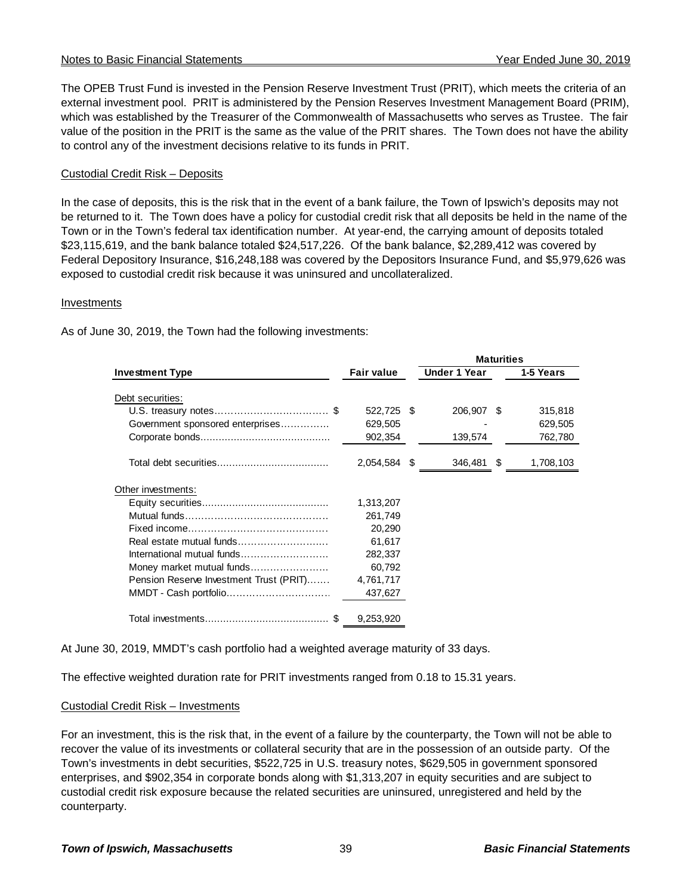The OPEB Trust Fund is invested in the Pension Reserve Investment Trust (PRIT), which meets the criteria of an external investment pool. PRIT is administered by the Pension Reserves Investment Management Board (PRIM), which was established by the Treasurer of the Commonwealth of Massachusetts who serves as Trustee. The fair value of the position in the PRIT is the same as the value of the PRIT shares. The Town does not have the ability to control any of the investment decisions relative to its funds in PRIT.

Custodial Credit Risk – Deposits

In the case of deposits, this is the risk that in the event of a bank failure, the Town of Ipswich's deposits may not be returned to it. The Town does have a policy for custodial credit risk that all deposits be held in the name of the Town or in the Town's federal tax identification number. At year-end, the carrying amount of deposits totaled $23,115,619, and the bank balance totaled $24,517,226. Of the bank balance, $2,289,412 was covered by Federal Depository Insurance, $16,248,188 was covered by the Depositors Insurance Fund, and $5,979,626 was exposed to custodial credit risk because it was uninsured and uncollateralized.

Investments

As of June 30, 2019, the Town had the following investments:

| | | Maturities | |
|---|---|---|---|
| **Investment Type** | **Fair value** | **Under 1 Year** | **1-5 Years** |
| Debt securities: | | | |
| U.S. treasury notes | $ 522,725 | $ 206,907 | $ 315,818 |
| Government sponsored enterprises | 629,505 | - | 629,505 |
| Corporate bonds | 902,354 | 139,574 | 762,780 |
| Total debt securities | 2,054,584 | $ 346,481 | $ 1,708,103 |
| Other investments: | | | |
| Equity securities | 1,313,207 | | |
| Mutual funds | 261,749 | | |
| Fixed income | 20,290 | | |
| Real estate mutual funds | 61,617 | | |
| International mutual funds | 282,337 | | |
| Money market mutual funds | 60,792 | | |
| Pension Reserve Investment Trust (PRIT) | 4,761,717 | | |
| MMDT - Cash portfolio | 437,627 | | |
| Total investments | $ 9,253,920 | | |

At June 30, 2019, MMDT's cash portfolio had a weighted average maturity of 33 days.

The effective weighted duration rate for PRIT investments ranged from 0.18 to 15.31 years.

Custodial Credit Risk – Investments

For an investment, this is the risk that, in the event of a failure by the counterparty, the Town will not be able to recover the value of its investments or collateral security that are in the possession of an outside party. Of the Town's investments in debt securities, $522,725 in U.S. treasury notes, $629,505 in government sponsored enterprises, and $902,354 in corporate bonds along with $1,313,207 in equity securities and are subject to custodial credit risk exposure because the related securities are uninsured, unregistered and held by the counterparty.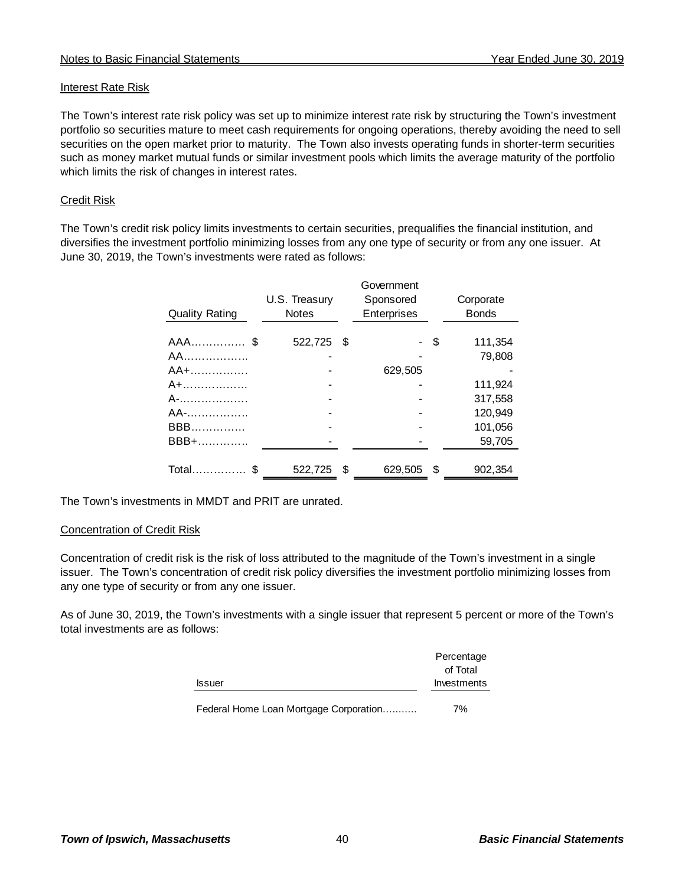### Interest Rate Risk

The Town's interest rate risk policy was set up to minimize interest rate risk by structuring the Town's investment portfolio so securities mature to meet cash requirements for ongoing operations, thereby avoiding the need to sell securities on the open market prior to maturity. The Town also invests operating funds in shorter-term securities such as money market mutual funds or similar investment pools which limits the average maturity of the portfolio which limits the risk of changes in interest rates.

### Credit Risk

The Town's credit risk policy limits investments to certain securities, prequalifies the financial institution, and diversifies the investment portfolio minimizing losses from any one type of security or from any one issuer. At June 30, 2019, the Town's investments were rated as follows:

| Quality Rating | U.S. Treasury Notes | Government Sponsored Enterprises | Corporate Bonds |
|---|---|---|---|
| AAA | $ 522,725 | $ - | $ 111,354 |
| AA | - | - | 79,808 |
| AA+ | - | 629,505 | - |
| A+ | - | - | 111,924 |
| A- | - | - | 317,558 |
| AA- | - | - | 120,949 |
| BBB | - | - | 101,056 |
| BBB+ | - | - | 59,705 |
| Total | $ 522,725 | $ 629,505 | $ 902,354 |

The Town's investments in MMDT and PRIT are unrated.

### Concentration of Credit Risk

Concentration of credit risk is the risk of loss attributed to the magnitude of the Town's investment in a single issuer. The Town's concentration of credit risk policy diversifies the investment portfolio minimizing losses from any one type of security or from any one issuer.

As of June 30, 2019, the Town's investments with a single issuer that represent 5 percent or more of the Town's total investments are as follows:

| Issuer | Percentage of Total Investments |
|---|---|
| Federal Home Loan Mortgage Corporation | 7% |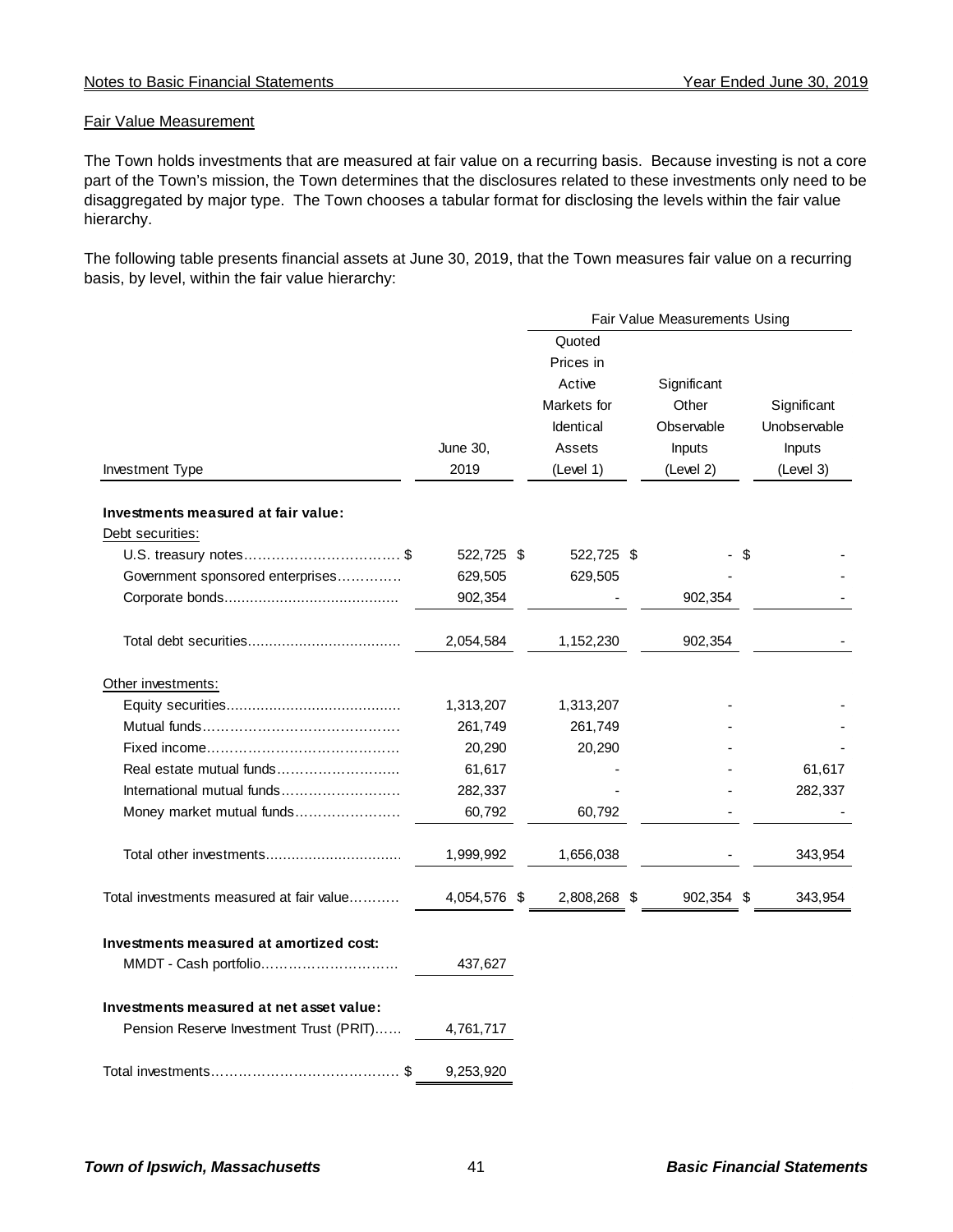## Fair Value Measurement

The Town holds investments that are measured at fair value on a recurring basis. Because investing is not a core part of the Town's mission, the Town determines that the disclosures related to these investments only need to be disaggregated by major type. The Town chooses a tabular format for disclosing the levels within the fair value hierarchy.

The following table presents financial assets at June 30, 2019, that the Town measures fair value on a recurring basis, by level, within the fair value hierarchy:

| | | Fair Value Measurements Using | | |
|---|---|---|---|---|
| Investment Type | June 30, 2019 | Quoted Prices in Active Markets for Identical Assets (Level 1) | Significant Other Observable Inputs (Level 2) | Significant Unobservable Inputs (Level 3) |
| **Investments measured at fair value:** | | | | |
| Debt securities: | | | | |
| U.S. treasury notes | $ 522,725 | $ 522,725 | $ - | $ - |
| Government sponsored enterprises | 629,505 | 629,505 | - | - |
| Corporate bonds | 902,354 | - | 902,354 | - |
| Total debt securities | 2,054,584 | 1,152,230 | 902,354 | - |
| Other investments: | | | | |
| Equity securities | 1,313,207 | 1,313,207 | - | - |
| Mutual funds | 261,749 | 261,749 | - | - |
| Fixed income | 20,290 | 20,290 | - | - |
| Real estate mutual funds | 61,617 | - | - | 61,617 |
| International mutual funds | 282,337 | - | - | 282,337 |
| Money market mutual funds | 60,792 | 60,792 | - | - |
| Total other investments | 1,999,992 | 1,656,038 | - | 343,954 |
| Total investments measured at fair value | 4,054,576 | $ 2,808,268 | $ 902,354 | $ 343,954 |
| **Investments measured at amortized cost:** | | | | |
| MMDT - Cash portfolio | 437,627 | | | |
| **Investments measured at net asset value:** | | | | |
| Pension Reserve Investment Trust (PRIT) | 4,761,717 | | | |
| Total investments | $ 9,253,920 | | | |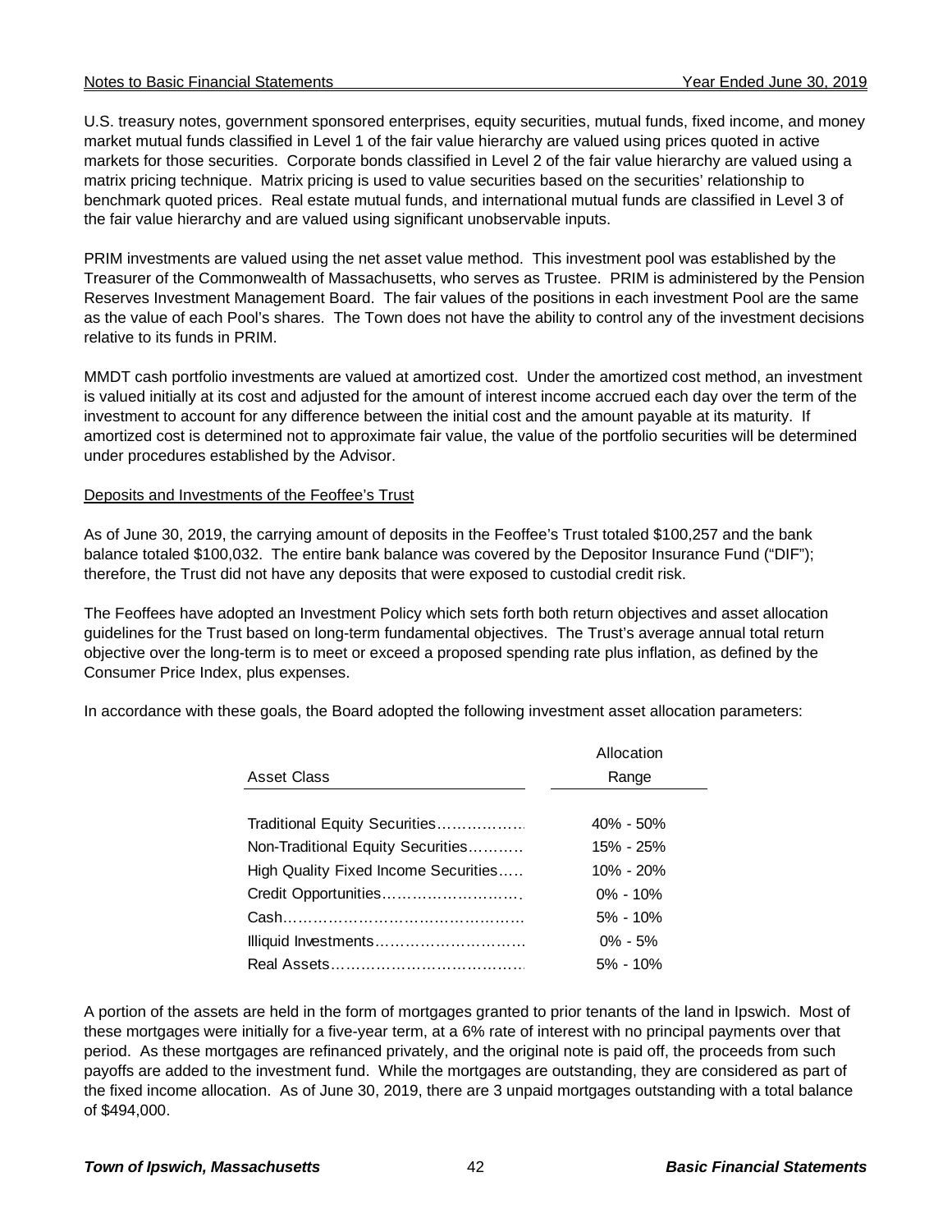U.S. treasury notes, government sponsored enterprises, equity securities, mutual funds, fixed income, and money market mutual funds classified in Level 1 of the fair value hierarchy are valued using prices quoted in active markets for those securities. Corporate bonds classified in Level 2 of the fair value hierarchy are valued using a matrix pricing technique. Matrix pricing is used to value securities based on the securities' relationship to benchmark quoted prices. Real estate mutual funds, and international mutual funds are classified in Level 3 of the fair value hierarchy and are valued using significant unobservable inputs.

PRIM investments are valued using the net asset value method. This investment pool was established by the Treasurer of the Commonwealth of Massachusetts, who serves as Trustee. PRIM is administered by the Pension Reserves Investment Management Board. The fair values of the positions in each investment Pool are the same as the value of each Pool's shares. The Town does not have the ability to control any of the investment decisions relative to its funds in PRIM.

MMDT cash portfolio investments are valued at amortized cost. Under the amortized cost method, an investment is valued initially at its cost and adjusted for the amount of interest income accrued each day over the term of the investment to account for any difference between the initial cost and the amount payable at its maturity. If amortized cost is determined not to approximate fair value, the value of the portfolio securities will be determined under procedures established by the Advisor.

Deposits and Investments of the Feoffee's Trust

As of June 30, 2019, the carrying amount of deposits in the Feoffee's Trust totaled $100,257 and the bank balance totaled $100,032. The entire bank balance was covered by the Depositor Insurance Fund ("DIF"); therefore, the Trust did not have any deposits that were exposed to custodial credit risk.

The Feoffees have adopted an Investment Policy which sets forth both return objectives and asset allocation guidelines for the Trust based on long-term fundamental objectives. The Trust's average annual total return objective over the long-term is to meet or exceed a proposed spending rate plus inflation, as defined by the Consumer Price Index, plus expenses.

In accordance with these goals, the Board adopted the following investment asset allocation parameters:

| Asset Class | Allocation Range |
|---|---|
| Traditional Equity Securities | 40% - 50% |
| Non-Traditional Equity Securities | 15% - 25% |
| High Quality Fixed Income Securities | 10% - 20% |
| Credit Opportunities | 0% - 10% |
| Cash | 5% - 10% |
| Illiquid Investments | 0% - 5% |
| Real Assets | 5% - 10% |

A portion of the assets are held in the form of mortgages granted to prior tenants of the land in Ipswich. Most of these mortgages were initially for a five-year term, at a 6% rate of interest with no principal payments over that period. As these mortgages are refinanced privately, and the original note is paid off, the proceeds from such payoffs are added to the investment fund. While the mortgages are outstanding, they are considered as part of the fixed income allocation. As of June 30, 2019, there are 3 unpaid mortgages outstanding with a total balance of $494,000.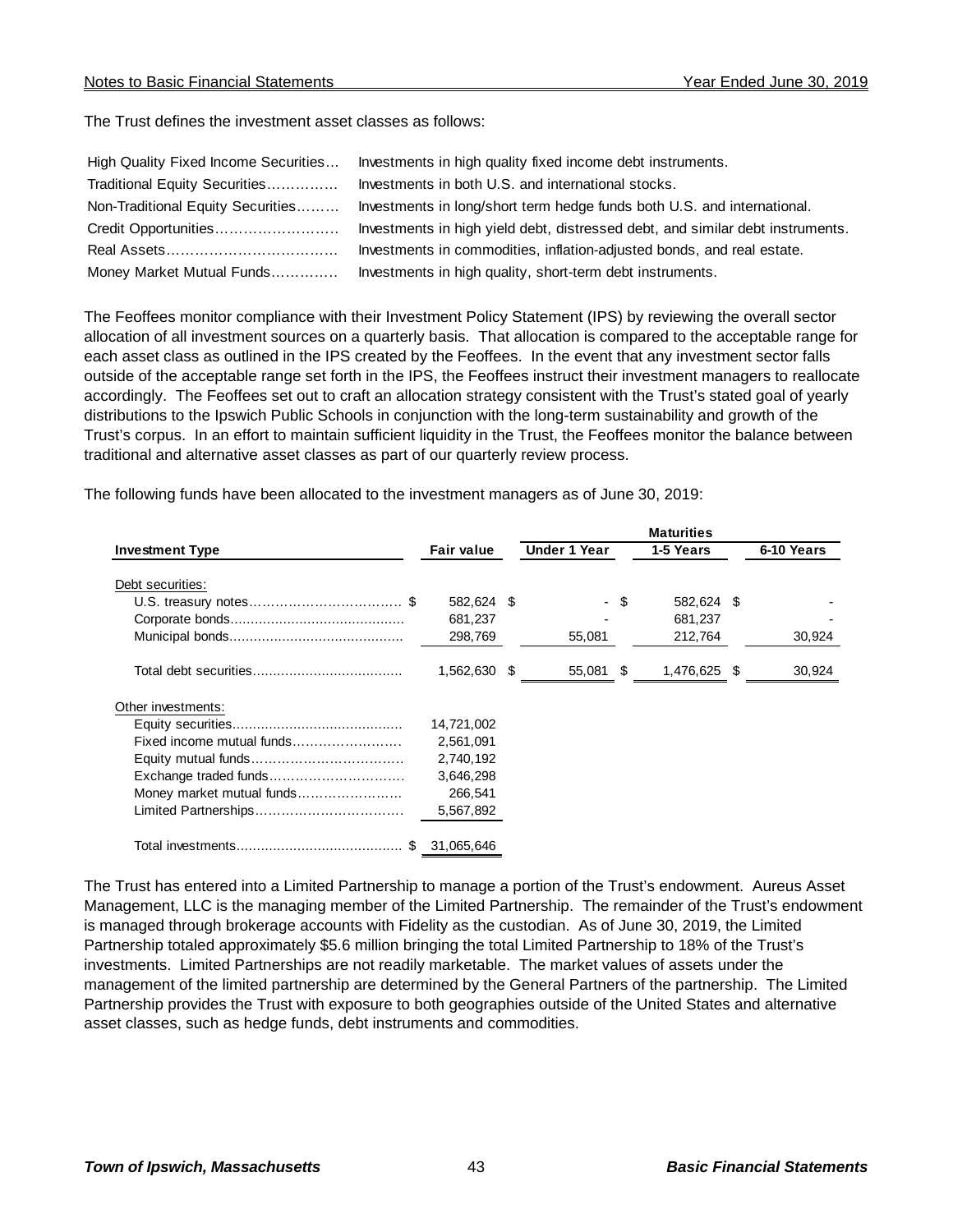The Trust defines the investment asset classes as follows:

| | |
|---|---|
| High Quality Fixed Income Securities… | Investments in high quality fixed income debt instruments. |
| Traditional Equity Securities…………… | Investments in both U.S. and international stocks. |
| Non-Traditional Equity Securities……… | Investments in long/short term hedge funds both U.S. and international. |
| Credit Opportunities……………………… | Investments in high yield debt, distressed debt, and similar debt instruments. |
| Real Assets……………………………… | Investments in commodities, inflation-adjusted bonds, and real estate. |
| Money Market Mutual Funds…………. | Investments in high quality, short-term debt instruments. |

The Feoffees monitor compliance with their Investment Policy Statement (IPS) by reviewing the overall sector allocation of all investment sources on a quarterly basis. That allocation is compared to the acceptable range for each asset class as outlined in the IPS created by the Feoffees. In the event that any investment sector falls outside of the acceptable range set forth in the IPS, the Feoffees instruct their investment managers to reallocate accordingly. The Feoffees set out to craft an allocation strategy consistent with the Trust's stated goal of yearly distributions to the Ipswich Public Schools in conjunction with the long-term sustainability and growth of the Trust's corpus. In an effort to maintain sufficient liquidity in the Trust, the Feoffees monitor the balance between traditional and alternative asset classes as part of our quarterly review process.

The following funds have been allocated to the investment managers as of June 30, 2019:

| | | Maturities | | |
|---|---|---|---|---|
| **Investment Type** | **Fair value** | **Under 1 Year** | **1-5 Years** | **6-10 Years** |
| Debt securities: | | | | |
| U.S. treasury notes……………………………… $ | 582,624 $ | - $ | 582,624 $ | - |
| Corporate bonds…………………………………… | 681,237 | - | 681,237 | - |
| Municipal bonds…………………………………… | 298,769 | 55,081 | 212,764 | 30,924 |
| Total debt securities……………………………… | 1,562,630 $ | 55,081 $ | 1,476,625 $ | 30,924 |
| Other investments: | | | | |
| Equity securities…………………………………… | 14,721,002 | | | |
| Fixed income mutual funds……………………… | 2,561,091 | | | |
| Equity mutual funds……………………………… | 2,740,192 | | | |
| Exchange traded funds…………………………… | 3,646,298 | | | |
| Money market mutual funds……………………… | 266,541 | | | |
| Limited Partnerships……………………………… | 5,567,892 | | | |
| Total investments………………………………… $ | 31,065,646 | | | |

The Trust has entered into a Limited Partnership to manage a portion of the Trust's endowment. Aureus Asset Management, LLC is the managing member of the Limited Partnership. The remainder of the Trust's endowment is managed through brokerage accounts with Fidelity as the custodian. As of June 30, 2019, the Limited Partnership totaled approximately $5.6 million bringing the total Limited Partnership to 18% of the Trust's investments. Limited Partnerships are not readily marketable. The market values of assets under the management of the limited partnership are determined by the General Partners of the partnership. The Limited Partnership provides the Trust with exposure to both geographies outside of the United States and alternative asset classes, such as hedge funds, debt instruments and commodities.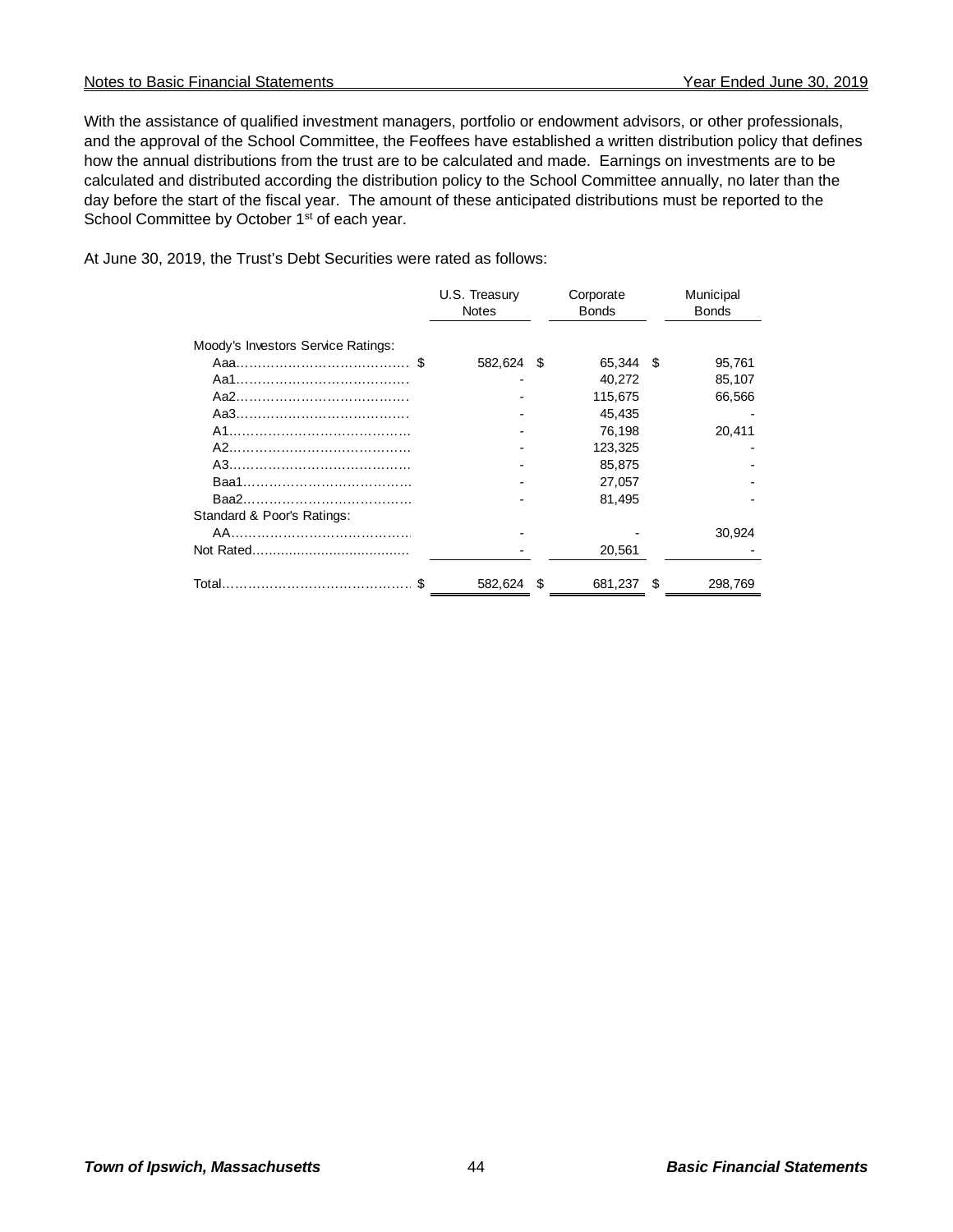With the assistance of qualified investment managers, portfolio or endowment advisors, or other professionals, and the approval of the School Committee, the Feoffees have established a written distribution policy that defines how the annual distributions from the trust are to be calculated and made. Earnings on investments are to be calculated and distributed according the distribution policy to the School Committee annually, no later than the day before the start of the fiscal year. The amount of these anticipated distributions must be reported to the School Committee by October 1st of each year.

At June 30, 2019, the Trust's Debt Securities were rated as follows:

| | U.S. Treasury Notes | Corporate Bonds | Municipal Bonds |
|---|---|---|---|
| Moody's Investors Service Ratings: | | | |
| Aaa | $ 582,624 | $ 65,344 | $ 95,761 |
| Aa1 | - | 40,272 | 85,107 |
| Aa2 | - | 115,675 | 66,566 |
| Aa3 | - | 45,435 | - |
| A1 | - | 76,198 | 20,411 |
| A2 | - | 123,325 | - |
| A3 | - | 85,875 | - |
| Baa1 | - | 27,057 | - |
| Baa2 | - | 81,495 | - |
| Standard & Poor's Ratings: | | | |
| AA | - | - | 30,924 |
| Not Rated | - | 20,561 | - |
| Total | $ 582,624 | $ 681,237 | $ 298,769 |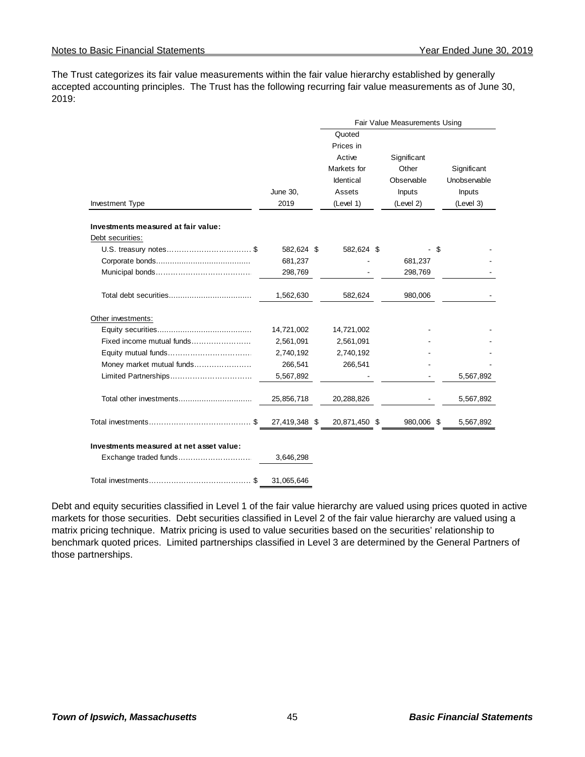The Trust categorizes its fair value measurements within the fair value hierarchy established by generally accepted accounting principles. The Trust has the following recurring fair value measurements as of June 30, 2019:

| | | Fair Value Measurements Using | | |
|---|---|---|---|---|
| Investment Type | June 30, 2019 | Quoted Prices in Active Markets for Identical Assets (Level 1) | Significant Other Observable Inputs (Level 2) | Significant Unobservable Inputs (Level 3) |
| **Investments measured at fair value:** | | | | |
| Debt securities: | | | | |
| U.S. treasury notes | $ 582,624 | $ 582,624 | $ - | $ - |
| Corporate bonds | 681,237 | - | 681,237 | - |
| Municipal bonds | 298,769 | - | 298,769 | - |
| Total debt securities | 1,562,630 | 582,624 | 980,006 | - |
| Other investments: | | | | |
| Equity securities | 14,721,002 | 14,721,002 | - | - |
| Fixed income mutual funds | 2,561,091 | 2,561,091 | - | - |
| Equity mutual funds | 2,740,192 | 2,740,192 | - | - |
| Money market mutual funds | 266,541 | 266,541 | - | - |
| Limited Partnerships | 5,567,892 | - | - | 5,567,892 |
| Total other investments | 25,856,718 | 20,288,826 | - | 5,567,892 |
| Total investments | $ 27,419,348 | $ 20,871,450 | $ 980,006 | $ 5,567,892 |
| **Investments measured at net asset value:** | | | | |
| Exchange traded funds | 3,646,298 | | | |
| Total investments | $ 31,065,646 | | | |

Debt and equity securities classified in Level 1 of the fair value hierarchy are valued using prices quoted in active markets for those securities. Debt securities classified in Level 2 of the fair value hierarchy are valued using a matrix pricing technique. Matrix pricing is used to value securities based on the securities' relationship to benchmark quoted prices. Limited partnerships classified in Level 3 are determined by the General Partners of those partnerships.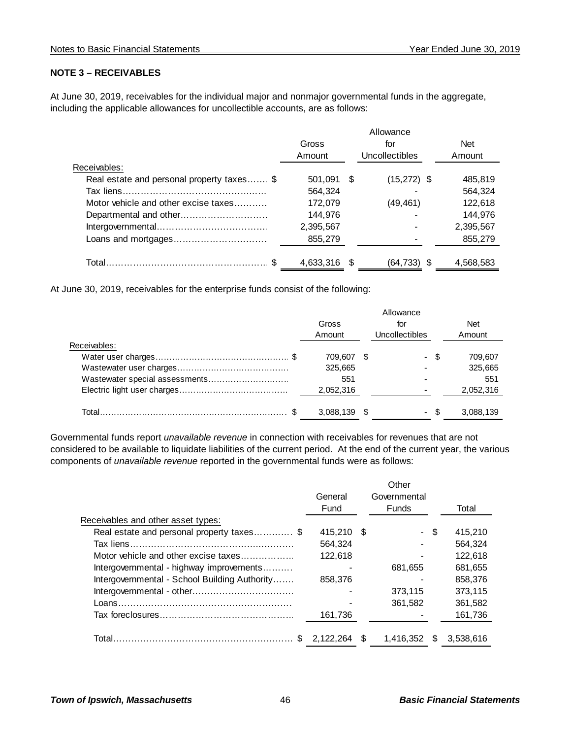**NOTE 3 – RECEIVABLES**

At June 30, 2019, receivables for the individual major and nonmajor governmental funds in the aggregate, including the applicable allowances for uncollectible accounts, are as follows:

| | Gross Amount | Allowance for Uncollectibles | Net Amount |
|---|---|---|---|
| Receivables: | | | |
| Real estate and personal property taxes | $ 501,091 | $ (15,272) | $ 485,819 |
| Tax liens | 564,324 | - | 564,324 |
| Motor vehicle and other excise taxes | 172,079 | (49,461) | 122,618 |
| Departmental and other | 144,976 | - | 144,976 |
| Intergovernmental | 2,395,567 | - | 2,395,567 |
| Loans and mortgages | 855,279 | - | 855,279 |
| Total | $ 4,633,316 | $ (64,733) | $ 4,568,583 |

At June 30, 2019, receivables for the enterprise funds consist of the following:

| | Gross Amount | Allowance for Uncollectibles | Net Amount |
|---|---|---|---|
| Receivables: | | | |
| Water user charges | $ 709,607 | $ - | $ 709,607 |
| Wastewater user charges | 325,665 | - | 325,665 |
| Wastewater special assessments | 551 | - | 551 |
| Electric light user charges | 2,052,316 | - | 2,052,316 |
| Total | $ 3,088,139 | $ - | $ 3,088,139 |

Governmental funds report *unavailable revenue* in connection with receivables for revenues that are not considered to be available to liquidate liabilities of the current period. At the end of the current year, the various components of *unavailable revenue* reported in the governmental funds were as follows:

| | General Fund | Other Governmental Funds | Total |
|---|---|---|---|
| Receivables and other asset types: | | | |
| Real estate and personal property taxes | $ 415,210 | $ - | $ 415,210 |
| Tax liens | 564,324 | - | 564,324 |
| Motor vehicle and other excise taxes | 122,618 | - | 122,618 |
| Intergovernmental - highway improvements | - | 681,655 | 681,655 |
| Intergovernmental - School Building Authority | 858,376 | - | 858,376 |
| Intergovernmental - other | - | 373,115 | 373,115 |
| Loans | - | 361,582 | 361,582 |
| Tax foreclosures | 161,736 | - | 161,736 |
| Total | $ 2,122,264 | $ 1,416,352 | $ 3,538,616 |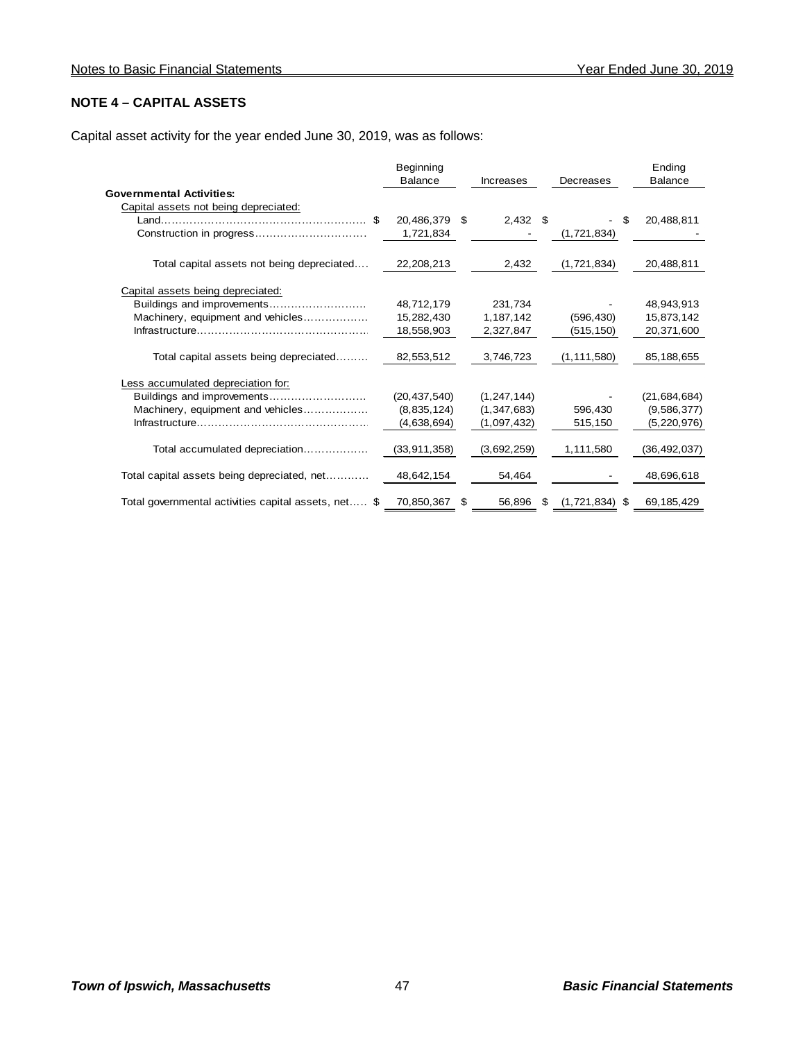## NOTE 4 – CAPITAL ASSETS

Capital asset activity for the year ended June 30, 2019, was as follows:

| | Beginning Balance | Increases | Decreases | Ending Balance |
|---|---|---|---|---|
| **Governmental Activities:** | | | | |
| Capital assets not being depreciated: | | | | |
| Land | $ 20,486,379 | $ 2,432 | $ - | $ 20,488,811 |
| Construction in progress | 1,721,834 | - | (1,721,834) | - |
| Total capital assets not being depreciated | 22,208,213 | 2,432 | (1,721,834) | 20,488,811 |
| Capital assets being depreciated: | | | | |
| Buildings and improvements | 48,712,179 | 231,734 | - | 48,943,913 |
| Machinery, equipment and vehicles | 15,282,430 | 1,187,142 | (596,430) | 15,873,142 |
| Infrastructure | 18,558,903 | 2,327,847 | (515,150) | 20,371,600 |
| Total capital assets being depreciated | 82,553,512 | 3,746,723 | (1,111,580) | 85,188,655 |
| Less accumulated depreciation for: | | | | |
| Buildings and improvements | (20,437,540) | (1,247,144) | - | (21,684,684) |
| Machinery, equipment and vehicles | (8,835,124) | (1,347,683) | 596,430 | (9,586,377) |
| Infrastructure | (4,638,694) | (1,097,432) | 515,150 | (5,220,976) |
| Total accumulated depreciation | (33,911,358) | (3,692,259) | 1,111,580 | (36,492,037) |
| Total capital assets being depreciated, net | 48,642,154 | 54,464 | - | 48,696,618 |
| Total governmental activities capital assets, net | $ 70,850,367 | $ 56,896 | $ (1,721,834) | $ 69,185,429 |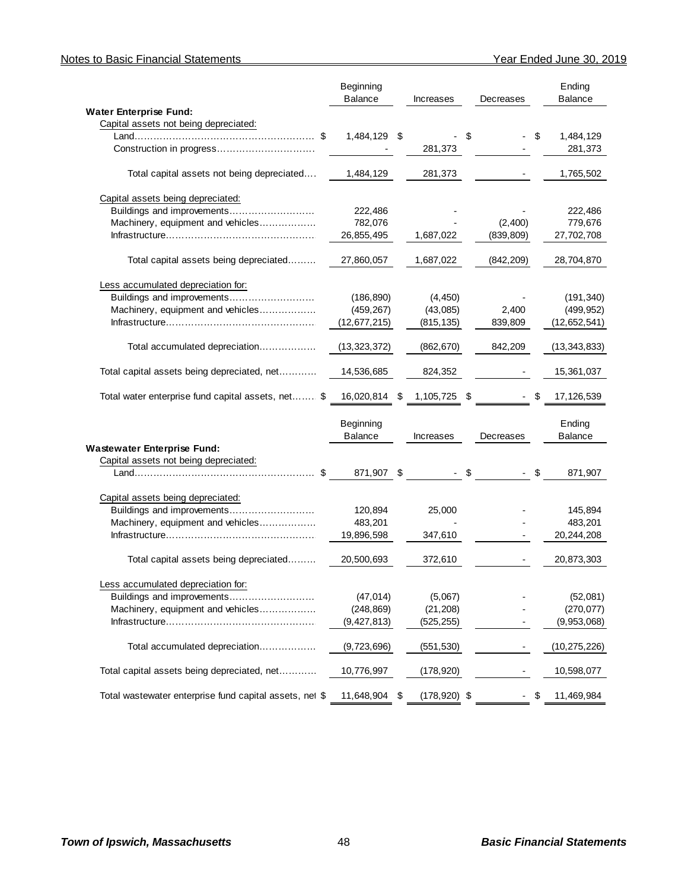| | Beginning Balance | Increases | Decreases | Ending Balance |
|---|---|---|---|---|
| **Water Enterprise Fund:** | | | | |
| Capital assets not being depreciated: | | | | |
| Land | $ 1,484,129 | $ - | $ - | $ 1,484,129 |
| Construction in progress | - | 281,373 | - | 281,373 |
| Total capital assets not being depreciated | 1,484,129 | 281,373 | - | 1,765,502 |
| Capital assets being depreciated: | | | | |
| Buildings and improvements | 222,486 | - | - | 222,486 |
| Machinery, equipment and vehicles | 782,076 | - | (2,400) | 779,676 |
| Infrastructure | 26,855,495 | 1,687,022 | (839,809) | 27,702,708 |
| Total capital assets being depreciated | 27,860,057 | 1,687,022 | (842,209) | 28,704,870 |
| Less accumulated depreciation for: | | | | |
| Buildings and improvements | (186,890) | (4,450) | - | (191,340) |
| Machinery, equipment and vehicles | (459,267) | (43,085) | 2,400 | (499,952) |
| Infrastructure | (12,677,215) | (815,135) | 839,809 | (12,652,541) |
| Total accumulated depreciation | (13,323,372) | (862,670) | 842,209 | (13,343,833) |
| Total capital assets being depreciated, net | 14,536,685 | 824,352 | - | 15,361,037 |
| Total water enterprise fund capital assets, net | $ 16,020,814 | $ 1,105,725 | $ - | $ 17,126,539 |

| | Beginning Balance | Increases | Decreases | Ending Balance |
|---|---|---|---|---|
| **Wastewater Enterprise Fund:** | | | | |
| Capital assets not being depreciated: | | | | |
| Land | $ 871,907 | $ - | $ - | $ 871,907 |
| Capital assets being depreciated: | | | | |
| Buildings and improvements | 120,894 | 25,000 | - | 145,894 |
| Machinery, equipment and vehicles | 483,201 | - | - | 483,201 |
| Infrastructure | 19,896,598 | 347,610 | - | 20,244,208 |
| Total capital assets being depreciated | 20,500,693 | 372,610 | - | 20,873,303 |
| Less accumulated depreciation for: | | | | |
| Buildings and improvements | (47,014) | (5,067) | - | (52,081) |
| Machinery, equipment and vehicles | (248,869) | (21,208) | - | (270,077) |
| Infrastructure | (9,427,813) | (525,255) | - | (9,953,068) |
| Total accumulated depreciation | (9,723,696) | (551,530) | - | (10,275,226) |
| Total capital assets being depreciated, net | 10,776,997 | (178,920) | - | 10,598,077 |
| Total wastewater enterprise fund capital assets, net | $ 11,648,904 | $ (178,920) | $ - | $ 11,469,984 |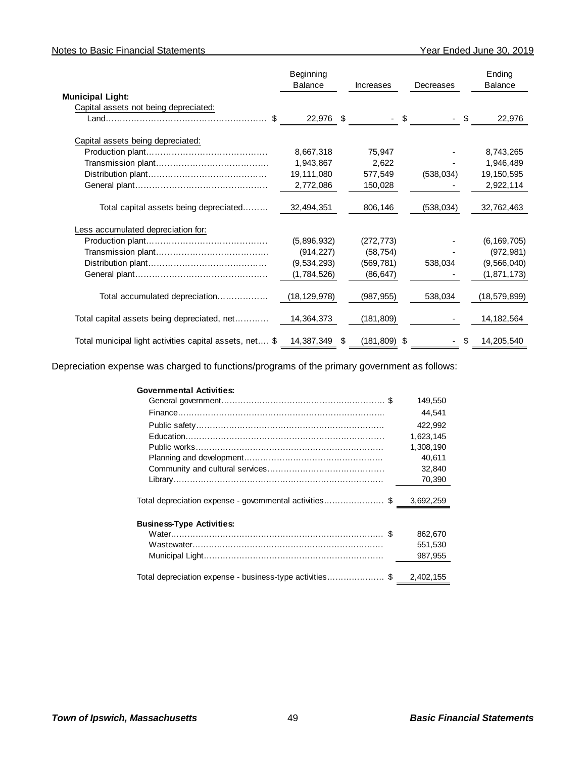| | Beginning Balance | Increases | Decreases | Ending Balance |
|---|---|---|---|---|
| **Municipal Light:** | | | | |
| Capital assets not being depreciated: | | | | |
| Land | $ 22,976 | $ - | $ - | $ 22,976 |
| Capital assets being depreciated: | | | | |
| Production plant | 8,667,318 | 75,947 | - | 8,743,265 |
| Transmission plant | 1,943,867 | 2,622 | - | 1,946,489 |
| Distribution plant | 19,111,080 | 577,549 | (538,034) | 19,150,595 |
| General plant | 2,772,086 | 150,028 | - | 2,922,114 |
| Total capital assets being depreciated | 32,494,351 | 806,146 | (538,034) | 32,762,463 |
| Less accumulated depreciation for: | | | | |
| Production plant | (5,896,932) | (272,773) | - | (6,169,705) |
| Transmission plant | (914,227) | (58,754) | - | (972,981) |
| Distribution plant | (9,534,293) | (569,781) | 538,034 | (9,566,040) |
| General plant | (1,784,526) | (86,647) | - | (1,871,173) |
| Total accumulated depreciation | (18,129,978) | (987,955) | 538,034 | (18,579,899) |
| Total capital assets being depreciated, net | 14,364,373 | (181,809) | - | 14,182,564 |
| Total municipal light activities capital assets, net | $ 14,387,349 | $ (181,809) | $ - | $ 14,205,540 |

Depreciation expense was charged to functions/programs of the primary government as follows:

| | |
|---|---|
| **Governmental Activities:** | |
| General government | $ 149,550 |
| Finance | 44,541 |
| Public safety | 422,992 |
| Education | 1,623,145 |
| Public works | 1,308,190 |
| Planning and development | 40,611 |
| Community and cultural services | 32,840 |
| Library | 70,390 |
| Total depreciation expense - governmental activities | $ 3,692,259 |
| **Business-Type Activities:** | |
| Water | $ 862,670 |
| Wastewater | 551,530 |
| Municipal Light | 987,955 |
| Total depreciation expense - business-type activities | $ 2,402,155 |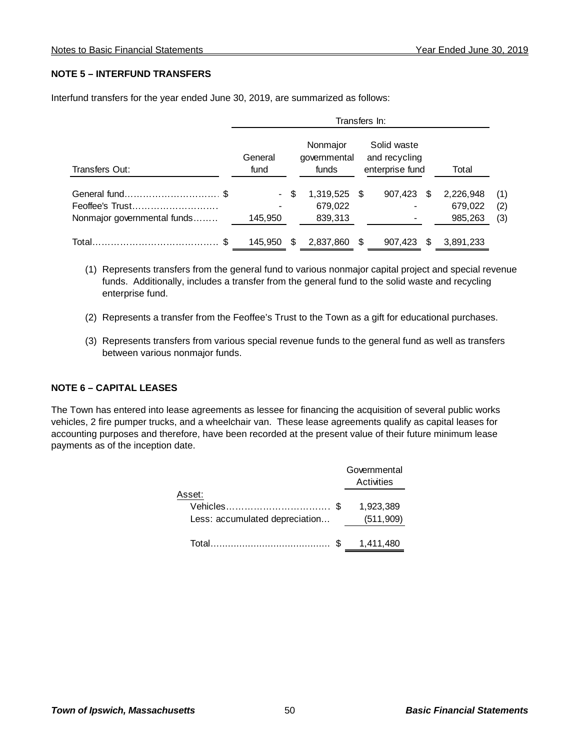## NOTE 5 – INTERFUND TRANSFERS

Interfund transfers for the year ended June 30, 2019, are summarized as follows:

| | Transfers In: | | | | |
|---|---|---|---|---|---|
| Transfers Out: | General fund | Nonmajor governmental funds | Solid waste and recycling enterprise fund | Total | |
| General fund | $ - | $ 1,319,525 | $ 907,423 | $ 2,226,948 | (1) |
| Feoffee's Trust | - | 679,022 | - | 679,022 | (2) |
| Nonmajor governmental funds | 145,950 | 839,313 | - | 985,263 | (3) |
| Total | $ 145,950 | $ 2,837,860 | $ 907,423 | $ 3,891,233 | |

(1) Represents transfers from the general fund to various nonmajor capital project and special revenue funds. Additionally, includes a transfer from the general fund to the solid waste and recycling enterprise fund.

(2) Represents a transfer from the Feoffee's Trust to the Town as a gift for educational purchases.

(3) Represents transfers from various special revenue funds to the general fund as well as transfers between various nonmajor funds.

## NOTE 6 – CAPITAL LEASES

The Town has entered into lease agreements as lessee for financing the acquisition of several public works vehicles, 2 fire pumper trucks, and a wheelchair van. These lease agreements qualify as capital leases for accounting purposes and therefore, have been recorded at the present value of their future minimum lease payments as of the inception date.

| | Governmental Activities |
|---|---|
| Asset: | |
| Vehicles | $ 1,923,389 |
| Less: accumulated depreciation | (511,909) |
| Total | $ 1,411,480 |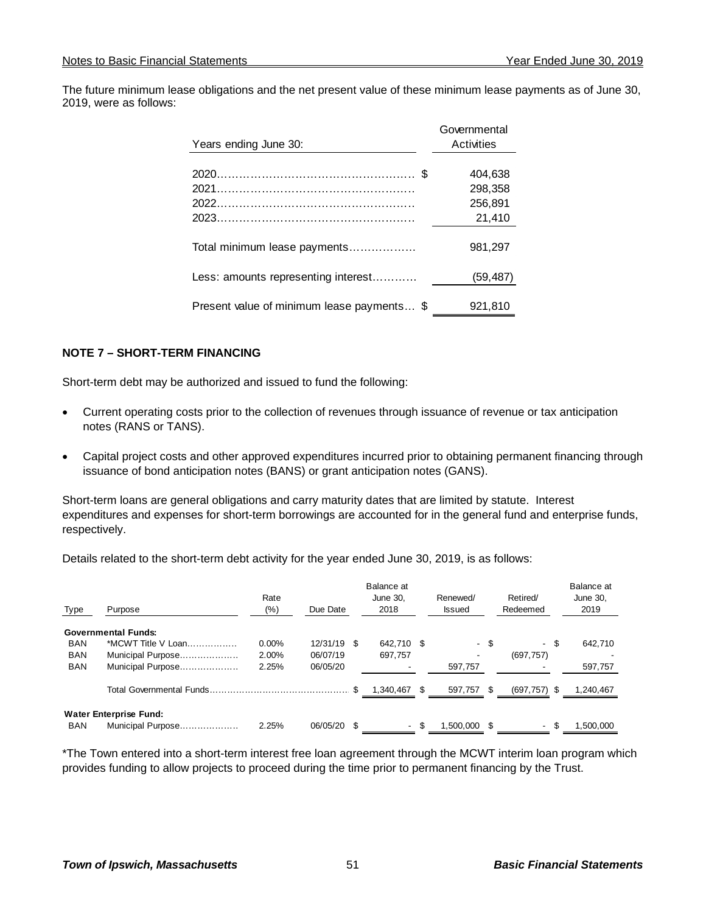The future minimum lease obligations and the net present value of these minimum lease payments as of June 30, 2019, were as follows:

| Years ending June 30: | Governmental Activities |
|---|---|
| 2020 | $ 404,638 |
| 2021 | 298,358 |
| 2022 | 256,891 |
| 2023 | 21,410 |
| Total minimum lease payments | 981,297 |
| Less: amounts representing interest | (59,487) |
| Present value of minimum lease payments | $ 921,810 |

**NOTE 7 – SHORT-TERM FINANCING**

Short-term debt may be authorized and issued to fund the following:

- Current operating costs prior to the collection of revenues through issuance of revenue or tax anticipation notes (RANS or TANS).
- Capital project costs and other approved expenditures incurred prior to obtaining permanent financing through issuance of bond anticipation notes (BANS) or grant anticipation notes (GANS).

Short-term loans are general obligations and carry maturity dates that are limited by statute. Interest expenditures and expenses for short-term borrowings are accounted for in the general fund and enterprise funds, respectively.

Details related to the short-term debt activity for the year ended June 30, 2019, is as follows:

| Type | Purpose | Rate (%) | Due Date | Balance at June 30, 2018 | Renewed/ Issued | Retired/ Redeemed | Balance at June 30, 2019 |
|---|---|---|---|---|---|---|---|
| **Governmental Funds:** | | | | | | | |
| BAN | *MCWT Title V Loan | 0.00% | 12/31/19 | $ 642,710 | $ - | $ - | $ 642,710 |
| BAN | Municipal Purpose | 2.00% | 06/07/19 | 697,757 | - | (697,757) | - |
| BAN | Municipal Purpose | 2.25% | 06/05/20 | - | 597,757 | - | 597,757 |
| | Total Governmental Funds | | | $ 1,340,467 | $ 597,757 | $ (697,757) | $ 1,240,467 |
| **Water Enterprise Fund:** | | | | | | | |
| BAN | Municipal Purpose | 2.25% | 06/05/20 | $ - | $ 1,500,000 | $ - | $ 1,500,000 |

*The Town entered into a short-term interest free loan agreement through the MCWT interim loan program which provides funding to allow projects to proceed during the time prior to permanent financing by the Trust.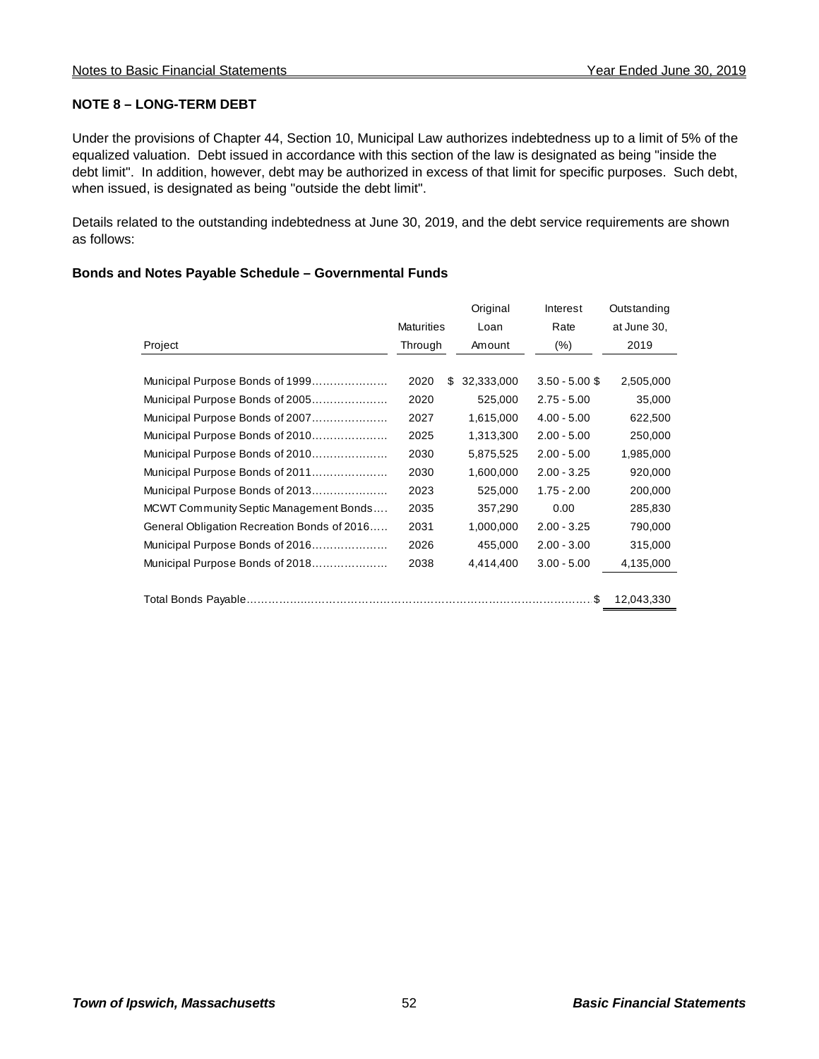**NOTE 8 – LONG-TERM DEBT**

Under the provisions of Chapter 44, Section 10, Municipal Law authorizes indebtedness up to a limit of 5% of the equalized valuation. Debt issued in accordance with this section of the law is designated as being "inside the debt limit". In addition, however, debt may be authorized in excess of that limit for specific purposes. Such debt, when issued, is designated as being "outside the debt limit".

Details related to the outstanding indebtedness at June 30, 2019, and the debt service requirements are shown as follows:

**Bonds and Notes Payable Schedule – Governmental Funds**

| Project | Maturities Through | Original Loan Amount | Interest Rate (%) | Outstanding at June 30, 2019 |
|---|---|---|---|---|
| Municipal Purpose Bonds of 1999 | 2020 | $ 32,333,000 | 3.50 - 5.00 | $ 2,505,000 |
| Municipal Purpose Bonds of 2005 | 2020 | 525,000 | 2.75 - 5.00 | 35,000 |
| Municipal Purpose Bonds of 2007 | 2027 | 1,615,000 | 4.00 - 5.00 | 622,500 |
| Municipal Purpose Bonds of 2010 | 2025 | 1,313,300 | 2.00 - 5.00 | 250,000 |
| Municipal Purpose Bonds of 2010 | 2030 | 5,875,525 | 2.00 - 5.00 | 1,985,000 |
| Municipal Purpose Bonds of 2011 | 2030 | 1,600,000 | 2.00 - 3.25 | 920,000 |
| Municipal Purpose Bonds of 2013 | 2023 | 525,000 | 1.75 - 2.00 | 200,000 |
| MCWT Community Septic Management Bonds | 2035 | 357,290 | 0.00 | 285,830 |
| General Obligation Recreation Bonds of 2016 | 2031 | 1,000,000 | 2.00 - 3.25 | 790,000 |
| Municipal Purpose Bonds of 2016 | 2026 | 455,000 | 2.00 - 3.00 | 315,000 |
| Municipal Purpose Bonds of 2018 | 2038 | 4,414,400 | 3.00 - 5.00 | 4,135,000 |
| Total Bonds Payable | | | | $ 12,043,330 |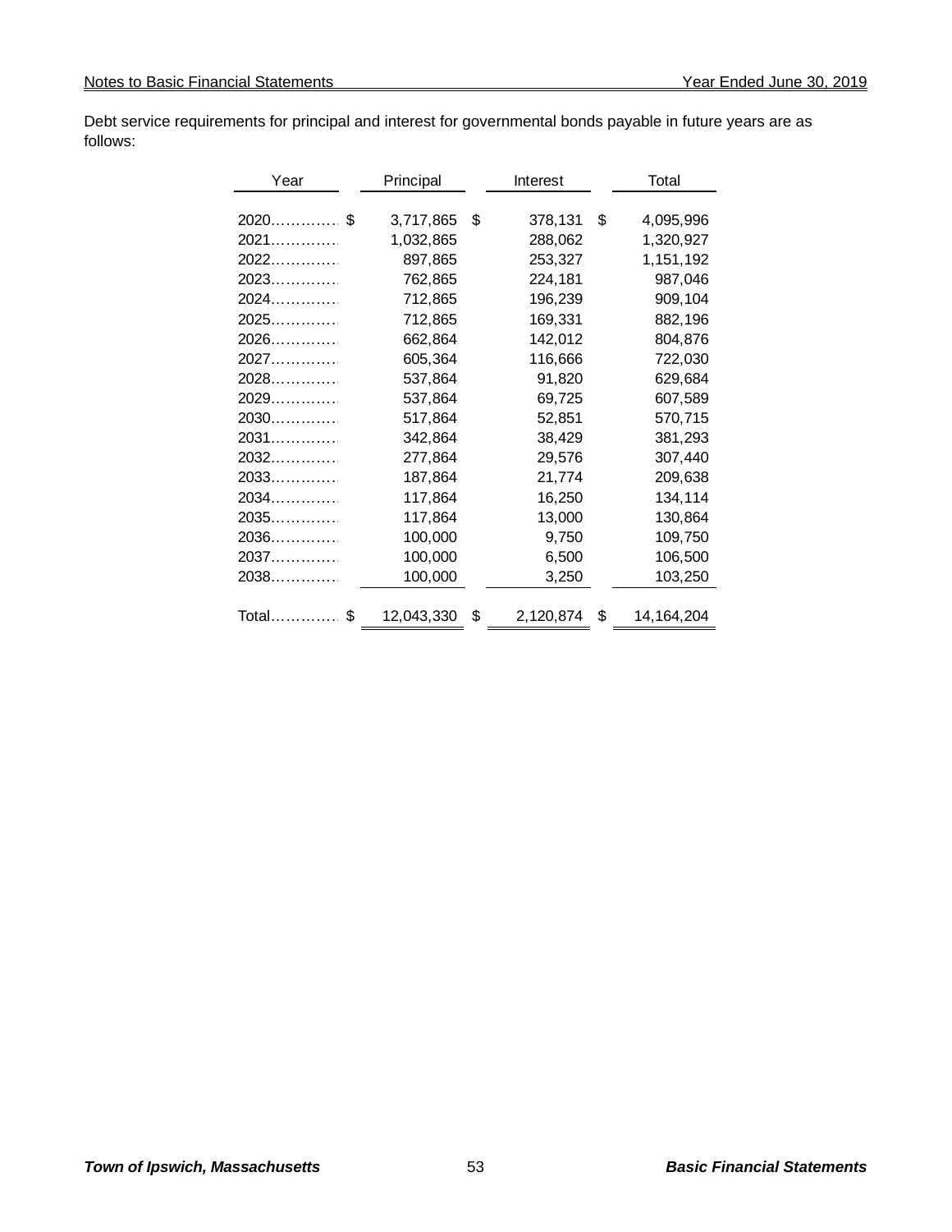Debt service requirements for principal and interest for governmental bonds payable in future years are as follows:

| Year | Principal | Interest | Total |
|---|---|---|---|
| 2020 | $ 3,717,865 | $ 378,131 | $ 4,095,996 |
| 2021 | 1,032,865 | 288,062 | 1,320,927 |
| 2022 | 897,865 | 253,327 | 1,151,192 |
| 2023 | 762,865 | 224,181 | 987,046 |
| 2024 | 712,865 | 196,239 | 909,104 |
| 2025 | 712,865 | 169,331 | 882,196 |
| 2026 | 662,864 | 142,012 | 804,876 |
| 2027 | 605,364 | 116,666 | 722,030 |
| 2028 | 537,864 | 91,820 | 629,684 |
| 2029 | 537,864 | 69,725 | 607,589 |
| 2030 | 517,864 | 52,851 | 570,715 |
| 2031 | 342,864 | 38,429 | 381,293 |
| 2032 | 277,864 | 29,576 | 307,440 |
| 2033 | 187,864 | 21,774 | 209,638 |
| 2034 | 117,864 | 16,250 | 134,114 |
| 2035 | 117,864 | 13,000 | 130,864 |
| 2036 | 100,000 | 9,750 | 109,750 |
| 2037 | 100,000 | 6,500 | 106,500 |
| 2038 | 100,000 | 3,250 | 103,250 |
| Total | $ 12,043,330 | $ 2,120,874 | $ 14,164,204 |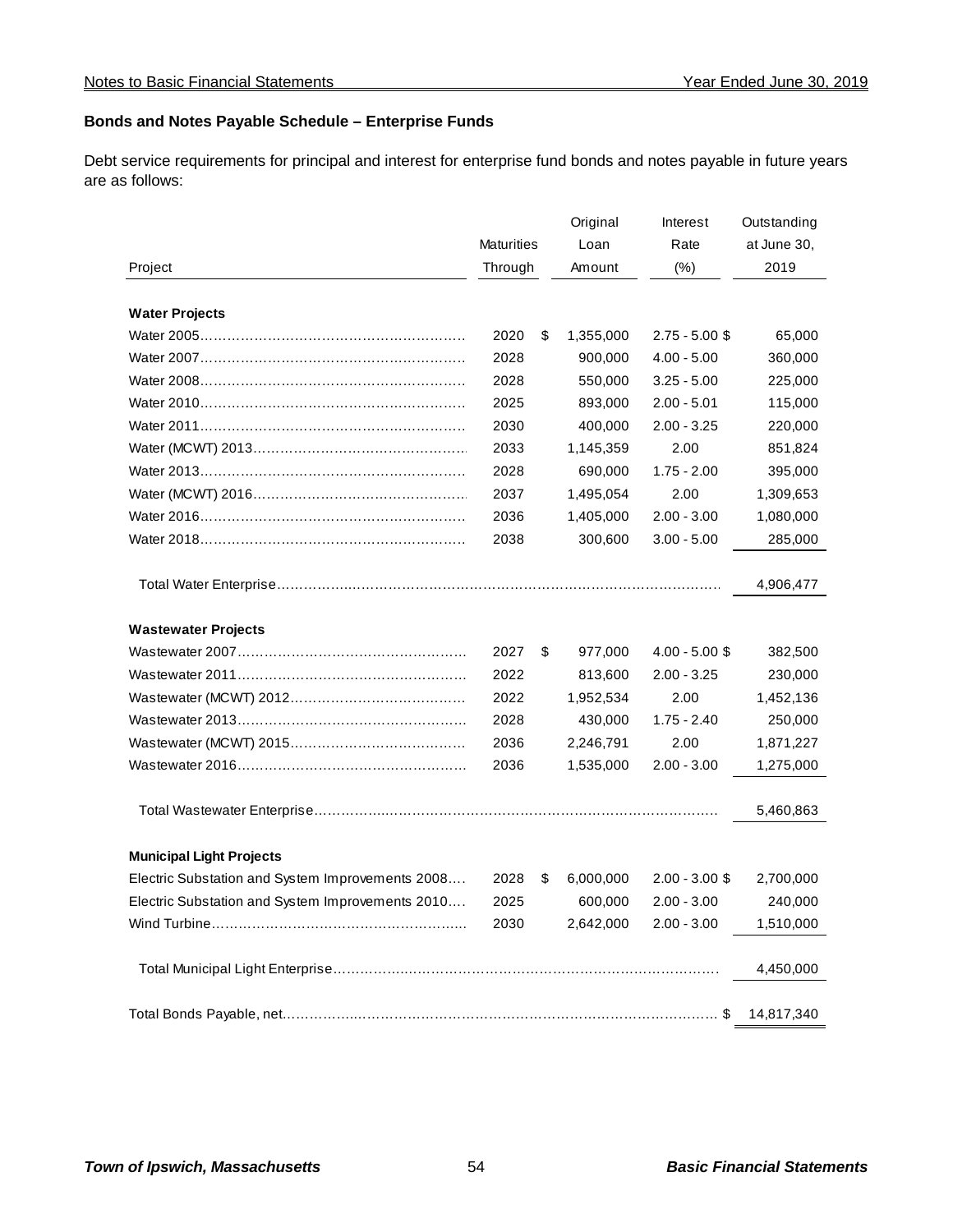## Bonds and Notes Payable Schedule – Enterprise Funds

Debt service requirements for principal and interest for enterprise fund bonds and notes payable in future years are as follows:

| Project | Maturities Through | Original Loan Amount | Interest Rate (%) | Outstanding at June 30, 2019 |
|---|---|---|---|---|
| **Water Projects** | | | | |
| Water 2005 | 2020 | $ 1,355,000 | 2.75 - 5.00 | $ 65,000 |
| Water 2007 | 2028 | 900,000 | 4.00 - 5.00 | 360,000 |
| Water 2008 | 2028 | 550,000 | 3.25 - 5.00 | 225,000 |
| Water 2010 | 2025 | 893,000 | 2.00 - 5.01 | 115,000 |
| Water 2011 | 2030 | 400,000 | 2.00 - 3.25 | 220,000 |
| Water (MCWT) 2013 | 2033 | 1,145,359 | 2.00 | 851,824 |
| Water 2013 | 2028 | 690,000 | 1.75 - 2.00 | 395,000 |
| Water (MCWT) 2016 | 2037 | 1,495,054 | 2.00 | 1,309,653 |
| Water 2016 | 2036 | 1,405,000 | 2.00 - 3.00 | 1,080,000 |
| Water 2018 | 2038 | 300,600 | 3.00 - 5.00 | 285,000 |
| Total Water Enterprise | | | | 4,906,477 |
| **Wastewater Projects** | | | | |
| Wastewater 2007 | 2027 | $ 977,000 | 4.00 - 5.00 | $ 382,500 |
| Wastewater 2011 | 2022 | 813,600 | 2.00 - 3.25 | 230,000 |
| Wastewater (MCWT) 2012 | 2022 | 1,952,534 | 2.00 | 1,452,136 |
| Wastewater 2013 | 2028 | 430,000 | 1.75 - 2.40 | 250,000 |
| Wastewater (MCWT) 2015 | 2036 | 2,246,791 | 2.00 | 1,871,227 |
| Wastewater 2016 | 2036 | 1,535,000 | 2.00 - 3.00 | 1,275,000 |
| Total Wastewater Enterprise | | | | 5,460,863 |
| **Municipal Light Projects** | | | | |
| Electric Substation and System Improvements 2008 | 2028 | $ 6,000,000 | 2.00 - 3.00 | $ 2,700,000 |
| Electric Substation and System Improvements 2010 | 2025 | 600,000 | 2.00 - 3.00 | 240,000 |
| Wind Turbine | 2030 | 2,642,000 | 2.00 - 3.00 | 1,510,000 |
| Total Municipal Light Enterprise | | | | 4,450,000 |
| Total Bonds Payable, net | | | | $ 14,817,340 |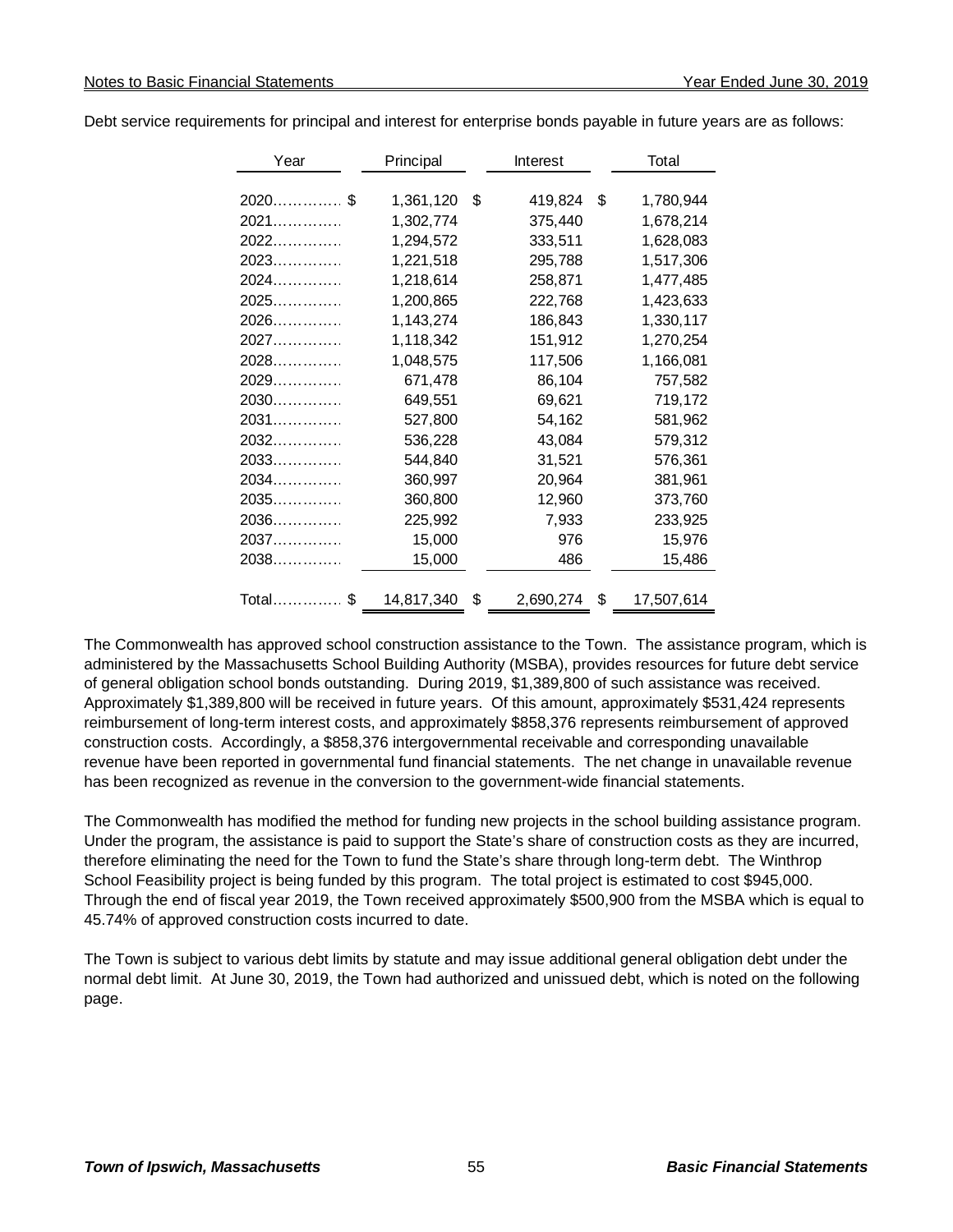Debt service requirements for principal and interest for enterprise bonds payable in future years are as follows:

| Year | Principal | Interest | Total |
|---|---|---|---|
| 2020 | $ 1,361,120 | $ 419,824 | $ 1,780,944 |
| 2021 | 1,302,774 | 375,440 | 1,678,214 |
| 2022 | 1,294,572 | 333,511 | 1,628,083 |
| 2023 | 1,221,518 | 295,788 | 1,517,306 |
| 2024 | 1,218,614 | 258,871 | 1,477,485 |
| 2025 | 1,200,865 | 222,768 | 1,423,633 |
| 2026 | 1,143,274 | 186,843 | 1,330,117 |
| 2027 | 1,118,342 | 151,912 | 1,270,254 |
| 2028 | 1,048,575 | 117,506 | 1,166,081 |
| 2029 | 671,478 | 86,104 | 757,582 |
| 2030 | 649,551 | 69,621 | 719,172 |
| 2031 | 527,800 | 54,162 | 581,962 |
| 2032 | 536,228 | 43,084 | 579,312 |
| 2033 | 544,840 | 31,521 | 576,361 |
| 2034 | 360,997 | 20,964 | 381,961 |
| 2035 | 360,800 | 12,960 | 373,760 |
| 2036 | 225,992 | 7,933 | 233,925 |
| 2037 | 15,000 | 976 | 15,976 |
| 2038 | 15,000 | 486 | 15,486 |
| Total | $ 14,817,340 | $ 2,690,274 | $ 17,507,614 |

The Commonwealth has approved school construction assistance to the Town. The assistance program, which is administered by the Massachusetts School Building Authority (MSBA), provides resources for future debt service of general obligation school bonds outstanding. During 2019, $1,389,800 of such assistance was received. Approximately $1,389,800 will be received in future years. Of this amount, approximately $531,424 represents reimbursement of long-term interest costs, and approximately $858,376 represents reimbursement of approved construction costs. Accordingly, a $858,376 intergovernmental receivable and corresponding unavailable revenue have been reported in governmental fund financial statements. The net change in unavailable revenue has been recognized as revenue in the conversion to the government-wide financial statements.

The Commonwealth has modified the method for funding new projects in the school building assistance program. Under the program, the assistance is paid to support the State's share of construction costs as they are incurred, therefore eliminating the need for the Town to fund the State's share through long-term debt. The Winthrop School Feasibility project is being funded by this program. The total project is estimated to cost $945,000. Through the end of fiscal year 2019, the Town received approximately $500,900 from the MSBA which is equal to 45.74% of approved construction costs incurred to date.

The Town is subject to various debt limits by statute and may issue additional general obligation debt under the normal debt limit. At June 30, 2019, the Town had authorized and unissued debt, which is noted on the following page.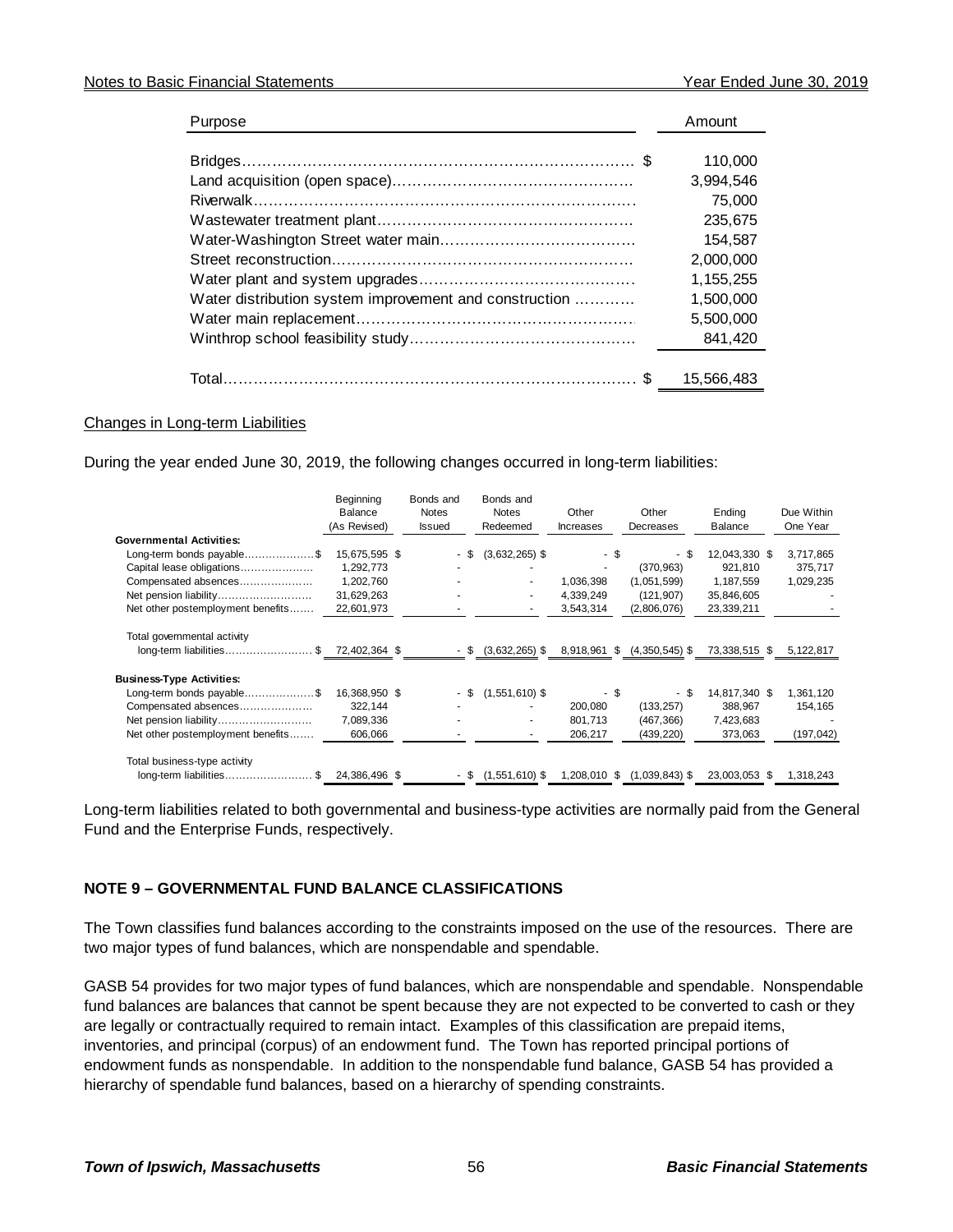| Purpose | Amount |
|---|---|
| Bridges | $ 110,000 |
| Land acquisition (open space) | 3,994,546 |
| Riverwalk | 75,000 |
| Wastewater treatment plant | 235,675 |
| Water-Washington Street water main | 154,587 |
| Street reconstruction | 2,000,000 |
| Water plant and system upgrades | 1,155,255 |
| Water distribution system improvement and construction | 1,500,000 |
| Water main replacement | 5,500,000 |
| Winthrop school feasibility study | 841,420 |
| Total | $ 15,566,483 |

Changes in Long-term Liabilities

During the year ended June 30, 2019, the following changes occurred in long-term liabilities:

| | Beginning Balance (As Revised) | Bonds and Notes Issued | Bonds and Notes Redeemed | Other Increases | Other Decreases | Ending Balance | Due Within One Year |
|---|---|---|---|---|---|---|---|
| **Governmental Activities:** | | | | | | | |
| Long-term bonds payable | $ 15,675,595 | $ - | $ (3,632,265) | $ - | $ - | $ 12,043,330 | $ 3,717,865 |
| Capital lease obligations | 1,292,773 | - | - | - | (370,963) | 921,810 | 375,717 |
| Compensated absences | 1,202,760 | - | - | 1,036,398 | (1,051,599) | 1,187,559 | 1,029,235 |
| Net pension liability | 31,629,263 | - | - | 4,339,249 | (121,907) | 35,846,605 | - |
| Net other postemployment benefits | 22,601,973 | - | - | 3,543,314 | (2,806,076) | 23,339,211 | - |
| Total governmental activity long-term liabilities | $ 72,402,364 | $ - | $ (3,632,265) | $ 8,918,961 | $ (4,350,545) | $ 73,338,515 | $ 5,122,817 |
| **Business-Type Activities:** | | | | | | | |
| Long-term bonds payable | $ 16,368,950 | $ - | $ (1,551,610) | $ - | $ - | $ 14,817,340 | $ 1,361,120 |
| Compensated absences | 322,144 | - | - | 200,080 | (133,257) | 388,967 | 154,165 |
| Net pension liability | 7,089,336 | - | - | 801,713 | (467,366) | 7,423,683 | - |
| Net other postemployment benefits | 606,066 | - | - | 206,217 | (439,220) | 373,063 | (197,042) |
| Total business-type activity long-term liabilities | $ 24,386,496 | $ - | $ (1,551,610) | $ 1,208,010 | $ (1,039,843) | $ 23,003,053 | $ 1,318,243 |

Long-term liabilities related to both governmental and business-type activities are normally paid from the General Fund and the Enterprise Funds, respectively.

## NOTE 9 – GOVERNMENTAL FUND BALANCE CLASSIFICATIONS

The Town classifies fund balances according to the constraints imposed on the use of the resources. There are two major types of fund balances, which are nonspendable and spendable.

GASB 54 provides for two major types of fund balances, which are nonspendable and spendable. Nonspendable fund balances are balances that cannot be spent because they are not expected to be converted to cash or they are legally or contractually required to remain intact. Examples of this classification are prepaid items, inventories, and principal (corpus) of an endowment fund. The Town has reported principal portions of endowment funds as nonspendable. In addition to the nonspendable fund balance, GASB 54 has provided a hierarchy of spendable fund balances, based on a hierarchy of spending constraints.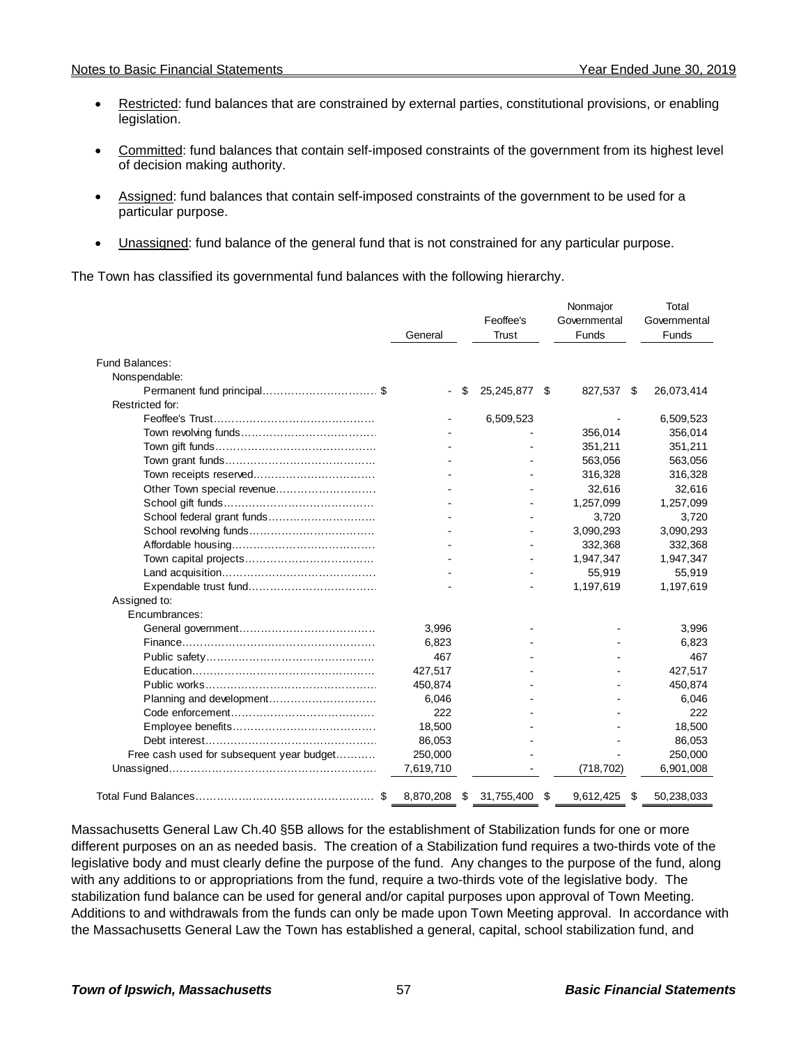- Restricted: fund balances that are constrained by external parties, constitutional provisions, or enabling legislation.

- Committed: fund balances that contain self-imposed constraints of the government from its highest level of decision making authority.

- Assigned: fund balances that contain self-imposed constraints of the government to be used for a particular purpose.

- Unassigned: fund balance of the general fund that is not constrained for any particular purpose.

The Town has classified its governmental fund balances with the following hierarchy.

| | General | Feoffee's Trust | Nonmajor Governmental Funds | Total Governmental Funds |
|---|---|---|---|---|
| Fund Balances: | | | | |
| Nonspendable: | | | | |
| Permanent fund principal | $ - | $ 25,245,877 | $ 827,537 | $ 26,073,414 |
| Restricted for: | | | | |
| Feoffee's Trust | - | 6,509,523 | - | 6,509,523 |
| Town revolving funds | - | - | 356,014 | 356,014 |
| Town gift funds | - | - | 351,211 | 351,211 |
| Town grant funds | - | - | 563,056 | 563,056 |
| Town receipts reserved | - | - | 316,328 | 316,328 |
| Other Town special revenue | - | - | 32,616 | 32,616 |
| School gift funds | - | - | 1,257,099 | 1,257,099 |
| School federal grant funds | - | - | 3,720 | 3,720 |
| School revolving funds | - | - | 3,090,293 | 3,090,293 |
| Affordable housing | - | - | 332,368 | 332,368 |
| Town capital projects | - | - | 1,947,347 | 1,947,347 |
| Land acquisition | - | - | 55,919 | 55,919 |
| Expendable trust fund | - | - | 1,197,619 | 1,197,619 |
| Assigned to: | | | | |
| Encumbrances: | | | | |
| General government | 3,996 | - | - | 3,996 |
| Finance | 6,823 | - | - | 6,823 |
| Public safety | 467 | - | - | 467 |
| Education | 427,517 | - | - | 427,517 |
| Public works | 450,874 | - | - | 450,874 |
| Planning and development | 6,046 | - | - | 6,046 |
| Code enforcement | 222 | - | - | 222 |
| Employee benefits | 18,500 | - | - | 18,500 |
| Debt interest | 86,053 | - | - | 86,053 |
| Free cash used for subsequent year budget | 250,000 | - | - | 250,000 |
| Unassigned | 7,619,710 | - | (718,702) | 6,901,008 |
| Total Fund Balances | $ 8,870,208 | $ 31,755,400 | $ 9,612,425 | $ 50,238,033 |

Massachusetts General Law Ch.40 §5B allows for the establishment of Stabilization funds for one or more different purposes on an as needed basis. The creation of a Stabilization fund requires a two-thirds vote of the legislative body and must clearly define the purpose of the fund. Any changes to the purpose of the fund, along with any additions to or appropriations from the fund, require a two-thirds vote of the legislative body. The stabilization fund balance can be used for general and/or capital purposes upon approval of Town Meeting. Additions to and withdrawals from the funds can only be made upon Town Meeting approval. In accordance with the Massachusetts General Law the Town has established a general, capital, school stabilization fund, and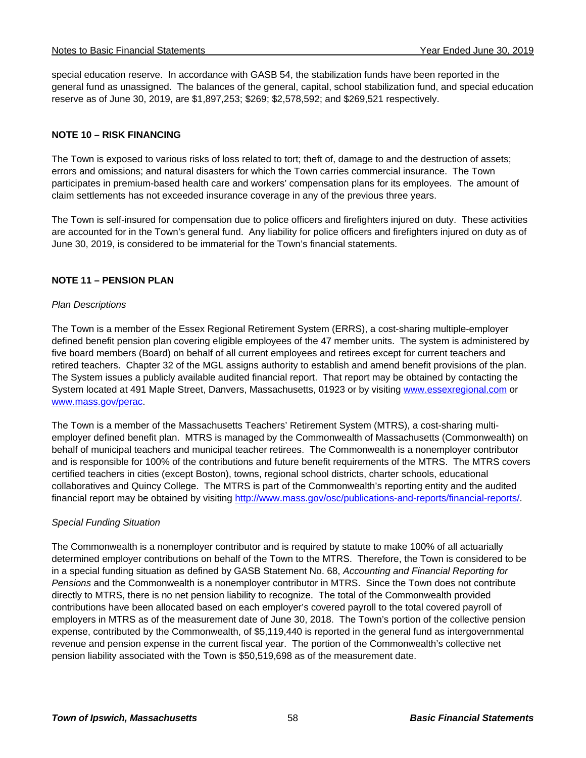special education reserve. In accordance with GASB 54, the stabilization funds have been reported in the general fund as unassigned. The balances of the general, capital, school stabilization fund, and special education reserve as of June 30, 2019, are $1,897,253; $269; $2,578,592; and $269,521 respectively.

## NOTE 10 – RISK FINANCING

The Town is exposed to various risks of loss related to tort; theft of, damage to and the destruction of assets; errors and omissions; and natural disasters for which the Town carries commercial insurance. The Town participates in premium-based health care and workers' compensation plans for its employees. The amount of claim settlements has not exceeded insurance coverage in any of the previous three years.

The Town is self-insured for compensation due to police officers and firefighters injured on duty. These activities are accounted for in the Town's general fund. Any liability for police officers and firefighters injured on duty as of June 30, 2019, is considered to be immaterial for the Town's financial statements.

## NOTE 11 – PENSION PLAN

*Plan Descriptions*

The Town is a member of the Essex Regional Retirement System (ERRS), a cost-sharing multiple-employer defined benefit pension plan covering eligible employees of the 47 member units. The system is administered by five board members (Board) on behalf of all current employees and retirees except for current teachers and retired teachers. Chapter 32 of the MGL assigns authority to establish and amend benefit provisions of the plan. The System issues a publicly available audited financial report. That report may be obtained by contacting the System located at 491 Maple Street, Danvers, Massachusetts, 01923 or by visiting www.essexregional.com or www.mass.gov/perac.

The Town is a member of the Massachusetts Teachers' Retirement System (MTRS), a cost-sharing multi-employer defined benefit plan. MTRS is managed by the Commonwealth of Massachusetts (Commonwealth) on behalf of municipal teachers and municipal teacher retirees. The Commonwealth is a nonemployer contributor and is responsible for 100% of the contributions and future benefit requirements of the MTRS. The MTRS covers certified teachers in cities (except Boston), towns, regional school districts, charter schools, educational collaboratives and Quincy College. The MTRS is part of the Commonwealth's reporting entity and the audited financial report may be obtained by visiting http://www.mass.gov/osc/publications-and-reports/financial-reports/.

*Special Funding Situation*

The Commonwealth is a nonemployer contributor and is required by statute to make 100% of all actuarially determined employer contributions on behalf of the Town to the MTRS. Therefore, the Town is considered to be in a special funding situation as defined by GASB Statement No. 68, *Accounting and Financial Reporting for Pensions* and the Commonwealth is a nonemployer contributor in MTRS. Since the Town does not contribute directly to MTRS, there is no net pension liability to recognize. The total of the Commonwealth provided contributions have been allocated based on each employer's covered payroll to the total covered payroll of employers in MTRS as of the measurement date of June 30, 2018. The Town's portion of the collective pension expense, contributed by the Commonwealth, of $5,119,440 is reported in the general fund as intergovernmental revenue and pension expense in the current fiscal year. The portion of the Commonwealth's collective net pension liability associated with the Town is $50,519,698 as of the measurement date.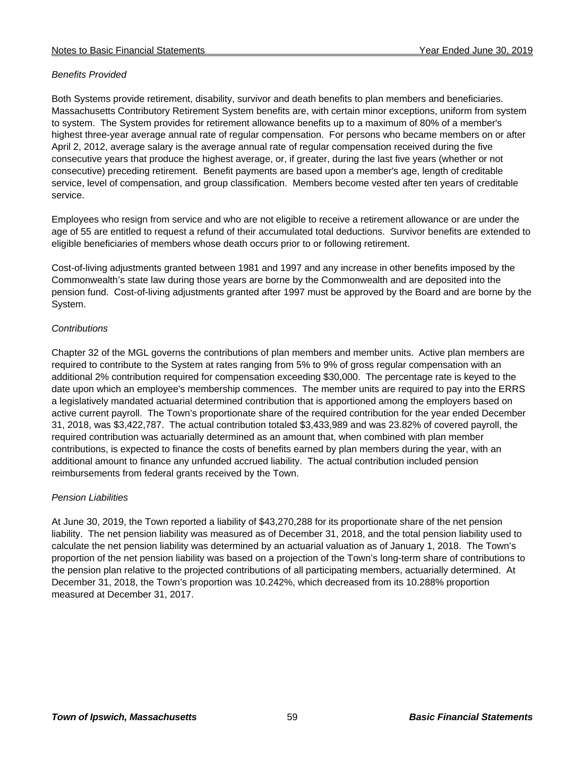*Benefits Provided*

Both Systems provide retirement, disability, survivor and death benefits to plan members and beneficiaries. Massachusetts Contributory Retirement System benefits are, with certain minor exceptions, uniform from system to system. The System provides for retirement allowance benefits up to a maximum of 80% of a member's highest three-year average annual rate of regular compensation. For persons who became members on or after April 2, 2012, average salary is the average annual rate of regular compensation received during the five consecutive years that produce the highest average, or, if greater, during the last five years (whether or not consecutive) preceding retirement. Benefit payments are based upon a member's age, length of creditable service, level of compensation, and group classification. Members become vested after ten years of creditable service.

Employees who resign from service and who are not eligible to receive a retirement allowance or are under the age of 55 are entitled to request a refund of their accumulated total deductions. Survivor benefits are extended to eligible beneficiaries of members whose death occurs prior to or following retirement.

Cost-of-living adjustments granted between 1981 and 1997 and any increase in other benefits imposed by the Commonwealth's state law during those years are borne by the Commonwealth and are deposited into the pension fund. Cost-of-living adjustments granted after 1997 must be approved by the Board and are borne by the System.

*Contributions*

Chapter 32 of the MGL governs the contributions of plan members and member units. Active plan members are required to contribute to the System at rates ranging from 5% to 9% of gross regular compensation with an additional 2% contribution required for compensation exceeding $30,000. The percentage rate is keyed to the date upon which an employee's membership commences. The member units are required to pay into the ERRS a legislatively mandated actuarial determined contribution that is apportioned among the employers based on active current payroll. The Town's proportionate share of the required contribution for the year ended December 31, 2018, was $3,422,787. The actual contribution totaled $3,433,989 and was 23.82% of covered payroll, the required contribution was actuarially determined as an amount that, when combined with plan member contributions, is expected to finance the costs of benefits earned by plan members during the year, with an additional amount to finance any unfunded accrued liability. The actual contribution included pension reimbursements from federal grants received by the Town.

*Pension Liabilities*

At June 30, 2019, the Town reported a liability of $43,270,288 for its proportionate share of the net pension liability. The net pension liability was measured as of December 31, 2018, and the total pension liability used to calculate the net pension liability was determined by an actuarial valuation as of January 1, 2018. The Town's proportion of the net pension liability was based on a projection of the Town's long-term share of contributions to the pension plan relative to the projected contributions of all participating members, actuarially determined. At December 31, 2018, the Town's proportion was 10.242%, which decreased from its 10.288% proportion measured at December 31, 2017.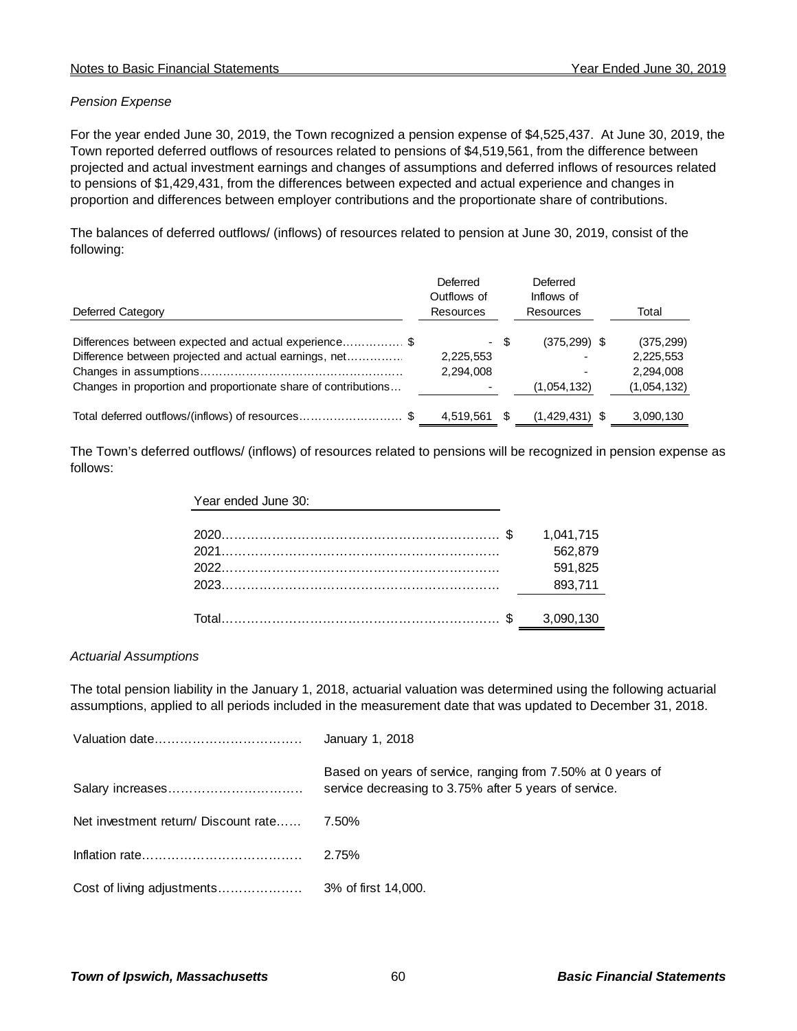*Pension Expense*

For the year ended June 30, 2019, the Town recognized a pension expense of $4,525,437. At June 30, 2019, the Town reported deferred outflows of resources related to pensions of $4,519,561, from the difference between projected and actual investment earnings and changes of assumptions and deferred inflows of resources related to pensions of $1,429,431, from the differences between expected and actual experience and changes in proportion and differences between employer contributions and the proportionate share of contributions.

The balances of deferred outflows/ (inflows) of resources related to pension at June 30, 2019, consist of the following:

| Deferred Category | Deferred Outflows of Resources | Deferred Inflows of Resources | Total |
|---|---|---|---|
| Differences between expected and actual experience | $ - | $ (375,299) | $ (375,299) |
| Difference between projected and actual earnings, net | 2,225,553 | - | 2,225,553 |
| Changes in assumptions | 2,294,008 | - | 2,294,008 |
| Changes in proportion and proportionate share of contributions | - | (1,054,132) | (1,054,132) |
| Total deferred outflows/(inflows) of resources | $ 4,519,561 | $ (1,429,431) | $ 3,090,130 |

The Town's deferred outflows/ (inflows) of resources related to pensions will be recognized in pension expense as follows:

| Year ended June 30: | |
|---|---|
| 2020 | $ 1,041,715 |
| 2021 | 562,879 |
| 2022 | 591,825 |
| 2023 | 893,711 |
| Total | $ 3,090,130 |

*Actuarial Assumptions*

The total pension liability in the January 1, 2018, actuarial valuation was determined using the following actuarial assumptions, applied to all periods included in the measurement date that was updated to December 31, 2018.

| | |
|---|---|
| Valuation date | January 1, 2018 |
| Salary increases | Based on years of service, ranging from 7.50% at 0 years of service decreasing to 3.75% after 5 years of service. |
| Net investment return/ Discount rate | 7.50% |
| Inflation rate | 2.75% |
| Cost of living adjustments | 3% of first 14,000. |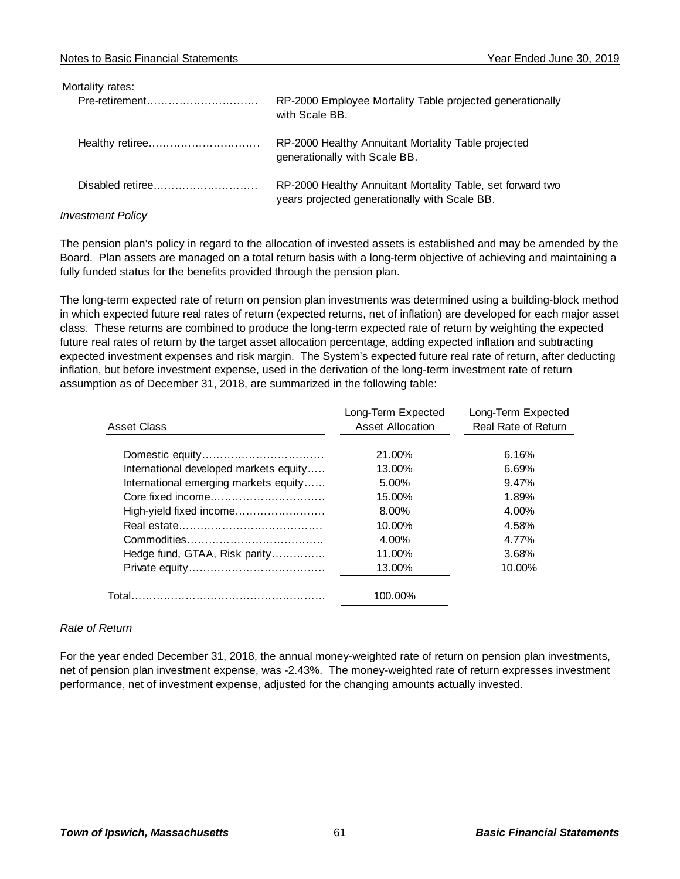Mortality rates:

| | |
|---|---|
| Pre-retirement | RP-2000 Employee Mortality Table projected generationally with Scale BB. |
| Healthy retiree | RP-2000 Healthy Annuitant Mortality Table projected generationally with Scale BB. |
| Disabled retiree | RP-2000 Healthy Annuitant Mortality Table, set forward two years projected generationally with Scale BB. |

*Investment Policy*

The pension plan's policy in regard to the allocation of invested assets is established and may be amended by the Board. Plan assets are managed on a total return basis with a long-term objective of achieving and maintaining a fully funded status for the benefits provided through the pension plan.

The long-term expected rate of return on pension plan investments was determined using a building-block method in which expected future real rates of return (expected returns, net of inflation) are developed for each major asset class. These returns are combined to produce the long-term expected rate of return by weighting the expected future real rates of return by the target asset allocation percentage, adding expected inflation and subtracting expected investment expenses and risk margin. The System's expected future real rate of return, after deducting inflation, but before investment expense, used in the derivation of the long-term investment rate of return assumption as of December 31, 2018, are summarized in the following table:

| Asset Class | Long-Term Expected Asset Allocation | Long-Term Expected Real Rate of Return |
|---|---|---|
| Domestic equity | 21.00% | 6.16% |
| International developed markets equity | 13.00% | 6.69% |
| International emerging markets equity | 5.00% | 9.47% |
| Core fixed income | 15.00% | 1.89% |
| High-yield fixed income | 8.00% | 4.00% |
| Real estate | 10.00% | 4.58% |
| Commodities | 4.00% | 4.77% |
| Hedge fund, GTAA, Risk parity | 11.00% | 3.68% |
| Private equity | 13.00% | 10.00% |
| Total | 100.00% | |

*Rate of Return*

For the year ended December 31, 2018, the annual money-weighted rate of return on pension plan investments, net of pension plan investment expense, was -2.43%. The money-weighted rate of return expresses investment performance, net of investment expense, adjusted for the changing amounts actually invested.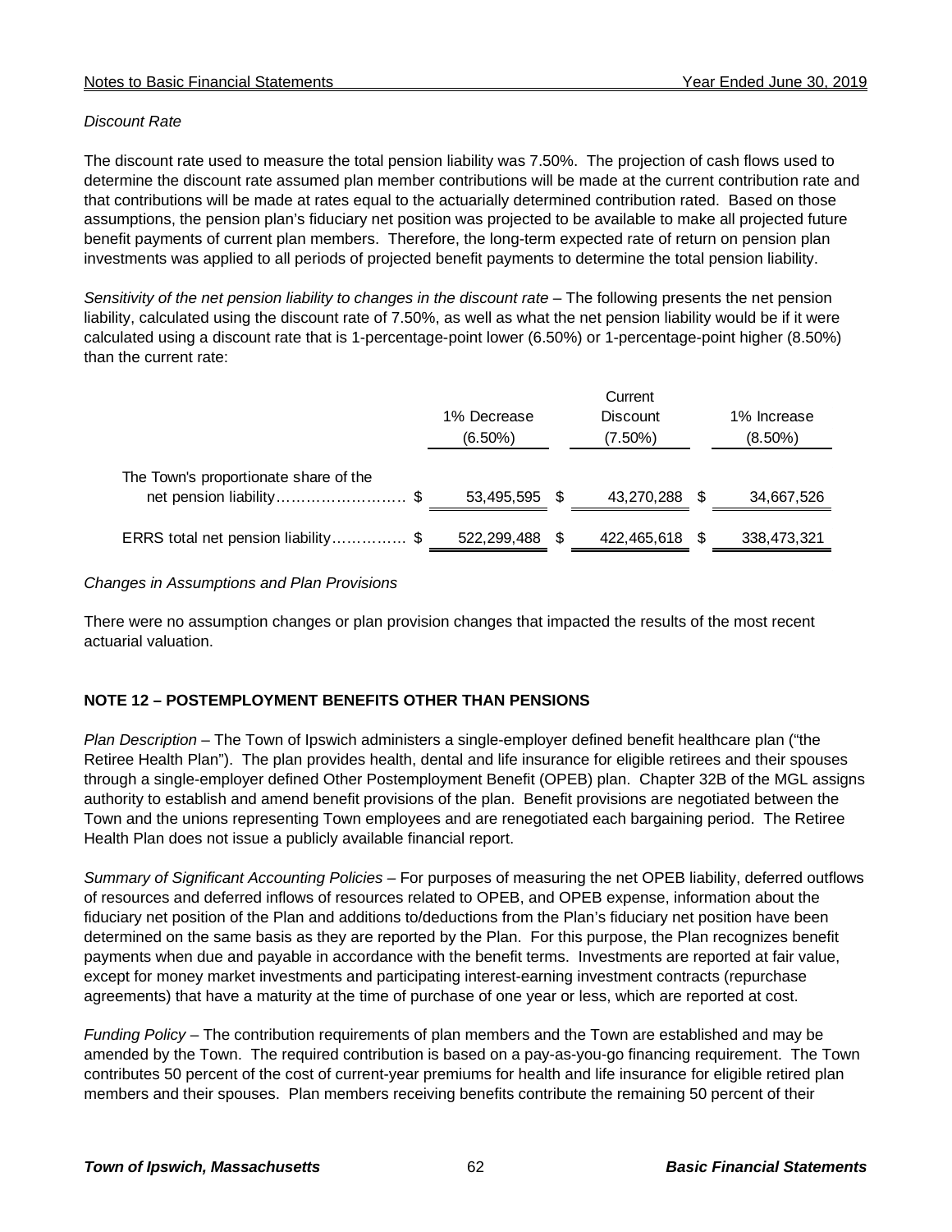*Discount Rate*

The discount rate used to measure the total pension liability was 7.50%. The projection of cash flows used to determine the discount rate assumed plan member contributions will be made at the current contribution rate and that contributions will be made at rates equal to the actuarially determined contribution rated. Based on those assumptions, the pension plan's fiduciary net position was projected to be available to make all projected future benefit payments of current plan members. Therefore, the long-term expected rate of return on pension plan investments was applied to all periods of projected benefit payments to determine the total pension liability.

*Sensitivity of the net pension liability to changes in the discount rate* – The following presents the net pension liability, calculated using the discount rate of 7.50%, as well as what the net pension liability would be if it were calculated using a discount rate that is 1-percentage-point lower (6.50%) or 1-percentage-point higher (8.50%) than the current rate:

| | 1% Decrease (6.50%) | Current Discount (7.50%) | 1% Increase (8.50%) |
|---|---|---|---|
| The Town's proportionate share of the net pension liability.......................... | $ 53,495,595 | $ 43,270,288 | $ 34,667,526 |
| ERRS total net pension liability............... | $ 522,299,488 | $ 422,465,618 | $ 338,473,321 |

*Changes in Assumptions and Plan Provisions*

There were no assumption changes or plan provision changes that impacted the results of the most recent actuarial valuation.

## NOTE 12 – POSTEMPLOYMENT BENEFITS OTHER THAN PENSIONS

*Plan Description* – The Town of Ipswich administers a single-employer defined benefit healthcare plan ("the Retiree Health Plan"). The plan provides health, dental and life insurance for eligible retirees and their spouses through a single-employer defined Other Postemployment Benefit (OPEB) plan. Chapter 32B of the MGL assigns authority to establish and amend benefit provisions of the plan. Benefit provisions are negotiated between the Town and the unions representing Town employees and are renegotiated each bargaining period. The Retiree Health Plan does not issue a publicly available financial report.

*Summary of Significant Accounting Policies* – For purposes of measuring the net OPEB liability, deferred outflows of resources and deferred inflows of resources related to OPEB, and OPEB expense, information about the fiduciary net position of the Plan and additions to/deductions from the Plan's fiduciary net position have been determined on the same basis as they are reported by the Plan. For this purpose, the Plan recognizes benefit payments when due and payable in accordance with the benefit terms. Investments are reported at fair value, except for money market investments and participating interest-earning investment contracts (repurchase agreements) that have a maturity at the time of purchase of one year or less, which are reported at cost.

*Funding Policy* – The contribution requirements of plan members and the Town are established and may be amended by the Town. The required contribution is based on a pay-as-you-go financing requirement. The Town contributes 50 percent of the cost of current-year premiums for health and life insurance for eligible retired plan members and their spouses. Plan members receiving benefits contribute the remaining 50 percent of their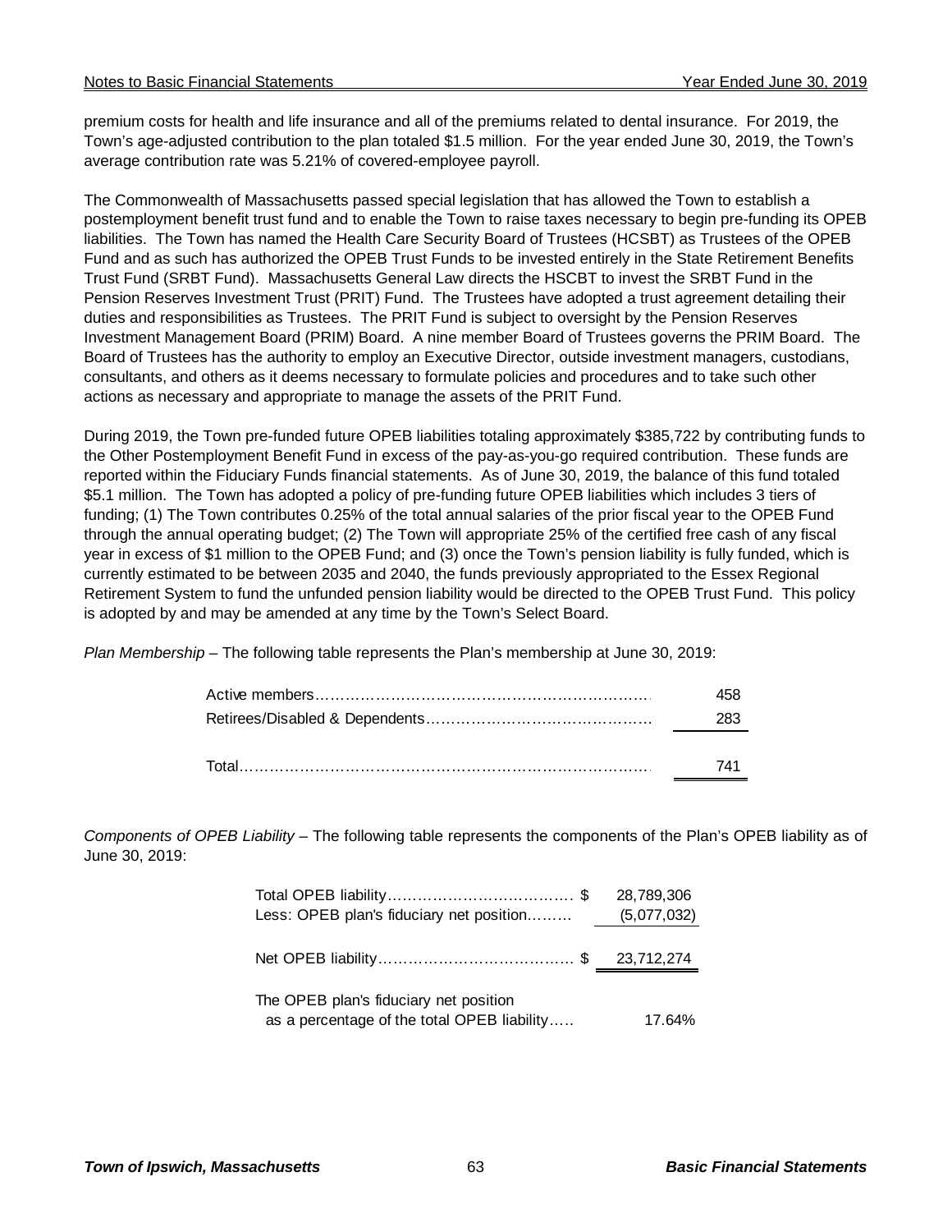premium costs for health and life insurance and all of the premiums related to dental insurance. For 2019, the Town's age-adjusted contribution to the plan totaled $1.5 million. For the year ended June 30, 2019, the Town's average contribution rate was 5.21% of covered-employee payroll.

The Commonwealth of Massachusetts passed special legislation that has allowed the Town to establish a postemployment benefit trust fund and to enable the Town to raise taxes necessary to begin pre-funding its OPEB liabilities. The Town has named the Health Care Security Board of Trustees (HCSBT) as Trustees of the OPEB Fund and as such has authorized the OPEB Trust Funds to be invested entirely in the State Retirement Benefits Trust Fund (SRBT Fund). Massachusetts General Law directs the HSCBT to invest the SRBT Fund in the Pension Reserves Investment Trust (PRIT) Fund. The Trustees have adopted a trust agreement detailing their duties and responsibilities as Trustees. The PRIT Fund is subject to oversight by the Pension Reserves Investment Management Board (PRIM) Board. A nine member Board of Trustees governs the PRIM Board. The Board of Trustees has the authority to employ an Executive Director, outside investment managers, custodians, consultants, and others as it deems necessary to formulate policies and procedures and to take such other actions as necessary and appropriate to manage the assets of the PRIT Fund.

During 2019, the Town pre-funded future OPEB liabilities totaling approximately $385,722 by contributing funds to the Other Postemployment Benefit Fund in excess of the pay-as-you-go required contribution. These funds are reported within the Fiduciary Funds financial statements. As of June 30, 2019, the balance of this fund totaled $5.1 million. The Town has adopted a policy of pre-funding future OPEB liabilities which includes 3 tiers of funding; (1) The Town contributes 0.25% of the total annual salaries of the prior fiscal year to the OPEB Fund through the annual operating budget; (2) The Town will appropriate 25% of the certified free cash of any fiscal year in excess of $1 million to the OPEB Fund; and (3) once the Town's pension liability is fully funded, which is currently estimated to be between 2035 and 2040, the funds previously appropriated to the Essex Regional Retirement System to fund the unfunded pension liability would be directed to the OPEB Trust Fund. This policy is adopted by and may be amended at any time by the Town's Select Board.

*Plan Membership* – The following table represents the Plan's membership at June 30, 2019:

| | |
|---|---|
| Active members | 458 |
| Retirees/Disabled & Dependents | 283 |
| Total | 741 |

*Components of OPEB Liability* – The following table represents the components of the Plan's OPEB liability as of June 30, 2019:

| | |
|---|---|
| Total OPEB liability | $ 28,789,306 |
| Less: OPEB plan's fiduciary net position | (5,077,032) |
| Net OPEB liability | $ 23,712,274 |
| The OPEB plan's fiduciary net position as a percentage of the total OPEB liability | 17.64% |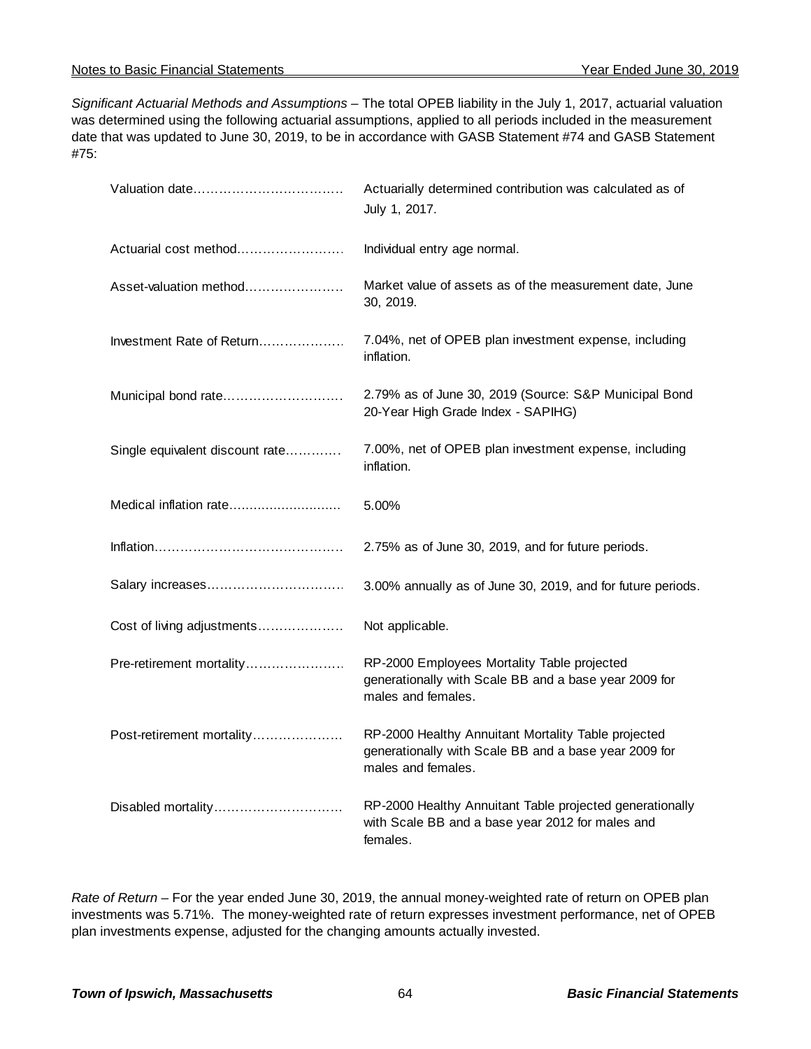*Significant Actuarial Methods and Assumptions* – The total OPEB liability in the July 1, 2017, actuarial valuation was determined using the following actuarial assumptions, applied to all periods included in the measurement date that was updated to June 30, 2019, to be in accordance with GASB Statement #74 and GASB Statement #75:

| | |
|---|---|
| Valuation date | Actuarially determined contribution was calculated as of July 1, 2017. |
| Actuarial cost method | Individual entry age normal. |
| Asset-valuation method | Market value of assets as of the measurement date, June 30, 2019. |
| Investment Rate of Return | 7.04%, net of OPEB plan investment expense, including inflation. |
| Municipal bond rate | 2.79% as of June 30, 2019 (Source: S&P Municipal Bond 20-Year High Grade Index - SAPIHG) |
| Single equivalent discount rate | 7.00%, net of OPEB plan investment expense, including inflation. |
| Medical inflation rate | 5.00% |
| Inflation | 2.75% as of June 30, 2019, and for future periods. |
| Salary increases | 3.00% annually as of June 30, 2019, and for future periods. |
| Cost of living adjustments | Not applicable. |
| Pre-retirement mortality | RP-2000 Employees Mortality Table projected generationally with Scale BB and a base year 2009 for males and females. |
| Post-retirement mortality | RP-2000 Healthy Annuitant Mortality Table projected generationally with Scale BB and a base year 2009 for males and females. |
| Disabled mortality | RP-2000 Healthy Annuitant Table projected generationally with Scale BB and a base year 2012 for males and females. |

*Rate of Return* – For the year ended June 30, 2019, the annual money-weighted rate of return on OPEB plan investments was 5.71%. The money-weighted rate of return expresses investment performance, net of OPEB plan investments expense, adjusted for the changing amounts actually invested.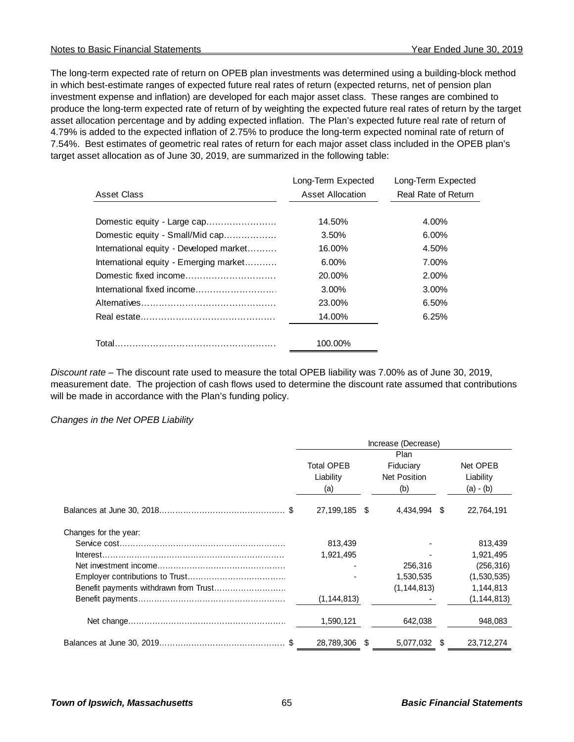The long-term expected rate of return on OPEB plan investments was determined using a building-block method in which best-estimate ranges of expected future real rates of return (expected returns, net of pension plan investment expense and inflation) are developed for each major asset class. These ranges are combined to produce the long-term expected rate of return of by weighting the expected future real rates of return by the target asset allocation percentage and by adding expected inflation. The Plan's expected future real rate of return of 4.79% is added to the expected inflation of 2.75% to produce the long-term expected nominal rate of return of 7.54%. Best estimates of geometric real rates of return for each major asset class included in the OPEB plan's target asset allocation as of June 30, 2019, are summarized in the following table:

| Asset Class | Long-Term Expected Asset Allocation | Long-Term Expected Real Rate of Return |
|---|---|---|
| Domestic equity - Large cap | 14.50% | 4.00% |
| Domestic equity - Small/Mid cap | 3.50% | 6.00% |
| International equity - Developed market | 16.00% | 4.50% |
| International equity - Emerging market | 6.00% | 7.00% |
| Domestic fixed income | 20.00% | 2.00% |
| International fixed income | 3.00% | 3.00% |
| Alternatives | 23.00% | 6.50% |
| Real estate | 14.00% | 6.25% |
| Total | 100.00% | |

*Discount rate* – The discount rate used to measure the total OPEB liability was 7.00% as of June 30, 2019, measurement date. The projection of cash flows used to determine the discount rate assumed that contributions will be made in accordance with the Plan's funding policy.

*Changes in the Net OPEB Liability*

| | Increase (Decrease) | | |
|---|---|---|---|
| | Total OPEB Liability (a) | Plan Fiduciary Net Position (b) | Net OPEB Liability (a) - (b) |
| Balances at June 30, 2018 | $ 27,199,185 | $ 4,434,994 | $ 22,764,191 |
| Changes for the year: | | | |
| Service cost | 813,439 | - | 813,439 |
| Interest | 1,921,495 | - | 1,921,495 |
| Net investment income | - | 256,316 | (256,316) |
| Employer contributions to Trust | - | 1,530,535 | (1,530,535) |
| Benefit payments withdrawn from Trust | | (1,144,813) | 1,144,813 |
| Benefit payments | (1,144,813) | - | (1,144,813) |
| Net change | 1,590,121 | 642,038 | 948,083 |
| Balances at June 30, 2019 | $ 28,789,306 | $ 5,077,032 | $ 23,712,274 |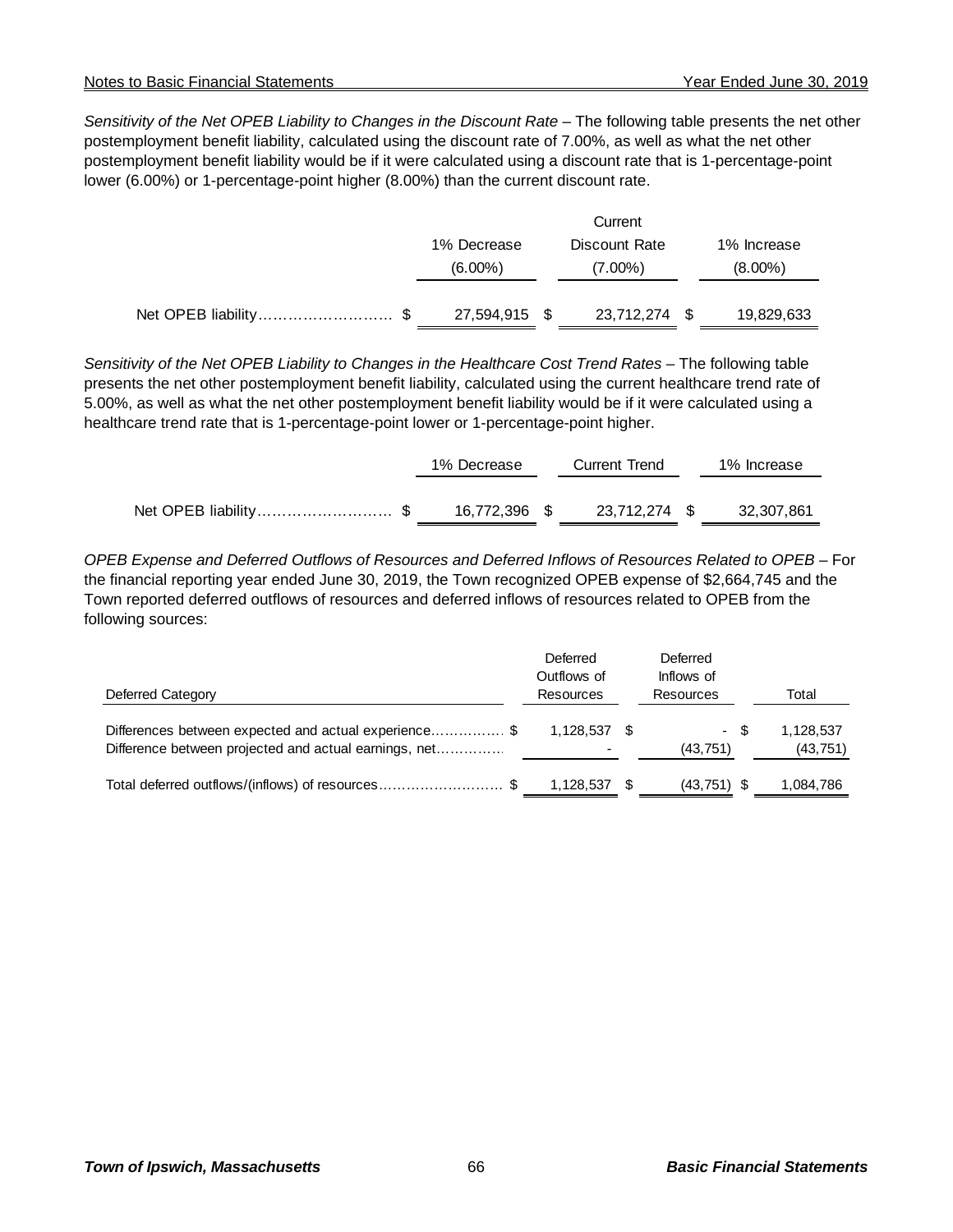*Sensitivity of the Net OPEB Liability to Changes in the Discount Rate* – The following table presents the net other postemployment benefit liability, calculated using the discount rate of 7.00%, as well as what the net other postemployment benefit liability would be if it were calculated using a discount rate that is 1-percentage-point lower (6.00%) or 1-percentage-point higher (8.00%) than the current discount rate.

| | 1% Decrease (6.00%) | Current Discount Rate (7.00%) | 1% Increase (8.00%) |
|---|---|---|---|
| Net OPEB liability | $ 27,594,915 | $ 23,712,274 | $ 19,829,633 |

*Sensitivity of the Net OPEB Liability to Changes in the Healthcare Cost Trend Rates* – The following table presents the net other postemployment benefit liability, calculated using the current healthcare trend rate of 5.00%, as well as what the net other postemployment benefit liability would be if it were calculated using a healthcare trend rate that is 1-percentage-point lower or 1-percentage-point higher.

| | 1% Decrease | Current Trend | 1% Increase |
|---|---|---|---|
| Net OPEB liability | $ 16,772,396 | $ 23,712,274 | $ 32,307,861 |

*OPEB Expense and Deferred Outflows of Resources and Deferred Inflows of Resources Related to OPEB* – For the financial reporting year ended June 30, 2019, the Town recognized OPEB expense of $2,664,745 and the Town reported deferred outflows of resources and deferred inflows of resources related to OPEB from the following sources:

| Deferred Category | Deferred Outflows of Resources | Deferred Inflows of Resources | Total |
|---|---|---|---|
| Differences between expected and actual experience | $ 1,128,537 | $ - | $ 1,128,537 |
| Difference between projected and actual earnings, net | - | (43,751) | (43,751) |
| Total deferred outflows/(inflows) of resources | $ 1,128,537 | $ (43,751) | $ 1,084,786 |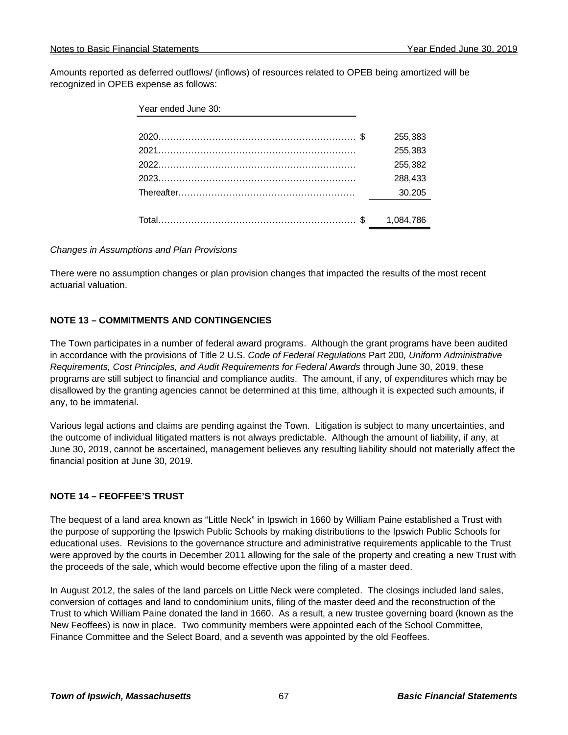Amounts reported as deferred outflows/ (inflows) of resources related to OPEB being amortized will be recognized in OPEB expense as follows:

| Year ended June 30: | | |
|---|---|---|
| 2020 | $ | 255,383 |
| 2021 | | 255,383 |
| 2022 | | 255,382 |
| 2023 | | 288,433 |
| Thereafter | | 30,205 |
| Total | $ | 1,084,786 |

*Changes in Assumptions and Plan Provisions*

There were no assumption changes or plan provision changes that impacted the results of the most recent actuarial valuation.

## NOTE 13 – COMMITMENTS AND CONTINGENCIES

The Town participates in a number of federal award programs. Although the grant programs have been audited in accordance with the provisions of Title 2 U.S. *Code of Federal Regulations* Part 200*, Uniform Administrative Requirements, Cost Principles, and Audit Requirements for Federal Awards* through June 30, 2019, these programs are still subject to financial and compliance audits. The amount, if any, of expenditures which may be disallowed by the granting agencies cannot be determined at this time, although it is expected such amounts, if any, to be immaterial.

Various legal actions and claims are pending against the Town. Litigation is subject to many uncertainties, and the outcome of individual litigated matters is not always predictable. Although the amount of liability, if any, at June 30, 2019, cannot be ascertained, management believes any resulting liability should not materially affect the financial position at June 30, 2019.

## NOTE 14 – FEOFFEE'S TRUST

The bequest of a land area known as "Little Neck" in Ipswich in 1660 by William Paine established a Trust with the purpose of supporting the Ipswich Public Schools by making distributions to the Ipswich Public Schools for educational uses. Revisions to the governance structure and administrative requirements applicable to the Trust were approved by the courts in December 2011 allowing for the sale of the property and creating a new Trust with the proceeds of the sale, which would become effective upon the filing of a master deed.

In August 2012, the sales of the land parcels on Little Neck were completed. The closings included land sales, conversion of cottages and land to condominium units, filing of the master deed and the reconstruction of the Trust to which William Paine donated the land in 1660. As a result, a new trustee governing board (known as the New Feoffees) is now in place. Two community members were appointed each of the School Committee, Finance Committee and the Select Board, and a seventh was appointed by the old Feoffees.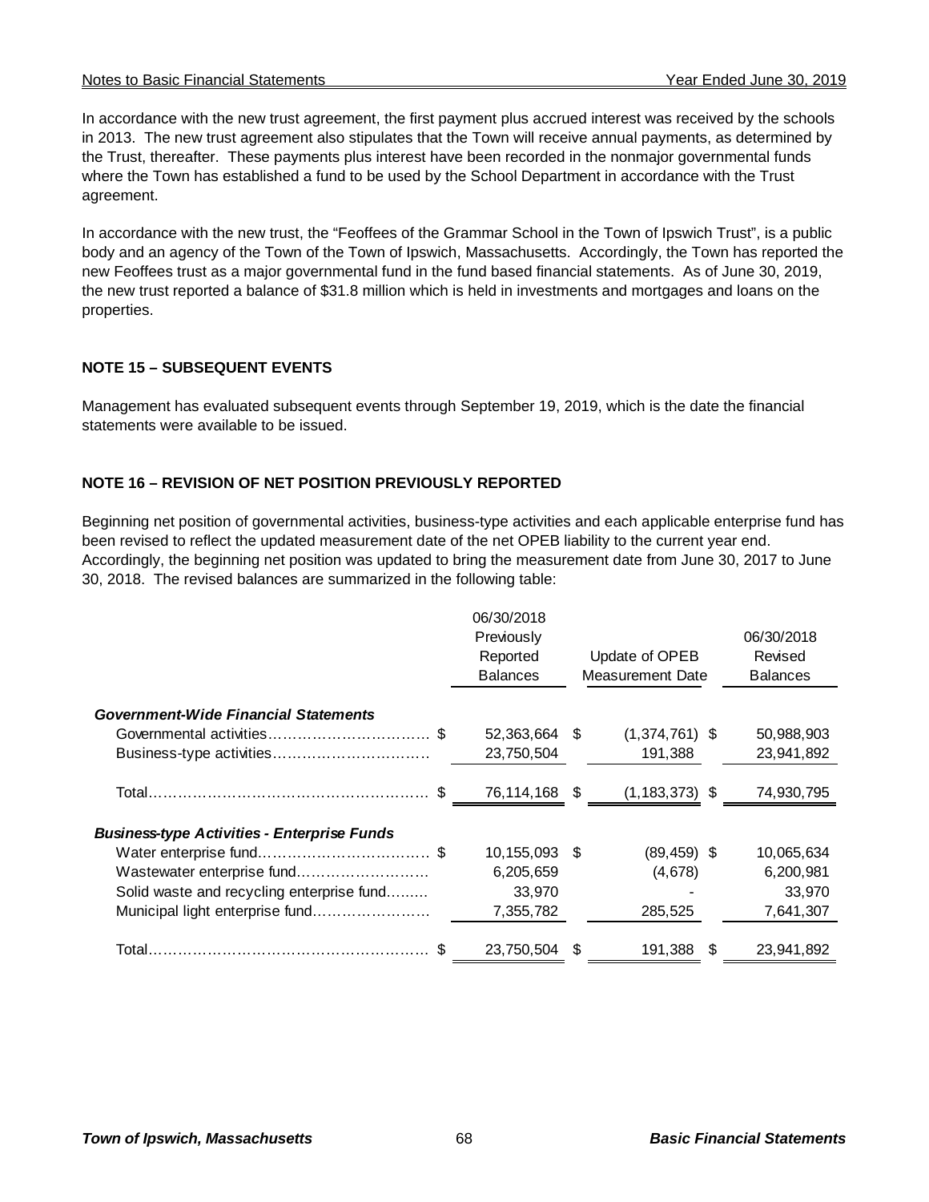In accordance with the new trust agreement, the first payment plus accrued interest was received by the schools in 2013. The new trust agreement also stipulates that the Town will receive annual payments, as determined by the Trust, thereafter. These payments plus interest have been recorded in the nonmajor governmental funds where the Town has established a fund to be used by the School Department in accordance with the Trust agreement.

In accordance with the new trust, the "Feoffees of the Grammar School in the Town of Ipswich Trust", is a public body and an agency of the Town of the Town of Ipswich, Massachusetts. Accordingly, the Town has reported the new Feoffees trust as a major governmental fund in the fund based financial statements. As of June 30, 2019, the new trust reported a balance of $31.8 million which is held in investments and mortgages and loans on the properties.

## NOTE 15 – SUBSEQUENT EVENTS

Management has evaluated subsequent events through September 19, 2019, which is the date the financial statements were available to be issued.

## NOTE 16 – REVISION OF NET POSITION PREVIOUSLY REPORTED

Beginning net position of governmental activities, business-type activities and each applicable enterprise fund has been revised to reflect the updated measurement date of the net OPEB liability to the current year end. Accordingly, the beginning net position was updated to bring the measurement date from June 30, 2017 to June 30, 2018. The revised balances are summarized in the following table:

| | 06/30/2018 Previously Reported Balances | Update of OPEB Measurement Date | 06/30/2018 Revised Balances |
|---|---|---|---|
| ***Government-Wide Financial Statements*** | | | |
| Governmental activities | $ 52,363,664 | $ (1,374,761) | $ 50,988,903 |
| Business-type activities | 23,750,504 | 191,388 | 23,941,892 |
| Total | $ 76,114,168 | $ (1,183,373) | $ 74,930,795 |
| ***Business-type Activities - Enterprise Funds*** | | | |
| Water enterprise fund | $ 10,155,093 | $ (89,459) | $ 10,065,634 |
| Wastewater enterprise fund | 6,205,659 | (4,678) | 6,200,981 |
| Solid waste and recycling enterprise fund | 33,970 | - | 33,970 |
| Municipal light enterprise fund | 7,355,782 | 285,525 | 7,641,307 |
| Total | $ 23,750,504 | $ 191,388 | $ 23,941,892 |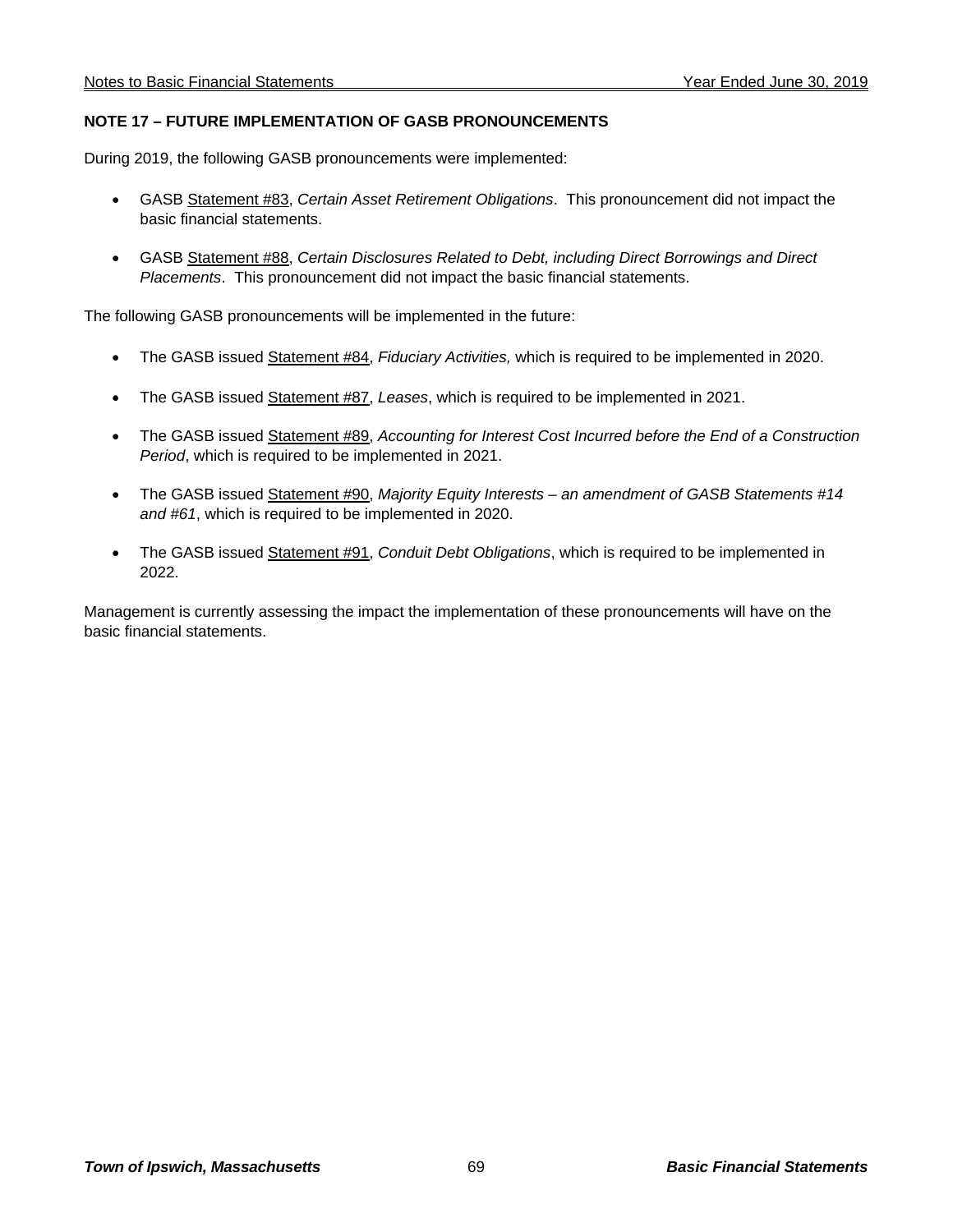## NOTE 17 – FUTURE IMPLEMENTATION OF GASB PRONOUNCEMENTS

During 2019, the following GASB pronouncements were implemented:

- GASB Statement #83, *Certain Asset Retirement Obligations*. This pronouncement did not impact the basic financial statements.
- GASB Statement #88, *Certain Disclosures Related to Debt, including Direct Borrowings and Direct Placements*. This pronouncement did not impact the basic financial statements.

The following GASB pronouncements will be implemented in the future:

- The GASB issued Statement #84, *Fiduciary Activities,* which is required to be implemented in 2020.
- The GASB issued Statement #87, *Leases*, which is required to be implemented in 2021.
- The GASB issued Statement #89, *Accounting for Interest Cost Incurred before the End of a Construction Period*, which is required to be implemented in 2021.
- The GASB issued Statement #90, *Majority Equity Interests – an amendment of GASB Statements #14 and #61*, which is required to be implemented in 2020.
- The GASB issued Statement #91, *Conduit Debt Obligations*, which is required to be implemented in 2022.

Management is currently assessing the impact the implementation of these pronouncements will have on the basic financial statements.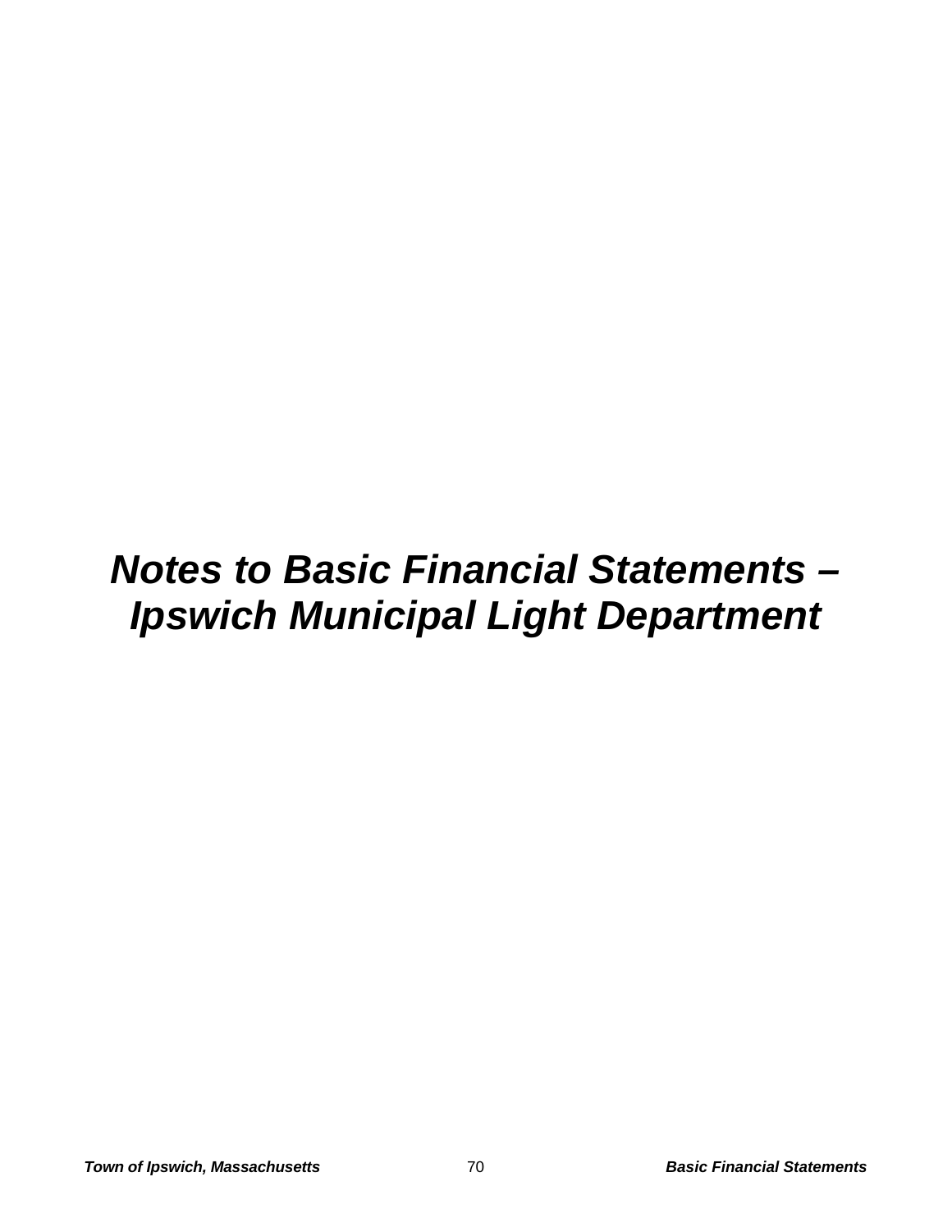# *Notes to Basic Financial Statements – Ipswich Municipal Light Department*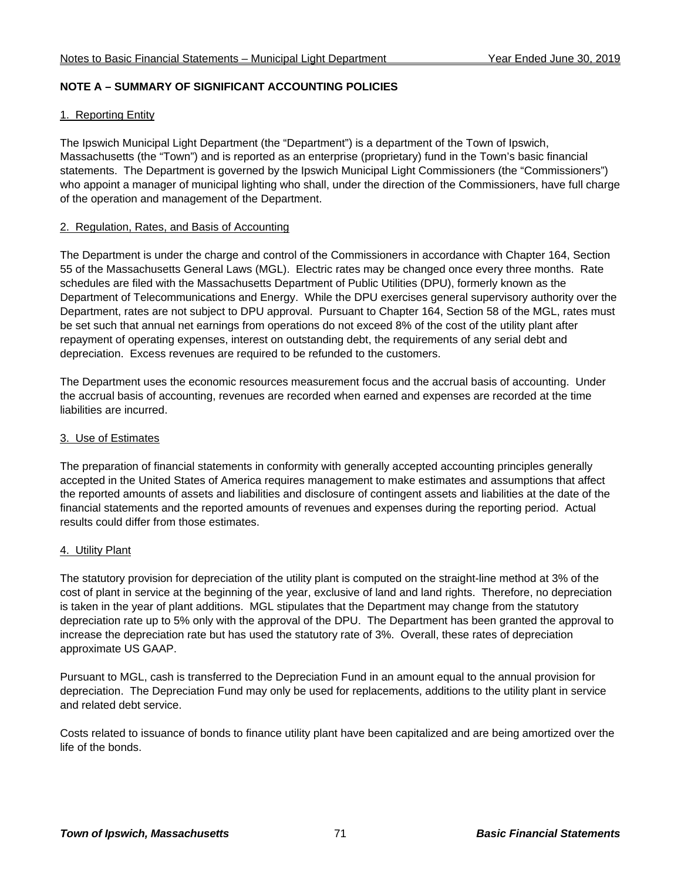## NOTE A – SUMMARY OF SIGNIFICANT ACCOUNTING POLICIES

### 1. Reporting Entity

The Ipswich Municipal Light Department (the "Department") is a department of the Town of Ipswich, Massachusetts (the "Town") and is reported as an enterprise (proprietary) fund in the Town's basic financial statements. The Department is governed by the Ipswich Municipal Light Commissioners (the "Commissioners") who appoint a manager of municipal lighting who shall, under the direction of the Commissioners, have full charge of the operation and management of the Department.

### 2. Regulation, Rates, and Basis of Accounting

The Department is under the charge and control of the Commissioners in accordance with Chapter 164, Section 55 of the Massachusetts General Laws (MGL). Electric rates may be changed once every three months. Rate schedules are filed with the Massachusetts Department of Public Utilities (DPU), formerly known as the Department of Telecommunications and Energy. While the DPU exercises general supervisory authority over the Department, rates are not subject to DPU approval. Pursuant to Chapter 164, Section 58 of the MGL, rates must be set such that annual net earnings from operations do not exceed 8% of the cost of the utility plant after repayment of operating expenses, interest on outstanding debt, the requirements of any serial debt and depreciation. Excess revenues are required to be refunded to the customers.

The Department uses the economic resources measurement focus and the accrual basis of accounting. Under the accrual basis of accounting, revenues are recorded when earned and expenses are recorded at the time liabilities are incurred.

### 3. Use of Estimates

The preparation of financial statements in conformity with generally accepted accounting principles generally accepted in the United States of America requires management to make estimates and assumptions that affect the reported amounts of assets and liabilities and disclosure of contingent assets and liabilities at the date of the financial statements and the reported amounts of revenues and expenses during the reporting period. Actual results could differ from those estimates.

### 4. Utility Plant

The statutory provision for depreciation of the utility plant is computed on the straight-line method at 3% of the cost of plant in service at the beginning of the year, exclusive of land and land rights. Therefore, no depreciation is taken in the year of plant additions. MGL stipulates that the Department may change from the statutory depreciation rate up to 5% only with the approval of the DPU. The Department has been granted the approval to increase the depreciation rate but has used the statutory rate of 3%. Overall, these rates of depreciation approximate US GAAP.

Pursuant to MGL, cash is transferred to the Depreciation Fund in an amount equal to the annual provision for depreciation. The Depreciation Fund may only be used for replacements, additions to the utility plant in service and related debt service.

Costs related to issuance of bonds to finance utility plant have been capitalized and are being amortized over the life of the bonds.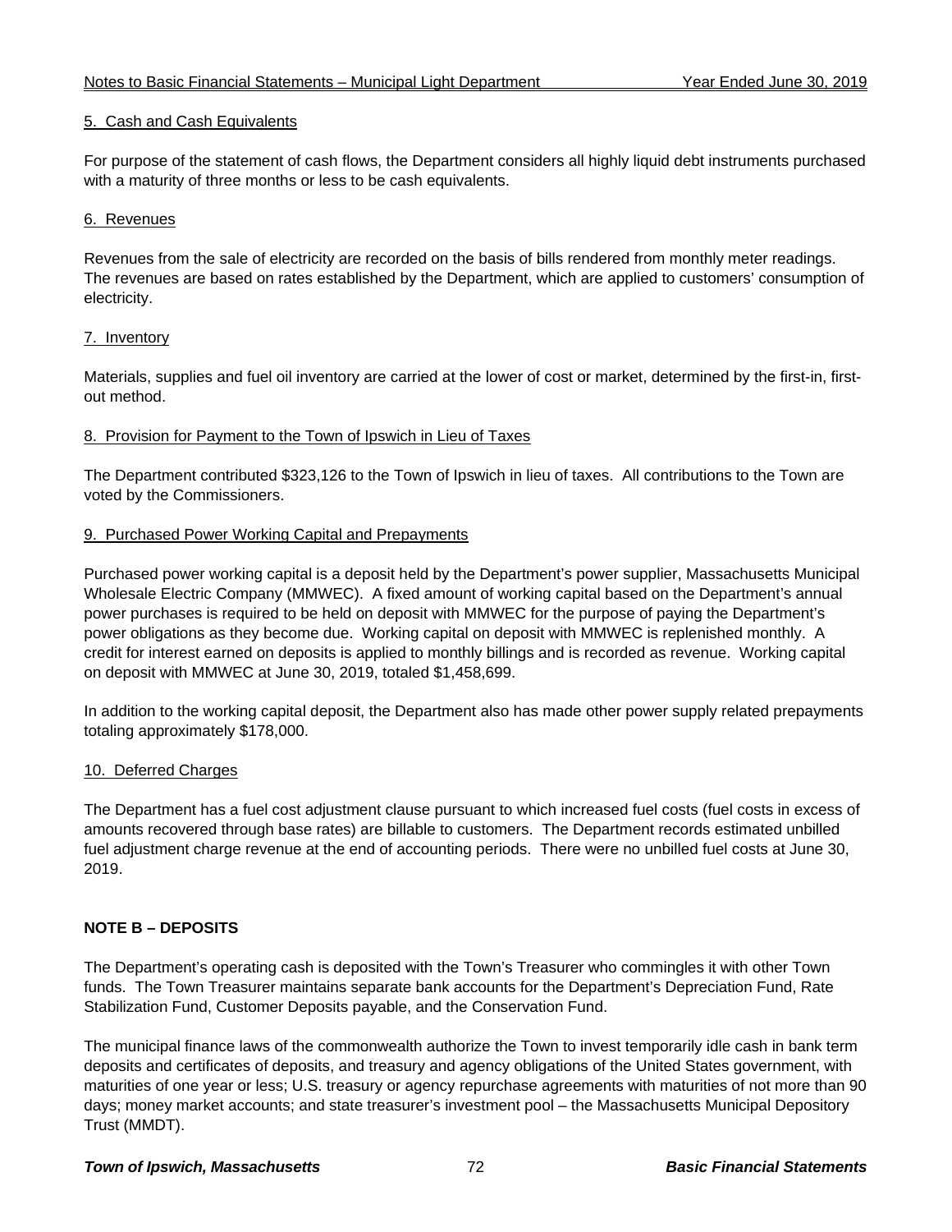5. Cash and Cash Equivalents

For purpose of the statement of cash flows, the Department considers all highly liquid debt instruments purchased with a maturity of three months or less to be cash equivalents.

6. Revenues

Revenues from the sale of electricity are recorded on the basis of bills rendered from monthly meter readings. The revenues are based on rates established by the Department, which are applied to customers' consumption of electricity.

7. Inventory

Materials, supplies and fuel oil inventory are carried at the lower of cost or market, determined by the first-in, first-out method.

8. Provision for Payment to the Town of Ipswich in Lieu of Taxes

The Department contributed $323,126 to the Town of Ipswich in lieu of taxes. All contributions to the Town are voted by the Commissioners.

9. Purchased Power Working Capital and Prepayments

Purchased power working capital is a deposit held by the Department's power supplier, Massachusetts Municipal Wholesale Electric Company (MMWEC). A fixed amount of working capital based on the Department's annual power purchases is required to be held on deposit with MMWEC for the purpose of paying the Department's power obligations as they become due. Working capital on deposit with MMWEC is replenished monthly. A credit for interest earned on deposits is applied to monthly billings and is recorded as revenue. Working capital on deposit with MMWEC at June 30, 2019, totaled $1,458,699.

In addition to the working capital deposit, the Department also has made other power supply related prepayments totaling approximately $178,000.

10. Deferred Charges

The Department has a fuel cost adjustment clause pursuant to which increased fuel costs (fuel costs in excess of amounts recovered through base rates) are billable to customers. The Department records estimated unbilled fuel adjustment charge revenue at the end of accounting periods. There were no unbilled fuel costs at June 30, 2019.

## NOTE B – DEPOSITS

The Department's operating cash is deposited with the Town's Treasurer who commingles it with other Town funds. The Town Treasurer maintains separate bank accounts for the Department's Depreciation Fund, Rate Stabilization Fund, Customer Deposits payable, and the Conservation Fund.

The municipal finance laws of the commonwealth authorize the Town to invest temporarily idle cash in bank term deposits and certificates of deposits, and treasury and agency obligations of the United States government, with maturities of one year or less; U.S. treasury or agency repurchase agreements with maturities of not more than 90 days; money market accounts; and state treasurer's investment pool – the Massachusetts Municipal Depository Trust (MMDT).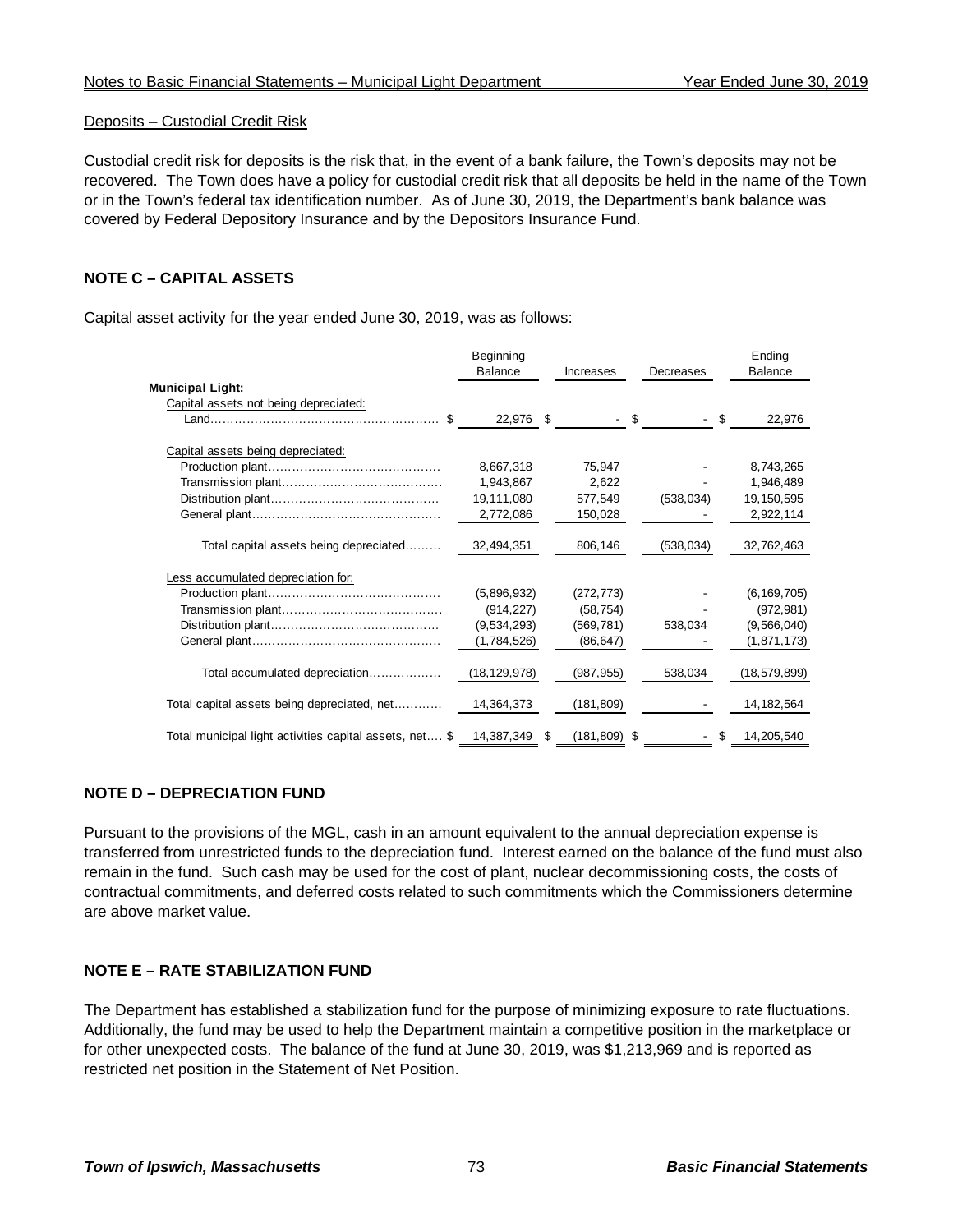### Deposits – Custodial Credit Risk

Custodial credit risk for deposits is the risk that, in the event of a bank failure, the Town's deposits may not be recovered. The Town does have a policy for custodial credit risk that all deposits be held in the name of the Town or in the Town's federal tax identification number. As of June 30, 2019, the Department's bank balance was covered by Federal Depository Insurance and by the Depositors Insurance Fund.

## NOTE C – CAPITAL ASSETS

Capital asset activity for the year ended June 30, 2019, was as follows:

| | Beginning Balance | Increases | Decreases | Ending Balance |
|---|---|---|---|---|
| **Municipal Light:** | | | | |
| Capital assets not being depreciated: | | | | |
| Land | $ 22,976 | $ - | $ - | $ 22,976 |
| Capital assets being depreciated: | | | | |
| Production plant | 8,667,318 | 75,947 | - | 8,743,265 |
| Transmission plant | 1,943,867 | 2,622 | - | 1,946,489 |
| Distribution plant | 19,111,080 | 577,549 | (538,034) | 19,150,595 |
| General plant | 2,772,086 | 150,028 | - | 2,922,114 |
| Total capital assets being depreciated | 32,494,351 | 806,146 | (538,034) | 32,762,463 |
| Less accumulated depreciation for: | | | | |
| Production plant | (5,896,932) | (272,773) | - | (6,169,705) |
| Transmission plant | (914,227) | (58,754) | - | (972,981) |
| Distribution plant | (9,534,293) | (569,781) | 538,034 | (9,566,040) |
| General plant | (1,784,526) | (86,647) | - | (1,871,173) |
| Total accumulated depreciation | (18,129,978) | (987,955) | 538,034 | (18,579,899) |
| Total capital assets being depreciated, net | 14,364,373 | (181,809) | - | 14,182,564 |
| Total municipal light activities capital assets, net | $ 14,387,349 | $ (181,809) | $ - | $ 14,205,540 |

## NOTE D – DEPRECIATION FUND

Pursuant to the provisions of the MGL, cash in an amount equivalent to the annual depreciation expense is transferred from unrestricted funds to the depreciation fund. Interest earned on the balance of the fund must also remain in the fund. Such cash may be used for the cost of plant, nuclear decommissioning costs, the costs of contractual commitments, and deferred costs related to such commitments which the Commissioners determine are above market value.

## NOTE E – RATE STABILIZATION FUND

The Department has established a stabilization fund for the purpose of minimizing exposure to rate fluctuations. Additionally, the fund may be used to help the Department maintain a competitive position in the marketplace or for other unexpected costs. The balance of the fund at June 30, 2019, was $1,213,969 and is reported as restricted net position in the Statement of Net Position.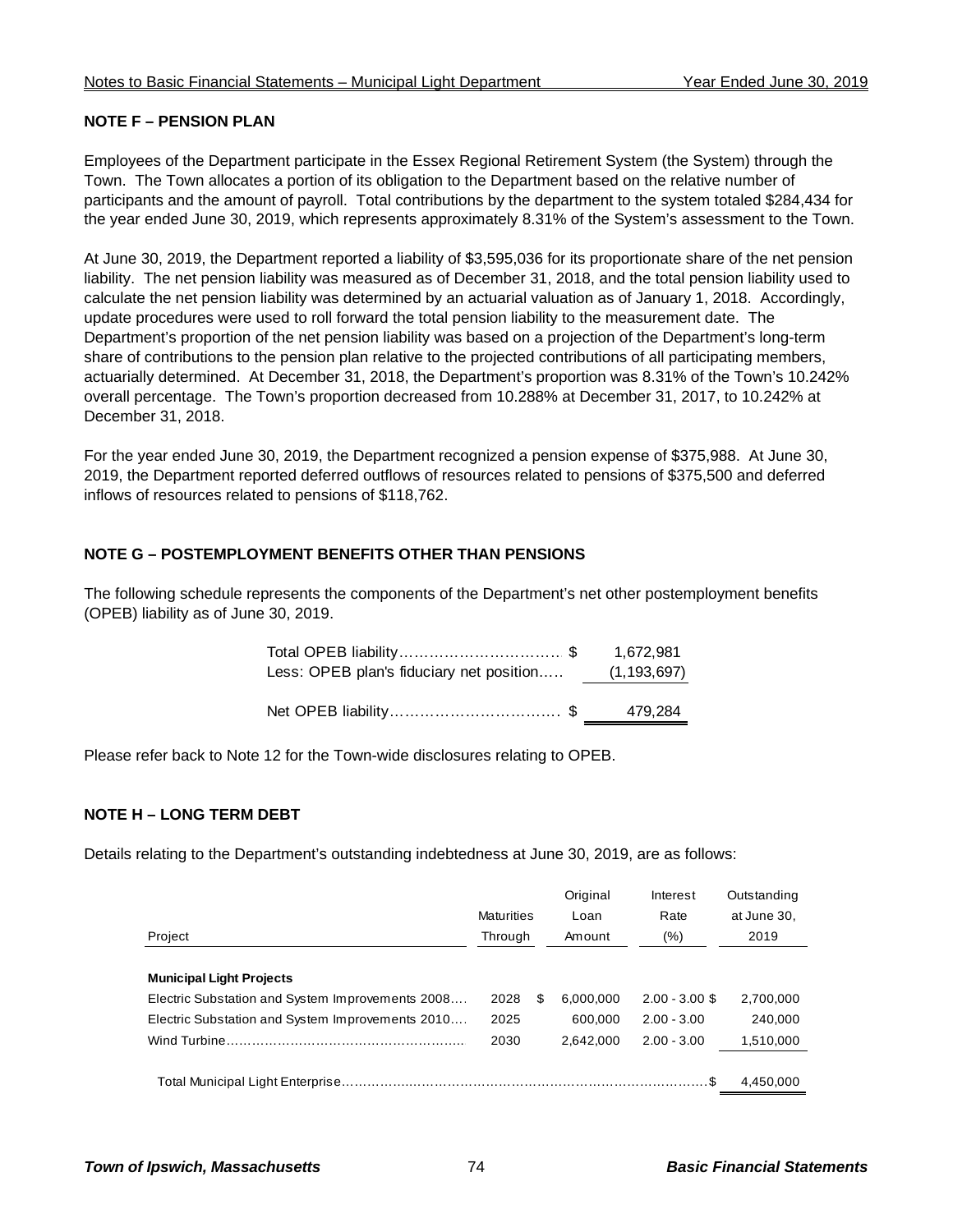## NOTE F – PENSION PLAN

Employees of the Department participate in the Essex Regional Retirement System (the System) through the Town. The Town allocates a portion of its obligation to the Department based on the relative number of participants and the amount of payroll. Total contributions by the department to the system totaled $284,434 for the year ended June 30, 2019, which represents approximately 8.31% of the System's assessment to the Town.

At June 30, 2019, the Department reported a liability of $3,595,036 for its proportionate share of the net pension liability. The net pension liability was measured as of December 31, 2018, and the total pension liability used to calculate the net pension liability was determined by an actuarial valuation as of January 1, 2018. Accordingly, update procedures were used to roll forward the total pension liability to the measurement date. The Department's proportion of the net pension liability was based on a projection of the Department's long-term share of contributions to the pension plan relative to the projected contributions of all participating members, actuarially determined. At December 31, 2018, the Department's proportion was 8.31% of the Town's 10.242% overall percentage. The Town's proportion decreased from 10.288% at December 31, 2017, to 10.242% at December 31, 2018.

For the year ended June 30, 2019, the Department recognized a pension expense of $375,988. At June 30, 2019, the Department reported deferred outflows of resources related to pensions of $375,500 and deferred inflows of resources related to pensions of $118,762.

## NOTE G – POSTEMPLOYMENT BENEFITS OTHER THAN PENSIONS

The following schedule represents the components of the Department's net other postemployment benefits (OPEB) liability as of June 30, 2019.

| | |
|---|---|
| Total OPEB liability............................. $ | 1,672,981 |
| Less: OPEB plan's fiduciary net position..... | (1,193,697) |
| Net OPEB liability................................ $ | 479,284 |

Please refer back to Note 12 for the Town-wide disclosures relating to OPEB.

## NOTE H – LONG TERM DEBT

Details relating to the Department's outstanding indebtedness at June 30, 2019, are as follows:

| Project | Maturities Through | Original Loan Amount | Interest Rate (%) | Outstanding at June 30, 2019 |
|---|---|---|---|---|
| **Municipal Light Projects** | | | | |
| Electric Substation and System Improvements 2008.... | 2028 | $ 6,000,000 | 2.00 - 3.00 | $ 2,700,000 |
| Electric Substation and System Improvements 2010.... | 2025 | 600,000 | 2.00 - 3.00 | 240,000 |
| Wind Turbine.................................................. | 2030 | 2,642,000 | 2.00 - 3.00 | 1,510,000 |
| Total Municipal Light Enterprise.......................................................... | | | | $ 4,450,000 |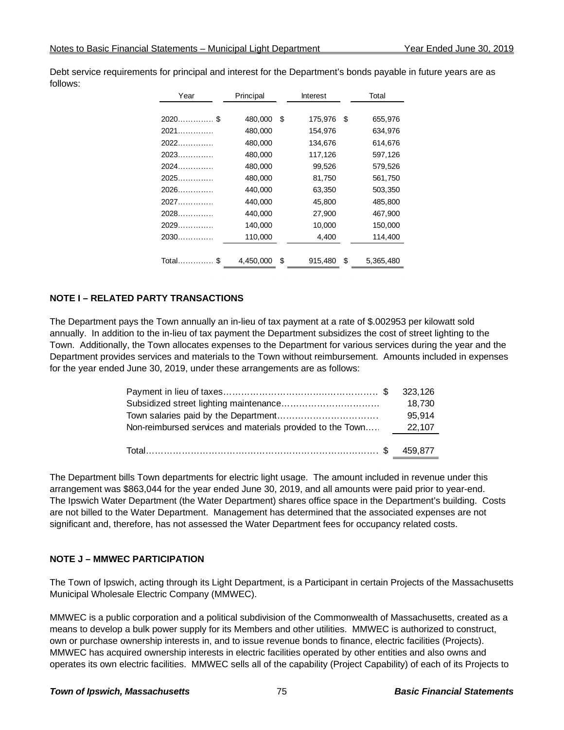Debt service requirements for principal and interest for the Department's bonds payable in future years are as follows:

| Year | Principal | Interest | Total |
|---|---|---|---|
| 2020 | $ 480,000 | $ 175,976 | $ 655,976 |
| 2021 | 480,000 | 154,976 | 634,976 |
| 2022 | 480,000 | 134,676 | 614,676 |
| 2023 | 480,000 | 117,126 | 597,126 |
| 2024 | 480,000 | 99,526 | 579,526 |
| 2025 | 480,000 | 81,750 | 561,750 |
| 2026 | 440,000 | 63,350 | 503,350 |
| 2027 | 440,000 | 45,800 | 485,800 |
| 2028 | 440,000 | 27,900 | 467,900 |
| 2029 | 140,000 | 10,000 | 150,000 |
| 2030 | 110,000 | 4,400 | 114,400 |
| Total | $ 4,450,000 | $ 915,480 | $ 5,365,480 |

## NOTE I – RELATED PARTY TRANSACTIONS

The Department pays the Town annually an in-lieu of tax payment at a rate of $.002953 per kilowatt sold annually. In addition to the in-lieu of tax payment the Department subsidizes the cost of street lighting to the Town. Additionally, the Town allocates expenses to the Department for various services during the year and the Department provides services and materials to the Town without reimbursement. Amounts included in expenses for the year ended June 30, 2019, under these arrangements are as follows:

| | |
|---|---|
| Payment in lieu of taxes | $ 323,126 |
| Subsidized street lighting maintenance | 18,730 |
| Town salaries paid by the Department | 95,914 |
| Non-reimbursed services and materials provided to the Town | 22,107 |
| Total | $ 459,877 |

The Department bills Town departments for electric light usage. The amount included in revenue under this arrangement was $863,044 for the year ended June 30, 2019, and all amounts were paid prior to year-end. The Ipswich Water Department (the Water Department) shares office space in the Department's building. Costs are not billed to the Water Department. Management has determined that the associated expenses are not significant and, therefore, has not assessed the Water Department fees for occupancy related costs.

## NOTE J – MMWEC PARTICIPATION

The Town of Ipswich, acting through its Light Department, is a Participant in certain Projects of the Massachusetts Municipal Wholesale Electric Company (MMWEC).

MMWEC is a public corporation and a political subdivision of the Commonwealth of Massachusetts, created as a means to develop a bulk power supply for its Members and other utilities. MMWEC is authorized to construct, own or purchase ownership interests in, and to issue revenue bonds to finance, electric facilities (Projects). MMWEC has acquired ownership interests in electric facilities operated by other entities and also owns and operates its own electric facilities. MMWEC sells all of the capability (Project Capability) of each of its Projects to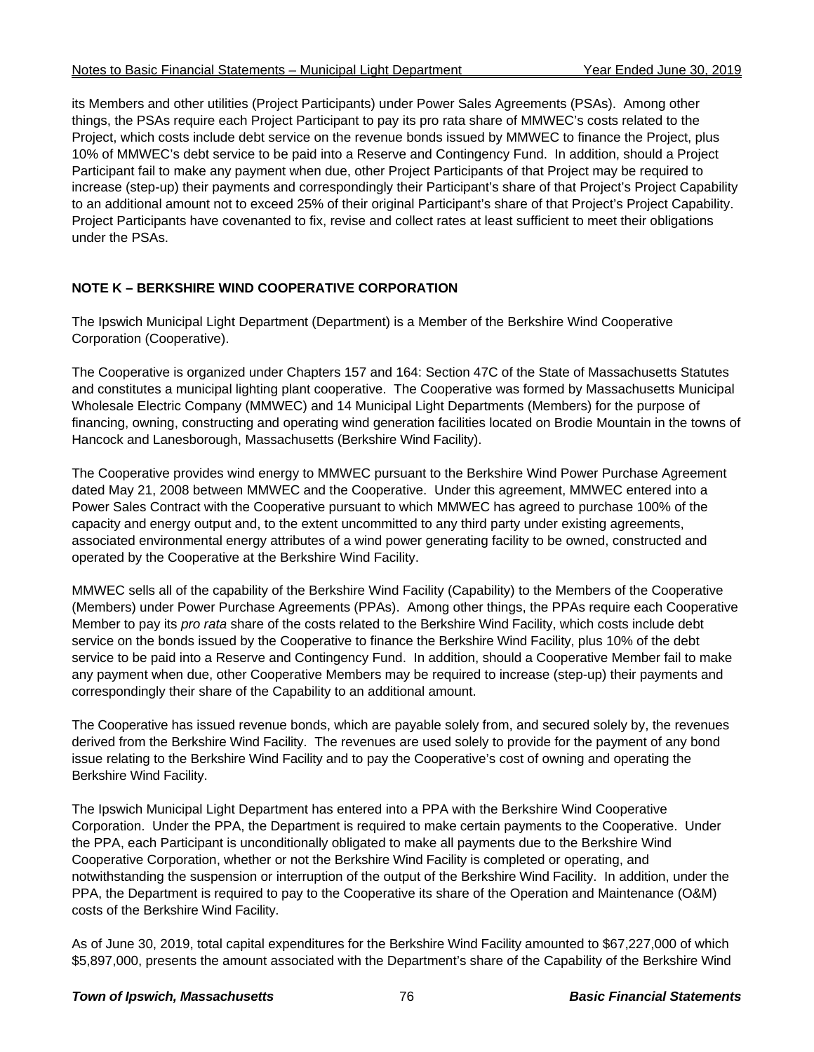its Members and other utilities (Project Participants) under Power Sales Agreements (PSAs). Among other things, the PSAs require each Project Participant to pay its pro rata share of MMWEC's costs related to the Project, which costs include debt service on the revenue bonds issued by MMWEC to finance the Project, plus 10% of MMWEC's debt service to be paid into a Reserve and Contingency Fund. In addition, should a Project Participant fail to make any payment when due, other Project Participants of that Project may be required to increase (step-up) their payments and correspondingly their Participant's share of that Project's Project Capability to an additional amount not to exceed 25% of their original Participant's share of that Project's Project Capability. Project Participants have covenanted to fix, revise and collect rates at least sufficient to meet their obligations under the PSAs.

## NOTE K – BERKSHIRE WIND COOPERATIVE CORPORATION

The Ipswich Municipal Light Department (Department) is a Member of the Berkshire Wind Cooperative Corporation (Cooperative).

The Cooperative is organized under Chapters 157 and 164: Section 47C of the State of Massachusetts Statutes and constitutes a municipal lighting plant cooperative. The Cooperative was formed by Massachusetts Municipal Wholesale Electric Company (MMWEC) and 14 Municipal Light Departments (Members) for the purpose of financing, owning, constructing and operating wind generation facilities located on Brodie Mountain in the towns of Hancock and Lanesborough, Massachusetts (Berkshire Wind Facility).

The Cooperative provides wind energy to MMWEC pursuant to the Berkshire Wind Power Purchase Agreement dated May 21, 2008 between MMWEC and the Cooperative. Under this agreement, MMWEC entered into a Power Sales Contract with the Cooperative pursuant to which MMWEC has agreed to purchase 100% of the capacity and energy output and, to the extent uncommitted to any third party under existing agreements, associated environmental energy attributes of a wind power generating facility to be owned, constructed and operated by the Cooperative at the Berkshire Wind Facility.

MMWEC sells all of the capability of the Berkshire Wind Facility (Capability) to the Members of the Cooperative (Members) under Power Purchase Agreements (PPAs). Among other things, the PPAs require each Cooperative Member to pay its *pro rata* share of the costs related to the Berkshire Wind Facility, which costs include debt service on the bonds issued by the Cooperative to finance the Berkshire Wind Facility, plus 10% of the debt service to be paid into a Reserve and Contingency Fund. In addition, should a Cooperative Member fail to make any payment when due, other Cooperative Members may be required to increase (step-up) their payments and correspondingly their share of the Capability to an additional amount.

The Cooperative has issued revenue bonds, which are payable solely from, and secured solely by, the revenues derived from the Berkshire Wind Facility. The revenues are used solely to provide for the payment of any bond issue relating to the Berkshire Wind Facility and to pay the Cooperative's cost of owning and operating the Berkshire Wind Facility.

The Ipswich Municipal Light Department has entered into a PPA with the Berkshire Wind Cooperative Corporation. Under the PPA, the Department is required to make certain payments to the Cooperative. Under the PPA, each Participant is unconditionally obligated to make all payments due to the Berkshire Wind Cooperative Corporation, whether or not the Berkshire Wind Facility is completed or operating, and notwithstanding the suspension or interruption of the output of the Berkshire Wind Facility. In addition, under the PPA, the Department is required to pay to the Cooperative its share of the Operation and Maintenance (O&M) costs of the Berkshire Wind Facility.

As of June 30, 2019, total capital expenditures for the Berkshire Wind Facility amounted to $67,227,000 of which $5,897,000, presents the amount associated with the Department's share of the Capability of the Berkshire Wind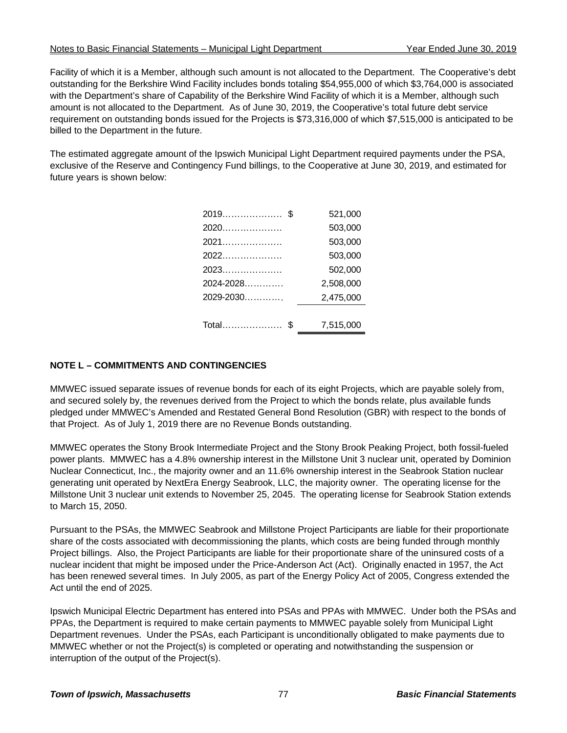Facility of which it is a Member, although such amount is not allocated to the Department. The Cooperative's debt outstanding for the Berkshire Wind Facility includes bonds totaling $54,955,000 of which $3,764,000 is associated with the Department's share of Capability of the Berkshire Wind Facility of which it is a Member, although such amount is not allocated to the Department. As of June 30, 2019, the Cooperative's total future debt service requirement on outstanding bonds issued for the Projects is $73,316,000 of which $7,515,000 is anticipated to be billed to the Department in the future.

The estimated aggregate amount of the Ipswich Municipal Light Department required payments under the PSA, exclusive of the Reserve and Contingency Fund billings, to the Cooperative at June 30, 2019, and estimated for future years is shown below:

| | | |
|---|---|---|
| 2019………………… | $ | 521,000 |
| 2020………………… | | 503,000 |
| 2021………………… | | 503,000 |
| 2022………………… | | 503,000 |
| 2023………………… | | 502,000 |
| 2024-2028………… | | 2,508,000 |
| 2029-2030………… | | 2,475,000 |
| Total………………… | $ | 7,515,000 |

**NOTE L – COMMITMENTS AND CONTINGENCIES**

MMWEC issued separate issues of revenue bonds for each of its eight Projects, which are payable solely from, and secured solely by, the revenues derived from the Project to which the bonds relate, plus available funds pledged under MMWEC's Amended and Restated General Bond Resolution (GBR) with respect to the bonds of that Project. As of July 1, 2019 there are no Revenue Bonds outstanding.

MMWEC operates the Stony Brook Intermediate Project and the Stony Brook Peaking Project, both fossil-fueled power plants. MMWEC has a 4.8% ownership interest in the Millstone Unit 3 nuclear unit, operated by Dominion Nuclear Connecticut, Inc., the majority owner and an 11.6% ownership interest in the Seabrook Station nuclear generating unit operated by NextEra Energy Seabrook, LLC, the majority owner. The operating license for the Millstone Unit 3 nuclear unit extends to November 25, 2045. The operating license for Seabrook Station extends to March 15, 2050.

Pursuant to the PSAs, the MMWEC Seabrook and Millstone Project Participants are liable for their proportionate share of the costs associated with decommissioning the plants, which costs are being funded through monthly Project billings. Also, the Project Participants are liable for their proportionate share of the uninsured costs of a nuclear incident that might be imposed under the Price-Anderson Act (Act). Originally enacted in 1957, the Act has been renewed several times. In July 2005, as part of the Energy Policy Act of 2005, Congress extended the Act until the end of 2025.

Ipswich Municipal Electric Department has entered into PSAs and PPAs with MMWEC. Under both the PSAs and PPAs, the Department is required to make certain payments to MMWEC payable solely from Municipal Light Department revenues. Under the PSAs, each Participant is unconditionally obligated to make payments due to MMWEC whether or not the Project(s) is completed or operating and notwithstanding the suspension or interruption of the output of the Project(s).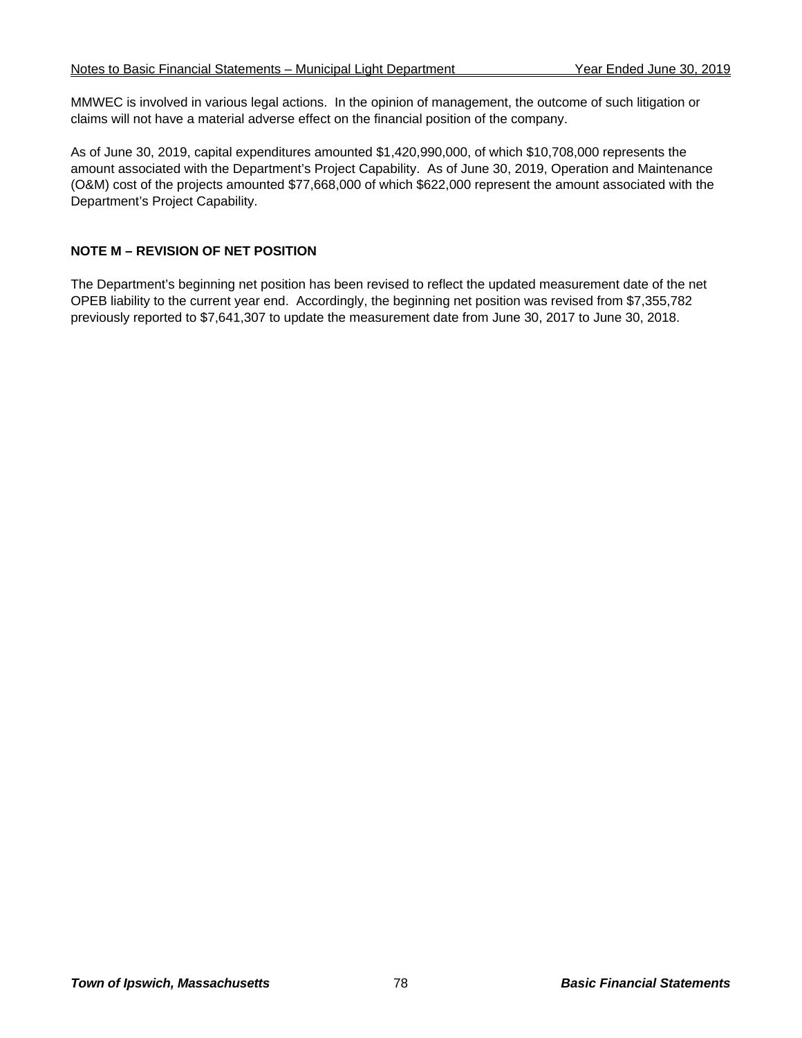MMWEC is involved in various legal actions. In the opinion of management, the outcome of such litigation or claims will not have a material adverse effect on the financial position of the company.

As of June 30, 2019, capital expenditures amounted $1,420,990,000, of which $10,708,000 represents the amount associated with the Department's Project Capability. As of June 30, 2019, Operation and Maintenance (O&M) cost of the projects amounted $77,668,000 of which $622,000 represent the amount associated with the Department's Project Capability.

## NOTE M – REVISION OF NET POSITION

The Department's beginning net position has been revised to reflect the updated measurement date of the net OPEB liability to the current year end. Accordingly, the beginning net position was revised from $7,355,782 previously reported to $7,641,307 to update the measurement date from June 30, 2017 to June 30, 2018.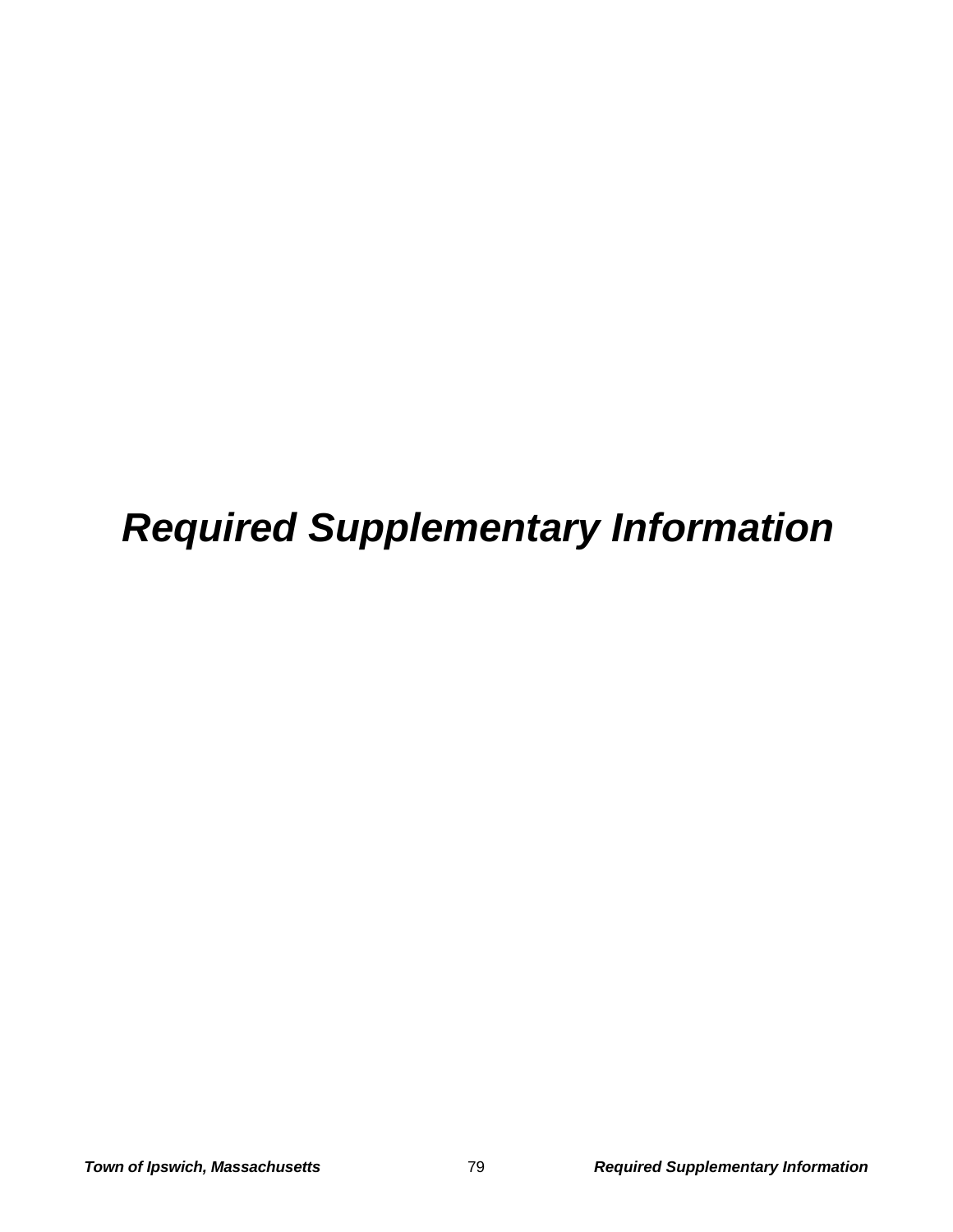# *Required Supplementary Information*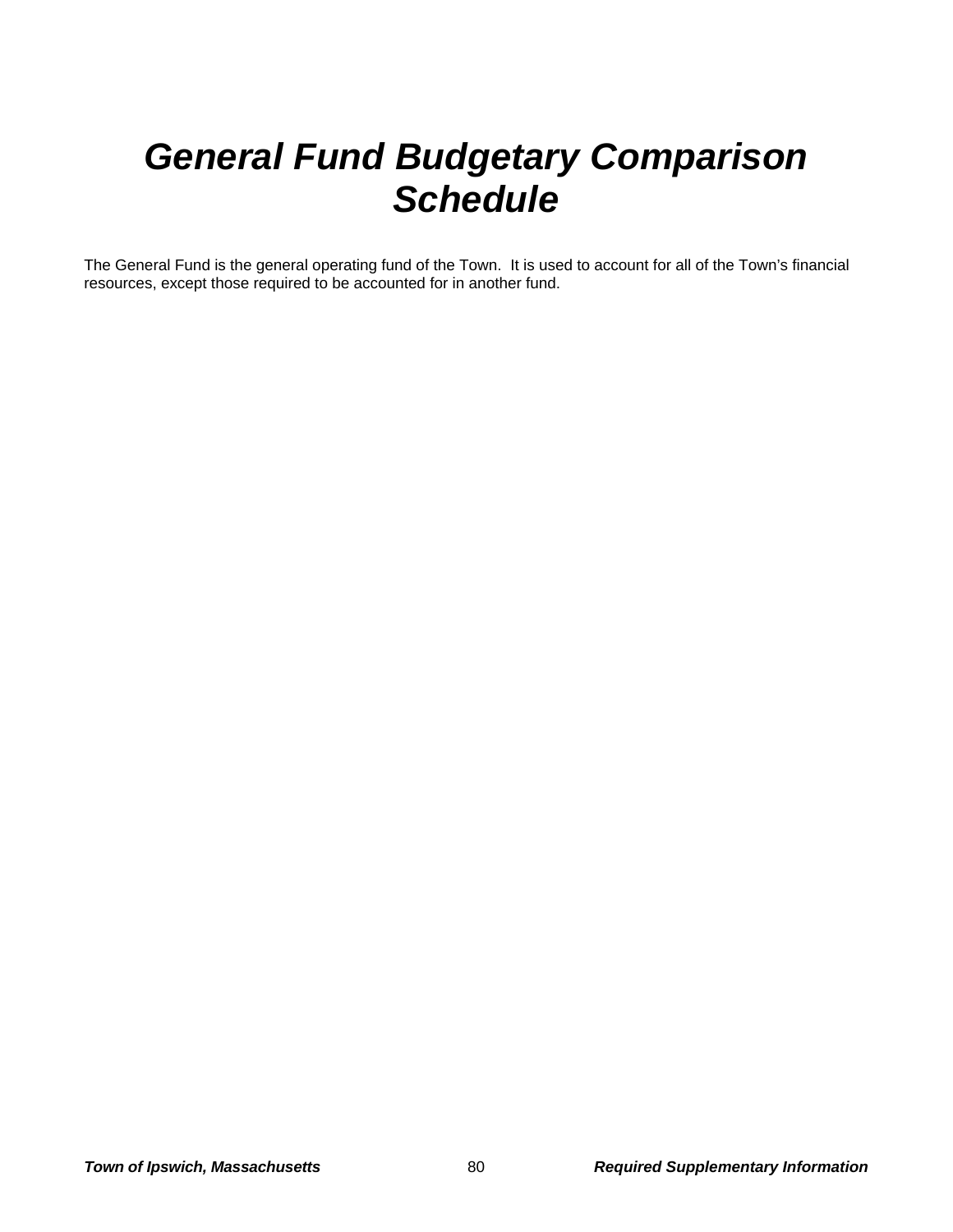# ***General Fund Budgetary Comparison Schedule***

The General Fund is the general operating fund of the Town. It is used to account for all of the Town's financial resources, except those required to be accounted for in another fund.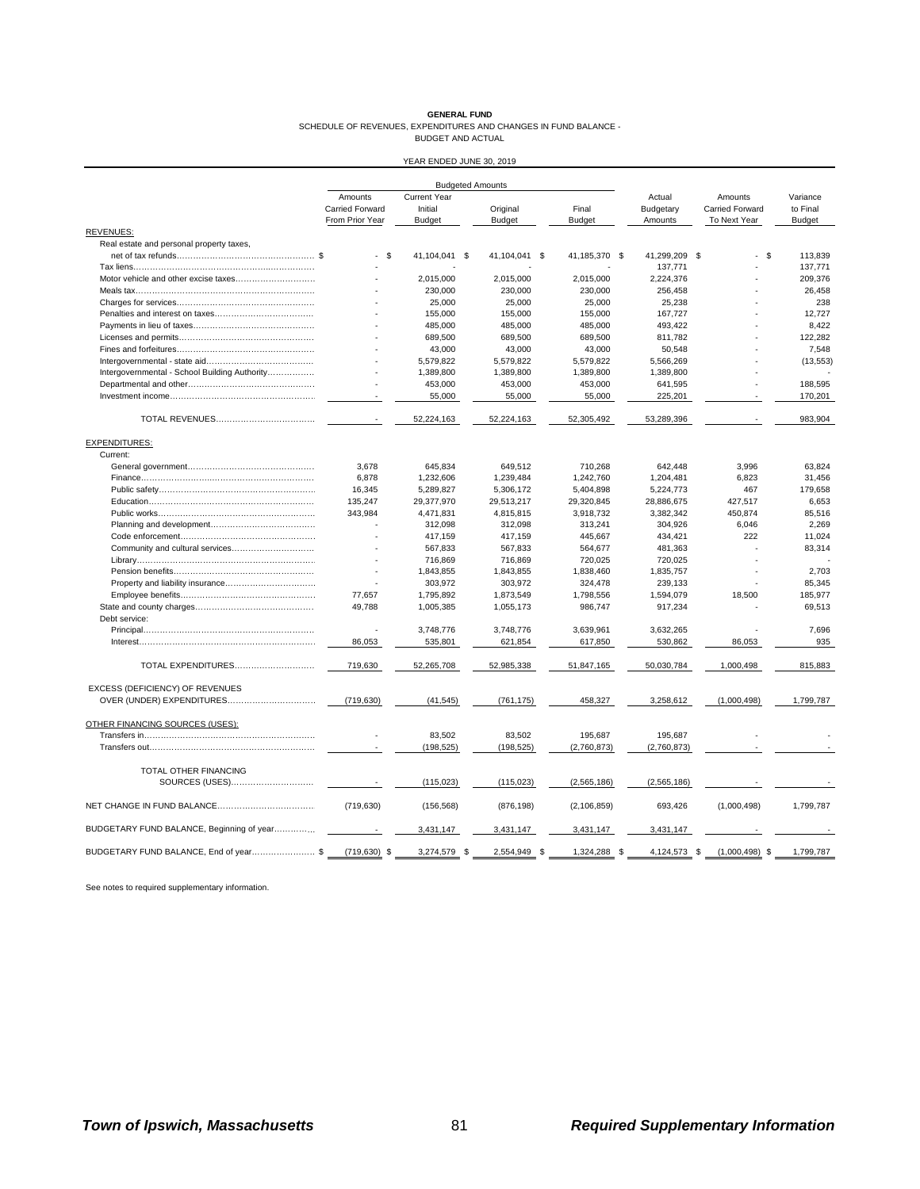**GENERAL FUND**

SCHEDULE OF REVENUES, EXPENDITURES AND CHANGES IN FUND BALANCE - BUDGET AND ACTUAL

YEAR ENDED JUNE 30, 2019

| | Budgeted Amounts | | | | | | |
|---|---|---|---|---|---|---|---|
| | Amounts Carried Forward From Prior Year | Current Year Initial Budget | Original Budget | Final Budget | Actual Budgetary Amounts | Amounts Carried Forward To Next Year | Variance to Final Budget |
| **REVENUES:** | | | | | | | |
| Real estate and personal property taxes, net of tax refunds | $ - | $ 41,104,041 | $ 41,104,041 | $ 41,185,370 | $ 41,299,209 | $ - | $ 113,839 |
| Tax liens | - | - | - | - | 137,771 | - | 137,771 |
| Motor vehicle and other excise taxes | - | 2,015,000 | 2,015,000 | 2,015,000 | 2,224,376 | - | 209,376 |
| Meals tax | - | 230,000 | 230,000 | 230,000 | 256,458 | - | 26,458 |
| Charges for services | - | 25,000 | 25,000 | 25,000 | 25,238 | - | 238 |
| Penalties and interest on taxes | - | 155,000 | 155,000 | 155,000 | 167,727 | - | 12,727 |
| Payments in lieu of taxes | - | 485,000 | 485,000 | 485,000 | 493,422 | - | 8,422 |
| Licenses and permits | - | 689,500 | 689,500 | 689,500 | 811,782 | - | 122,282 |
| Fines and forfeitures | - | 43,000 | 43,000 | 43,000 | 50,548 | - | 7,548 |
| Intergovernmental - state aid | - | 5,579,822 | 5,579,822 | 5,579,822 | 5,566,269 | - | (13,553) |
| Intergovernmental - School Building Authority | - | 1,389,800 | 1,389,800 | 1,389,800 | 1,389,800 | - | - |
| Departmental and other | - | 453,000 | 453,000 | 453,000 | 641,595 | - | 188,595 |
| Investment income | - | 55,000 | 55,000 | 55,000 | 225,201 | - | 170,201 |
| TOTAL REVENUES | - | 52,224,163 | 52,224,163 | 52,305,492 | 53,289,396 | - | 983,904 |
| **EXPENDITURES:** | | | | | | | |
| Current: | | | | | | | |
| General government | 3,678 | 645,834 | 649,512 | 710,268 | 642,448 | 3,996 | 63,824 |
| Finance | 6,878 | 1,232,606 | 1,239,484 | 1,242,760 | 1,204,481 | 6,823 | 31,456 |
| Public safety | 16,345 | 5,289,827 | 5,306,172 | 5,404,898 | 5,224,773 | 467 | 179,658 |
| Education | 135,247 | 29,377,970 | 29,513,217 | 29,320,845 | 28,886,675 | 427,517 | 6,653 |
| Public works | 343,984 | 4,471,831 | 4,815,815 | 3,918,732 | 3,382,342 | 450,874 | 85,516 |
| Planning and development | - | 312,098 | 312,098 | 313,241 | 304,926 | 6,046 | 2,269 |
| Code enforcement | - | 417,159 | 417,159 | 445,667 | 434,421 | 222 | 11,024 |
| Community and cultural services | - | 567,833 | 567,833 | 564,677 | 481,363 | - | 83,314 |
| Library | - | 716,869 | 716,869 | 720,025 | 720,025 | - | - |
| Pension benefits | - | 1,843,855 | 1,843,855 | 1,838,460 | 1,835,757 | - | 2,703 |
| Property and liability insurance | - | 303,972 | 303,972 | 324,478 | 239,133 | - | 85,345 |
| Employee benefits | 77,657 | 1,795,892 | 1,873,549 | 1,798,556 | 1,594,079 | 18,500 | 185,977 |
| State and county charges | 49,788 | 1,005,385 | 1,055,173 | 986,747 | 917,234 | - | 69,513 |
| Debt service: | | | | | | | |
| Principal | - | 3,748,776 | 3,748,776 | 3,639,961 | 3,632,265 | - | 7,696 |
| Interest | 86,053 | 535,801 | 621,854 | 617,850 | 530,862 | 86,053 | 935 |
| TOTAL EXPENDITURES | 719,630 | 52,265,708 | 52,985,338 | 51,847,165 | 50,030,784 | 1,000,498 | 815,883 |
| EXCESS (DEFICIENCY) OF REVENUES OVER (UNDER) EXPENDITURES | (719,630) | (41,545) | (761,175) | 458,327 | 3,258,612 | (1,000,498) | 1,799,787 |
| OTHER FINANCING SOURCES (USES): | | | | | | | |
| Transfers in | - | 83,502 | 83,502 | 195,687 | 195,687 | - | - |
| Transfers out | - | (198,525) | (198,525) | (2,760,873) | (2,760,873) | - | - |
| TOTAL OTHER FINANCING SOURCES (USES) | - | (115,023) | (115,023) | (2,565,186) | (2,565,186) | - | - |
| NET CHANGE IN FUND BALANCE | (719,630) | (156,568) | (876,198) | (2,106,859) | 693,426 | (1,000,498) | 1,799,787 |
| BUDGETARY FUND BALANCE, Beginning of year | - | 3,431,147 | 3,431,147 | 3,431,147 | 3,431,147 | - | - |
| BUDGETARY FUND BALANCE, End of year | $ (719,630) | $ 3,274,579 | $ 2,554,949 | $ 1,324,288 | $ 4,124,573 | $ (1,000,498) | $ 1,799,787 |

See notes to required supplementary information.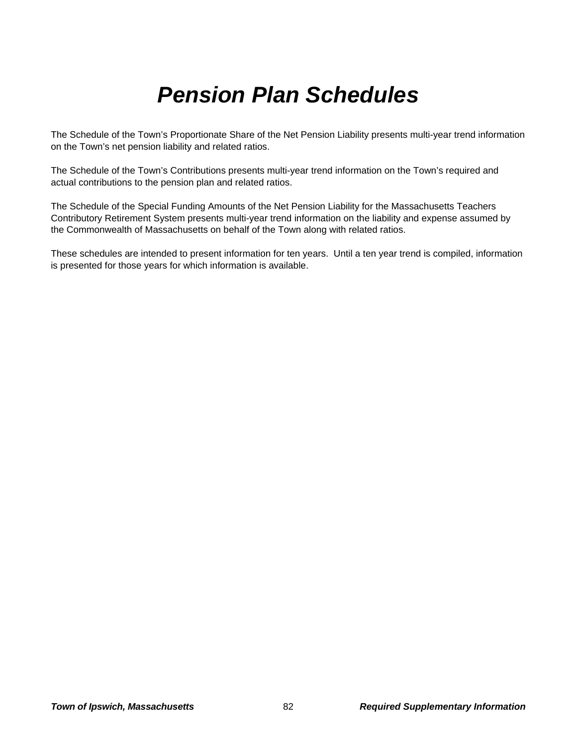# *Pension Plan Schedules*

The Schedule of the Town's Proportionate Share of the Net Pension Liability presents multi-year trend information on the Town's net pension liability and related ratios.

The Schedule of the Town's Contributions presents multi-year trend information on the Town's required and actual contributions to the pension plan and related ratios.

The Schedule of the Special Funding Amounts of the Net Pension Liability for the Massachusetts Teachers Contributory Retirement System presents multi-year trend information on the liability and expense assumed by the Commonwealth of Massachusetts on behalf of the Town along with related ratios.

These schedules are intended to present information for ten years. Until a ten year trend is compiled, information is presented for those years for which information is available.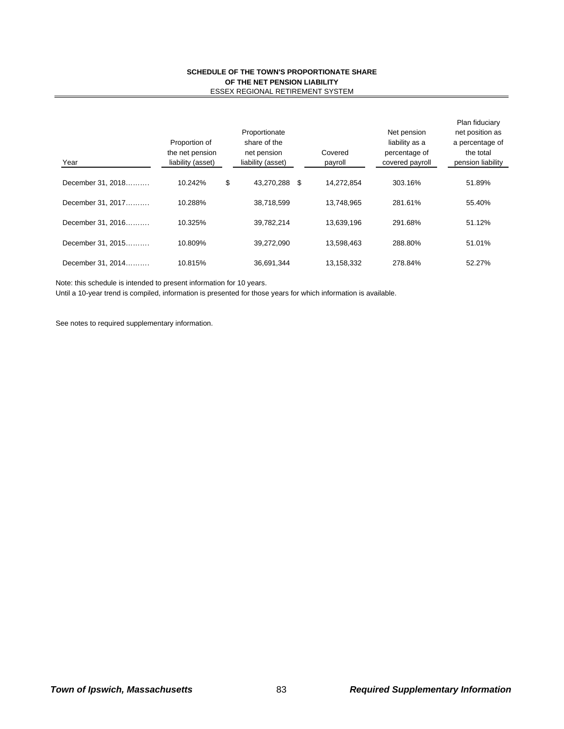**SCHEDULE OF THE TOWN'S PROPORTIONATE SHARE OF THE NET PENSION LIABILITY**

ESSEX REGIONAL RETIREMENT SYSTEM

| Year | Proportion of the net pension liability (asset) | Proportionate share of the net pension liability (asset) | Covered payroll | Net pension liability as a percentage of covered payroll | Plan fiduciary net position as a percentage of the total pension liability |
|---|---|---|---|---|---|
| December 31, 2018………. | 10.242% | $ 43,270,288 | $ 14,272,854 | 303.16% | 51.89% |
| December 31, 2017………. | 10.288% | 38,718,599 | 13,748,965 | 281.61% | 55.40% |
| December 31, 2016………. | 10.325% | 39,782,214 | 13,639,196 | 291.68% | 51.12% |
| December 31, 2015………. | 10.809% | 39,272,090 | 13,598,463 | 288.80% | 51.01% |
| December 31, 2014………. | 10.815% | 36,691,344 | 13,158,332 | 278.84% | 52.27% |

Note: this schedule is intended to present information for 10 years.
Until a 10-year trend is compiled, information is presented for those years for which information is available.

See notes to required supplementary information.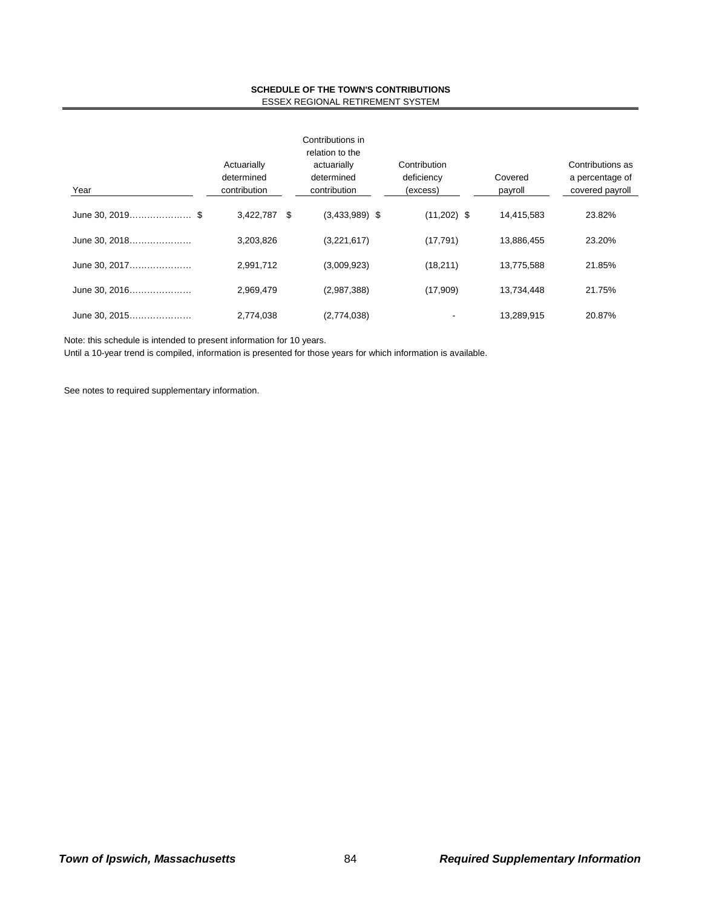**SCHEDULE OF THE TOWN'S CONTRIBUTIONS**

ESSEX REGIONAL RETIREMENT SYSTEM

| Year | Actuarially determined contribution | Contributions in relation to the actuarially determined contribution | Contribution deficiency (excess) | Covered payroll | Contributions as a percentage of covered payroll |
|---|---|---|---|---|---|
| June 30, 2019..................... | $ 3,422,787 | $ (3,433,989) | $ (11,202) | $ 14,415,583 | 23.82% |
| June 30, 2018..................... | 3,203,826 | (3,221,617) | (17,791) | 13,886,455 | 23.20% |
| June 30, 2017..................... | 2,991,712 | (3,009,923) | (18,211) | 13,775,588 | 21.85% |
| June 30, 2016..................... | 2,969,479 | (2,987,388) | (17,909) | 13,734,448 | 21.75% |
| June 30, 2015..................... | 2,774,038 | (2,774,038) | - | 13,289,915 | 20.87% |

Note: this schedule is intended to present information for 10 years.
Until a 10-year trend is compiled, information is presented for those years for which information is available.

See notes to required supplementary information.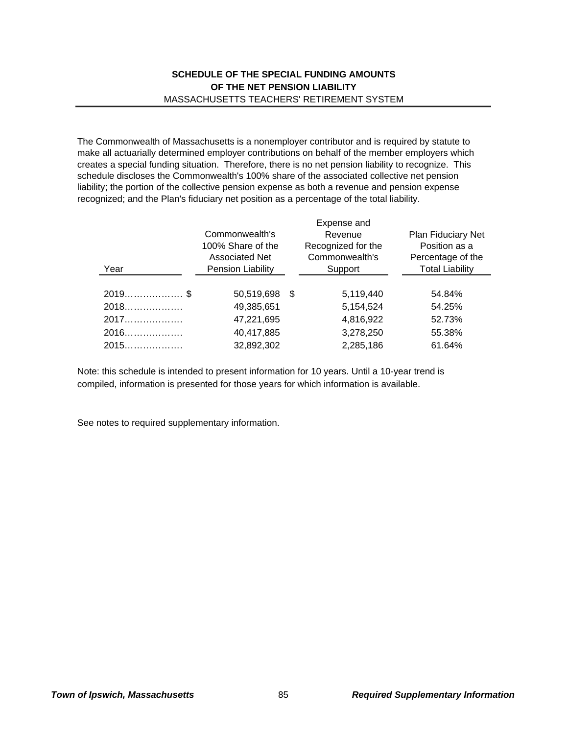## SCHEDULE OF THE SPECIAL FUNDING AMOUNTS
## OF THE NET PENSION LIABILITY

MASSACHUSETTS TEACHERS' RETIREMENT SYSTEM

The Commonwealth of Massachusetts is a nonemployer contributor and is required by statute to make all actuarially determined employer contributions on behalf of the member employers which creates a special funding situation. Therefore, there is no net pension liability to recognize. This schedule discloses the Commonwealth's 100% share of the associated collective net pension liability; the portion of the collective pension expense as both a revenue and pension expense recognized; and the Plan's fiduciary net position as a percentage of the total liability.

| Year | Commonwealth's 100% Share of the Associated Net Pension Liability | Expense and Revenue Recognized for the Commonwealth's Support | Plan Fiduciary Net Position as a Percentage of the Total Liability |
|---|---|---|---|
| 2019.................. | $ 50,519,698 | $ 5,119,440 | 54.84% |
| 2018.................. | 49,385,651 | 5,154,524 | 54.25% |
| 2017.................. | 47,221,695 | 4,816,922 | 52.73% |
| 2016.................. | 40,417,885 | 3,278,250 | 55.38% |
| 2015.................. | 32,892,302 | 2,285,186 | 61.64% |

Note: this schedule is intended to present information for 10 years. Until a 10-year trend is compiled, information is presented for those years for which information is available.

See notes to required supplementary information.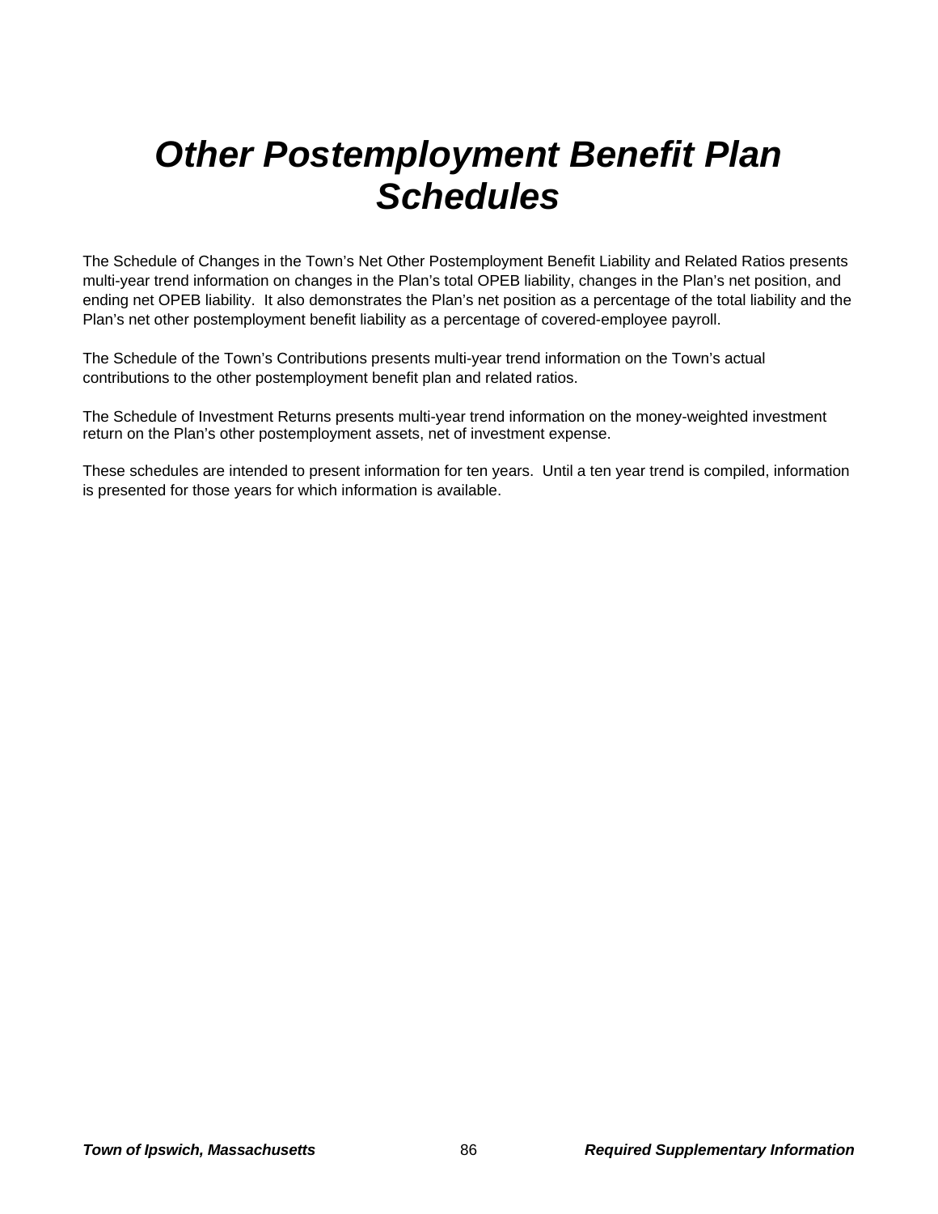# *Other Postemployment Benefit Plan Schedules*

The Schedule of Changes in the Town's Net Other Postemployment Benefit Liability and Related Ratios presents multi-year trend information on changes in the Plan's total OPEB liability, changes in the Plan's net position, and ending net OPEB liability. It also demonstrates the Plan's net position as a percentage of the total liability and the Plan's net other postemployment benefit liability as a percentage of covered-employee payroll.

The Schedule of the Town's Contributions presents multi-year trend information on the Town's actual contributions to the other postemployment benefit plan and related ratios.

The Schedule of Investment Returns presents multi-year trend information on the money-weighted investment return on the Plan's other postemployment assets, net of investment expense.

These schedules are intended to present information for ten years. Until a ten year trend is compiled, information is presented for those years for which information is available.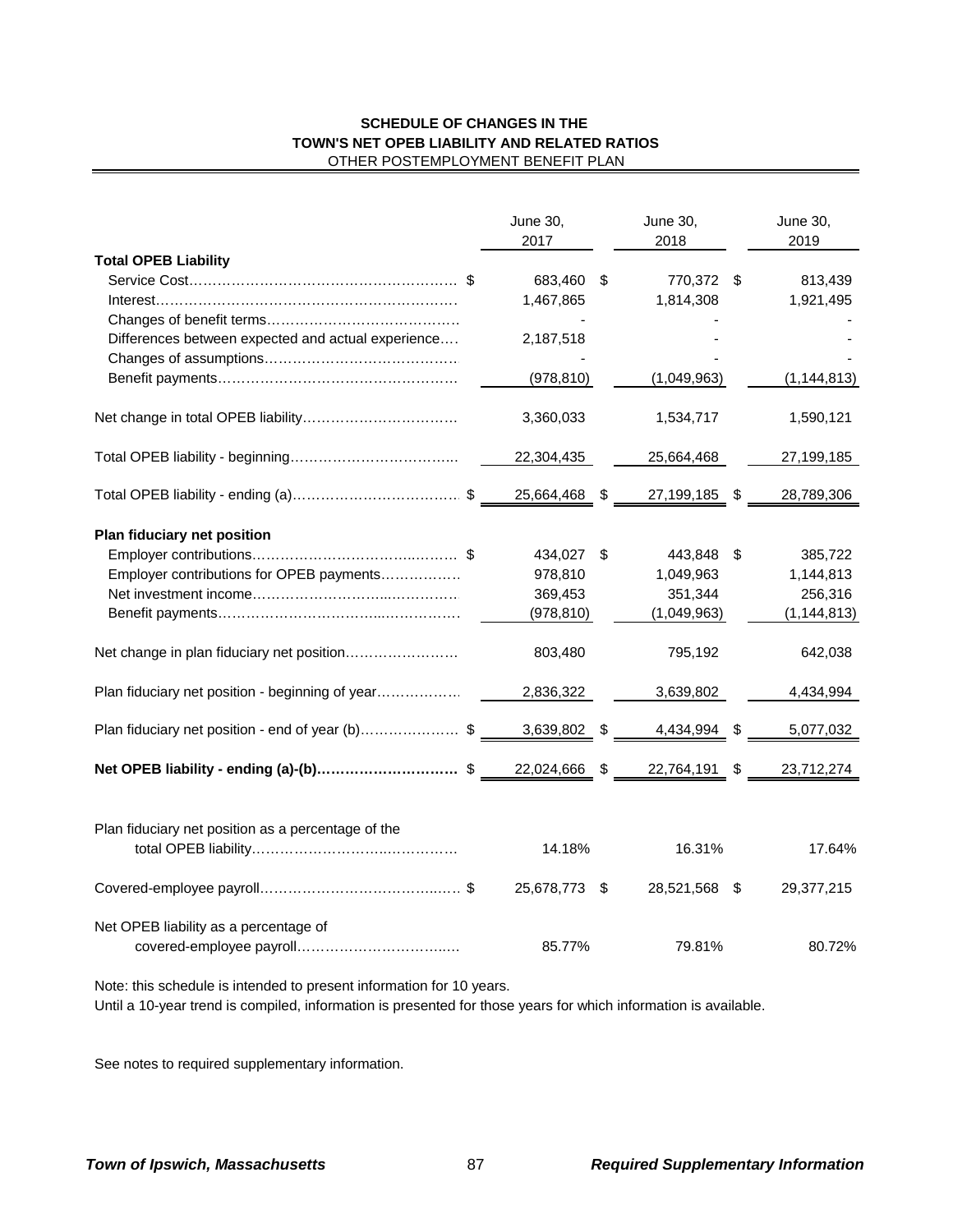**SCHEDULE OF CHANGES IN THE TOWN'S NET OPEB LIABILITY AND RELATED RATIOS**

OTHER POSTEMPLOYMENT BENEFIT PLAN

| | June 30, 2017 | June 30, 2018 | June 30, 2019 |
|---|---|---|---|
| **Total OPEB Liability** | | | |
| Service Cost | $ 683,460 | $ 770,372 | $ 813,439 |
| Interest | 1,467,865 | 1,814,308 | 1,921,495 |
| Changes of benefit terms | - | - | - |
| Differences between expected and actual experience | 2,187,518 | - | - |
| Changes of assumptions | - | - | - |
| Benefit payments | (978,810) | (1,049,963) | (1,144,813) |
| Net change in total OPEB liability | 3,360,033 | 1,534,717 | 1,590,121 |
| Total OPEB liability - beginning | 22,304,435 | 25,664,468 | 27,199,185 |
| Total OPEB liability - ending (a) | $ 25,664,468 | $ 27,199,185 | $ 28,789,306 |
| **Plan fiduciary net position** | | | |
| Employer contributions | $ 434,027 | $ 443,848 | $ 385,722 |
| Employer contributions for OPEB payments | 978,810 | 1,049,963 | 1,144,813 |
| Net investment income | 369,453 | 351,344 | 256,316 |
| Benefit payments | (978,810) | (1,049,963) | (1,144,813) |
| Net change in plan fiduciary net position | 803,480 | 795,192 | 642,038 |
| Plan fiduciary net position - beginning of year | 2,836,322 | 3,639,802 | 4,434,994 |
| Plan fiduciary net position - end of year (b) | $ 3,639,802 | $ 4,434,994 | $ 5,077,032 |
| **Net OPEB liability - ending (a)-(b)** | $ 22,024,666 | $ 22,764,191 | $ 23,712,274 |
| Plan fiduciary net position as a percentage of the total OPEB liability | 14.18% | 16.31% | 17.64% |
| Covered-employee payroll | $ 25,678,773 | $ 28,521,568 | $ 29,377,215 |
| Net OPEB liability as a percentage of covered-employee payroll | 85.77% | 79.81% | 80.72% |

Note: this schedule is intended to present information for 10 years.
Until a 10-year trend is compiled, information is presented for those years for which information is available.

See notes to required supplementary information.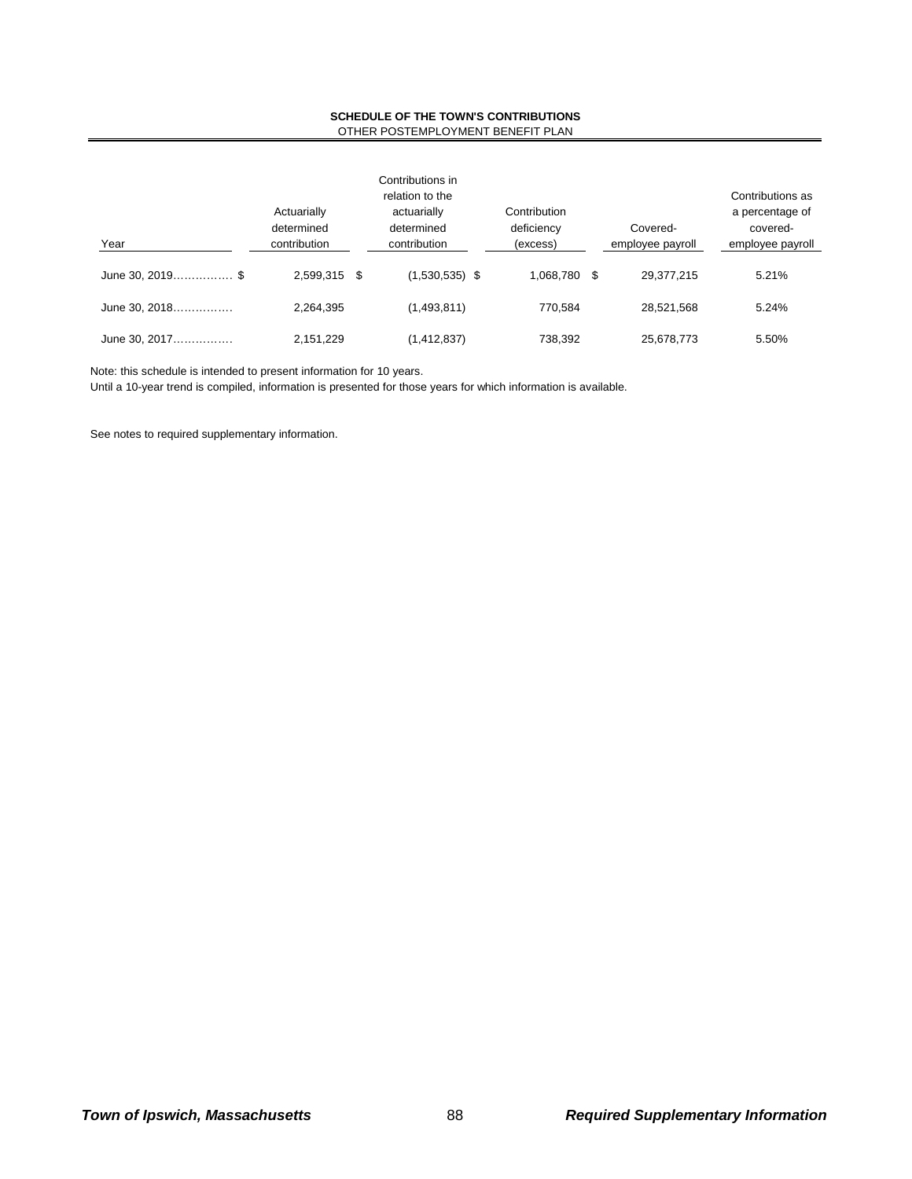**SCHEDULE OF THE TOWN'S CONTRIBUTIONS**
OTHER POSTEMPLOYMENT BENEFIT PLAN

| Year | Actuarially determined contribution | Contributions in relation to the actuarially determined contribution | Contribution deficiency (excess) | Covered-employee payroll | Contributions as a percentage of covered-employee payroll |
|---|---|---|---|---|---|
| June 30, 2019……………. | $ 2,599,315 | $ (1,530,535) | $ 1,068,780 | $ 29,377,215 | 5.21% |
| June 30, 2018……………. | 2,264,395 | (1,493,811) | 770,584 | 28,521,568 | 5.24% |
| June 30, 2017……………. | 2,151,229 | (1,412,837) | 738,392 | 25,678,773 | 5.50% |

Note: this schedule is intended to present information for 10 years.
Until a 10-year trend is compiled, information is presented for those years for which information is available.

See notes to required supplementary information.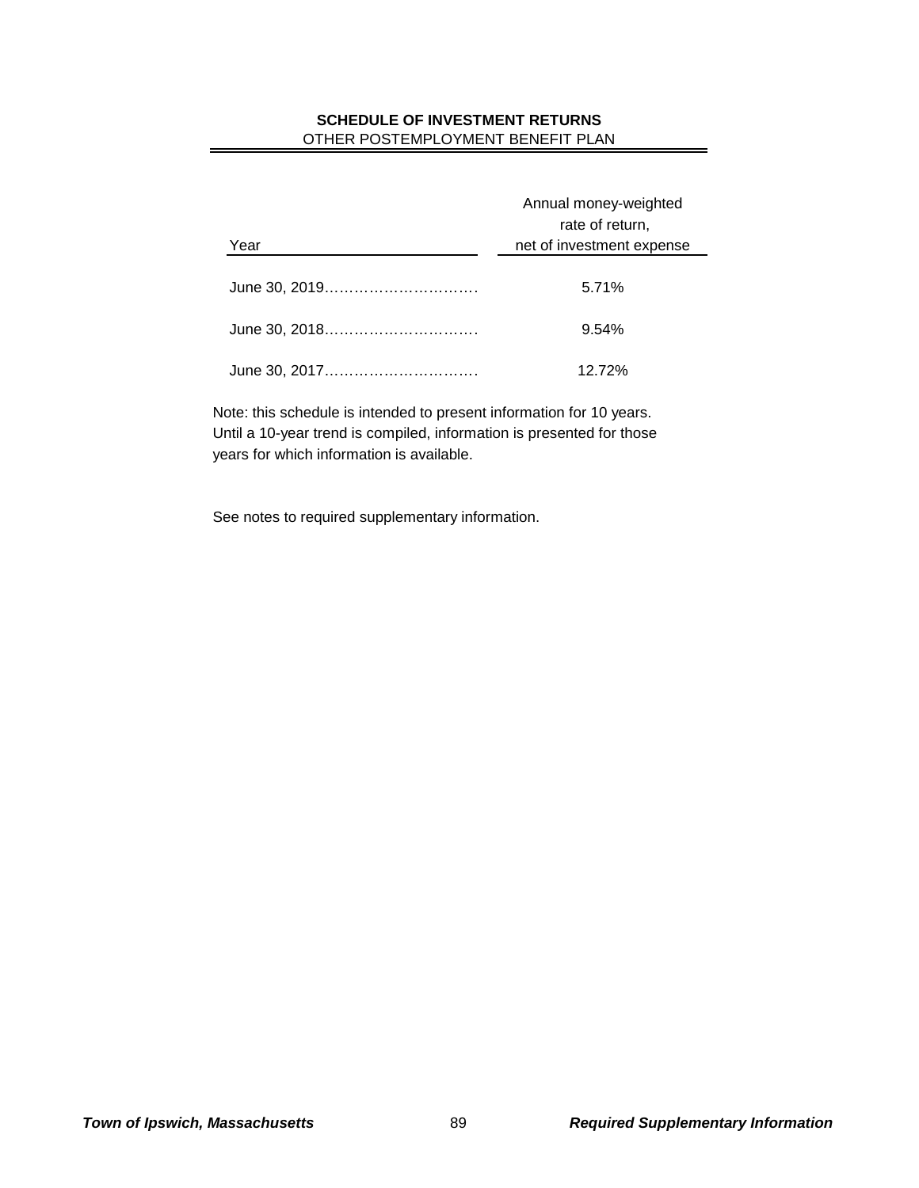## SCHEDULE OF INVESTMENT RETURNS
OTHER POSTEMPLOYMENT BENEFIT PLAN

| Year | Annual money-weighted rate of return, net of investment expense |
|---|---|
| June 30, 2019 | 5.71% |
| June 30, 2018 | 9.54% |
| June 30, 2017 | 12.72% |

Note: this schedule is intended to present information for 10 years. Until a 10-year trend is compiled, information is presented for those years for which information is available.

See notes to required supplementary information.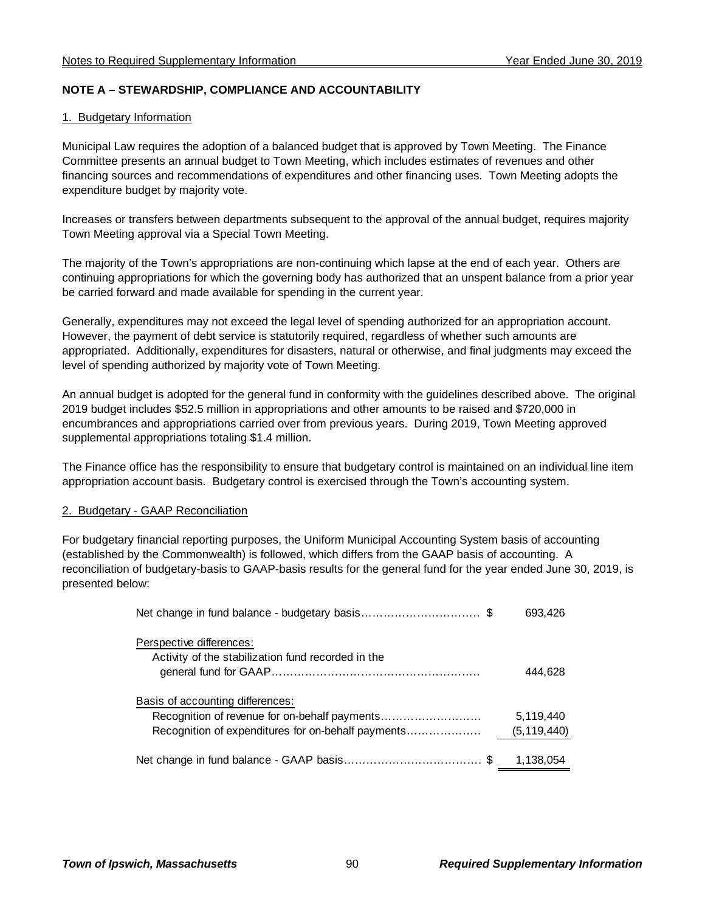## NOTE A – STEWARDSHIP, COMPLIANCE AND ACCOUNTABILITY

### 1. Budgetary Information

Municipal Law requires the adoption of a balanced budget that is approved by Town Meeting. The Finance Committee presents an annual budget to Town Meeting, which includes estimates of revenues and other financing sources and recommendations of expenditures and other financing uses. Town Meeting adopts the expenditure budget by majority vote.

Increases or transfers between departments subsequent to the approval of the annual budget, requires majority Town Meeting approval via a Special Town Meeting.

The majority of the Town's appropriations are non-continuing which lapse at the end of each year. Others are continuing appropriations for which the governing body has authorized that an unspent balance from a prior year be carried forward and made available for spending in the current year.

Generally, expenditures may not exceed the legal level of spending authorized for an appropriation account. However, the payment of debt service is statutorily required, regardless of whether such amounts are appropriated. Additionally, expenditures for disasters, natural or otherwise, and final judgments may exceed the level of spending authorized by majority vote of Town Meeting.

An annual budget is adopted for the general fund in conformity with the guidelines described above. The original 2019 budget includes $52.5 million in appropriations and other amounts to be raised and $720,000 in encumbrances and appropriations carried over from previous years. During 2019, Town Meeting approved supplemental appropriations totaling $1.4 million.

The Finance office has the responsibility to ensure that budgetary control is maintained on an individual line item appropriation account basis. Budgetary control is exercised through the Town's accounting system.

### 2. Budgetary - GAAP Reconciliation

For budgetary financial reporting purposes, the Uniform Municipal Accounting System basis of accounting (established by the Commonwealth) is followed, which differs from the GAAP basis of accounting. A reconciliation of budgetary-basis to GAAP-basis results for the general fund for the year ended June 30, 2019, is presented below:

| | |
|---|---|
| Net change in fund balance - budgetary basis | $ 693,426 |
| Perspective differences: | |
| Activity of the stabilization fund recorded in the general fund for GAAP | 444,628 |
| Basis of accounting differences: | |
| Recognition of revenue for on-behalf payments | 5,119,440 |
| Recognition of expenditures for on-behalf payments | (5,119,440) |
| Net change in fund balance - GAAP basis | $ 1,138,054 |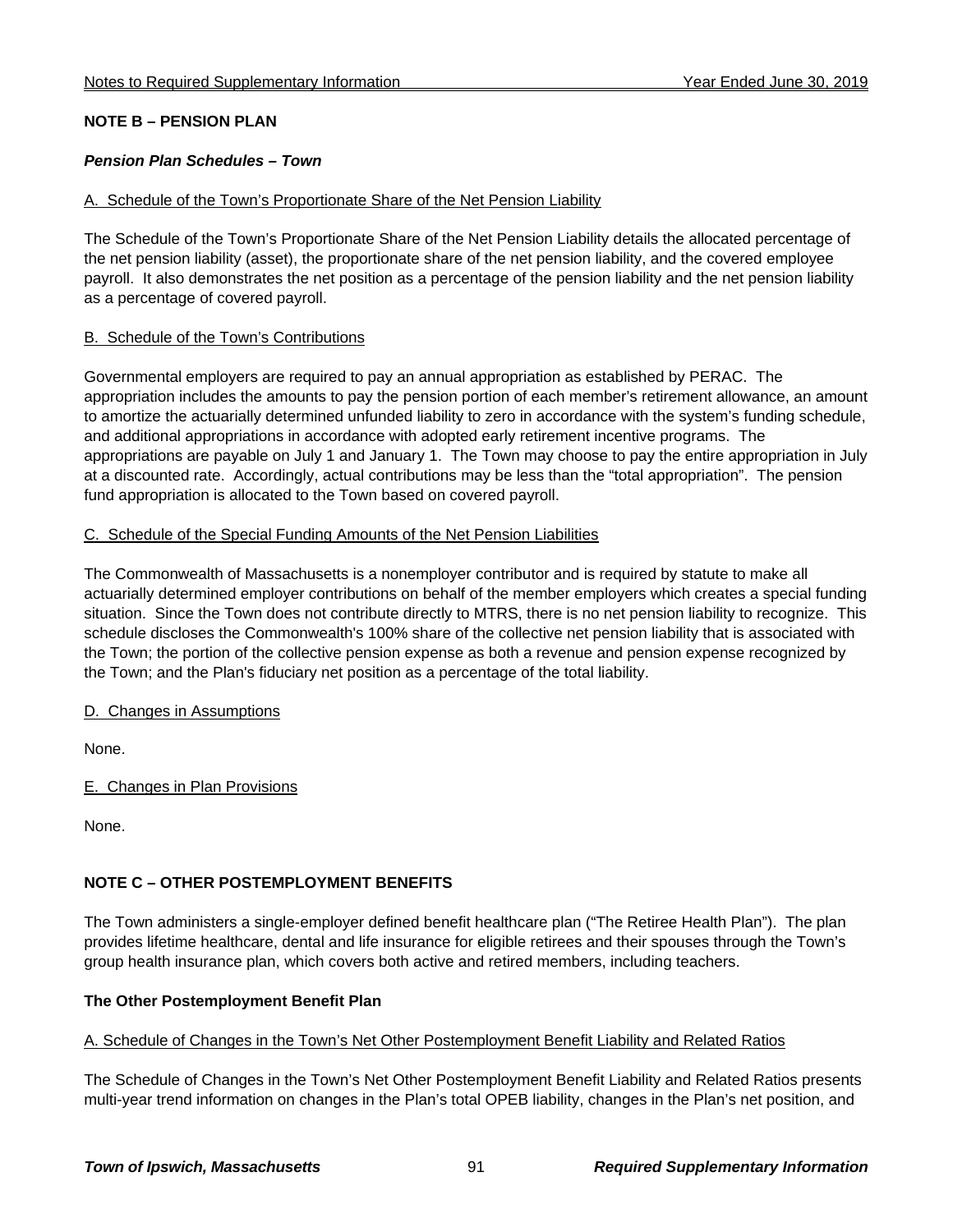## NOTE B – PENSION PLAN

### *Pension Plan Schedules – Town*

A. Schedule of the Town's Proportionate Share of the Net Pension Liability

The Schedule of the Town's Proportionate Share of the Net Pension Liability details the allocated percentage of the net pension liability (asset), the proportionate share of the net pension liability, and the covered employee payroll. It also demonstrates the net position as a percentage of the pension liability and the net pension liability as a percentage of covered payroll.

B. Schedule of the Town's Contributions

Governmental employers are required to pay an annual appropriation as established by PERAC. The appropriation includes the amounts to pay the pension portion of each member's retirement allowance, an amount to amortize the actuarially determined unfunded liability to zero in accordance with the system's funding schedule, and additional appropriations in accordance with adopted early retirement incentive programs. The appropriations are payable on July 1 and January 1. The Town may choose to pay the entire appropriation in July at a discounted rate. Accordingly, actual contributions may be less than the "total appropriation". The pension fund appropriation is allocated to the Town based on covered payroll.

C. Schedule of the Special Funding Amounts of the Net Pension Liabilities

The Commonwealth of Massachusetts is a nonemployer contributor and is required by statute to make all actuarially determined employer contributions on behalf of the member employers which creates a special funding situation. Since the Town does not contribute directly to MTRS, there is no net pension liability to recognize. This schedule discloses the Commonwealth's 100% share of the collective net pension liability that is associated with the Town; the portion of the collective pension expense as both a revenue and pension expense recognized by the Town; and the Plan's fiduciary net position as a percentage of the total liability.

D. Changes in Assumptions

None.

E. Changes in Plan Provisions

None.

## NOTE C – OTHER POSTEMPLOYMENT BENEFITS

The Town administers a single-employer defined benefit healthcare plan ("The Retiree Health Plan"). The plan provides lifetime healthcare, dental and life insurance for eligible retirees and their spouses through the Town's group health insurance plan, which covers both active and retired members, including teachers.

### The Other Postemployment Benefit Plan

A. Schedule of Changes in the Town's Net Other Postemployment Benefit Liability and Related Ratios

The Schedule of Changes in the Town's Net Other Postemployment Benefit Liability and Related Ratios presents multi-year trend information on changes in the Plan's total OPEB liability, changes in the Plan's net position, and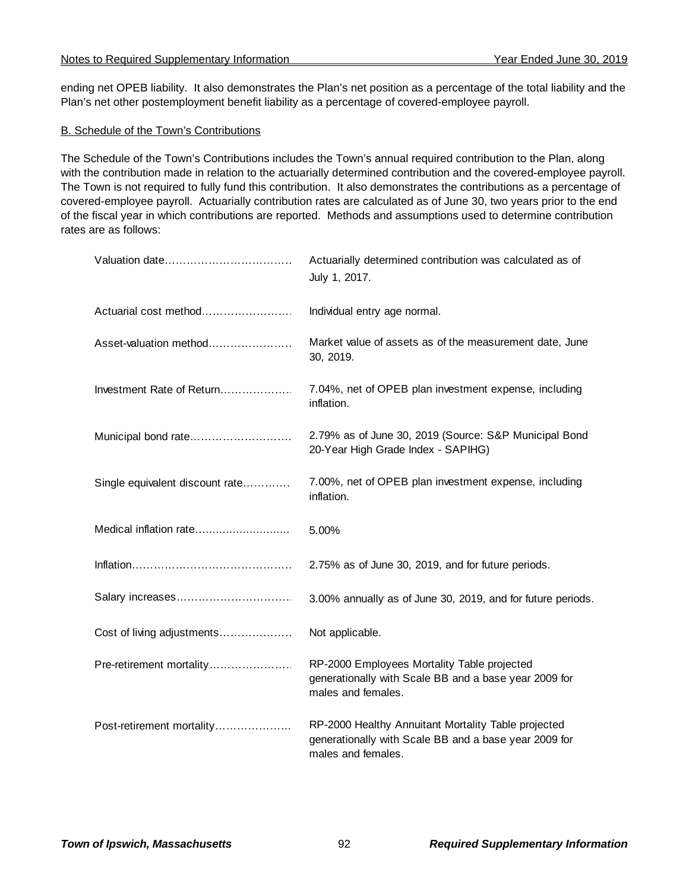ending net OPEB liability. It also demonstrates the Plan's net position as a percentage of the total liability and the Plan's net other postemployment benefit liability as a percentage of covered-employee payroll.

B. Schedule of the Town's Contributions

The Schedule of the Town's Contributions includes the Town's annual required contribution to the Plan, along with the contribution made in relation to the actuarially determined contribution and the covered-employee payroll. The Town is not required to fully fund this contribution. It also demonstrates the contributions as a percentage of covered-employee payroll. Actuarially contribution rates are calculated as of June 30, two years prior to the end of the fiscal year in which contributions are reported. Methods and assumptions used to determine contribution rates are as follows:

| | |
|---|---|
| Valuation date | Actuarially determined contribution was calculated as of July 1, 2017. |
| Actuarial cost method | Individual entry age normal. |
| Asset-valuation method | Market value of assets as of the measurement date, June 30, 2019. |
| Investment Rate of Return | 7.04%, net of OPEB plan investment expense, including inflation. |
| Municipal bond rate | 2.79% as of June 30, 2019 (Source: S&P Municipal Bond 20-Year High Grade Index - SAPIHG) |
| Single equivalent discount rate | 7.00%, net of OPEB plan investment expense, including inflation. |
| Medical inflation rate | 5.00% |
| Inflation | 2.75% as of June 30, 2019, and for future periods. |
| Salary increases | 3.00% annually as of June 30, 2019, and for future periods. |
| Cost of living adjustments | Not applicable. |
| Pre-retirement mortality | RP-2000 Employees Mortality Table projected generationally with Scale BB and a base year 2009 for males and females. |
| Post-retirement mortality | RP-2000 Healthy Annuitant Mortality Table projected generationally with Scale BB and a base year 2009 for males and females. |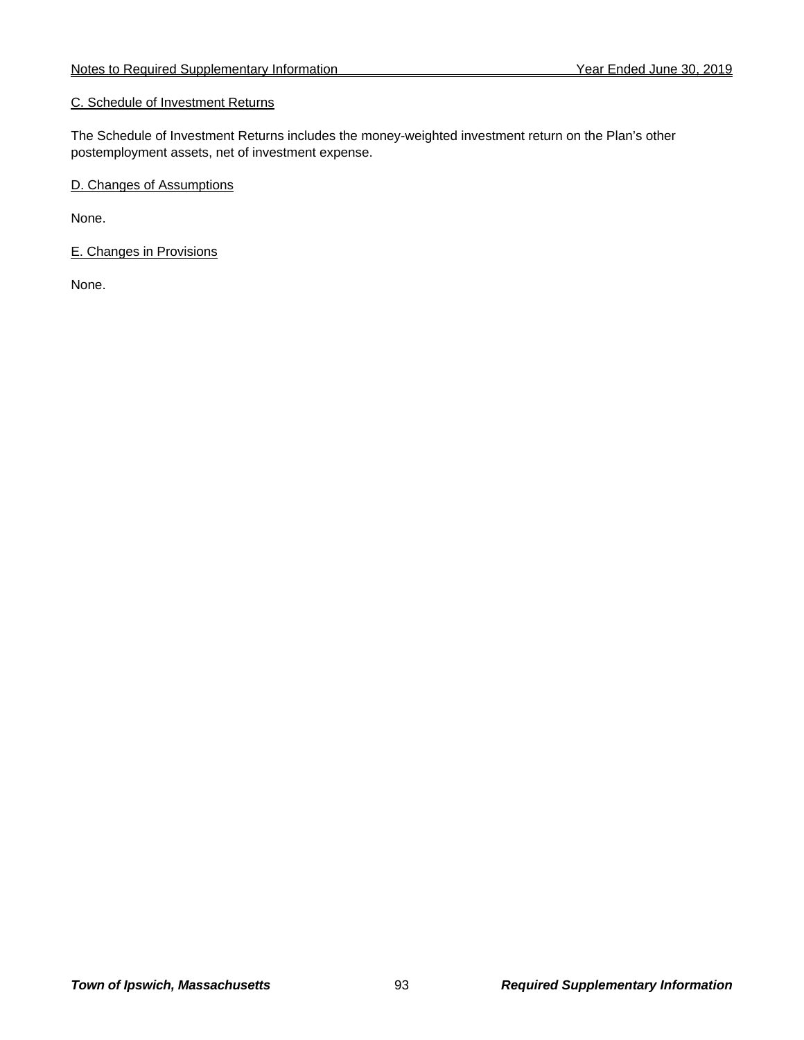### C. Schedule of Investment Returns

The Schedule of Investment Returns includes the money-weighted investment return on the Plan's other postemployment assets, net of investment expense.

### D. Changes of Assumptions

None.

### E. Changes in Provisions

None.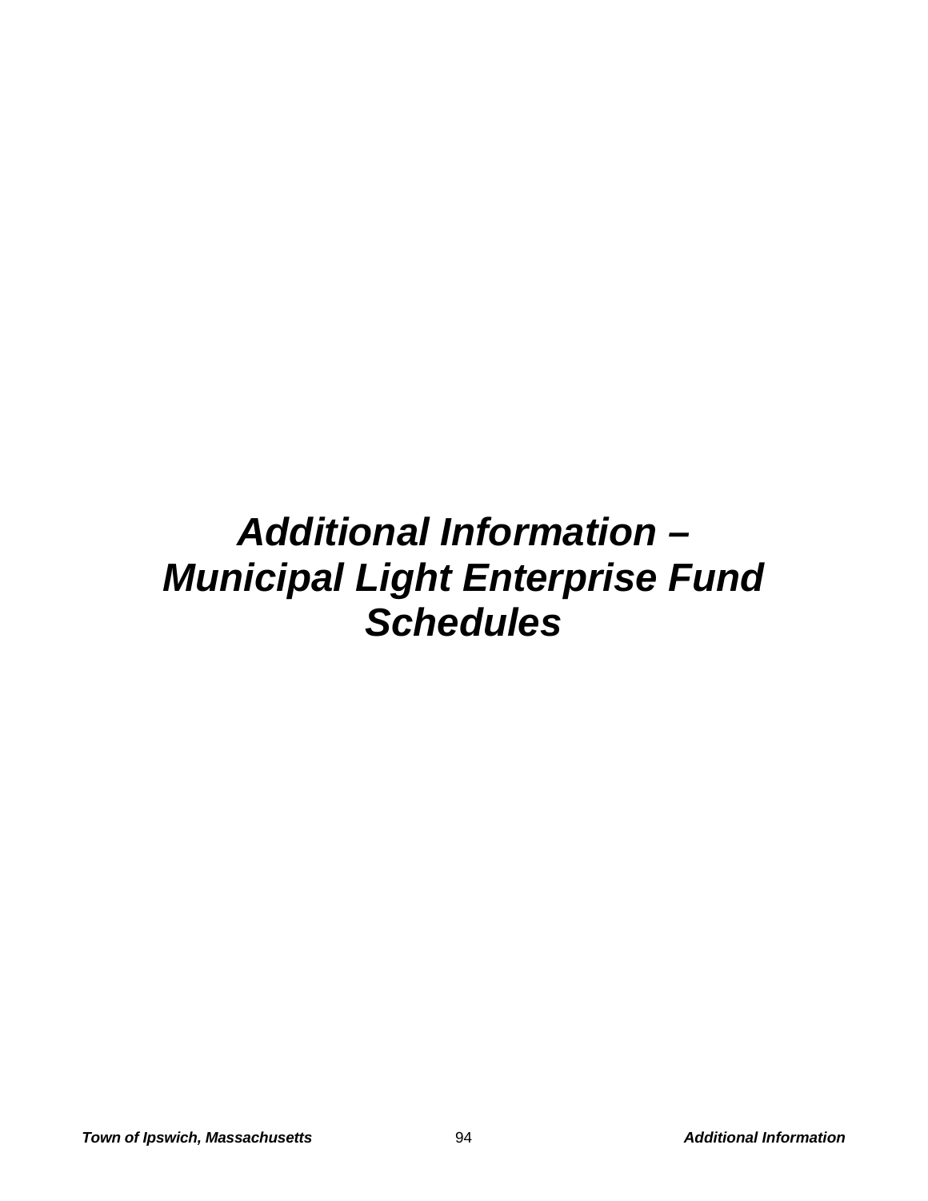# *Additional Information – Municipal Light Enterprise Fund Schedules*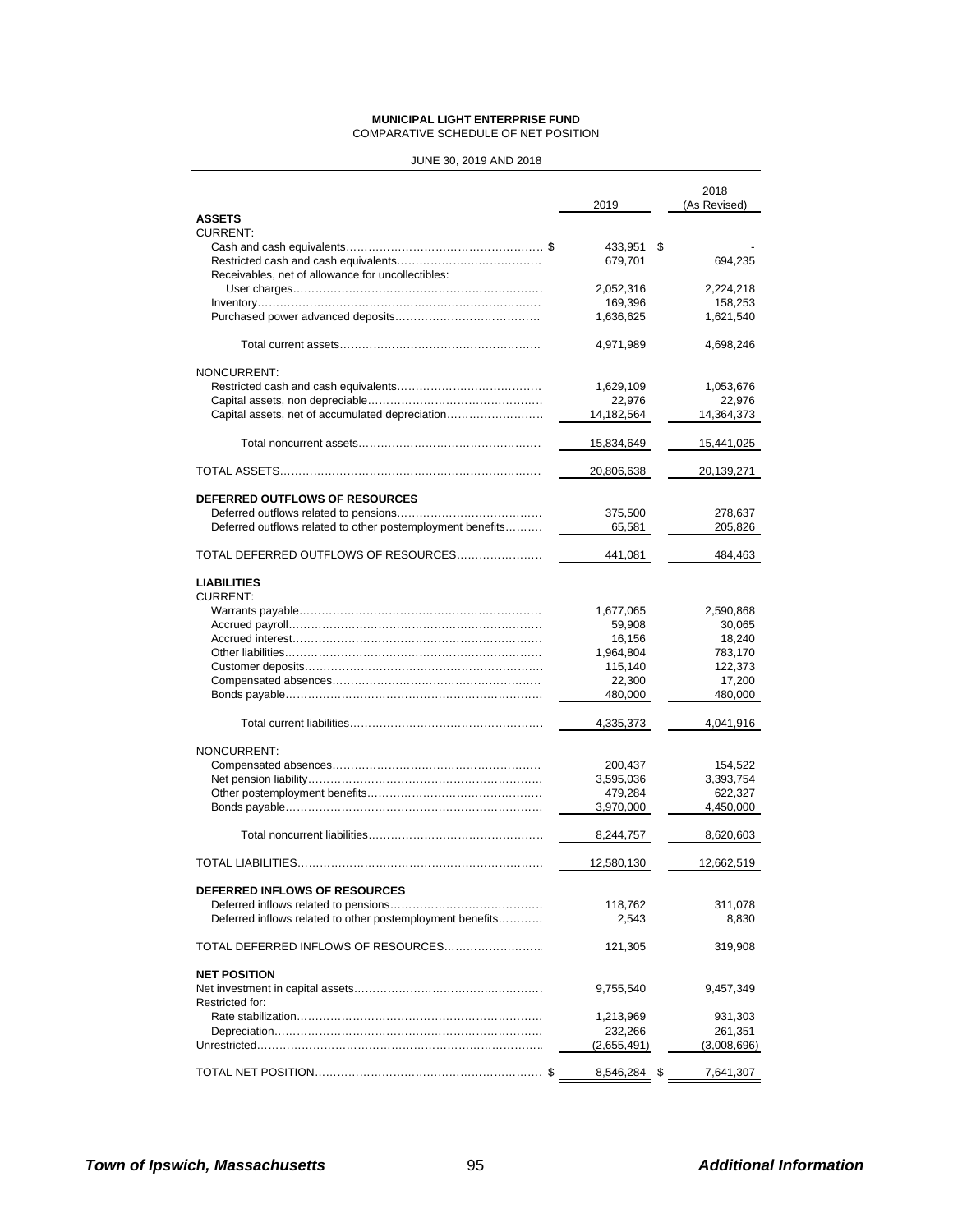**MUNICIPAL LIGHT ENTERPRISE FUND**
COMPARATIVE SCHEDULE OF NET POSITION

JUNE 30, 2019 AND 2018

| | 2019 | 2018 (As Revised) |
|---|---|---|
| **ASSETS** | | |
| CURRENT: | | |
| Cash and cash equivalents | $ 433,951 | $ - |
| Restricted cash and cash equivalents | 679,701 | 694,235 |
| Receivables, net of allowance for uncollectibles: | | |
| User charges | 2,052,316 | 2,224,218 |
| Inventory | 169,396 | 158,253 |
| Purchased power advanced deposits | 1,636,625 | 1,621,540 |
| Total current assets | 4,971,989 | 4,698,246 |
| NONCURRENT: | | |
| Restricted cash and cash equivalents | 1,629,109 | 1,053,676 |
| Capital assets, non depreciable | 22,976 | 22,976 |
| Capital assets, net of accumulated depreciation | 14,182,564 | 14,364,373 |
| Total noncurrent assets | 15,834,649 | 15,441,025 |
| TOTAL ASSETS | 20,806,638 | 20,139,271 |
| **DEFERRED OUTFLOWS OF RESOURCES** | | |
| Deferred outflows related to pensions | 375,500 | 278,637 |
| Deferred outflows related to other postemployment benefits | 65,581 | 205,826 |
| TOTAL DEFERRED OUTFLOWS OF RESOURCES | 441,081 | 484,463 |
| **LIABILITIES** | | |
| CURRENT: | | |
| Warrants payable | 1,677,065 | 2,590,868 |
| Accrued payroll | 59,908 | 30,065 |
| Accrued interest | 16,156 | 18,240 |
| Other liabilities | 1,964,804 | 783,170 |
| Customer deposits | 115,140 | 122,373 |
| Compensated absences | 22,300 | 17,200 |
| Bonds payable | 480,000 | 480,000 |
| Total current liabilities | 4,335,373 | 4,041,916 |
| NONCURRENT: | | |
| Compensated absences | 200,437 | 154,522 |
| Net pension liability | 3,595,036 | 3,393,754 |
| Other postemployment benefits | 479,284 | 622,327 |
| Bonds payable | 3,970,000 | 4,450,000 |
| Total noncurrent liabilities | 8,244,757 | 8,620,603 |
| TOTAL LIABILITIES | 12,580,130 | 12,662,519 |
| **DEFERRED INFLOWS OF RESOURCES** | | |
| Deferred inflows related to pensions | 118,762 | 311,078 |
| Deferred inflows related to other postemployment benefits | 2,543 | 8,830 |
| TOTAL DEFERRED INFLOWS OF RESOURCES | 121,305 | 319,908 |
| **NET POSITION** | | |
| Net investment in capital assets | 9,755,540 | 9,457,349 |
| Restricted for: | | |
| Rate stabilization | 1,213,969 | 931,303 |
| Depreciation | 232,266 | 261,351 |
| Unrestricted | (2,655,491) | (3,008,696) |
| TOTAL NET POSITION | $ 8,546,284 | $ 7,641,307 |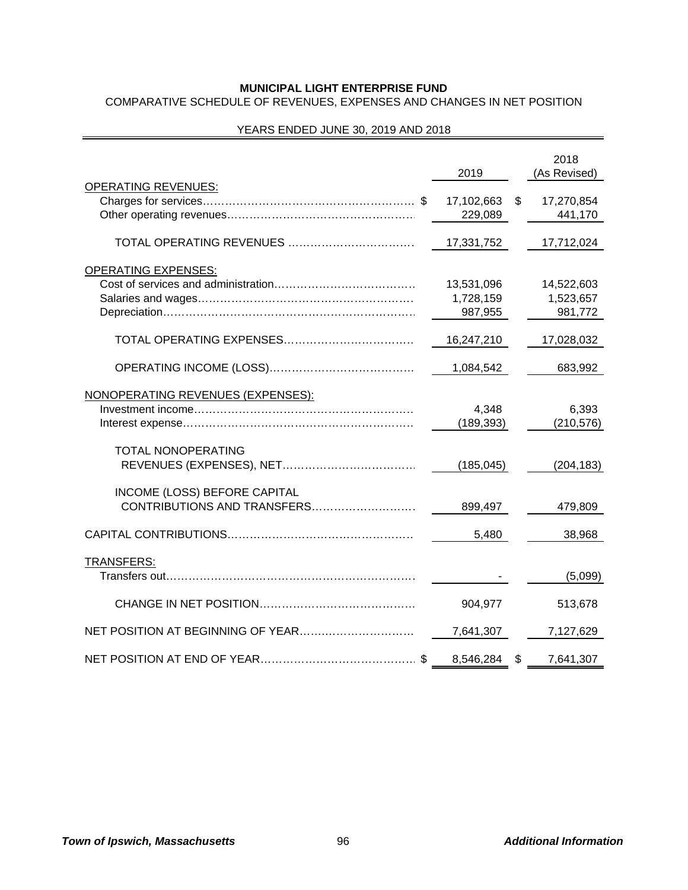**MUNICIPAL LIGHT ENTERPRISE FUND**

COMPARATIVE SCHEDULE OF REVENUES, EXPENSES AND CHANGES IN NET POSITION

YEARS ENDED JUNE 30, 2019 AND 2018

| | 2019 | 2018 (As Revised) |
|---|---|---|
| OPERATING REVENUES: | | |
| Charges for services | $ 17,102,663 | $ 17,270,854 |
| Other operating revenues | 229,089 | 441,170 |
| TOTAL OPERATING REVENUES | 17,331,752 | 17,712,024 |
| OPERATING EXPENSES: | | |
| Cost of services and administration | 13,531,096 | 14,522,603 |
| Salaries and wages | 1,728,159 | 1,523,657 |
| Depreciation | 987,955 | 981,772 |
| TOTAL OPERATING EXPENSES | 16,247,210 | 17,028,032 |
| OPERATING INCOME (LOSS) | 1,084,542 | 683,992 |
| NONOPERATING REVENUES (EXPENSES): | | |
| Investment income | 4,348 | 6,393 |
| Interest expense | (189,393) | (210,576) |
| TOTAL NONOPERATING REVENUES (EXPENSES), NET | (185,045) | (204,183) |
| INCOME (LOSS) BEFORE CAPITAL CONTRIBUTIONS AND TRANSFERS | 899,497 | 479,809 |
| CAPITAL CONTRIBUTIONS | 5,480 | 38,968 |
| TRANSFERS: | | |
| Transfers out | - | (5,099) |
| CHANGE IN NET POSITION | 904,977 | 513,678 |
| NET POSITION AT BEGINNING OF YEAR | 7,641,307 | 7,127,629 |
| NET POSITION AT END OF YEAR | $ 8,546,284 | $ 7,641,307 |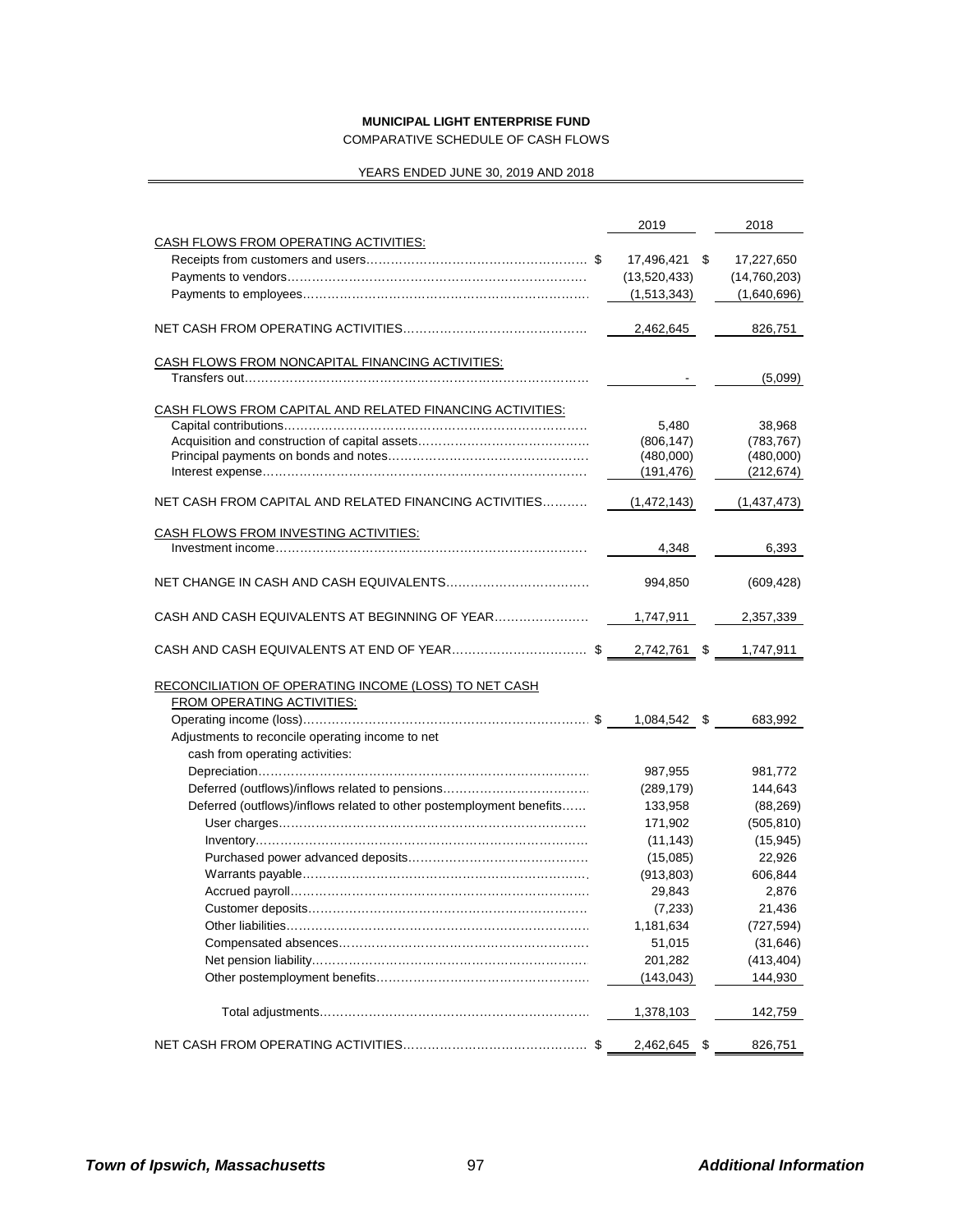**MUNICIPAL LIGHT ENTERPRISE FUND**

COMPARATIVE SCHEDULE OF CASH FLOWS

YEARS ENDED JUNE 30, 2019 AND 2018

| | 2019 | 2018 |
|---|---|---|
| CASH FLOWS FROM OPERATING ACTIVITIES: | | |
| Receipts from customers and users | $ 17,496,421 | $ 17,227,650 |
| Payments to vendors | (13,520,433) | (14,760,203) |
| Payments to employees | (1,513,343) | (1,640,696) |
| NET CASH FROM OPERATING ACTIVITIES | 2,462,645 | 826,751 |
| CASH FLOWS FROM NONCAPITAL FINANCING ACTIVITIES: | | |
| Transfers out | - | (5,099) |
| CASH FLOWS FROM CAPITAL AND RELATED FINANCING ACTIVITIES: | | |
| Capital contributions | 5,480 | 38,968 |
| Acquisition and construction of capital assets | (806,147) | (783,767) |
| Principal payments on bonds and notes | (480,000) | (480,000) |
| Interest expense | (191,476) | (212,674) |
| NET CASH FROM CAPITAL AND RELATED FINANCING ACTIVITIES | (1,472,143) | (1,437,473) |
| CASH FLOWS FROM INVESTING ACTIVITIES: | | |
| Investment income | 4,348 | 6,393 |
| NET CHANGE IN CASH AND CASH EQUIVALENTS | 994,850 | (609,428) |
| CASH AND CASH EQUIVALENTS AT BEGINNING OF YEAR | 1,747,911 | 2,357,339 |
| CASH AND CASH EQUIVALENTS AT END OF YEAR | $ 2,742,761 | $ 1,747,911 |
| RECONCILIATION OF OPERATING INCOME (LOSS) TO NET CASH FROM OPERATING ACTIVITIES: | | |
| Operating income (loss) | $ 1,084,542 | $ 683,992 |
| Adjustments to reconcile operating income to net cash from operating activities: | | |
| Depreciation | 987,955 | 981,772 |
| Deferred (outflows)/inflows related to pensions | (289,179) | 144,643 |
| Deferred (outflows)/inflows related to other postemployment benefits | 133,958 | (88,269) |
| User charges | 171,902 | (505,810) |
| Inventory | (11,143) | (15,945) |
| Purchased power advanced deposits | (15,085) | 22,926 |
| Warrants payable | (913,803) | 606,844 |
| Accrued payroll | 29,843 | 2,876 |
| Customer deposits | (7,233) | 21,436 |
| Other liabilities | 1,181,634 | (727,594) |
| Compensated absences | 51,015 | (31,646) |
| Net pension liability | 201,282 | (413,404) |
| Other postemployment benefits | (143,043) | 144,930 |
| Total adjustments | 1,378,103 | 142,759 |
| NET CASH FROM OPERATING ACTIVITIES | $ 2,462,645 | $ 826,751 |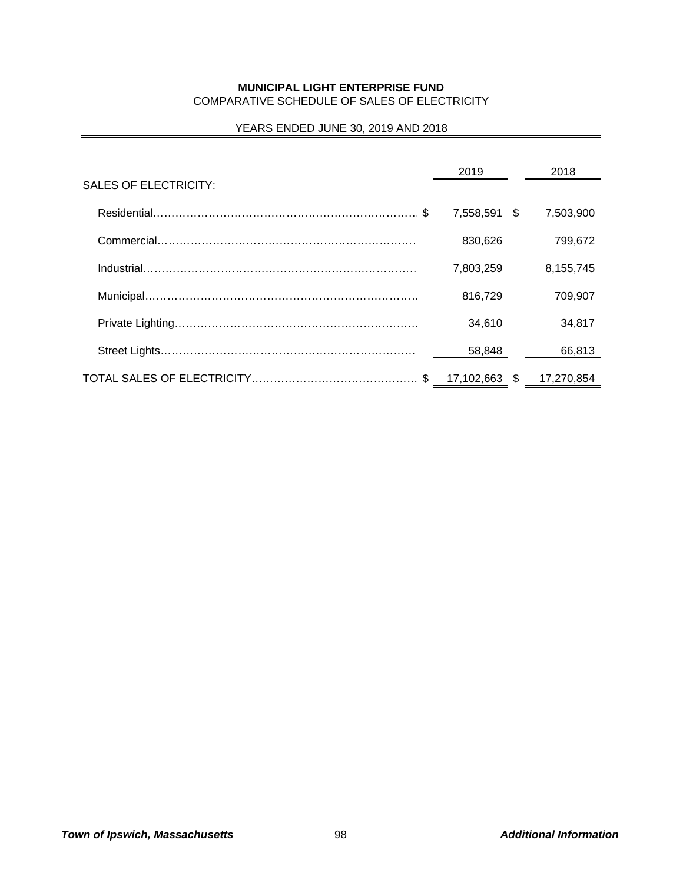**MUNICIPAL LIGHT ENTERPRISE FUND**
COMPARATIVE SCHEDULE OF SALES OF ELECTRICITY

YEARS ENDED JUNE 30, 2019 AND 2018

| | 2019 | 2018 |
|---|---|---|
| SALES OF ELECTRICITY: | | |
| Residential | $ 7,558,591 | $ 7,503,900 |
| Commercial | 830,626 | 799,672 |
| Industrial | 7,803,259 | 8,155,745 |
| Municipal | 816,729 | 709,907 |
| Private Lighting | 34,610 | 34,817 |
| Street Lights | 58,848 | 66,813 |
| TOTAL SALES OF ELECTRICITY | $ 17,102,663 | $ 17,270,854 |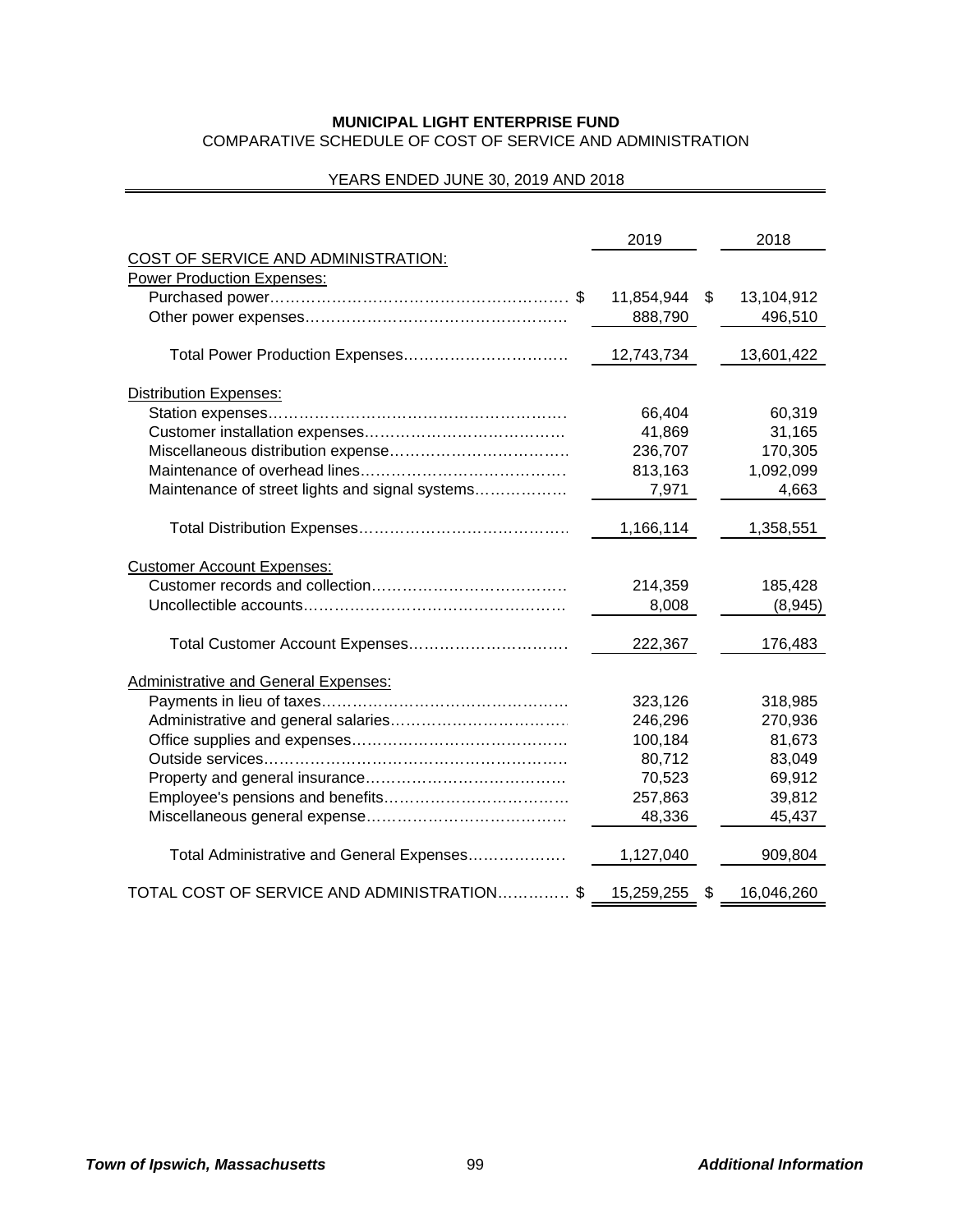**MUNICIPAL LIGHT ENTERPRISE FUND**

COMPARATIVE SCHEDULE OF COST OF SERVICE AND ADMINISTRATION

YEARS ENDED JUNE 30, 2019 AND 2018

| | 2019 | 2018 |
|---|---|---|
| COST OF SERVICE AND ADMINISTRATION: | | |
| Power Production Expenses: | | |
| Purchased power | $ 11,854,944 | $ 13,104,912 |
| Other power expenses | 888,790 | 496,510 |
| Total Power Production Expenses | 12,743,734 | 13,601,422 |
| Distribution Expenses: | | |
| Station expenses | 66,404 | 60,319 |
| Customer installation expenses | 41,869 | 31,165 |
| Miscellaneous distribution expense | 236,707 | 170,305 |
| Maintenance of overhead lines | 813,163 | 1,092,099 |
| Maintenance of street lights and signal systems | 7,971 | 4,663 |
| Total Distribution Expenses | 1,166,114 | 1,358,551 |
| Customer Account Expenses: | | |
| Customer records and collection | 214,359 | 185,428 |
| Uncollectible accounts | 8,008 | (8,945) |
| Total Customer Account Expenses | 222,367 | 176,483 |
| Administrative and General Expenses: | | |
| Payments in lieu of taxes | 323,126 | 318,985 |
| Administrative and general salaries | 246,296 | 270,936 |
| Office supplies and expenses | 100,184 | 81,673 |
| Outside services | 80,712 | 83,049 |
| Property and general insurance | 70,523 | 69,912 |
| Employee's pensions and benefits | 257,863 | 39,812 |
| Miscellaneous general expense | 48,336 | 45,437 |
| Total Administrative and General Expenses | 1,127,040 | 909,804 |
| TOTAL COST OF SERVICE AND ADMINISTRATION | $ 15,259,255 | $ 16,046,260 |